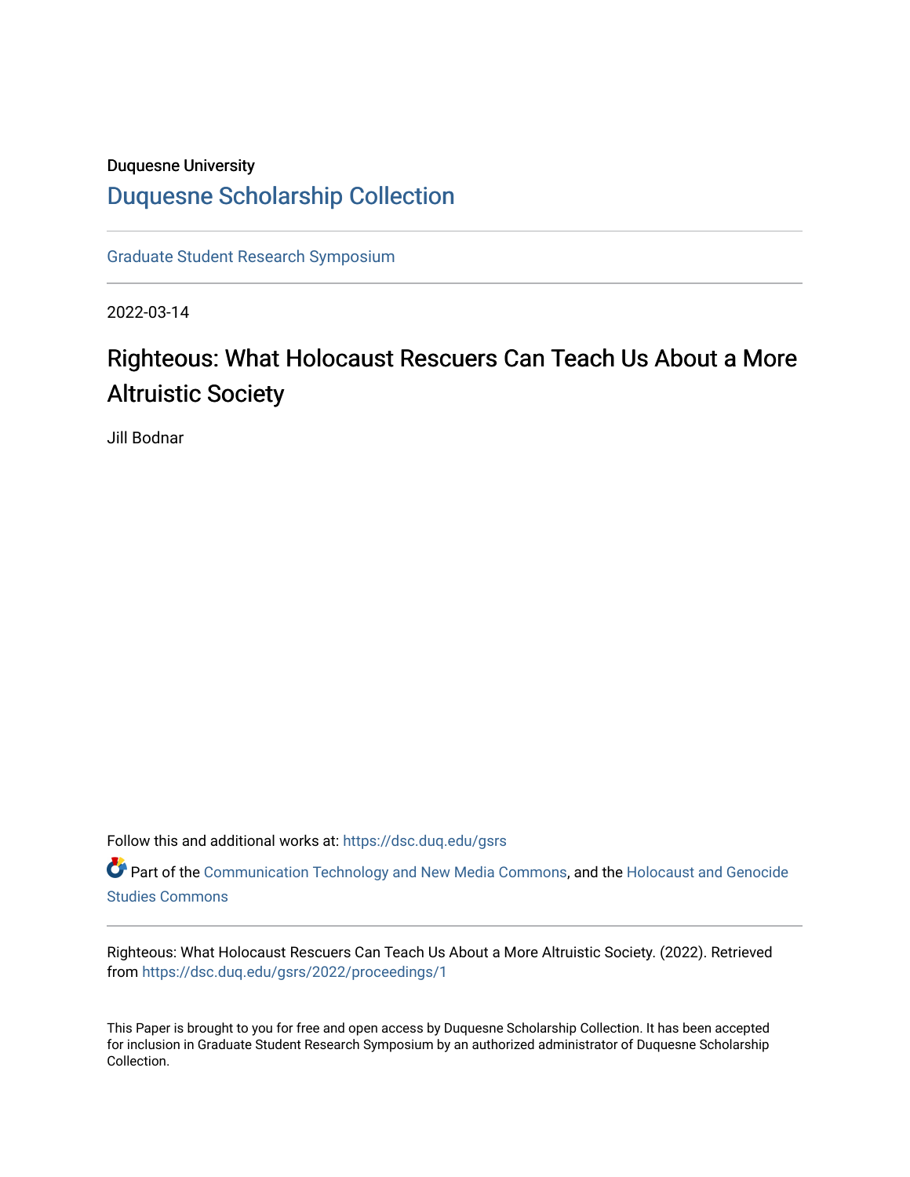Duquesne University

# Duquesne Scholarship Collection

Graduate Student Research Symposium

2022-03-14

## Righteous: What Holocaust Rescuers Can Teach Us About a More Altruistic Society

Jill Bodnar

Follow this and additional works at: https://dsc.duq.edu/gsrs

Part of the Communication Technology and New Media Commons, and the Holocaust and Genocide Studies Commons

Righteous: What Holocaust Rescuers Can Teach Us About a More Altruistic Society. (2022). Retrieved from https://dsc.duq.edu/gsrs/2022/proceedings/1

This Paper is brought to you for free and open access by Duquesne Scholarship Collection. It has been accepted for inclusion in Graduate Student Research Symposium by an authorized administrator of Duquesne Scholarship Collection.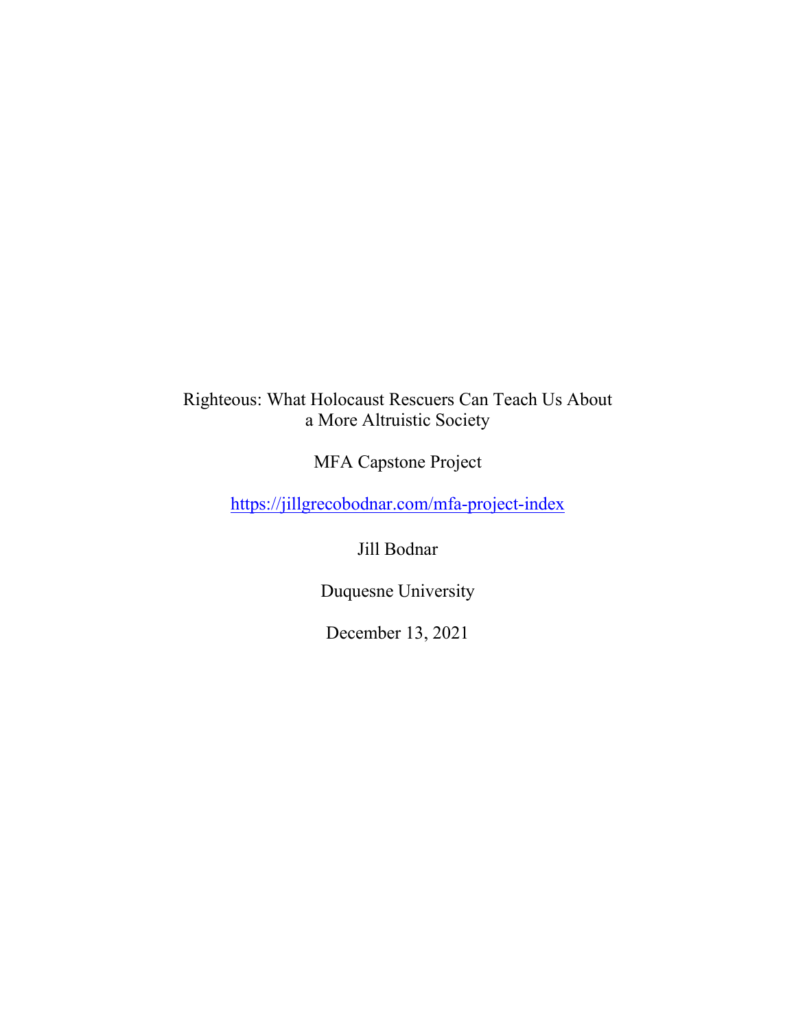Righteous: What Holocaust Rescuers Can Teach Us About a More Altruistic Society

MFA Capstone Project

https://jillgrecobodnar.com/mfa-project-index

Jill Bodnar

Duquesne University

December 13, 2021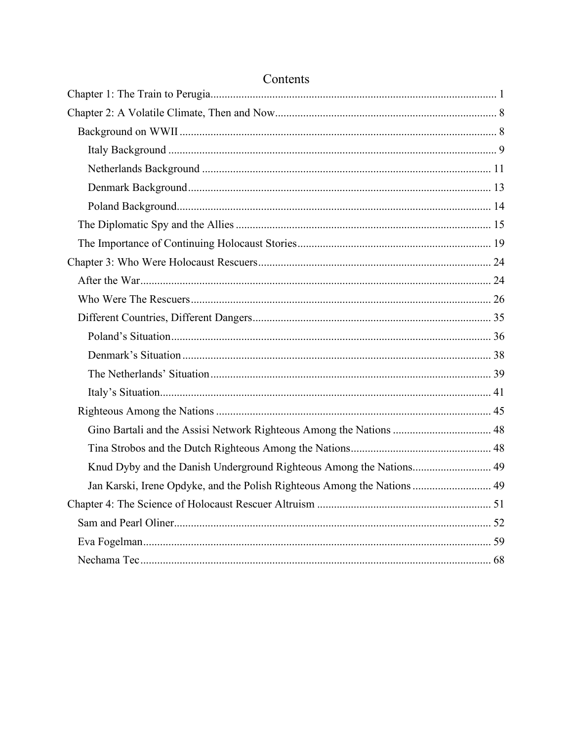# Contents

- Chapter 1: The Train to Perugia ... 1
- Chapter 2: A Volatile Climate, Then and Now ... 8
  - Background on WWII ... 8
    - Italy Background ... 9
    - Netherlands Background ... 11
    - Denmark Background ... 13
    - Poland Background ... 14
  - The Diplomatic Spy and the Allies ... 15
  - The Importance of Continuing Holocaust Stories ... 19
- Chapter 3: Who Were Holocaust Rescuers ... 24
  - After the War ... 24
  - Who Were The Rescuers ... 26
  - Different Countries, Different Dangers ... 35
    - Poland's Situation ... 36
    - Denmark's Situation ... 38
    - The Netherlands' Situation ... 39
    - Italy's Situation ... 41
  - Righteous Among the Nations ... 45
    - Gino Bartali and the Assisi Network Righteous Among the Nations ... 48
    - Tina Strobos and the Dutch Righteous Among the Nations ... 48
    - Knud Dyby and the Danish Underground Righteous Among the Nations ... 49
    - Jan Karski, Irene Opdyke, and the Polish Righteous Among the Nations ... 49
- Chapter 4: The Science of Holocaust Rescuer Altruism ... 51
  - Sam and Pearl Oliner ... 52
  - Eva Fogelman ... 59
  - Nechama Tec ... 68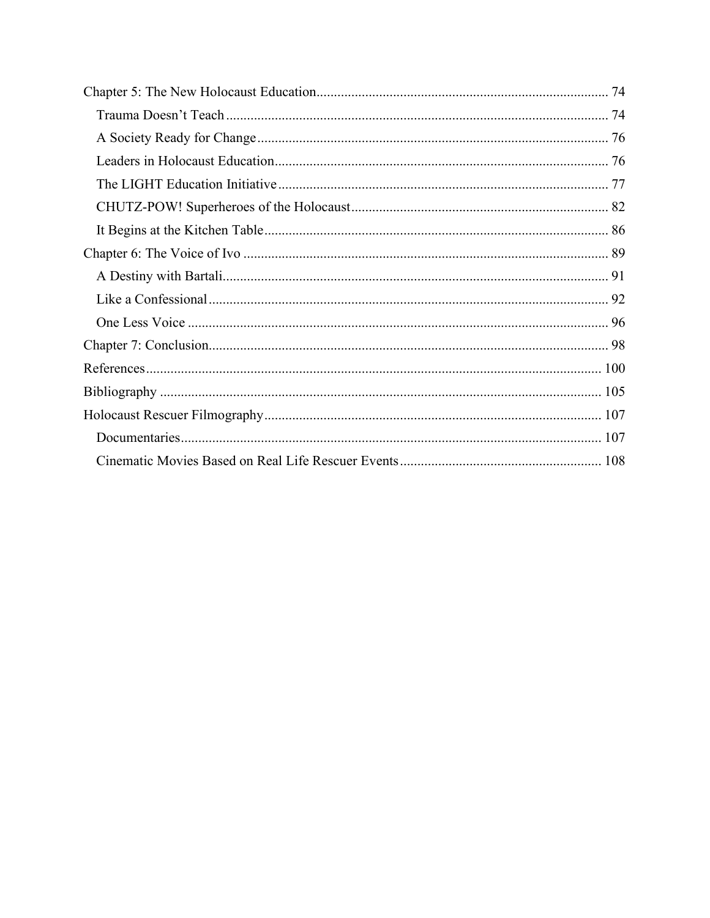Chapter 5: The New Holocaust Education .................................................................................. 74

- Trauma Doesn't Teach ............................................................................................................ 74
- A Society Ready for Change ................................................................................................... 76
- Leaders in Holocaust Education.............................................................................................. 76
- The LIGHT Education Initiative ............................................................................................. 77
- CHUTZ-POW! Superheroes of the Holocaust......................................................................... 82
- It Begins at the Kitchen Table................................................................................................. 86

Chapter 6: The Voice of Ivo ........................................................................................................ 89

- A Destiny with Bartali............................................................................................................. 91
- Like a Confessional ................................................................................................................. 92
- One Less Voice ....................................................................................................................... 96

Chapter 7: Conclusion.................................................................................................................. 98

References ................................................................................................................................... 100

Bibliography ............................................................................................................................... 105

Holocaust Rescuer Filmography ................................................................................................. 107

- Documentaries........................................................................................................................ 107
- Cinematic Movies Based on Real Life Rescuer Events ......................................................... 108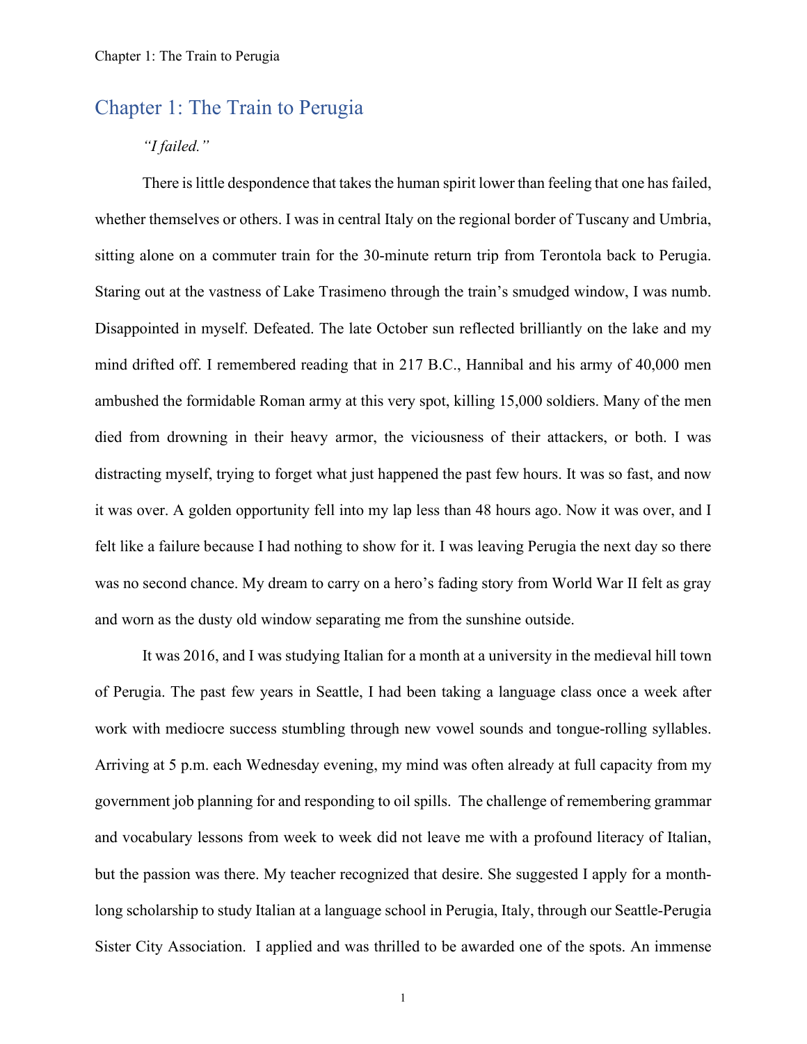# Chapter 1: The Train to Perugia

*"I failed."*

There is little despondence that takes the human spirit lower than feeling that one has failed, whether themselves or others. I was in central Italy on the regional border of Tuscany and Umbria, sitting alone on a commuter train for the 30-minute return trip from Terontola back to Perugia. Staring out at the vastness of Lake Trasimeno through the train's smudged window, I was numb. Disappointed in myself. Defeated. The late October sun reflected brilliantly on the lake and my mind drifted off. I remembered reading that in 217 B.C., Hannibal and his army of 40,000 men ambushed the formidable Roman army at this very spot, killing 15,000 soldiers. Many of the men died from drowning in their heavy armor, the viciousness of their attackers, or both. I was distracting myself, trying to forget what just happened the past few hours. It was so fast, and now it was over. A golden opportunity fell into my lap less than 48 hours ago. Now it was over, and I felt like a failure because I had nothing to show for it. I was leaving Perugia the next day so there was no second chance. My dream to carry on a hero's fading story from World War II felt as gray and worn as the dusty old window separating me from the sunshine outside.

It was 2016, and I was studying Italian for a month at a university in the medieval hill town of Perugia. The past few years in Seattle, I had been taking a language class once a week after work with mediocre success stumbling through new vowel sounds and tongue-rolling syllables. Arriving at 5 p.m. each Wednesday evening, my mind was often already at full capacity from my government job planning for and responding to oil spills. The challenge of remembering grammar and vocabulary lessons from week to week did not leave me with a profound literacy of Italian, but the passion was there. My teacher recognized that desire. She suggested I apply for a month-long scholarship to study Italian at a language school in Perugia, Italy, through our Seattle-Perugia Sister City Association. I applied and was thrilled to be awarded one of the spots. An immense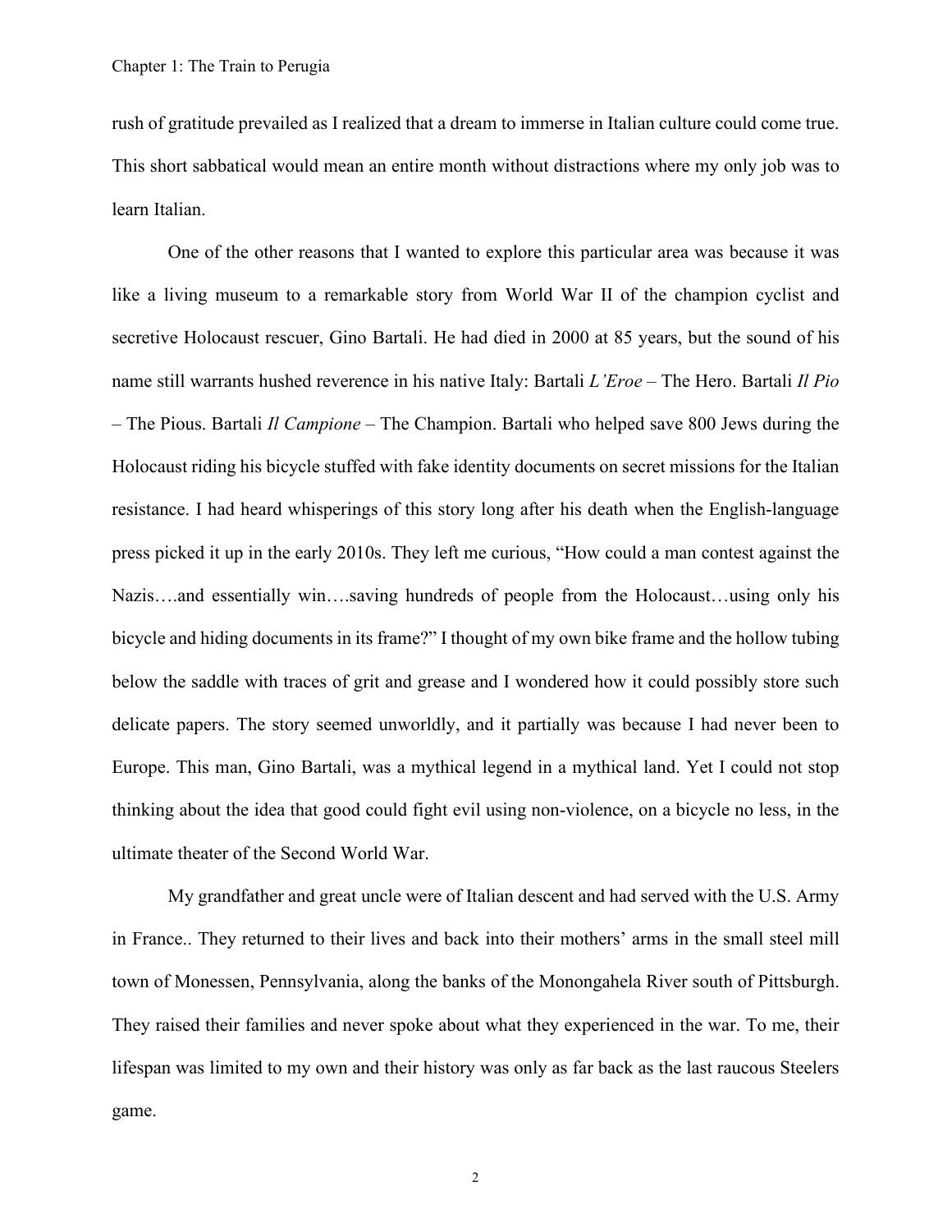rush of gratitude prevailed as I realized that a dream to immerse in Italian culture could come true. This short sabbatical would mean an entire month without distractions where my only job was to learn Italian.

One of the other reasons that I wanted to explore this particular area was because it was like a living museum to a remarkable story from World War II of the champion cyclist and secretive Holocaust rescuer, Gino Bartali. He had died in 2000 at 85 years, but the sound of his name still warrants hushed reverence in his native Italy: Bartali *L'Eroe* – The Hero. Bartali *Il Pio* – The Pious. Bartali *Il Campione* – The Champion. Bartali who helped save 800 Jews during the Holocaust riding his bicycle stuffed with fake identity documents on secret missions for the Italian resistance. I had heard whisperings of this story long after his death when the English-language press picked it up in the early 2010s. They left me curious, "How could a man contest against the Nazis….and essentially win….saving hundreds of people from the Holocaust…using only his bicycle and hiding documents in its frame?" I thought of my own bike frame and the hollow tubing below the saddle with traces of grit and grease and I wondered how it could possibly store such delicate papers. The story seemed unworldly, and it partially was because I had never been to Europe. This man, Gino Bartali, was a mythical legend in a mythical land. Yet I could not stop thinking about the idea that good could fight evil using non-violence, on a bicycle no less, in the ultimate theater of the Second World War.

My grandfather and great uncle were of Italian descent and had served with the U.S. Army in France.. They returned to their lives and back into their mothers' arms in the small steel mill town of Monessen, Pennsylvania, along the banks of the Monongahela River south of Pittsburgh. They raised their families and never spoke about what they experienced in the war. To me, their lifespan was limited to my own and their history was only as far back as the last raucous Steelers game.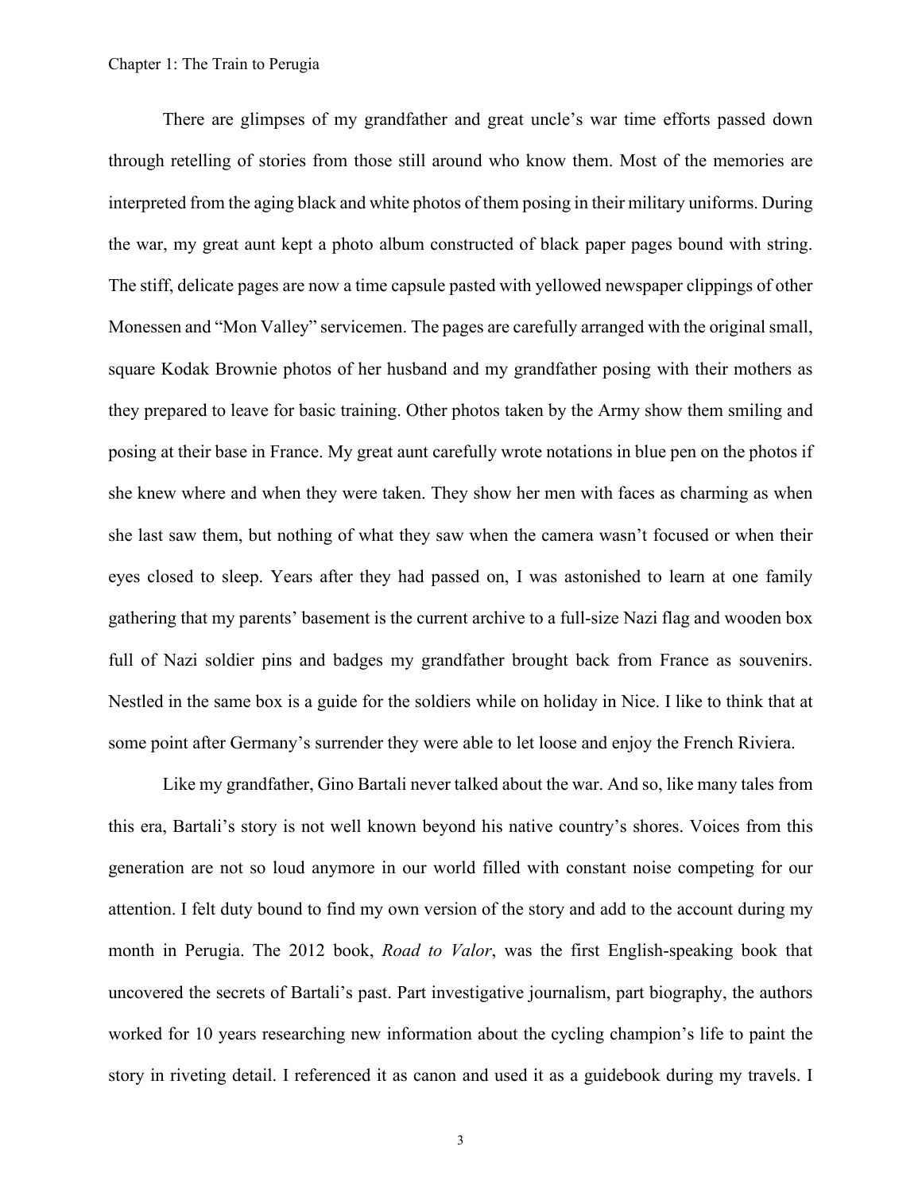# Chapter 1: The Train to Perugia

There are glimpses of my grandfather and great uncle's war time efforts passed down through retelling of stories from those still around who know them. Most of the memories are interpreted from the aging black and white photos of them posing in their military uniforms. During the war, my great aunt kept a photo album constructed of black paper pages bound with string. The stiff, delicate pages are now a time capsule pasted with yellowed newspaper clippings of other Monessen and "Mon Valley" servicemen. The pages are carefully arranged with the original small, square Kodak Brownie photos of her husband and my grandfather posing with their mothers as they prepared to leave for basic training. Other photos taken by the Army show them smiling and posing at their base in France. My great aunt carefully wrote notations in blue pen on the photos if she knew where and when they were taken. They show her men with faces as charming as when she last saw them, but nothing of what they saw when the camera wasn't focused or when their eyes closed to sleep. Years after they had passed on, I was astonished to learn at one family gathering that my parents' basement is the current archive to a full-size Nazi flag and wooden box full of Nazi soldier pins and badges my grandfather brought back from France as souvenirs. Nestled in the same box is a guide for the soldiers while on holiday in Nice. I like to think that at some point after Germany's surrender they were able to let loose and enjoy the French Riviera.

Like my grandfather, Gino Bartali never talked about the war. And so, like many tales from this era, Bartali's story is not well known beyond his native country's shores. Voices from this generation are not so loud anymore in our world filled with constant noise competing for our attention. I felt duty bound to find my own version of the story and add to the account during my month in Perugia. The 2012 book, *Road to Valor*, was the first English-speaking book that uncovered the secrets of Bartali's past. Part investigative journalism, part biography, the authors worked for 10 years researching new information about the cycling champion's life to paint the story in riveting detail. I referenced it as canon and used it as a guidebook during my travels. I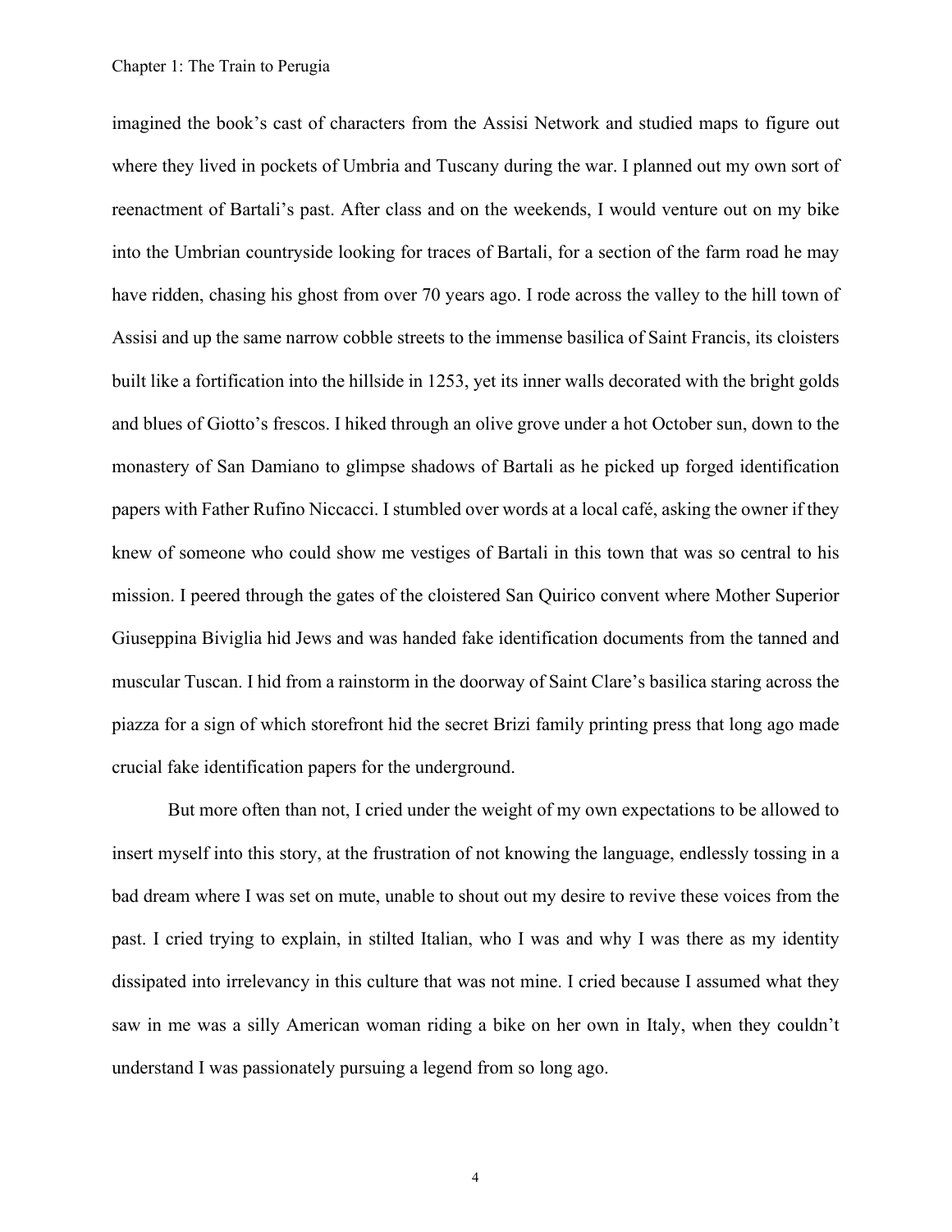imagined the book's cast of characters from the Assisi Network and studied maps to figure out where they lived in pockets of Umbria and Tuscany during the war. I planned out my own sort of reenactment of Bartali's past. After class and on the weekends, I would venture out on my bike into the Umbrian countryside looking for traces of Bartali, for a section of the farm road he may have ridden, chasing his ghost from over 70 years ago. I rode across the valley to the hill town of Assisi and up the same narrow cobble streets to the immense basilica of Saint Francis, its cloisters built like a fortification into the hillside in 1253, yet its inner walls decorated with the bright golds and blues of Giotto's frescos. I hiked through an olive grove under a hot October sun, down to the monastery of San Damiano to glimpse shadows of Bartali as he picked up forged identification papers with Father Rufino Niccacci. I stumbled over words at a local café, asking the owner if they knew of someone who could show me vestiges of Bartali in this town that was so central to his mission. I peered through the gates of the cloistered San Quirico convent where Mother Superior Giuseppina Biviglia hid Jews and was handed fake identification documents from the tanned and muscular Tuscan. I hid from a rainstorm in the doorway of Saint Clare's basilica staring across the piazza for a sign of which storefront hid the secret Brizi family printing press that long ago made crucial fake identification papers for the underground.

But more often than not, I cried under the weight of my own expectations to be allowed to insert myself into this story, at the frustration of not knowing the language, endlessly tossing in a bad dream where I was set on mute, unable to shout out my desire to revive these voices from the past. I cried trying to explain, in stilted Italian, who I was and why I was there as my identity dissipated into irrelevancy in this culture that was not mine. I cried because I assumed what they saw in me was a silly American woman riding a bike on her own in Italy, when they couldn't understand I was passionately pursuing a legend from so long ago.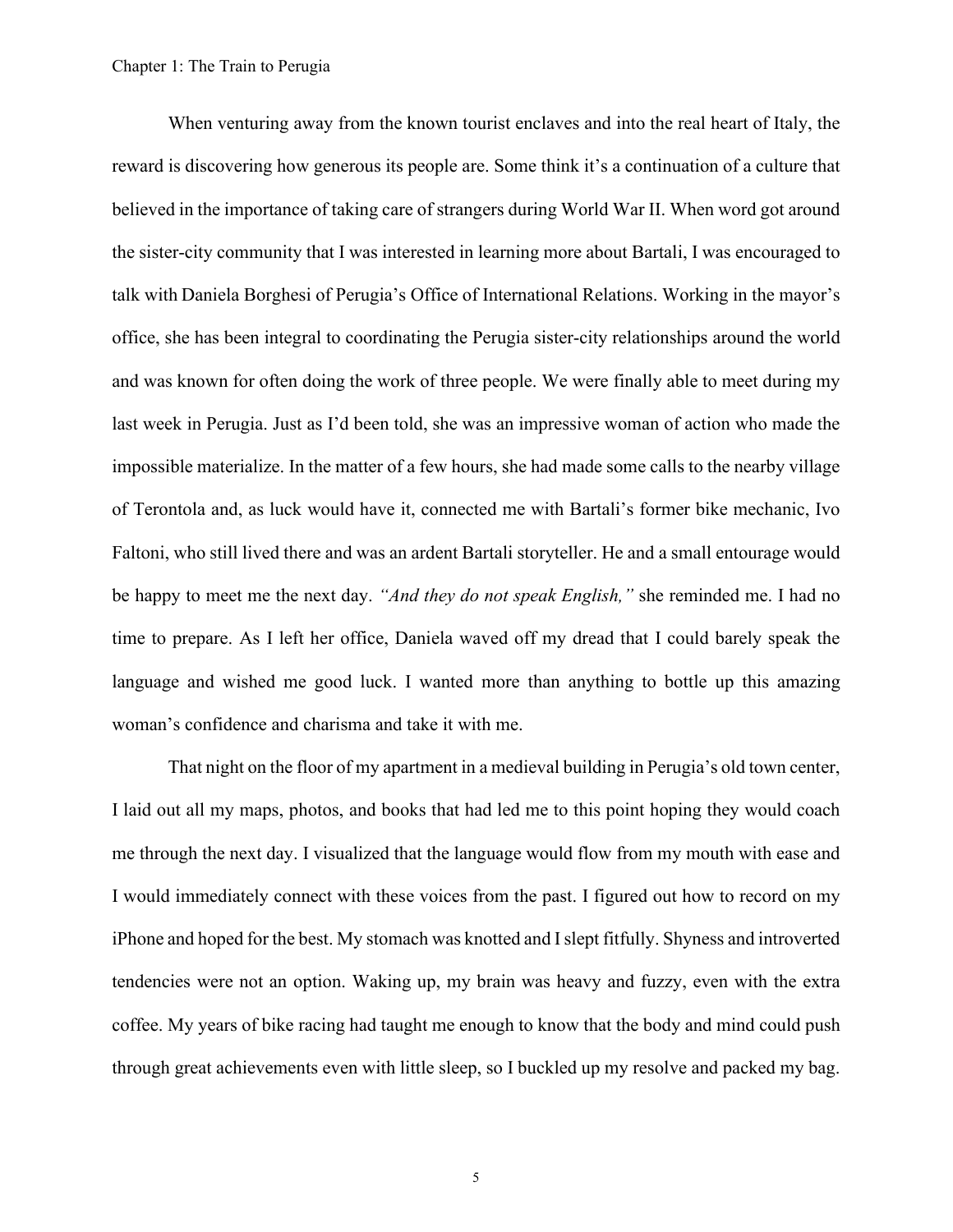# Chapter 1: The Train to Perugia

When venturing away from the known tourist enclaves and into the real heart of Italy, the reward is discovering how generous its people are. Some think it's a continuation of a culture that believed in the importance of taking care of strangers during World War II. When word got around the sister-city community that I was interested in learning more about Bartali, I was encouraged to talk with Daniela Borghesi of Perugia's Office of International Relations. Working in the mayor's office, she has been integral to coordinating the Perugia sister-city relationships around the world and was known for often doing the work of three people. We were finally able to meet during my last week in Perugia. Just as I'd been told, she was an impressive woman of action who made the impossible materialize. In the matter of a few hours, she had made some calls to the nearby village of Terontola and, as luck would have it, connected me with Bartali's former bike mechanic, Ivo Faltoni, who still lived there and was an ardent Bartali storyteller. He and a small entourage would be happy to meet me the next day. *"And they do not speak English,"* she reminded me. I had no time to prepare. As I left her office, Daniela waved off my dread that I could barely speak the language and wished me good luck. I wanted more than anything to bottle up this amazing woman's confidence and charisma and take it with me.

That night on the floor of my apartment in a medieval building in Perugia's old town center, I laid out all my maps, photos, and books that had led me to this point hoping they would coach me through the next day. I visualized that the language would flow from my mouth with ease and I would immediately connect with these voices from the past. I figured out how to record on my iPhone and hoped for the best. My stomach was knotted and I slept fitfully. Shyness and introverted tendencies were not an option. Waking up, my brain was heavy and fuzzy, even with the extra coffee. My years of bike racing had taught me enough to know that the body and mind could push through great achievements even with little sleep, so I buckled up my resolve and packed my bag.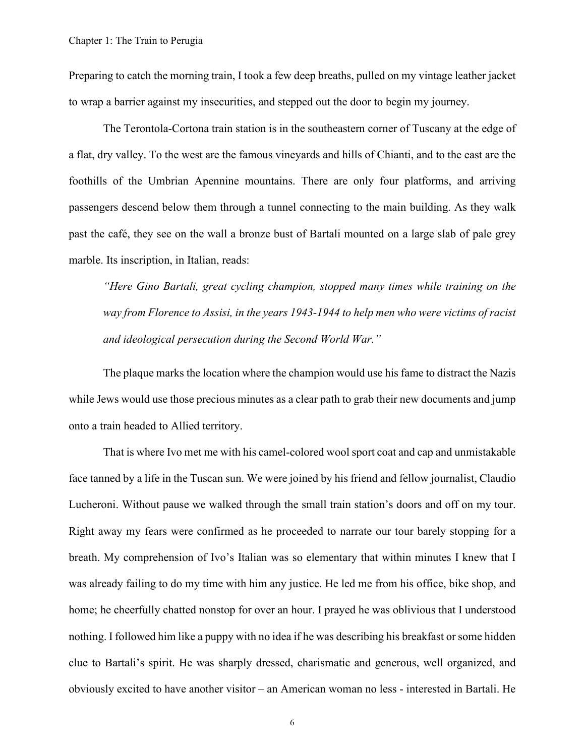Preparing to catch the morning train, I took a few deep breaths, pulled on my vintage leather jacket to wrap a barrier against my insecurities, and stepped out the door to begin my journey.

The Terontola-Cortona train station is in the southeastern corner of Tuscany at the edge of a flat, dry valley. To the west are the famous vineyards and hills of Chianti, and to the east are the foothills of the Umbrian Apennine mountains. There are only four platforms, and arriving passengers descend below them through a tunnel connecting to the main building. As they walk past the café, they see on the wall a bronze bust of Bartali mounted on a large slab of pale grey marble. Its inscription, in Italian, reads:

> *"Here Gino Bartali, great cycling champion, stopped many times while training on the way from Florence to Assisi, in the years 1943-1944 to help men who were victims of racist and ideological persecution during the Second World War."*

The plaque marks the location where the champion would use his fame to distract the Nazis while Jews would use those precious minutes as a clear path to grab their new documents and jump onto a train headed to Allied territory.

That is where Ivo met me with his camel-colored wool sport coat and cap and unmistakable face tanned by a life in the Tuscan sun. We were joined by his friend and fellow journalist, Claudio Lucheroni. Without pause we walked through the small train station's doors and off on my tour. Right away my fears were confirmed as he proceeded to narrate our tour barely stopping for a breath. My comprehension of Ivo's Italian was so elementary that within minutes I knew that I was already failing to do my time with him any justice. He led me from his office, bike shop, and home; he cheerfully chatted nonstop for over an hour. I prayed he was oblivious that I understood nothing. I followed him like a puppy with no idea if he was describing his breakfast or some hidden clue to Bartali's spirit. He was sharply dressed, charismatic and generous, well organized, and obviously excited to have another visitor – an American woman no less - interested in Bartali. He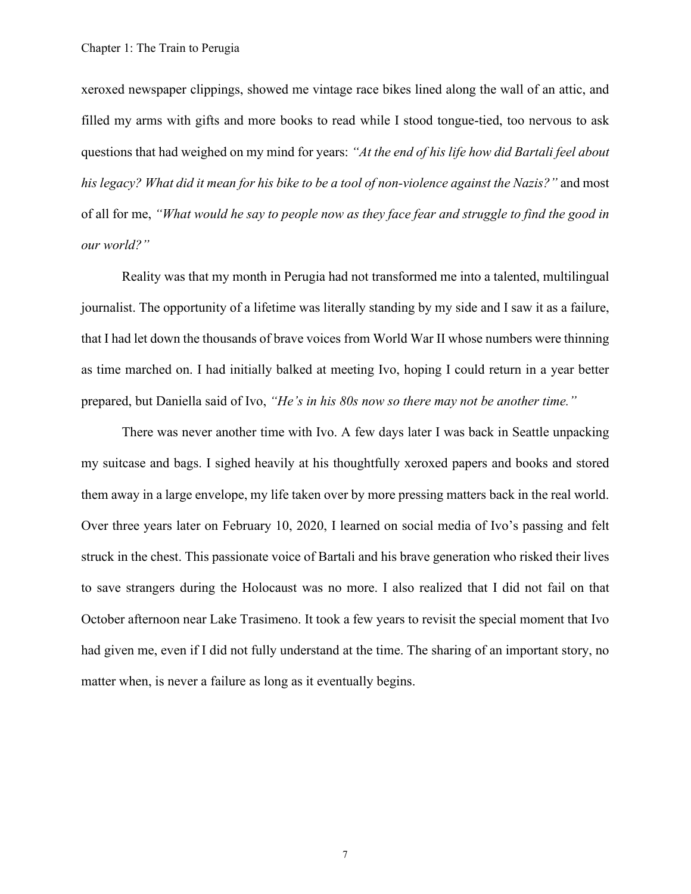xeroxed newspaper clippings, showed me vintage race bikes lined along the wall of an attic, and filled my arms with gifts and more books to read while I stood tongue-tied, too nervous to ask questions that had weighed on my mind for years: *"At the end of his life how did Bartali feel about his legacy? What did it mean for his bike to be a tool of non-violence against the Nazis?"* and most of all for me, *"What would he say to people now as they face fear and struggle to find the good in our world?"*

Reality was that my month in Perugia had not transformed me into a talented, multilingual journalist. The opportunity of a lifetime was literally standing by my side and I saw it as a failure, that I had let down the thousands of brave voices from World War II whose numbers were thinning as time marched on. I had initially balked at meeting Ivo, hoping I could return in a year better prepared, but Daniella said of Ivo, *"He's in his 80s now so there may not be another time."*

There was never another time with Ivo. A few days later I was back in Seattle unpacking my suitcase and bags. I sighed heavily at his thoughtfully xeroxed papers and books and stored them away in a large envelope, my life taken over by more pressing matters back in the real world. Over three years later on February 10, 2020, I learned on social media of Ivo's passing and felt struck in the chest. This passionate voice of Bartali and his brave generation who risked their lives to save strangers during the Holocaust was no more. I also realized that I did not fail on that October afternoon near Lake Trasimeno. It took a few years to revisit the special moment that Ivo had given me, even if I did not fully understand at the time. The sharing of an important story, no matter when, is never a failure as long as it eventually begins.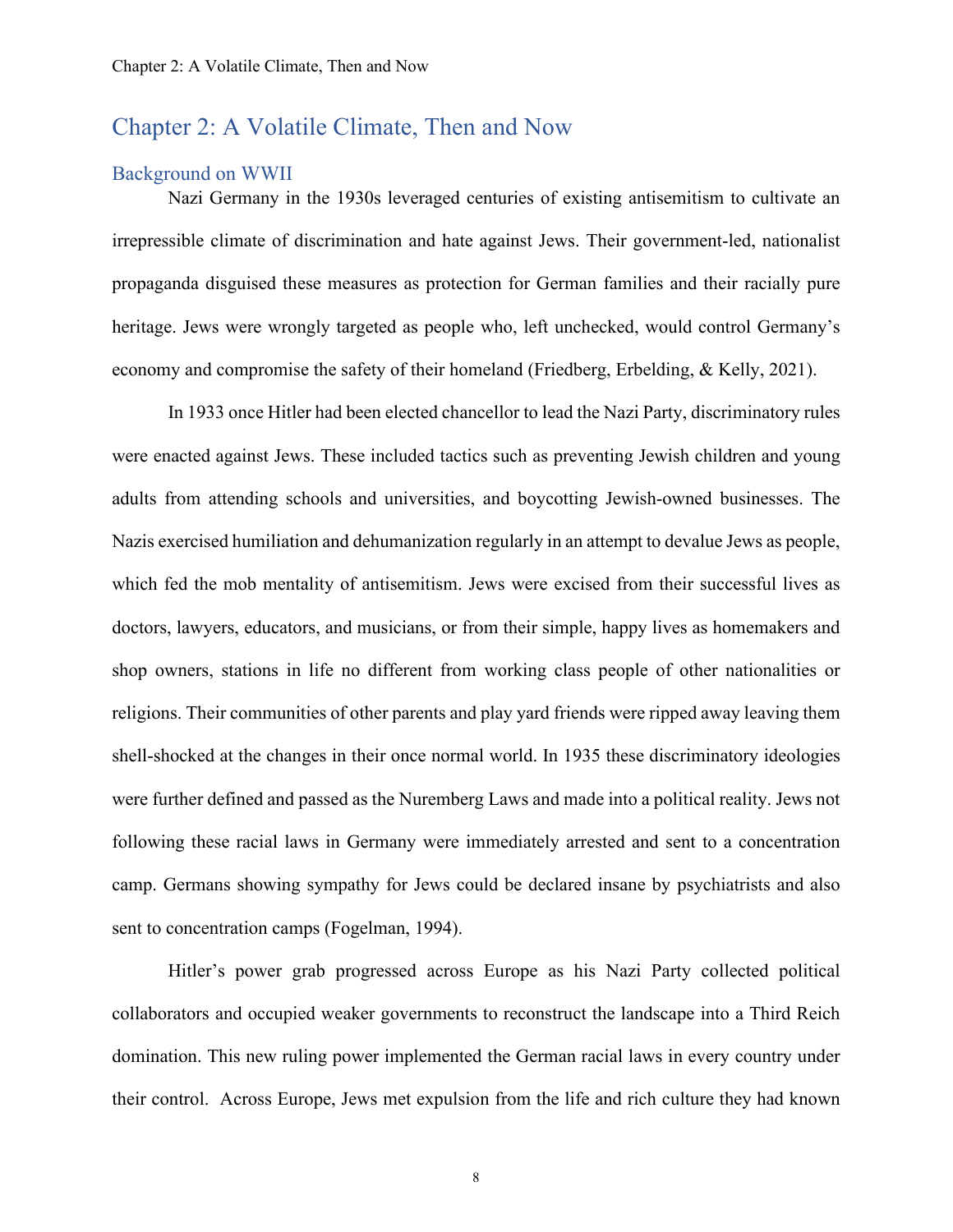# Chapter 2: A Volatile Climate, Then and Now

## Background on WWII

Nazi Germany in the 1930s leveraged centuries of existing antisemitism to cultivate an irrepressible climate of discrimination and hate against Jews. Their government-led, nationalist propaganda disguised these measures as protection for German families and their racially pure heritage. Jews were wrongly targeted as people who, left unchecked, would control Germany's economy and compromise the safety of their homeland (Friedberg, Erbelding, & Kelly, 2021).

In 1933 once Hitler had been elected chancellor to lead the Nazi Party, discriminatory rules were enacted against Jews. These included tactics such as preventing Jewish children and young adults from attending schools and universities, and boycotting Jewish-owned businesses. The Nazis exercised humiliation and dehumanization regularly in an attempt to devalue Jews as people, which fed the mob mentality of antisemitism. Jews were excised from their successful lives as doctors, lawyers, educators, and musicians, or from their simple, happy lives as homemakers and shop owners, stations in life no different from working class people of other nationalities or religions. Their communities of other parents and play yard friends were ripped away leaving them shell-shocked at the changes in their once normal world. In 1935 these discriminatory ideologies were further defined and passed as the Nuremberg Laws and made into a political reality. Jews not following these racial laws in Germany were immediately arrested and sent to a concentration camp. Germans showing sympathy for Jews could be declared insane by psychiatrists and also sent to concentration camps (Fogelman, 1994).

Hitler's power grab progressed across Europe as his Nazi Party collected political collaborators and occupied weaker governments to reconstruct the landscape into a Third Reich domination. This new ruling power implemented the German racial laws in every country under their control. Across Europe, Jews met expulsion from the life and rich culture they had known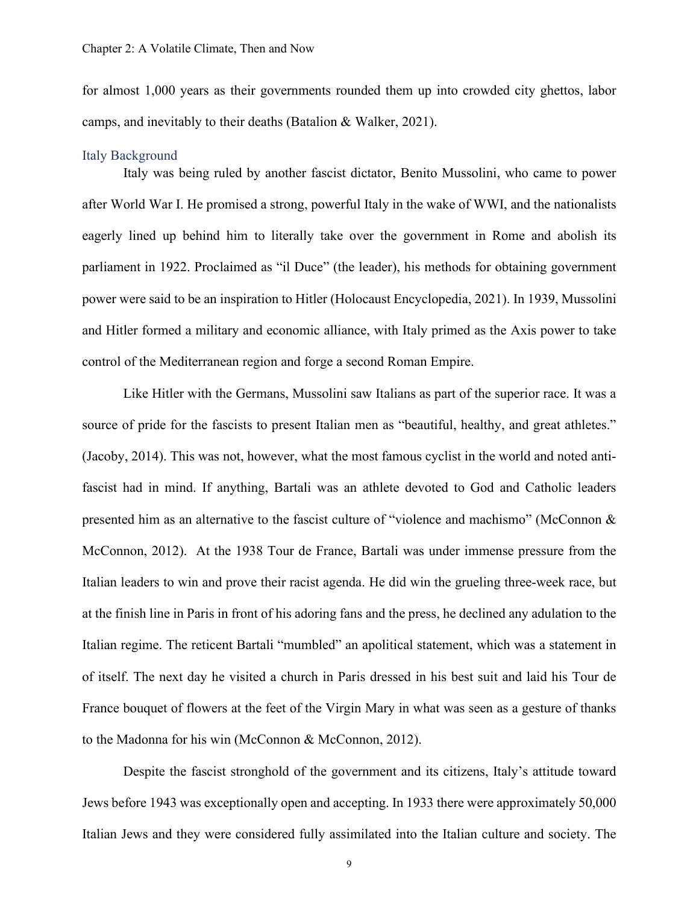for almost 1,000 years as their governments rounded them up into crowded city ghettos, labor camps, and inevitably to their deaths (Batalion & Walker, 2021).

### Italy Background

Italy was being ruled by another fascist dictator, Benito Mussolini, who came to power after World War I. He promised a strong, powerful Italy in the wake of WWI, and the nationalists eagerly lined up behind him to literally take over the government in Rome and abolish its parliament in 1922. Proclaimed as "il Duce" (the leader), his methods for obtaining government power were said to be an inspiration to Hitler (Holocaust Encyclopedia, 2021). In 1939, Mussolini and Hitler formed a military and economic alliance, with Italy primed as the Axis power to take control of the Mediterranean region and forge a second Roman Empire.

Like Hitler with the Germans, Mussolini saw Italians as part of the superior race. It was a source of pride for the fascists to present Italian men as "beautiful, healthy, and great athletes." (Jacoby, 2014). This was not, however, what the most famous cyclist in the world and noted anti-fascist had in mind. If anything, Bartali was an athlete devoted to God and Catholic leaders presented him as an alternative to the fascist culture of "violence and machismo" (McConnon & McConnon, 2012). At the 1938 Tour de France, Bartali was under immense pressure from the Italian leaders to win and prove their racist agenda. He did win the grueling three-week race, but at the finish line in Paris in front of his adoring fans and the press, he declined any adulation to the Italian regime. The reticent Bartali "mumbled" an apolitical statement, which was a statement in of itself. The next day he visited a church in Paris dressed in his best suit and laid his Tour de France bouquet of flowers at the feet of the Virgin Mary in what was seen as a gesture of thanks to the Madonna for his win (McConnon & McConnon, 2012).

Despite the fascist stronghold of the government and its citizens, Italy's attitude toward Jews before 1943 was exceptionally open and accepting. In 1933 there were approximately 50,000 Italian Jews and they were considered fully assimilated into the Italian culture and society. The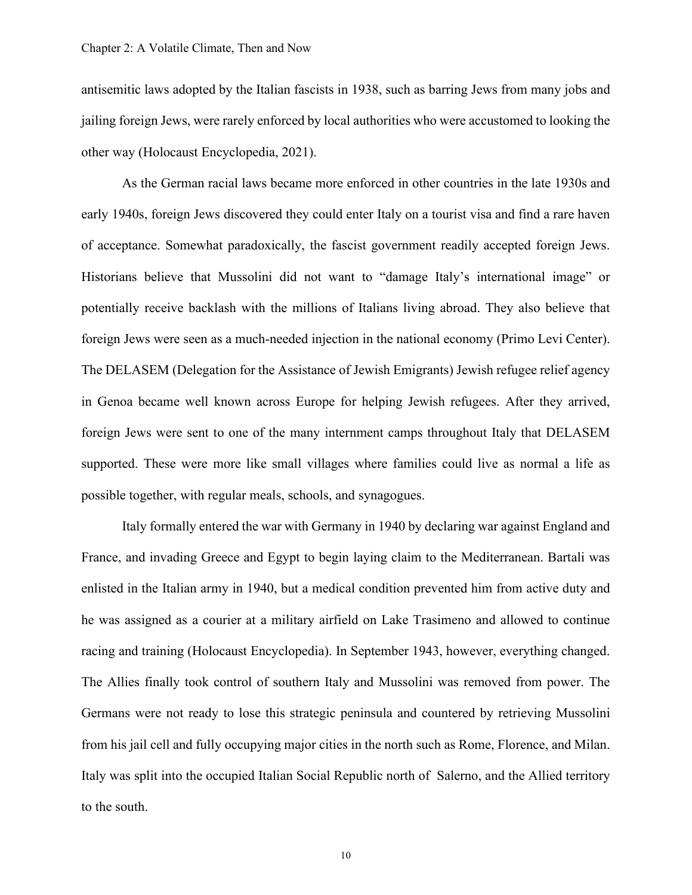antisemitic laws adopted by the Italian fascists in 1938, such as barring Jews from many jobs and jailing foreign Jews, were rarely enforced by local authorities who were accustomed to looking the other way (Holocaust Encyclopedia, 2021).

As the German racial laws became more enforced in other countries in the late 1930s and early 1940s, foreign Jews discovered they could enter Italy on a tourist visa and find a rare haven of acceptance. Somewhat paradoxically, the fascist government readily accepted foreign Jews. Historians believe that Mussolini did not want to "damage Italy's international image" or potentially receive backlash with the millions of Italians living abroad. They also believe that foreign Jews were seen as a much-needed injection in the national economy (Primo Levi Center). The DELASEM (Delegation for the Assistance of Jewish Emigrants) Jewish refugee relief agency in Genoa became well known across Europe for helping Jewish refugees. After they arrived, foreign Jews were sent to one of the many internment camps throughout Italy that DELASEM supported. These were more like small villages where families could live as normal a life as possible together, with regular meals, schools, and synagogues.

Italy formally entered the war with Germany in 1940 by declaring war against England and France, and invading Greece and Egypt to begin laying claim to the Mediterranean. Bartali was enlisted in the Italian army in 1940, but a medical condition prevented him from active duty and he was assigned as a courier at a military airfield on Lake Trasimeno and allowed to continue racing and training (Holocaust Encyclopedia). In September 1943, however, everything changed. The Allies finally took control of southern Italy and Mussolini was removed from power. The Germans were not ready to lose this strategic peninsula and countered by retrieving Mussolini from his jail cell and fully occupying major cities in the north such as Rome, Florence, and Milan. Italy was split into the occupied Italian Social Republic north of Salerno, and the Allied territory to the south.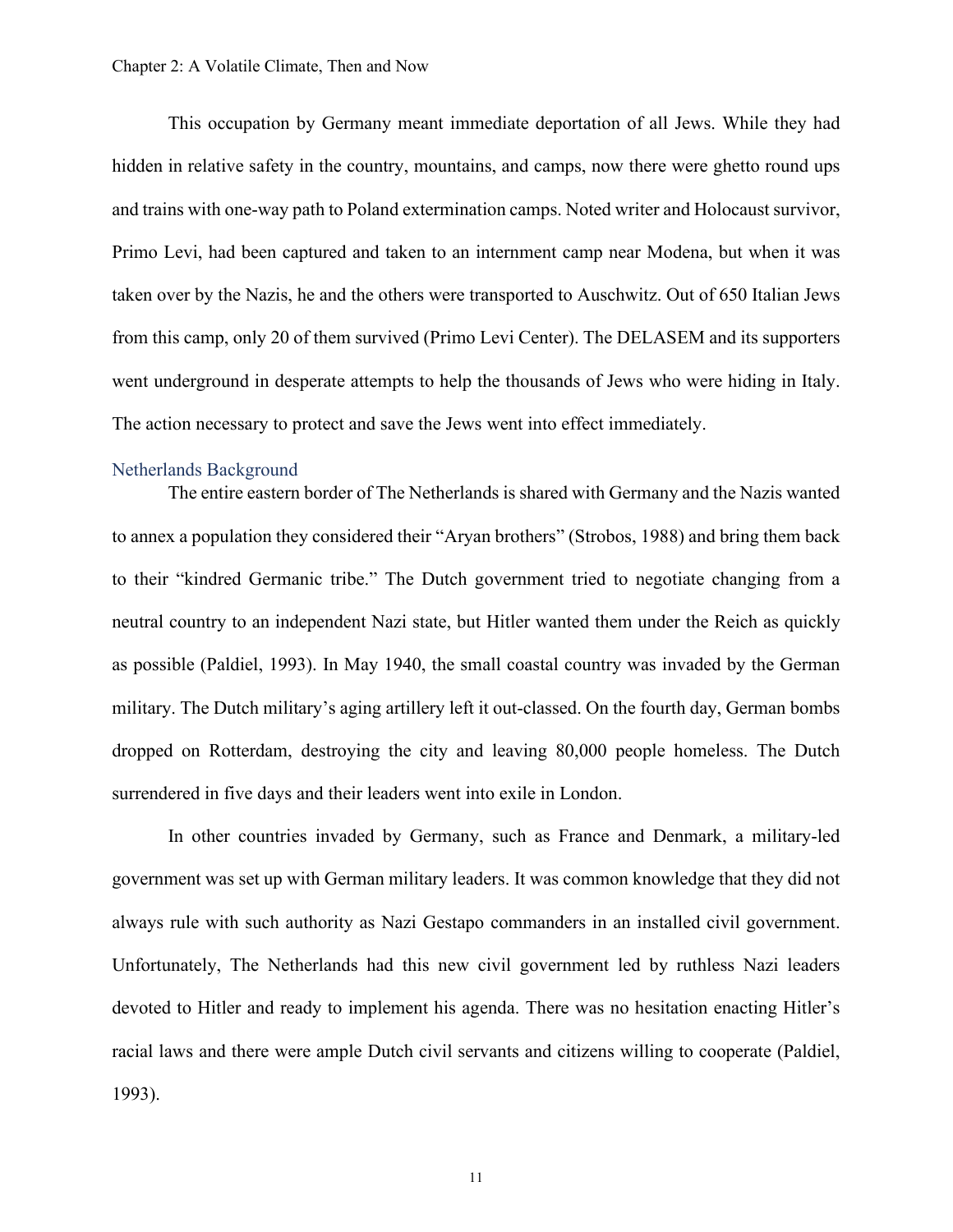This occupation by Germany meant immediate deportation of all Jews. While they had hidden in relative safety in the country, mountains, and camps, now there were ghetto round ups and trains with one-way path to Poland extermination camps. Noted writer and Holocaust survivor, Primo Levi, had been captured and taken to an internment camp near Modena, but when it was taken over by the Nazis, he and the others were transported to Auschwitz. Out of 650 Italian Jews from this camp, only 20 of them survived (Primo Levi Center). The DELASEM and its supporters went underground in desperate attempts to help the thousands of Jews who were hiding in Italy. The action necessary to protect and save the Jews went into effect immediately.

### Netherlands Background

The entire eastern border of The Netherlands is shared with Germany and the Nazis wanted to annex a population they considered their "Aryan brothers" (Strobos, 1988) and bring them back to their "kindred Germanic tribe." The Dutch government tried to negotiate changing from a neutral country to an independent Nazi state, but Hitler wanted them under the Reich as quickly as possible (Paldiel, 1993). In May 1940, the small coastal country was invaded by the German military. The Dutch military's aging artillery left it out-classed. On the fourth day, German bombs dropped on Rotterdam, destroying the city and leaving 80,000 people homeless. The Dutch surrendered in five days and their leaders went into exile in London.

In other countries invaded by Germany, such as France and Denmark, a military-led government was set up with German military leaders. It was common knowledge that they did not always rule with such authority as Nazi Gestapo commanders in an installed civil government. Unfortunately, The Netherlands had this new civil government led by ruthless Nazi leaders devoted to Hitler and ready to implement his agenda. There was no hesitation enacting Hitler's racial laws and there were ample Dutch civil servants and citizens willing to cooperate (Paldiel, 1993).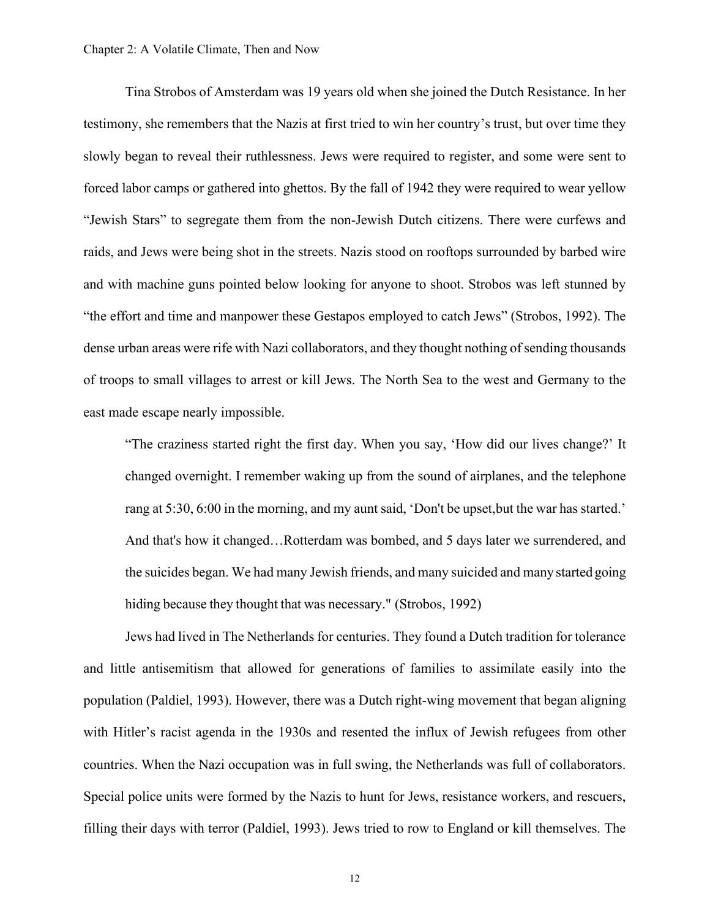Tina Strobos of Amsterdam was 19 years old when she joined the Dutch Resistance. In her testimony, she remembers that the Nazis at first tried to win her country's trust, but over time they slowly began to reveal their ruthlessness. Jews were required to register, and some were sent to forced labor camps or gathered into ghettos. By the fall of 1942 they were required to wear yellow "Jewish Stars" to segregate them from the non-Jewish Dutch citizens. There were curfews and raids, and Jews were being shot in the streets. Nazis stood on rooftops surrounded by barbed wire and with machine guns pointed below looking for anyone to shoot. Strobos was left stunned by "the effort and time and manpower these Gestapos employed to catch Jews" (Strobos, 1992). The dense urban areas were rife with Nazi collaborators, and they thought nothing of sending thousands of troops to small villages to arrest or kill Jews. The North Sea to the west and Germany to the east made escape nearly impossible.

> "The craziness started right the first day. When you say, 'How did our lives change?' It changed overnight. I remember waking up from the sound of airplanes, and the telephone rang at 5:30, 6:00 in the morning, and my aunt said, 'Don't be upset,but the war has started.' And that's how it changed…Rotterdam was bombed, and 5 days later we surrendered, and the suicides began. We had many Jewish friends, and many suicided and many started going hiding because they thought that was necessary." (Strobos, 1992)

Jews had lived in The Netherlands for centuries. They found a Dutch tradition for tolerance and little antisemitism that allowed for generations of families to assimilate easily into the population (Paldiel, 1993). However, there was a Dutch right-wing movement that began aligning with Hitler's racist agenda in the 1930s and resented the influx of Jewish refugees from other countries. When the Nazi occupation was in full swing, the Netherlands was full of collaborators. Special police units were formed by the Nazis to hunt for Jews, resistance workers, and rescuers, filling their days with terror (Paldiel, 1993). Jews tried to row to England or kill themselves. The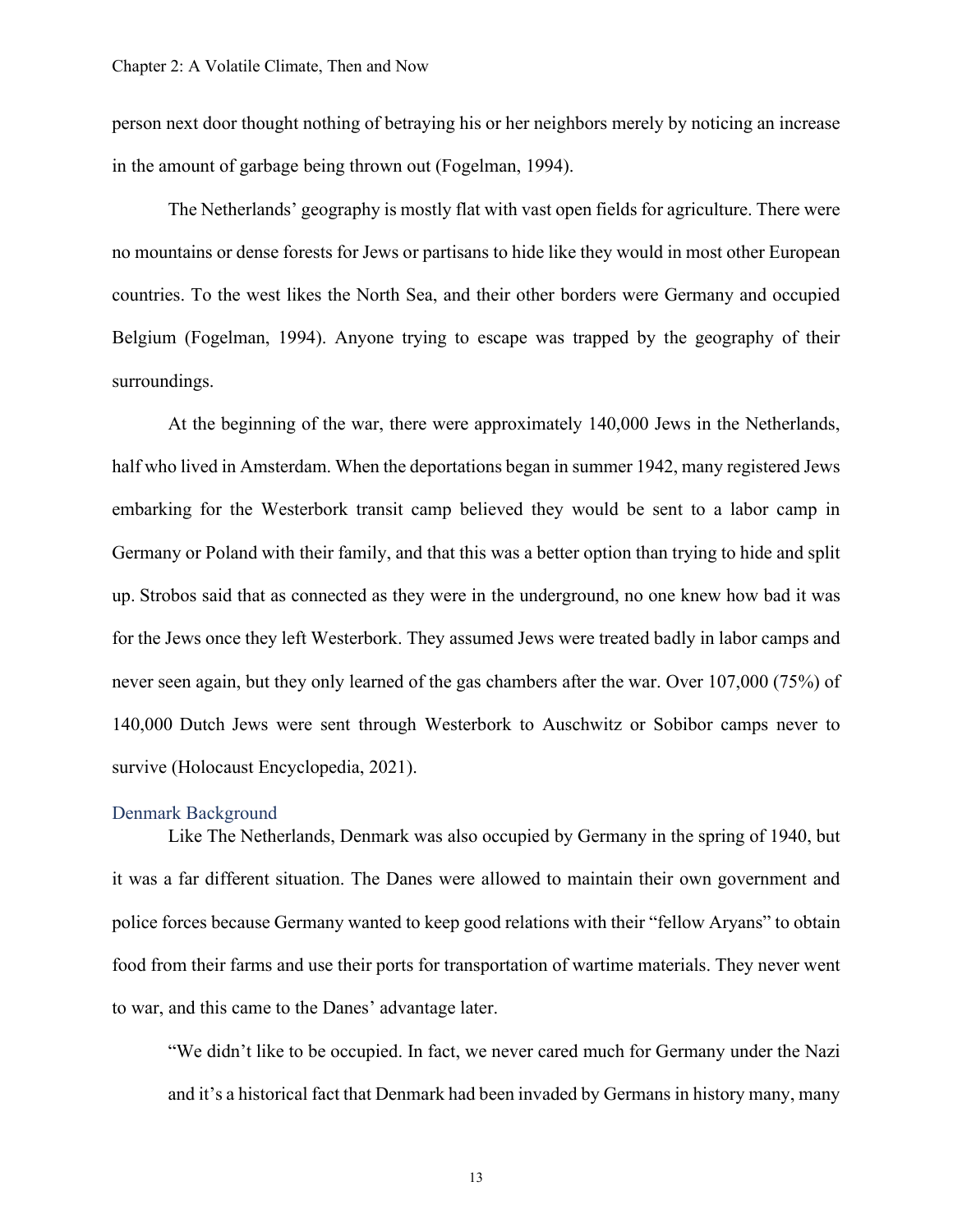person next door thought nothing of betraying his or her neighbors merely by noticing an increase in the amount of garbage being thrown out (Fogelman, 1994).

The Netherlands' geography is mostly flat with vast open fields for agriculture. There were no mountains or dense forests for Jews or partisans to hide like they would in most other European countries. To the west likes the North Sea, and their other borders were Germany and occupied Belgium (Fogelman, 1994). Anyone trying to escape was trapped by the geography of their surroundings.

At the beginning of the war, there were approximately 140,000 Jews in the Netherlands, half who lived in Amsterdam. When the deportations began in summer 1942, many registered Jews embarking for the Westerbork transit camp believed they would be sent to a labor camp in Germany or Poland with their family, and that this was a better option than trying to hide and split up. Strobos said that as connected as they were in the underground, no one knew how bad it was for the Jews once they left Westerbork. They assumed Jews were treated badly in labor camps and never seen again, but they only learned of the gas chambers after the war. Over 107,000 (75%) of 140,000 Dutch Jews were sent through Westerbork to Auschwitz or Sobibor camps never to survive (Holocaust Encyclopedia, 2021).

### Denmark Background

Like The Netherlands, Denmark was also occupied by Germany in the spring of 1940, but it was a far different situation. The Danes were allowed to maintain their own government and police forces because Germany wanted to keep good relations with their "fellow Aryans" to obtain food from their farms and use their ports for transportation of wartime materials. They never went to war, and this came to the Danes' advantage later.

> "We didn't like to be occupied. In fact, we never cared much for Germany under the Nazi and it's a historical fact that Denmark had been invaded by Germans in history many, many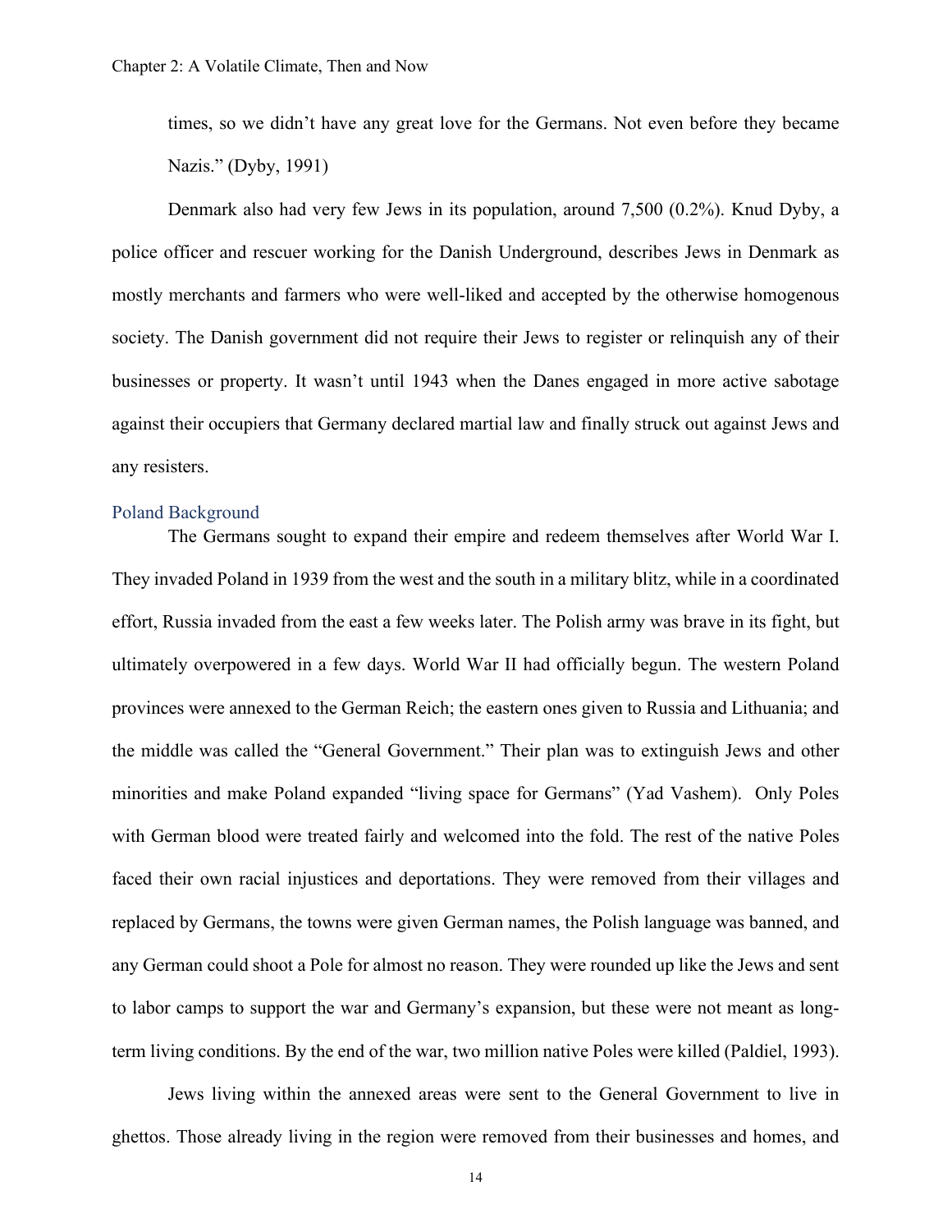times, so we didn't have any great love for the Germans. Not even before they became Nazis." (Dyby, 1991)

Denmark also had very few Jews in its population, around 7,500 (0.2%). Knud Dyby, a police officer and rescuer working for the Danish Underground, describes Jews in Denmark as mostly merchants and farmers who were well-liked and accepted by the otherwise homogenous society. The Danish government did not require their Jews to register or relinquish any of their businesses or property. It wasn't until 1943 when the Danes engaged in more active sabotage against their occupiers that Germany declared martial law and finally struck out against Jews and any resisters.

### Poland Background

The Germans sought to expand their empire and redeem themselves after World War I. They invaded Poland in 1939 from the west and the south in a military blitz, while in a coordinated effort, Russia invaded from the east a few weeks later. The Polish army was brave in its fight, but ultimately overpowered in a few days. World War II had officially begun. The western Poland provinces were annexed to the German Reich; the eastern ones given to Russia and Lithuania; and the middle was called the "General Government." Their plan was to extinguish Jews and other minorities and make Poland expanded "living space for Germans" (Yad Vashem). Only Poles with German blood were treated fairly and welcomed into the fold. The rest of the native Poles faced their own racial injustices and deportations. They were removed from their villages and replaced by Germans, the towns were given German names, the Polish language was banned, and any German could shoot a Pole for almost no reason. They were rounded up like the Jews and sent to labor camps to support the war and Germany's expansion, but these were not meant as long-term living conditions. By the end of the war, two million native Poles were killed (Paldiel, 1993).

Jews living within the annexed areas were sent to the General Government to live in ghettos. Those already living in the region were removed from their businesses and homes, and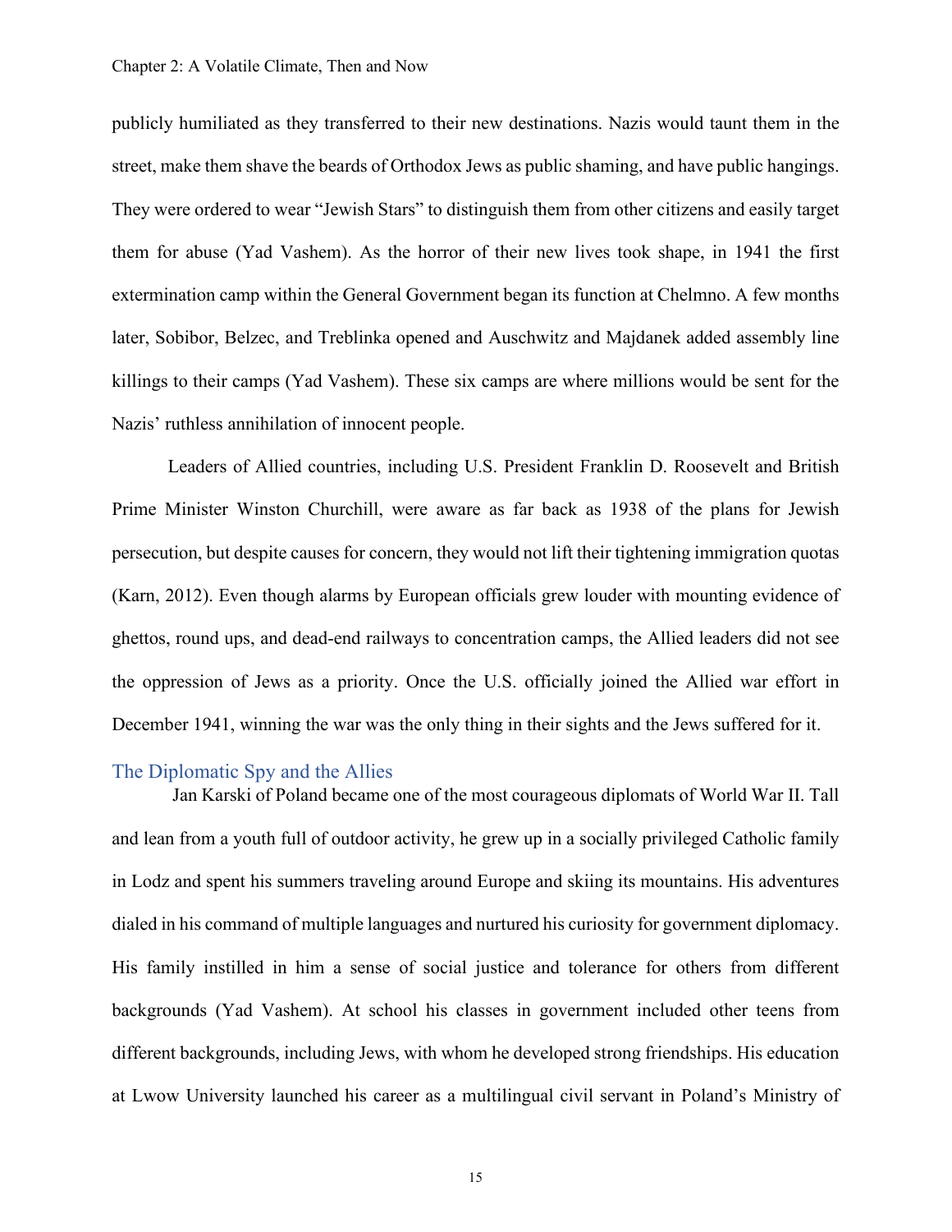publicly humiliated as they transferred to their new destinations. Nazis would taunt them in the street, make them shave the beards of Orthodox Jews as public shaming, and have public hangings. They were ordered to wear "Jewish Stars" to distinguish them from other citizens and easily target them for abuse (Yad Vashem). As the horror of their new lives took shape, in 1941 the first extermination camp within the General Government began its function at Chelmno. A few months later, Sobibor, Belzec, and Treblinka opened and Auschwitz and Majdanek added assembly line killings to their camps (Yad Vashem). These six camps are where millions would be sent for the Nazis' ruthless annihilation of innocent people.

Leaders of Allied countries, including U.S. President Franklin D. Roosevelt and British Prime Minister Winston Churchill, were aware as far back as 1938 of the plans for Jewish persecution, but despite causes for concern, they would not lift their tightening immigration quotas (Karn, 2012). Even though alarms by European officials grew louder with mounting evidence of ghettos, round ups, and dead-end railways to concentration camps, the Allied leaders did not see the oppression of Jews as a priority. Once the U.S. officially joined the Allied war effort in December 1941, winning the war was the only thing in their sights and the Jews suffered for it.

## The Diplomatic Spy and the Allies

Jan Karski of Poland became one of the most courageous diplomats of World War II. Tall and lean from a youth full of outdoor activity, he grew up in a socially privileged Catholic family in Lodz and spent his summers traveling around Europe and skiing its mountains. His adventures dialed in his command of multiple languages and nurtured his curiosity for government diplomacy. His family instilled in him a sense of social justice and tolerance for others from different backgrounds (Yad Vashem). At school his classes in government included other teens from different backgrounds, including Jews, with whom he developed strong friendships. His education at Lwow University launched his career as a multilingual civil servant in Poland's Ministry of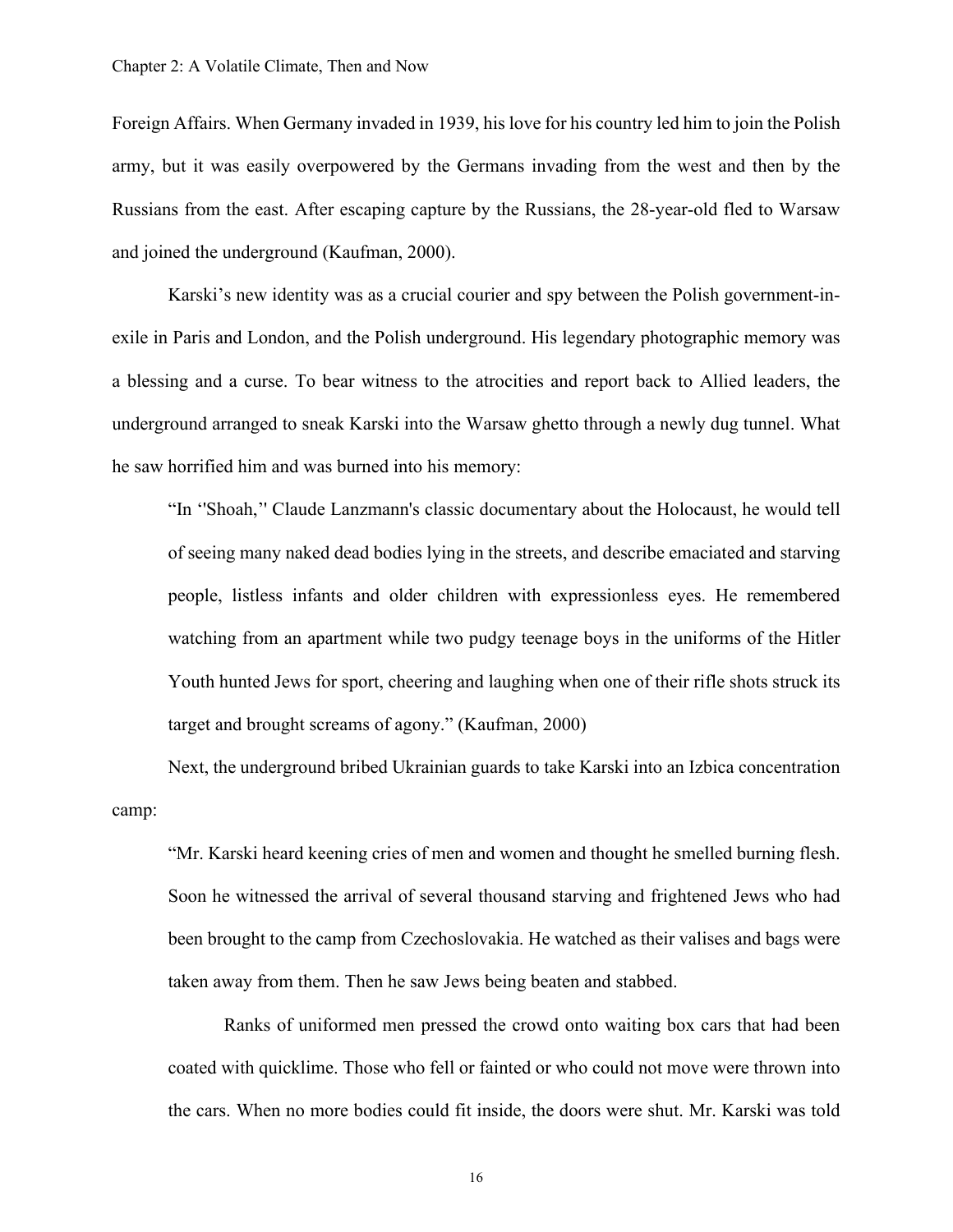Foreign Affairs. When Germany invaded in 1939, his love for his country led him to join the Polish army, but it was easily overpowered by the Germans invading from the west and then by the Russians from the east. After escaping capture by the Russians, the 28-year-old fled to Warsaw and joined the underground (Kaufman, 2000).

Karski's new identity was as a crucial courier and spy between the Polish government-in-exile in Paris and London, and the Polish underground. His legendary photographic memory was a blessing and a curse. To bear witness to the atrocities and report back to Allied leaders, the underground arranged to sneak Karski into the Warsaw ghetto through a newly dug tunnel. What he saw horrified him and was burned into his memory:

> "In ''Shoah,'' Claude Lanzmann's classic documentary about the Holocaust, he would tell of seeing many naked dead bodies lying in the streets, and describe emaciated and starving people, listless infants and older children with expressionless eyes. He remembered watching from an apartment while two pudgy teenage boys in the uniforms of the Hitler Youth hunted Jews for sport, cheering and laughing when one of their rifle shots struck its target and brought screams of agony." (Kaufman, 2000)

Next, the underground bribed Ukrainian guards to take Karski into an Izbica concentration camp:

> "Mr. Karski heard keening cries of men and women and thought he smelled burning flesh. Soon he witnessed the arrival of several thousand starving and frightened Jews who had been brought to the camp from Czechoslovakia. He watched as their valises and bags were taken away from them. Then he saw Jews being beaten and stabbed.
>
> Ranks of uniformed men pressed the crowd onto waiting box cars that had been coated with quicklime. Those who fell or fainted or who could not move were thrown into the cars. When no more bodies could fit inside, the doors were shut. Mr. Karski was told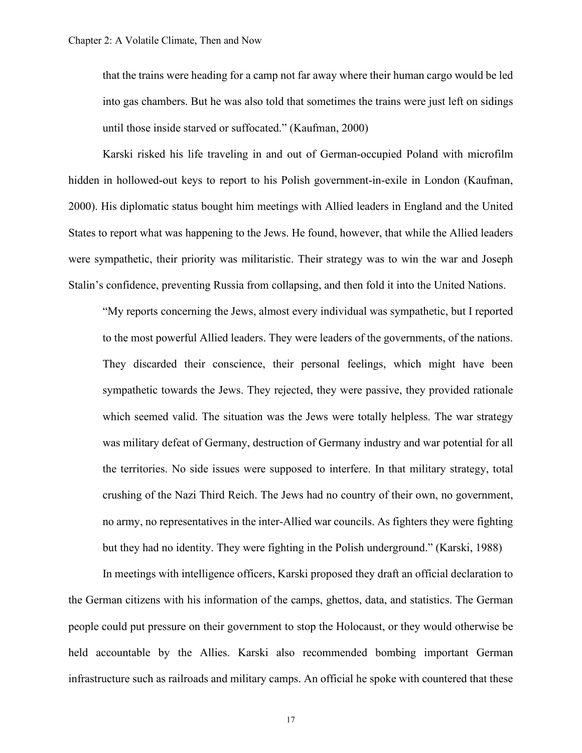> that the trains were heading for a camp not far away where their human cargo would be led into gas chambers. But he was also told that sometimes the trains were just left on sidings until those inside starved or suffocated." (Kaufman, 2000)

Karski risked his life traveling in and out of German-occupied Poland with microfilm hidden in hollowed-out keys to report to his Polish government-in-exile in London (Kaufman, 2000). His diplomatic status bought him meetings with Allied leaders in England and the United States to report what was happening to the Jews. He found, however, that while the Allied leaders were sympathetic, their priority was militaristic. Their strategy was to win the war and Joseph Stalin's confidence, preventing Russia from collapsing, and then fold it into the United Nations.

> "My reports concerning the Jews, almost every individual was sympathetic, but I reported to the most powerful Allied leaders. They were leaders of the governments, of the nations. They discarded their conscience, their personal feelings, which might have been sympathetic towards the Jews. They rejected, they were passive, they provided rationale which seemed valid. The situation was the Jews were totally helpless. The war strategy was military defeat of Germany, destruction of Germany industry and war potential for all the territories. No side issues were supposed to interfere. In that military strategy, total crushing of the Nazi Third Reich. The Jews had no country of their own, no government, no army, no representatives in the inter-Allied war councils. As fighters they were fighting but they had no identity. They were fighting in the Polish underground." (Karski, 1988)

In meetings with intelligence officers, Karski proposed they draft an official declaration to the German citizens with his information of the camps, ghettos, data, and statistics. The German people could put pressure on their government to stop the Holocaust, or they would otherwise be held accountable by the Allies. Karski also recommended bombing important German infrastructure such as railroads and military camps. An official he spoke with countered that these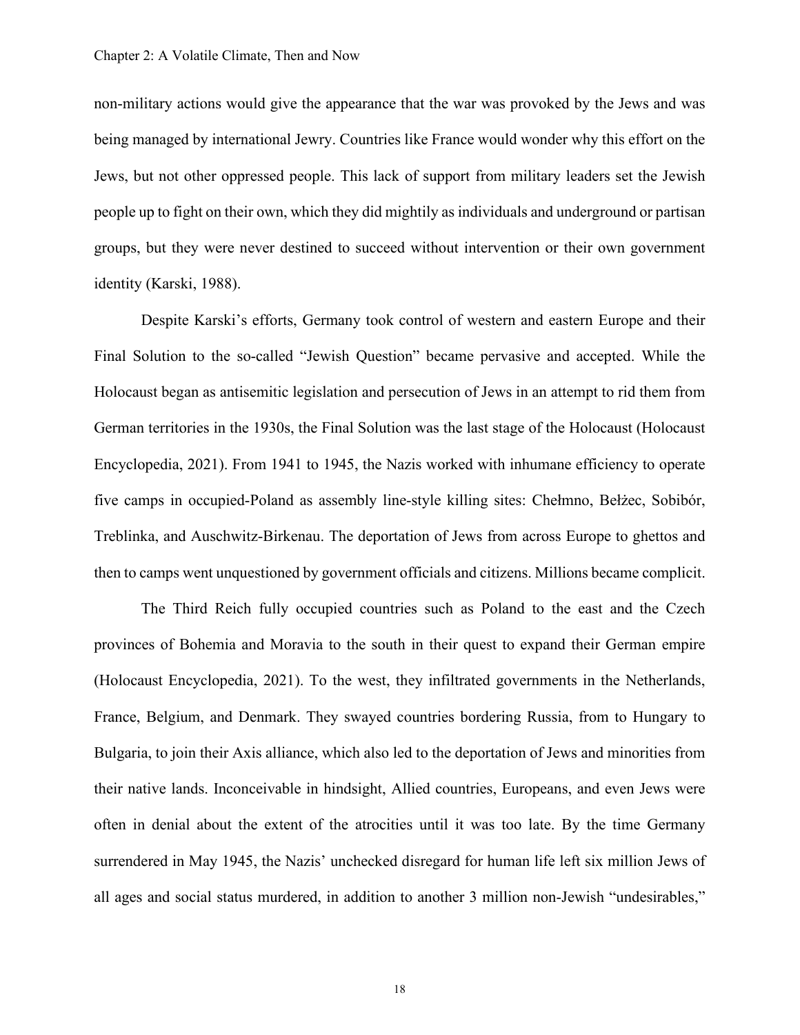non-military actions would give the appearance that the war was provoked by the Jews and was being managed by international Jewry. Countries like France would wonder why this effort on the Jews, but not other oppressed people. This lack of support from military leaders set the Jewish people up to fight on their own, which they did mightily as individuals and underground or partisan groups, but they were never destined to succeed without intervention or their own government identity (Karski, 1988).

Despite Karski's efforts, Germany took control of western and eastern Europe and their Final Solution to the so-called "Jewish Question" became pervasive and accepted. While the Holocaust began as antisemitic legislation and persecution of Jews in an attempt to rid them from German territories in the 1930s, the Final Solution was the last stage of the Holocaust (Holocaust Encyclopedia, 2021). From 1941 to 1945, the Nazis worked with inhumane efficiency to operate five camps in occupied-Poland as assembly line-style killing sites: Chełmno, Bełżec, Sobibór, Treblinka, and Auschwitz-Birkenau. The deportation of Jews from across Europe to ghettos and then to camps went unquestioned by government officials and citizens. Millions became complicit.

The Third Reich fully occupied countries such as Poland to the east and the Czech provinces of Bohemia and Moravia to the south in their quest to expand their German empire (Holocaust Encyclopedia, 2021). To the west, they infiltrated governments in the Netherlands, France, Belgium, and Denmark. They swayed countries bordering Russia, from to Hungary to Bulgaria, to join their Axis alliance, which also led to the deportation of Jews and minorities from their native lands. Inconceivable in hindsight, Allied countries, Europeans, and even Jews were often in denial about the extent of the atrocities until it was too late. By the time Germany surrendered in May 1945, the Nazis' unchecked disregard for human life left six million Jews of all ages and social status murdered, in addition to another 3 million non-Jewish "undesirables,"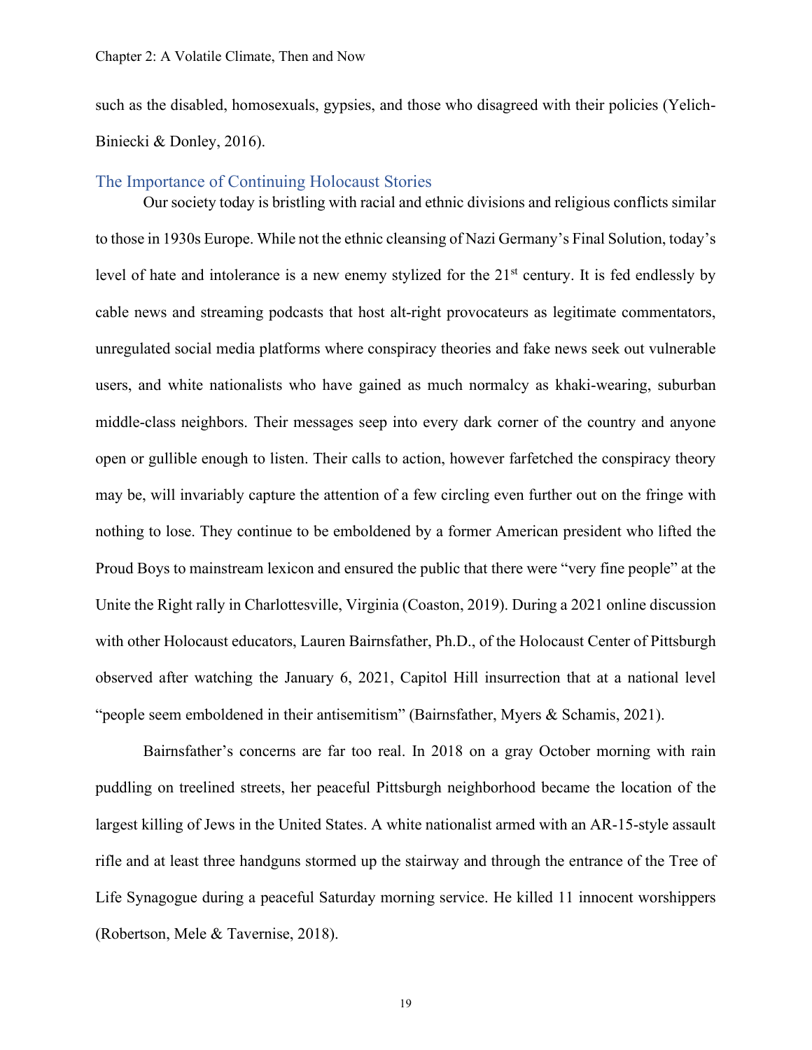such as the disabled, homosexuals, gypsies, and those who disagreed with their policies (Yelich-Biniecki & Donley, 2016).

## The Importance of Continuing Holocaust Stories

Our society today is bristling with racial and ethnic divisions and religious conflicts similar to those in 1930s Europe. While not the ethnic cleansing of Nazi Germany's Final Solution, today's level of hate and intolerance is a new enemy stylized for the 21st century. It is fed endlessly by cable news and streaming podcasts that host alt-right provocateurs as legitimate commentators, unregulated social media platforms where conspiracy theories and fake news seek out vulnerable users, and white nationalists who have gained as much normalcy as khaki-wearing, suburban middle-class neighbors. Their messages seep into every dark corner of the country and anyone open or gullible enough to listen. Their calls to action, however farfetched the conspiracy theory may be, will invariably capture the attention of a few circling even further out on the fringe with nothing to lose. They continue to be emboldened by a former American president who lifted the Proud Boys to mainstream lexicon and ensured the public that there were "very fine people" at the Unite the Right rally in Charlottesville, Virginia (Coaston, 2019). During a 2021 online discussion with other Holocaust educators, Lauren Bairnsfather, Ph.D., of the Holocaust Center of Pittsburgh observed after watching the January 6, 2021, Capitol Hill insurrection that at a national level "people seem emboldened in their antisemitism" (Bairnsfather, Myers & Schamis, 2021).

Bairnsfather's concerns are far too real. In 2018 on a gray October morning with rain puddling on treelined streets, her peaceful Pittsburgh neighborhood became the location of the largest killing of Jews in the United States. A white nationalist armed with an AR-15-style assault rifle and at least three handguns stormed up the stairway and through the entrance of the Tree of Life Synagogue during a peaceful Saturday morning service. He killed 11 innocent worshippers (Robertson, Mele & Tavernise, 2018).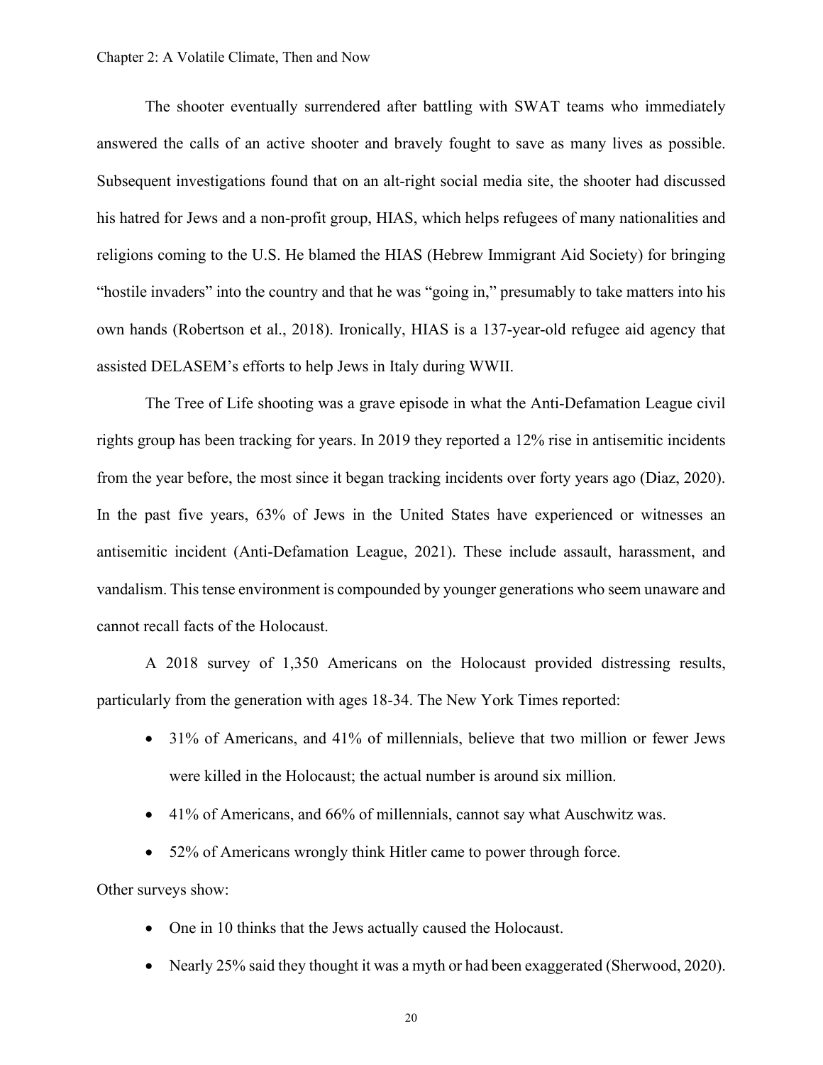The shooter eventually surrendered after battling with SWAT teams who immediately answered the calls of an active shooter and bravely fought to save as many lives as possible. Subsequent investigations found that on an alt-right social media site, the shooter had discussed his hatred for Jews and a non-profit group, HIAS, which helps refugees of many nationalities and religions coming to the U.S. He blamed the HIAS (Hebrew Immigrant Aid Society) for bringing "hostile invaders" into the country and that he was "going in," presumably to take matters into his own hands (Robertson et al., 2018). Ironically, HIAS is a 137-year-old refugee aid agency that assisted DELASEM's efforts to help Jews in Italy during WWII.

The Tree of Life shooting was a grave episode in what the Anti-Defamation League civil rights group has been tracking for years. In 2019 they reported a 12% rise in antisemitic incidents from the year before, the most since it began tracking incidents over forty years ago (Diaz, 2020). In the past five years, 63% of Jews in the United States have experienced or witnesses an antisemitic incident (Anti-Defamation League, 2021). These include assault, harassment, and vandalism. This tense environment is compounded by younger generations who seem unaware and cannot recall facts of the Holocaust.

A 2018 survey of 1,350 Americans on the Holocaust provided distressing results, particularly from the generation with ages 18-34. The New York Times reported:

- 31% of Americans, and 41% of millennials, believe that two million or fewer Jews were killed in the Holocaust; the actual number is around six million.
- 41% of Americans, and 66% of millennials, cannot say what Auschwitz was.
- 52% of Americans wrongly think Hitler came to power through force.

Other surveys show:

- One in 10 thinks that the Jews actually caused the Holocaust.
- Nearly 25% said they thought it was a myth or had been exaggerated (Sherwood, 2020).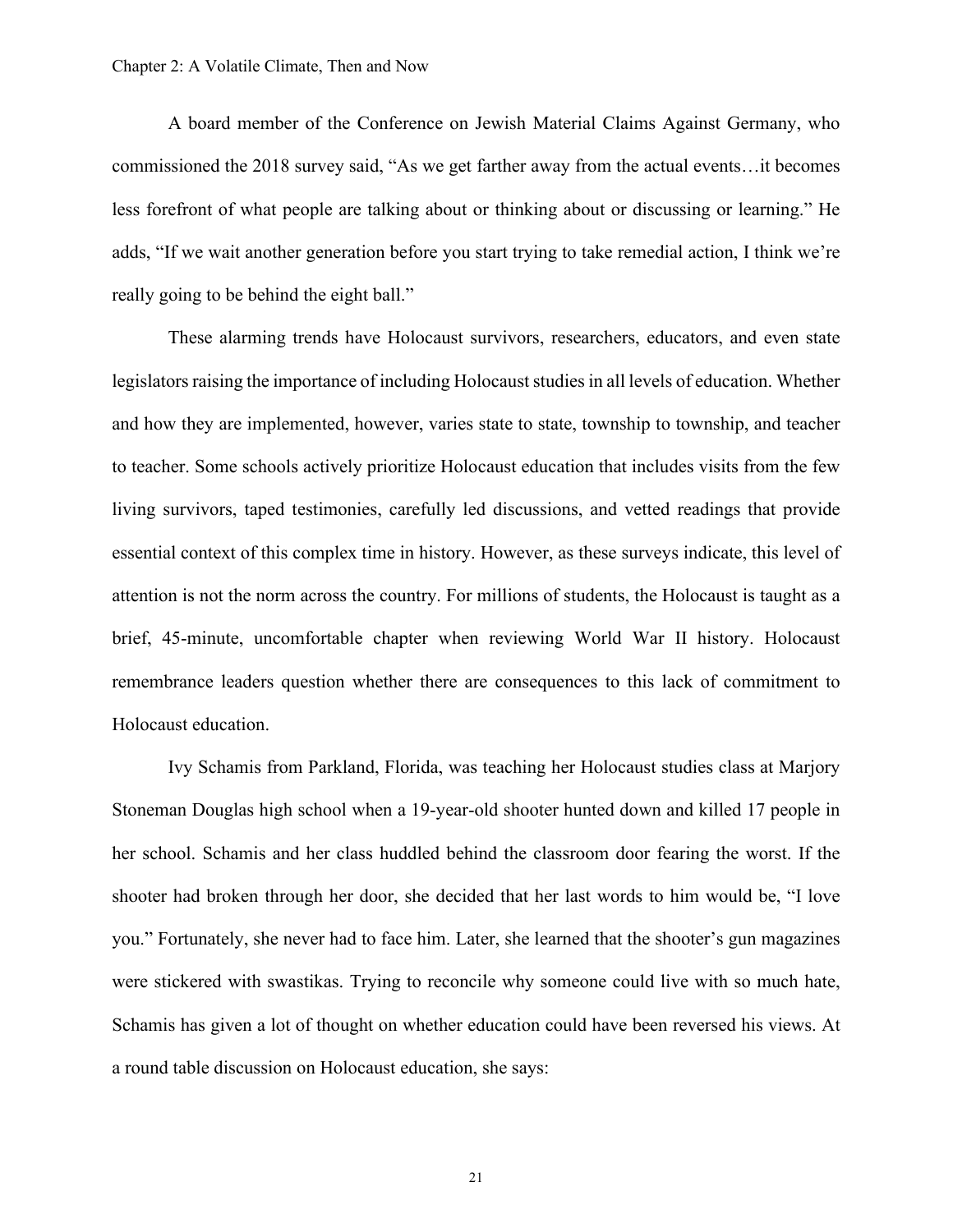A board member of the Conference on Jewish Material Claims Against Germany, who commissioned the 2018 survey said, "As we get farther away from the actual events…it becomes less forefront of what people are talking about or thinking about or discussing or learning." He adds, "If we wait another generation before you start trying to take remedial action, I think we're really going to be behind the eight ball."

These alarming trends have Holocaust survivors, researchers, educators, and even state legislators raising the importance of including Holocaust studies in all levels of education. Whether and how they are implemented, however, varies state to state, township to township, and teacher to teacher. Some schools actively prioritize Holocaust education that includes visits from the few living survivors, taped testimonies, carefully led discussions, and vetted readings that provide essential context of this complex time in history. However, as these surveys indicate, this level of attention is not the norm across the country. For millions of students, the Holocaust is taught as a brief, 45-minute, uncomfortable chapter when reviewing World War II history. Holocaust remembrance leaders question whether there are consequences to this lack of commitment to Holocaust education.

Ivy Schamis from Parkland, Florida, was teaching her Holocaust studies class at Marjory Stoneman Douglas high school when a 19-year-old shooter hunted down and killed 17 people in her school. Schamis and her class huddled behind the classroom door fearing the worst. If the shooter had broken through her door, she decided that her last words to him would be, "I love you." Fortunately, she never had to face him. Later, she learned that the shooter's gun magazines were stickered with swastikas. Trying to reconcile why someone could live with so much hate, Schamis has given a lot of thought on whether education could have been reversed his views. At a round table discussion on Holocaust education, she says: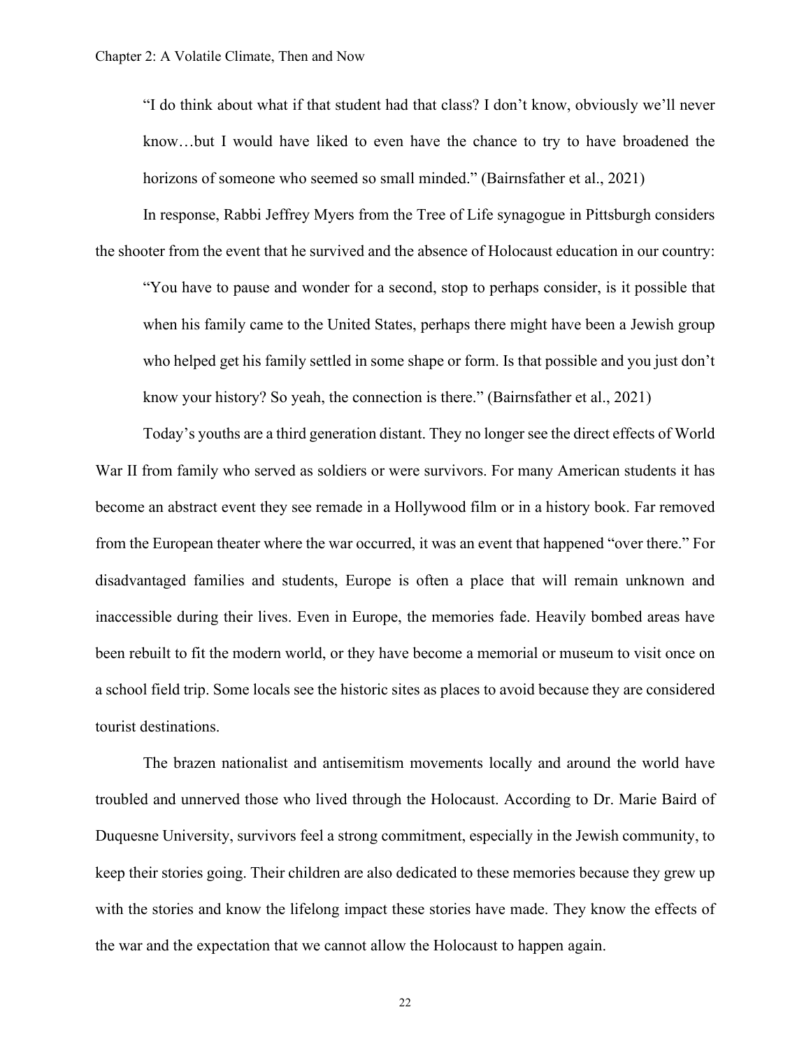> "I do think about what if that student had that class? I don't know, obviously we'll never know…but I would have liked to even have the chance to try to have broadened the horizons of someone who seemed so small minded." (Bairnsfather et al., 2021)

In response, Rabbi Jeffrey Myers from the Tree of Life synagogue in Pittsburgh considers the shooter from the event that he survived and the absence of Holocaust education in our country:

> "You have to pause and wonder for a second, stop to perhaps consider, is it possible that when his family came to the United States, perhaps there might have been a Jewish group who helped get his family settled in some shape or form. Is that possible and you just don't know your history? So yeah, the connection is there." (Bairnsfather et al., 2021)

Today's youths are a third generation distant. They no longer see the direct effects of World War II from family who served as soldiers or were survivors. For many American students it has become an abstract event they see remade in a Hollywood film or in a history book. Far removed from the European theater where the war occurred, it was an event that happened "over there." For disadvantaged families and students, Europe is often a place that will remain unknown and inaccessible during their lives. Even in Europe, the memories fade. Heavily bombed areas have been rebuilt to fit the modern world, or they have become a memorial or museum to visit once on a school field trip. Some locals see the historic sites as places to avoid because they are considered tourist destinations.

The brazen nationalist and antisemitism movements locally and around the world have troubled and unnerved those who lived through the Holocaust. According to Dr. Marie Baird of Duquesne University, survivors feel a strong commitment, especially in the Jewish community, to keep their stories going. Their children are also dedicated to these memories because they grew up with the stories and know the lifelong impact these stories have made. They know the effects of the war and the expectation that we cannot allow the Holocaust to happen again.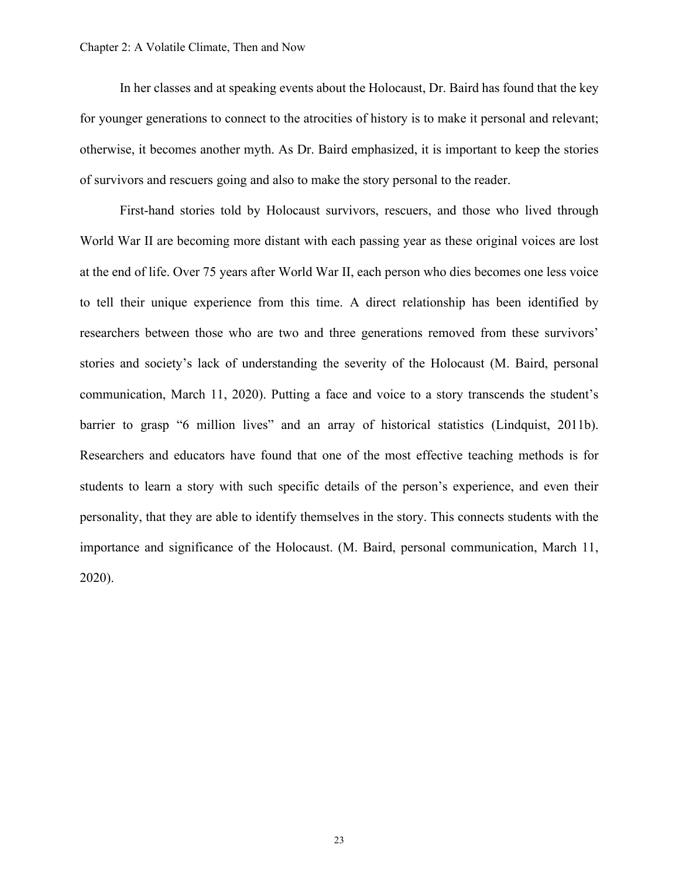In her classes and at speaking events about the Holocaust, Dr. Baird has found that the key for younger generations to connect to the atrocities of history is to make it personal and relevant; otherwise, it becomes another myth. As Dr. Baird emphasized, it is important to keep the stories of survivors and rescuers going and also to make the story personal to the reader.

First-hand stories told by Holocaust survivors, rescuers, and those who lived through World War II are becoming more distant with each passing year as these original voices are lost at the end of life. Over 75 years after World War II, each person who dies becomes one less voice to tell their unique experience from this time. A direct relationship has been identified by researchers between those who are two and three generations removed from these survivors' stories and society's lack of understanding the severity of the Holocaust (M. Baird, personal communication, March 11, 2020). Putting a face and voice to a story transcends the student's barrier to grasp "6 million lives" and an array of historical statistics (Lindquist, 2011b). Researchers and educators have found that one of the most effective teaching methods is for students to learn a story with such specific details of the person's experience, and even their personality, that they are able to identify themselves in the story. This connects students with the importance and significance of the Holocaust. (M. Baird, personal communication, March 11, 2020).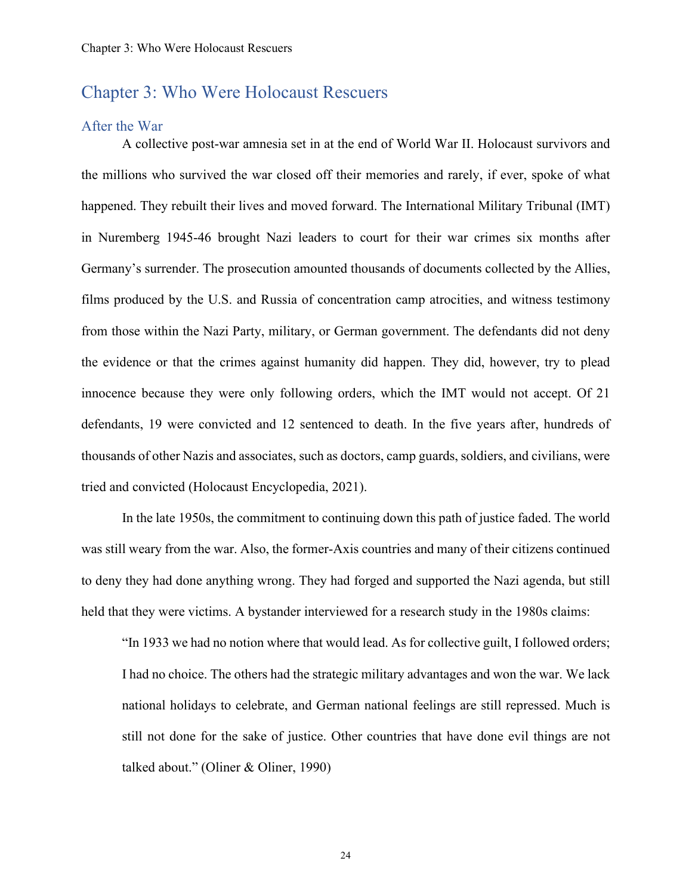# Chapter 3: Who Were Holocaust Rescuers

## After the War

A collective post-war amnesia set in at the end of World War II. Holocaust survivors and the millions who survived the war closed off their memories and rarely, if ever, spoke of what happened. They rebuilt their lives and moved forward. The International Military Tribunal (IMT) in Nuremberg 1945-46 brought Nazi leaders to court for their war crimes six months after Germany's surrender. The prosecution amounted thousands of documents collected by the Allies, films produced by the U.S. and Russia of concentration camp atrocities, and witness testimony from those within the Nazi Party, military, or German government. The defendants did not deny the evidence or that the crimes against humanity did happen. They did, however, try to plead innocence because they were only following orders, which the IMT would not accept. Of 21 defendants, 19 were convicted and 12 sentenced to death. In the five years after, hundreds of thousands of other Nazis and associates, such as doctors, camp guards, soldiers, and civilians, were tried and convicted (Holocaust Encyclopedia, 2021).

In the late 1950s, the commitment to continuing down this path of justice faded. The world was still weary from the war. Also, the former-Axis countries and many of their citizens continued to deny they had done anything wrong. They had forged and supported the Nazi agenda, but still held that they were victims. A bystander interviewed for a research study in the 1980s claims:

> "In 1933 we had no notion where that would lead. As for collective guilt, I followed orders; I had no choice. The others had the strategic military advantages and won the war. We lack national holidays to celebrate, and German national feelings are still repressed. Much is still not done for the sake of justice. Other countries that have done evil things are not talked about." (Oliner & Oliner, 1990)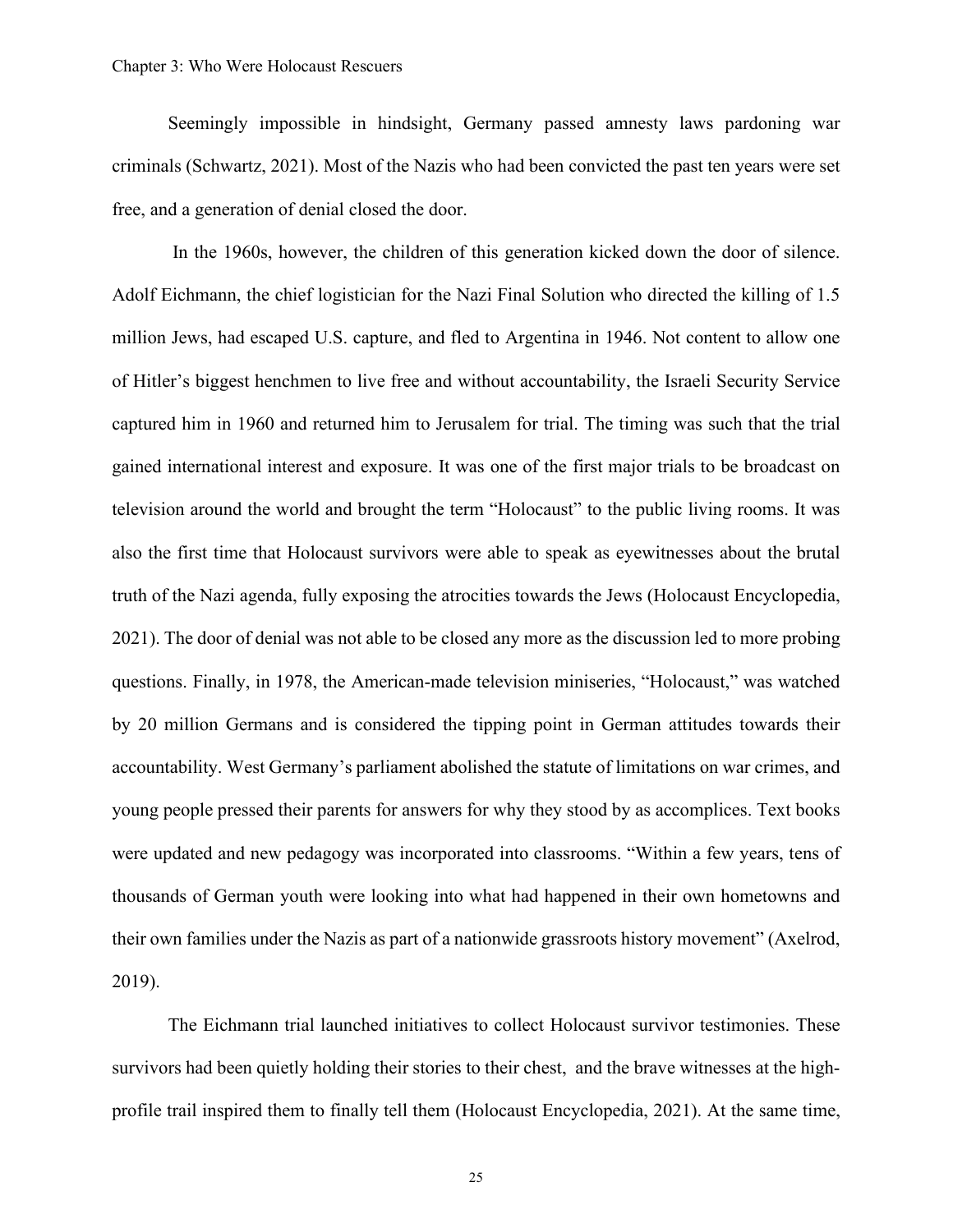Seemingly impossible in hindsight, Germany passed amnesty laws pardoning war criminals (Schwartz, 2021). Most of the Nazis who had been convicted the past ten years were set free, and a generation of denial closed the door.

In the 1960s, however, the children of this generation kicked down the door of silence. Adolf Eichmann, the chief logistician for the Nazi Final Solution who directed the killing of 1.5 million Jews, had escaped U.S. capture, and fled to Argentina in 1946. Not content to allow one of Hitler's biggest henchmen to live free and without accountability, the Israeli Security Service captured him in 1960 and returned him to Jerusalem for trial. The timing was such that the trial gained international interest and exposure. It was one of the first major trials to be broadcast on television around the world and brought the term "Holocaust" to the public living rooms. It was also the first time that Holocaust survivors were able to speak as eyewitnesses about the brutal truth of the Nazi agenda, fully exposing the atrocities towards the Jews (Holocaust Encyclopedia, 2021). The door of denial was not able to be closed any more as the discussion led to more probing questions. Finally, in 1978, the American-made television miniseries, "Holocaust," was watched by 20 million Germans and is considered the tipping point in German attitudes towards their accountability. West Germany's parliament abolished the statute of limitations on war crimes, and young people pressed their parents for answers for why they stood by as accomplices. Text books were updated and new pedagogy was incorporated into classrooms. "Within a few years, tens of thousands of German youth were looking into what had happened in their own hometowns and their own families under the Nazis as part of a nationwide grassroots history movement" (Axelrod, 2019).

The Eichmann trial launched initiatives to collect Holocaust survivor testimonies. These survivors had been quietly holding their stories to their chest, and the brave witnesses at the high-profile trail inspired them to finally tell them (Holocaust Encyclopedia, 2021). At the same time,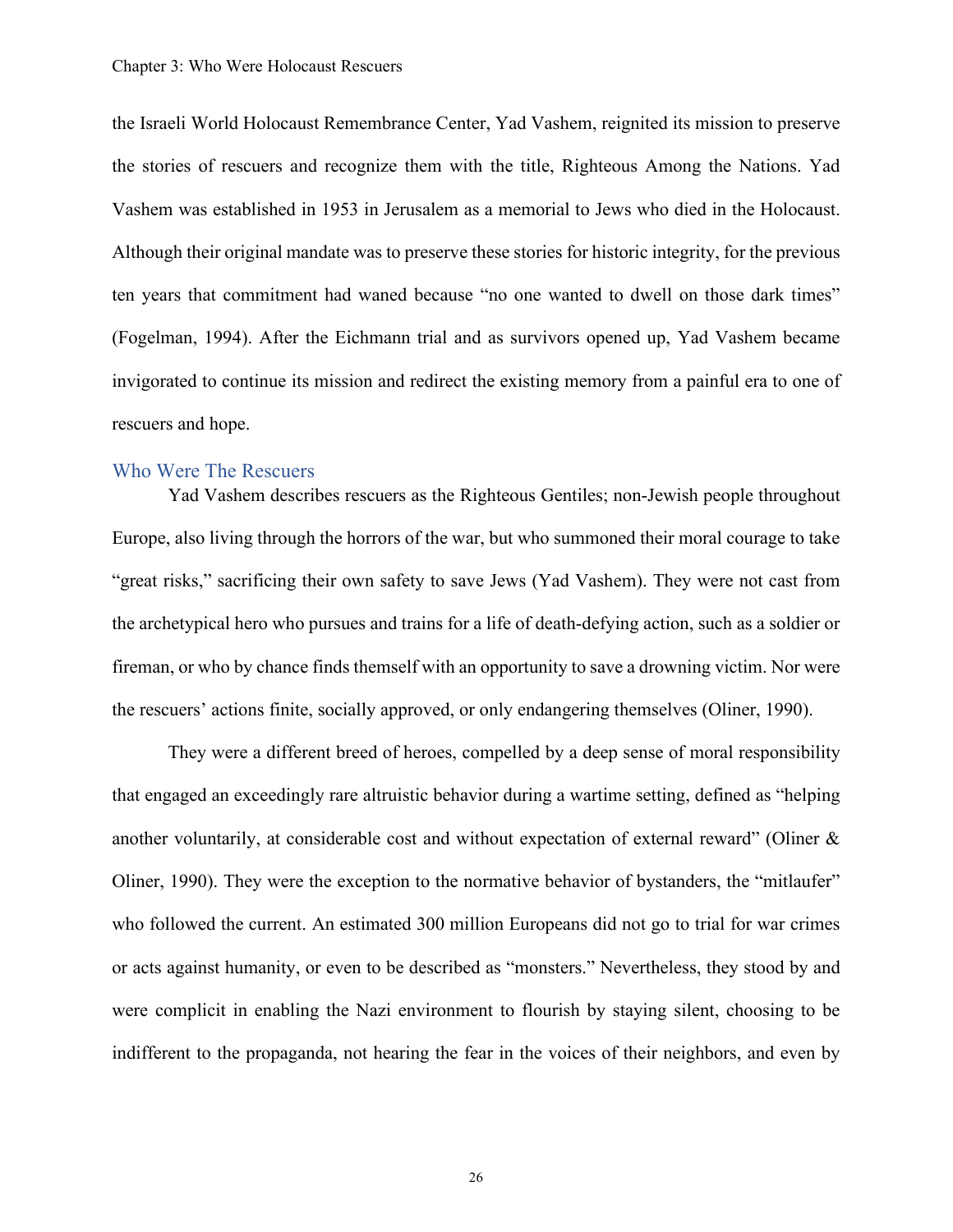the Israeli World Holocaust Remembrance Center, Yad Vashem, reignited its mission to preserve the stories of rescuers and recognize them with the title, Righteous Among the Nations. Yad Vashem was established in 1953 in Jerusalem as a memorial to Jews who died in the Holocaust. Although their original mandate was to preserve these stories for historic integrity, for the previous ten years that commitment had waned because "no one wanted to dwell on those dark times" (Fogelman, 1994). After the Eichmann trial and as survivors opened up, Yad Vashem became invigorated to continue its mission and redirect the existing memory from a painful era to one of rescuers and hope.

## Who Were The Rescuers

Yad Vashem describes rescuers as the Righteous Gentiles; non-Jewish people throughout Europe, also living through the horrors of the war, but who summoned their moral courage to take "great risks," sacrificing their own safety to save Jews (Yad Vashem). They were not cast from the archetypical hero who pursues and trains for a life of death-defying action, such as a soldier or fireman, or who by chance finds themself with an opportunity to save a drowning victim. Nor were the rescuers' actions finite, socially approved, or only endangering themselves (Oliner, 1990).

They were a different breed of heroes, compelled by a deep sense of moral responsibility that engaged an exceedingly rare altruistic behavior during a wartime setting, defined as "helping another voluntarily, at considerable cost and without expectation of external reward" (Oliner & Oliner, 1990). They were the exception to the normative behavior of bystanders, the "mitlaufer" who followed the current. An estimated 300 million Europeans did not go to trial for war crimes or acts against humanity, or even to be described as "monsters." Nevertheless, they stood by and were complicit in enabling the Nazi environment to flourish by staying silent, choosing to be indifferent to the propaganda, not hearing the fear in the voices of their neighbors, and even by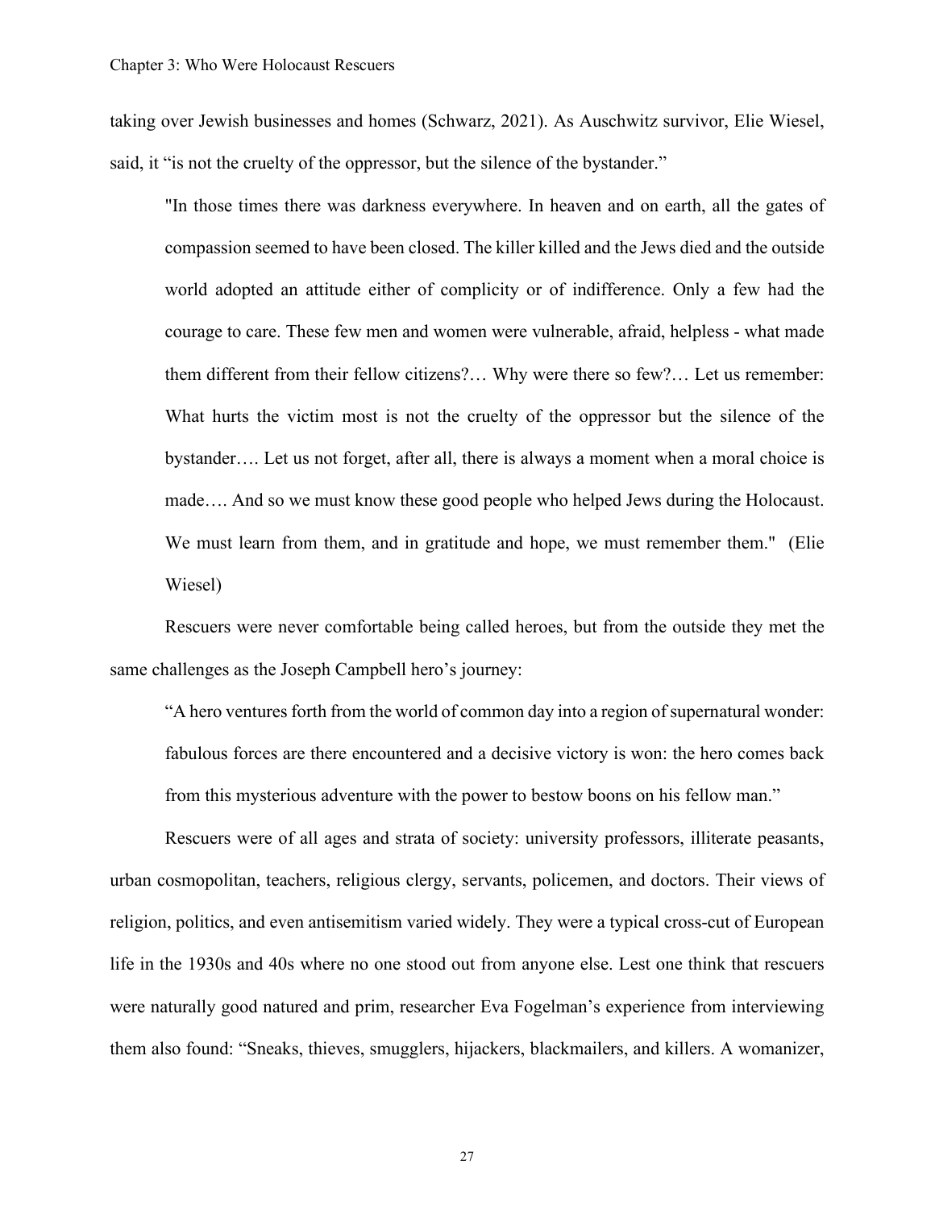taking over Jewish businesses and homes (Schwarz, 2021). As Auschwitz survivor, Elie Wiesel, said, it "is not the cruelty of the oppressor, but the silence of the bystander."

> "In those times there was darkness everywhere. In heaven and on earth, all the gates of compassion seemed to have been closed. The killer killed and the Jews died and the outside world adopted an attitude either of complicity or of indifference. Only a few had the courage to care. These few men and women were vulnerable, afraid, helpless - what made them different from their fellow citizens?… Why were there so few?… Let us remember: What hurts the victim most is not the cruelty of the oppressor but the silence of the bystander…. Let us not forget, after all, there is always a moment when a moral choice is made…. And so we must know these good people who helped Jews during the Holocaust. We must learn from them, and in gratitude and hope, we must remember them." (Elie Wiesel)

Rescuers were never comfortable being called heroes, but from the outside they met the same challenges as the Joseph Campbell hero's journey:

> "A hero ventures forth from the world of common day into a region of supernatural wonder: fabulous forces are there encountered and a decisive victory is won: the hero comes back from this mysterious adventure with the power to bestow boons on his fellow man."

Rescuers were of all ages and strata of society: university professors, illiterate peasants, urban cosmopolitan, teachers, religious clergy, servants, policemen, and doctors. Their views of religion, politics, and even antisemitism varied widely. They were a typical cross-cut of European life in the 1930s and 40s where no one stood out from anyone else. Lest one think that rescuers were naturally good natured and prim, researcher Eva Fogelman's experience from interviewing them also found: "Sneaks, thieves, smugglers, hijackers, blackmailers, and killers. A womanizer,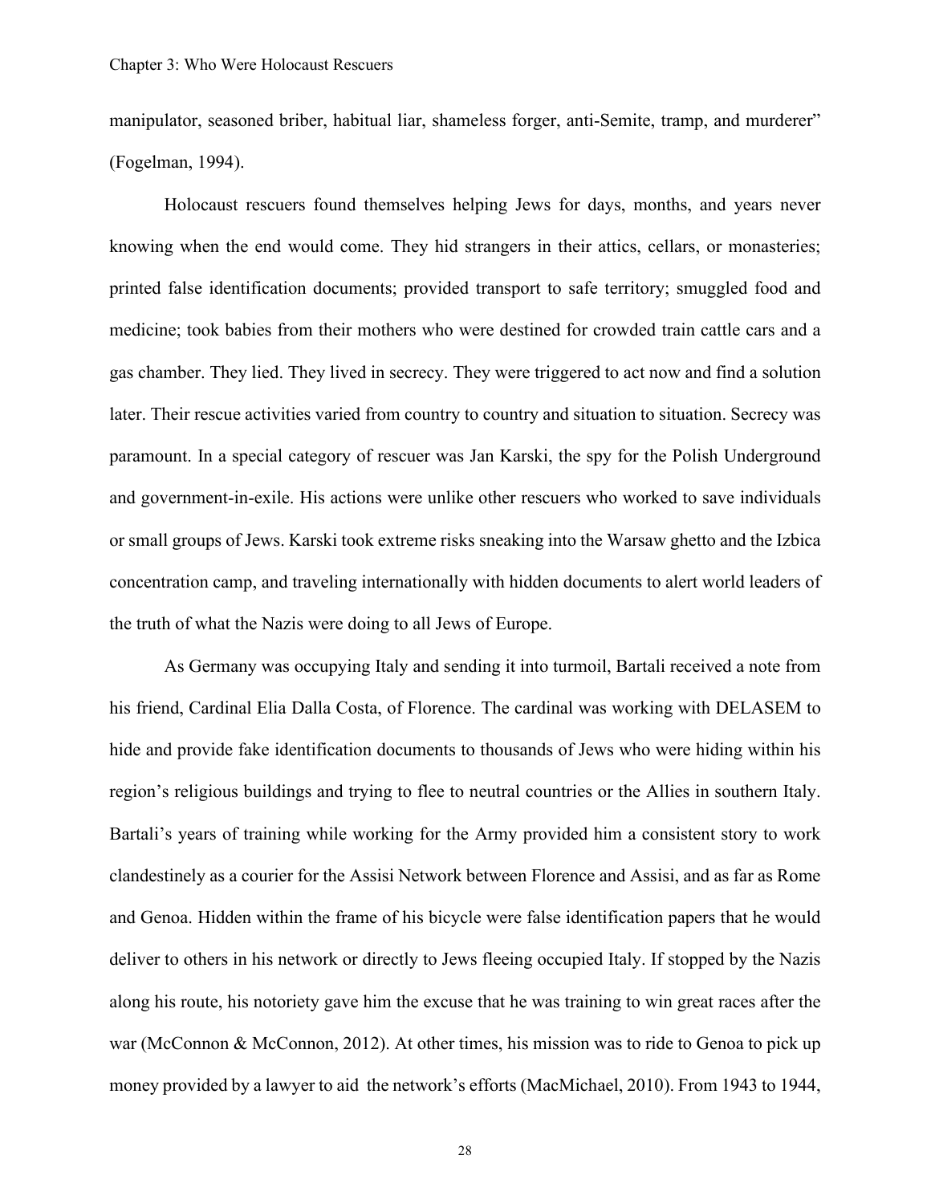manipulator, seasoned briber, habitual liar, shameless forger, anti-Semite, tramp, and murderer" (Fogelman, 1994).

Holocaust rescuers found themselves helping Jews for days, months, and years never knowing when the end would come. They hid strangers in their attics, cellars, or monasteries; printed false identification documents; provided transport to safe territory; smuggled food and medicine; took babies from their mothers who were destined for crowded train cattle cars and a gas chamber. They lied. They lived in secrecy. They were triggered to act now and find a solution later. Their rescue activities varied from country to country and situation to situation. Secrecy was paramount. In a special category of rescuer was Jan Karski, the spy for the Polish Underground and government-in-exile. His actions were unlike other rescuers who worked to save individuals or small groups of Jews. Karski took extreme risks sneaking into the Warsaw ghetto and the Izbica concentration camp, and traveling internationally with hidden documents to alert world leaders of the truth of what the Nazis were doing to all Jews of Europe.

As Germany was occupying Italy and sending it into turmoil, Bartali received a note from his friend, Cardinal Elia Dalla Costa, of Florence. The cardinal was working with DELASEM to hide and provide fake identification documents to thousands of Jews who were hiding within his region's religious buildings and trying to flee to neutral countries or the Allies in southern Italy. Bartali's years of training while working for the Army provided him a consistent story to work clandestinely as a courier for the Assisi Network between Florence and Assisi, and as far as Rome and Genoa. Hidden within the frame of his bicycle were false identification papers that he would deliver to others in his network or directly to Jews fleeing occupied Italy. If stopped by the Nazis along his route, his notoriety gave him the excuse that he was training to win great races after the war (McConnon & McConnon, 2012). At other times, his mission was to ride to Genoa to pick up money provided by a lawyer to aid the network's efforts (MacMichael, 2010). From 1943 to 1944,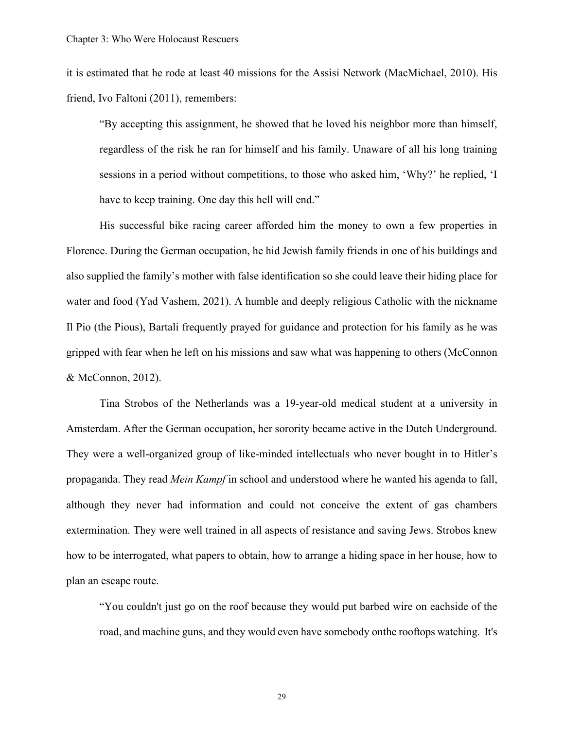it is estimated that he rode at least 40 missions for the Assisi Network (MacMichael, 2010). His friend, Ivo Faltoni (2011), remembers:

> "By accepting this assignment, he showed that he loved his neighbor more than himself, regardless of the risk he ran for himself and his family. Unaware of all his long training sessions in a period without competitions, to those who asked him, 'Why?' he replied, 'I have to keep training. One day this hell will end."

His successful bike racing career afforded him the money to own a few properties in Florence. During the German occupation, he hid Jewish family friends in one of his buildings and also supplied the family's mother with false identification so she could leave their hiding place for water and food (Yad Vashem, 2021). A humble and deeply religious Catholic with the nickname Il Pio (the Pious), Bartali frequently prayed for guidance and protection for his family as he was gripped with fear when he left on his missions and saw what was happening to others (McConnon & McConnon, 2012).

Tina Strobos of the Netherlands was a 19-year-old medical student at a university in Amsterdam. After the German occupation, her sorority became active in the Dutch Underground. They were a well-organized group of like-minded intellectuals who never bought in to Hitler's propaganda. They read *Mein Kampf* in school and understood where he wanted his agenda to fall, although they never had information and could not conceive the extent of gas chambers extermination. They were well trained in all aspects of resistance and saving Jews. Strobos knew how to be interrogated, what papers to obtain, how to arrange a hiding space in her house, how to plan an escape route.

> "You couldn't just go on the roof because they would put barbed wire on eachside of the road, and machine guns, and they would even have somebody onthe rooftops watching. It's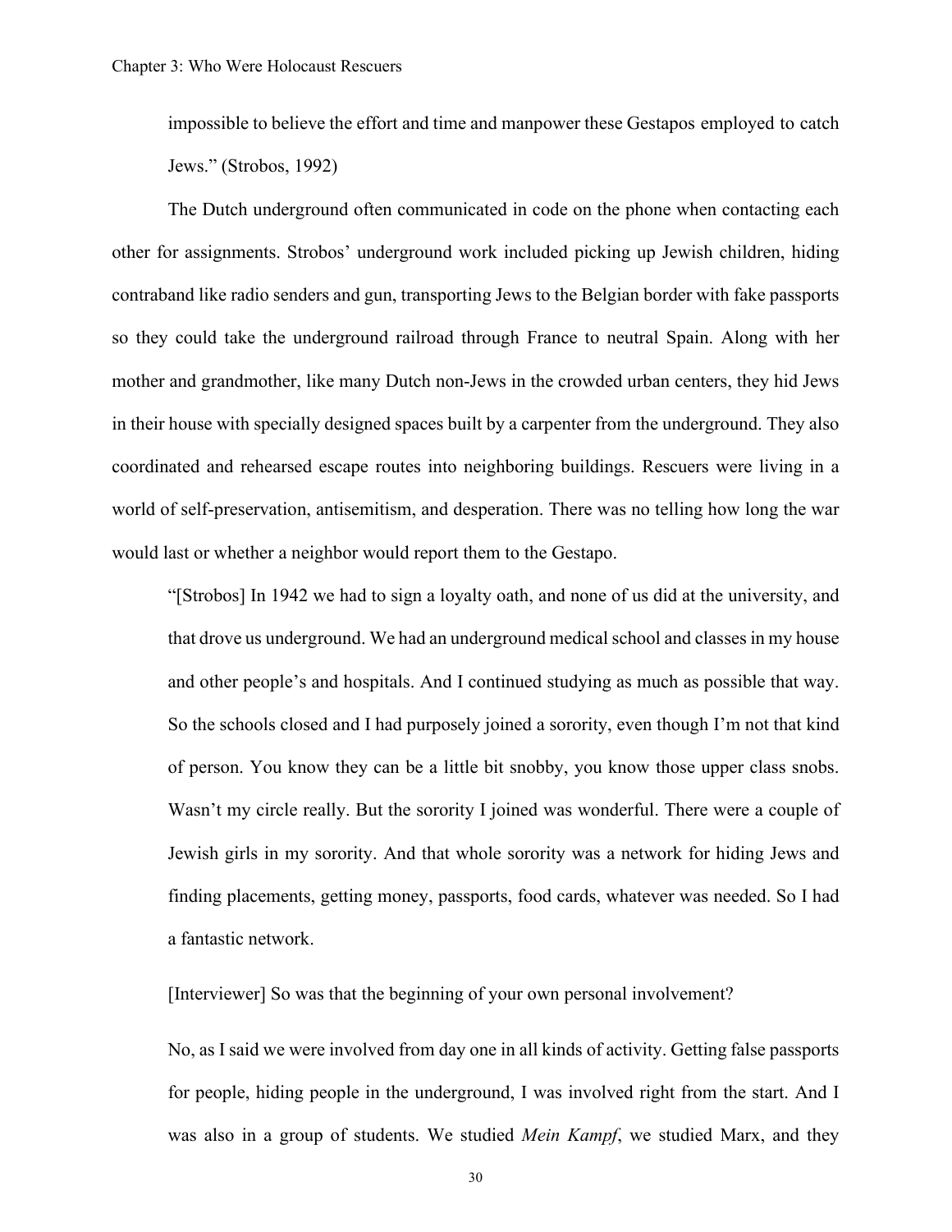impossible to believe the effort and time and manpower these Gestapos employed to catch Jews." (Strobos, 1992)

The Dutch underground often communicated in code on the phone when contacting each other for assignments. Strobos' underground work included picking up Jewish children, hiding contraband like radio senders and gun, transporting Jews to the Belgian border with fake passports so they could take the underground railroad through France to neutral Spain. Along with her mother and grandmother, like many Dutch non-Jews in the crowded urban centers, they hid Jews in their house with specially designed spaces built by a carpenter from the underground. They also coordinated and rehearsed escape routes into neighboring buildings. Rescuers were living in a world of self-preservation, antisemitism, and desperation. There was no telling how long the war would last or whether a neighbor would report them to the Gestapo.

> "[Strobos] In 1942 we had to sign a loyalty oath, and none of us did at the university, and that drove us underground. We had an underground medical school and classes in my house and other people's and hospitals. And I continued studying as much as possible that way. So the schools closed and I had purposely joined a sorority, even though I'm not that kind of person. You know they can be a little bit snobby, you know those upper class snobs. Wasn't my circle really. But the sorority I joined was wonderful. There were a couple of Jewish girls in my sorority. And that whole sorority was a network for hiding Jews and finding placements, getting money, passports, food cards, whatever was needed. So I had a fantastic network.
>
> [Interviewer] So was that the beginning of your own personal involvement?
>
> No, as I said we were involved from day one in all kinds of activity. Getting false passports for people, hiding people in the underground, I was involved right from the start. And I was also in a group of students. We studied *Mein Kampf*, we studied Marx, and they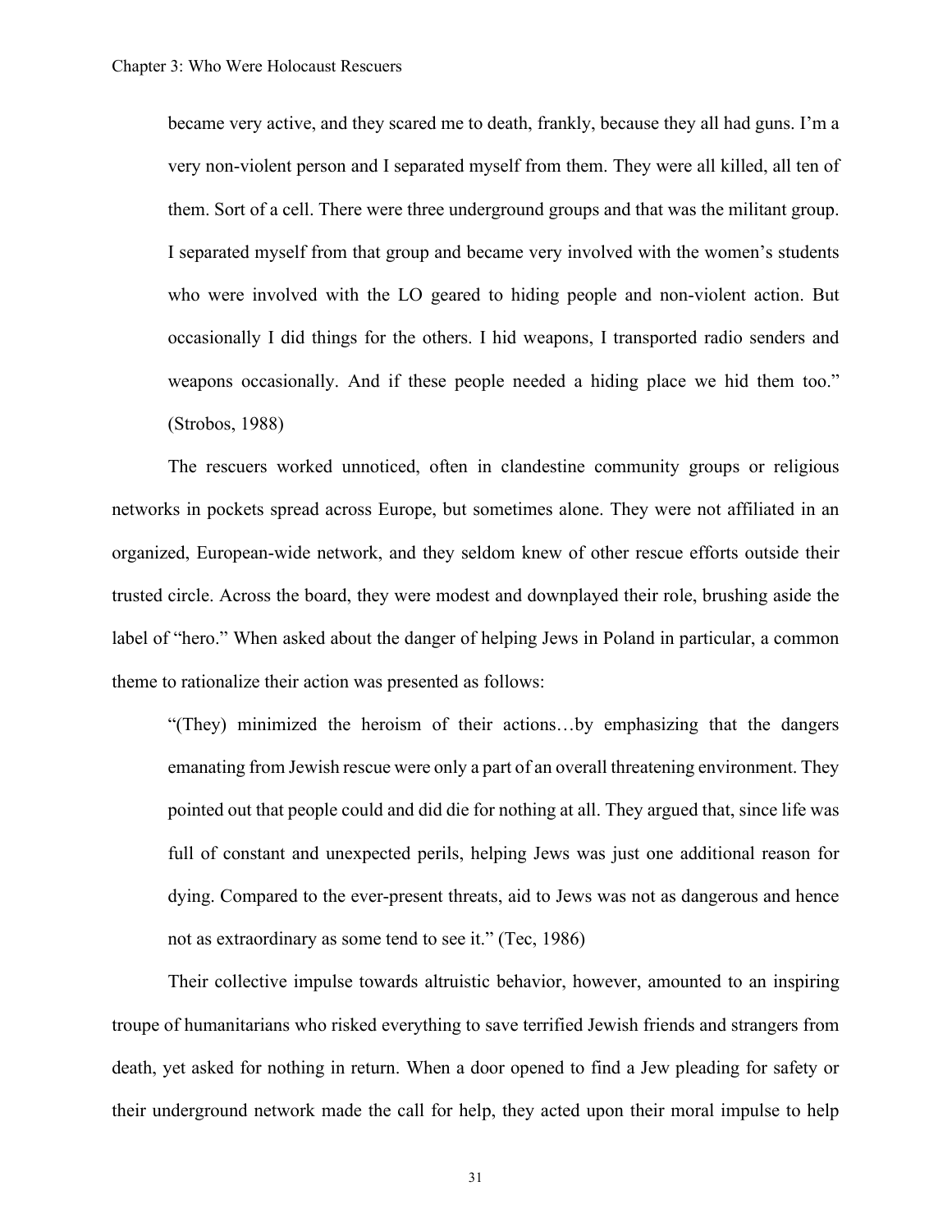became very active, and they scared me to death, frankly, because they all had guns. I'm a very non-violent person and I separated myself from them. They were all killed, all ten of them. Sort of a cell. There were three underground groups and that was the militant group. I separated myself from that group and became very involved with the women's students who were involved with the LO geared to hiding people and non-violent action. But occasionally I did things for the others. I hid weapons, I transported radio senders and weapons occasionally. And if these people needed a hiding place we hid them too." (Strobos, 1988)

The rescuers worked unnoticed, often in clandestine community groups or religious networks in pockets spread across Europe, but sometimes alone. They were not affiliated in an organized, European-wide network, and they seldom knew of other rescue efforts outside their trusted circle. Across the board, they were modest and downplayed their role, brushing aside the label of "hero." When asked about the danger of helping Jews in Poland in particular, a common theme to rationalize their action was presented as follows:

> "(They) minimized the heroism of their actions…by emphasizing that the dangers emanating from Jewish rescue were only a part of an overall threatening environment. They pointed out that people could and did die for nothing at all. They argued that, since life was full of constant and unexpected perils, helping Jews was just one additional reason for dying. Compared to the ever-present threats, aid to Jews was not as dangerous and hence not as extraordinary as some tend to see it." (Tec, 1986)

Their collective impulse towards altruistic behavior, however, amounted to an inspiring troupe of humanitarians who risked everything to save terrified Jewish friends and strangers from death, yet asked for nothing in return. When a door opened to find a Jew pleading for safety or their underground network made the call for help, they acted upon their moral impulse to help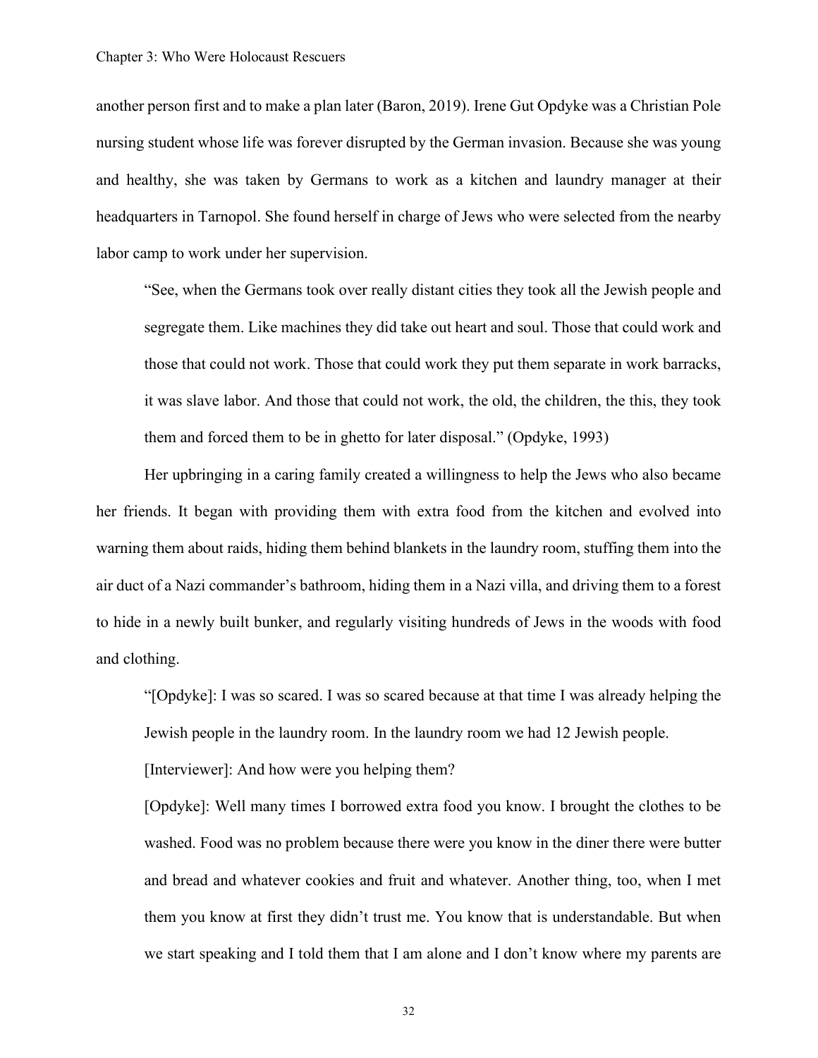another person first and to make a plan later (Baron, 2019). Irene Gut Opdyke was a Christian Pole nursing student whose life was forever disrupted by the German invasion. Because she was young and healthy, she was taken by Germans to work as a kitchen and laundry manager at their headquarters in Tarnopol. She found herself in charge of Jews who were selected from the nearby labor camp to work under her supervision.

> "See, when the Germans took over really distant cities they took all the Jewish people and segregate them. Like machines they did take out heart and soul. Those that could work and those that could not work. Those that could work they put them separate in work barracks, it was slave labor. And those that could not work, the old, the children, the this, they took them and forced them to be in ghetto for later disposal." (Opdyke, 1993)

Her upbringing in a caring family created a willingness to help the Jews who also became her friends. It began with providing them with extra food from the kitchen and evolved into warning them about raids, hiding them behind blankets in the laundry room, stuffing them into the air duct of a Nazi commander's bathroom, hiding them in a Nazi villa, and driving them to a forest to hide in a newly built bunker, and regularly visiting hundreds of Jews in the woods with food and clothing.

> "[Opdyke]: I was so scared. I was so scared because at that time I was already helping the Jewish people in the laundry room. In the laundry room we had 12 Jewish people.
>
> [Interviewer]: And how were you helping them?
>
> [Opdyke]: Well many times I borrowed extra food you know. I brought the clothes to be washed. Food was no problem because there were you know in the diner there were butter and bread and whatever cookies and fruit and whatever. Another thing, too, when I met them you know at first they didn't trust me. You know that is understandable. But when we start speaking and I told them that I am alone and I don't know where my parents are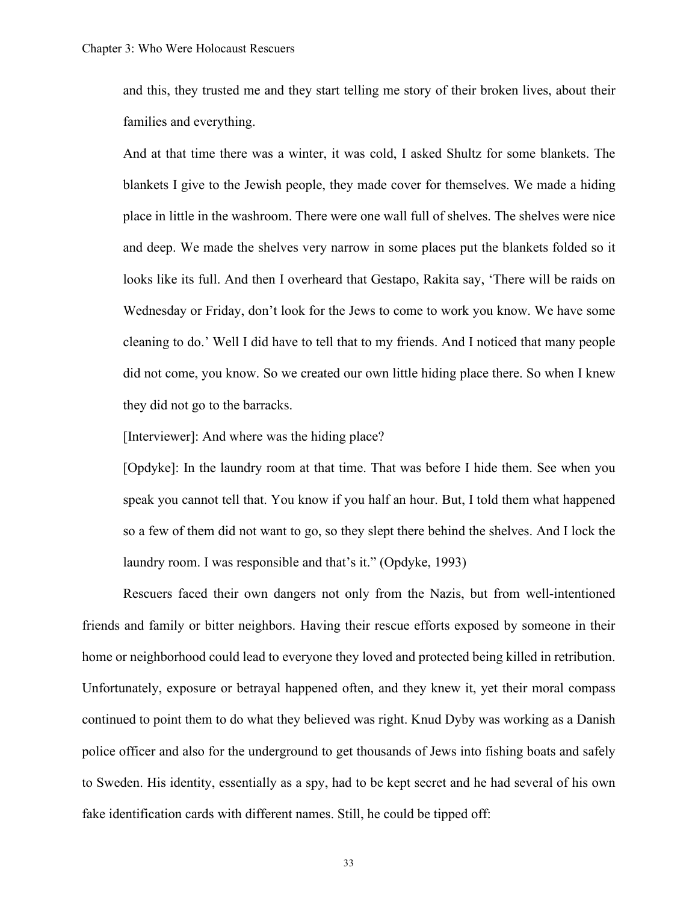> and this, they trusted me and they start telling me story of their broken lives, about their families and everything.
>
> And at that time there was a winter, it was cold, I asked Shultz for some blankets. The blankets I give to the Jewish people, they made cover for themselves. We made a hiding place in little in the washroom. There were one wall full of shelves. The shelves were nice and deep. We made the shelves very narrow in some places put the blankets folded so it looks like its full. And then I overheard that Gestapo, Rakita say, 'There will be raids on Wednesday or Friday, don't look for the Jews to come to work you know. We have some cleaning to do.' Well I did have to tell that to my friends. And I noticed that many people did not come, you know. So we created our own little hiding place there. So when I knew they did not go to the barracks.
>
> [Interviewer]: And where was the hiding place?
>
> [Opdyke]: In the laundry room at that time. That was before I hide them. See when you speak you cannot tell that. You know if you half an hour. But, I told them what happened so a few of them did not want to go, so they slept there behind the shelves. And I lock the laundry room. I was responsible and that's it." (Opdyke, 1993)

Rescuers faced their own dangers not only from the Nazis, but from well-intentioned friends and family or bitter neighbors. Having their rescue efforts exposed by someone in their home or neighborhood could lead to everyone they loved and protected being killed in retribution. Unfortunately, exposure or betrayal happened often, and they knew it, yet their moral compass continued to point them to do what they believed was right. Knud Dyby was working as a Danish police officer and also for the underground to get thousands of Jews into fishing boats and safely to Sweden. His identity, essentially as a spy, had to be kept secret and he had several of his own fake identification cards with different names. Still, he could be tipped off: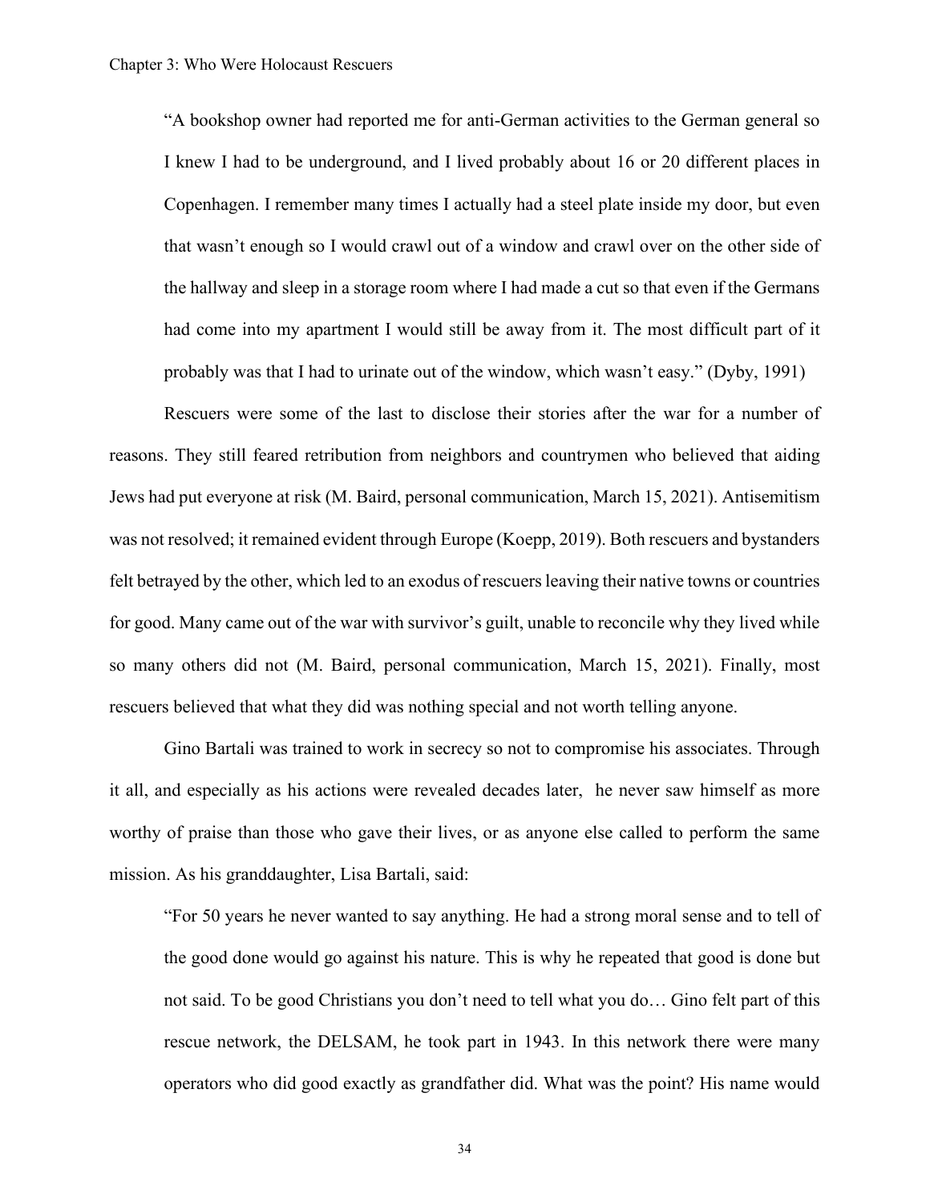> "A bookshop owner had reported me for anti-German activities to the German general so I knew I had to be underground, and I lived probably about 16 or 20 different places in Copenhagen. I remember many times I actually had a steel plate inside my door, but even that wasn't enough so I would crawl out of a window and crawl over on the other side of the hallway and sleep in a storage room where I had made a cut so that even if the Germans had come into my apartment I would still be away from it. The most difficult part of it probably was that I had to urinate out of the window, which wasn't easy." (Dyby, 1991)

Rescuers were some of the last to disclose their stories after the war for a number of reasons. They still feared retribution from neighbors and countrymen who believed that aiding Jews had put everyone at risk (M. Baird, personal communication, March 15, 2021). Antisemitism was not resolved; it remained evident through Europe (Koepp, 2019). Both rescuers and bystanders felt betrayed by the other, which led to an exodus of rescuers leaving their native towns or countries for good. Many came out of the war with survivor's guilt, unable to reconcile why they lived while so many others did not (M. Baird, personal communication, March 15, 2021). Finally, most rescuers believed that what they did was nothing special and not worth telling anyone.

Gino Bartali was trained to work in secrecy so not to compromise his associates. Through it all, and especially as his actions were revealed decades later, he never saw himself as more worthy of praise than those who gave their lives, or as anyone else called to perform the same mission. As his granddaughter, Lisa Bartali, said:

> "For 50 years he never wanted to say anything. He had a strong moral sense and to tell of the good done would go against his nature. This is why he repeated that good is done but not said. To be good Christians you don't need to tell what you do… Gino felt part of this rescue network, the DELSAM, he took part in 1943. In this network there were many operators who did good exactly as grandfather did. What was the point? His name would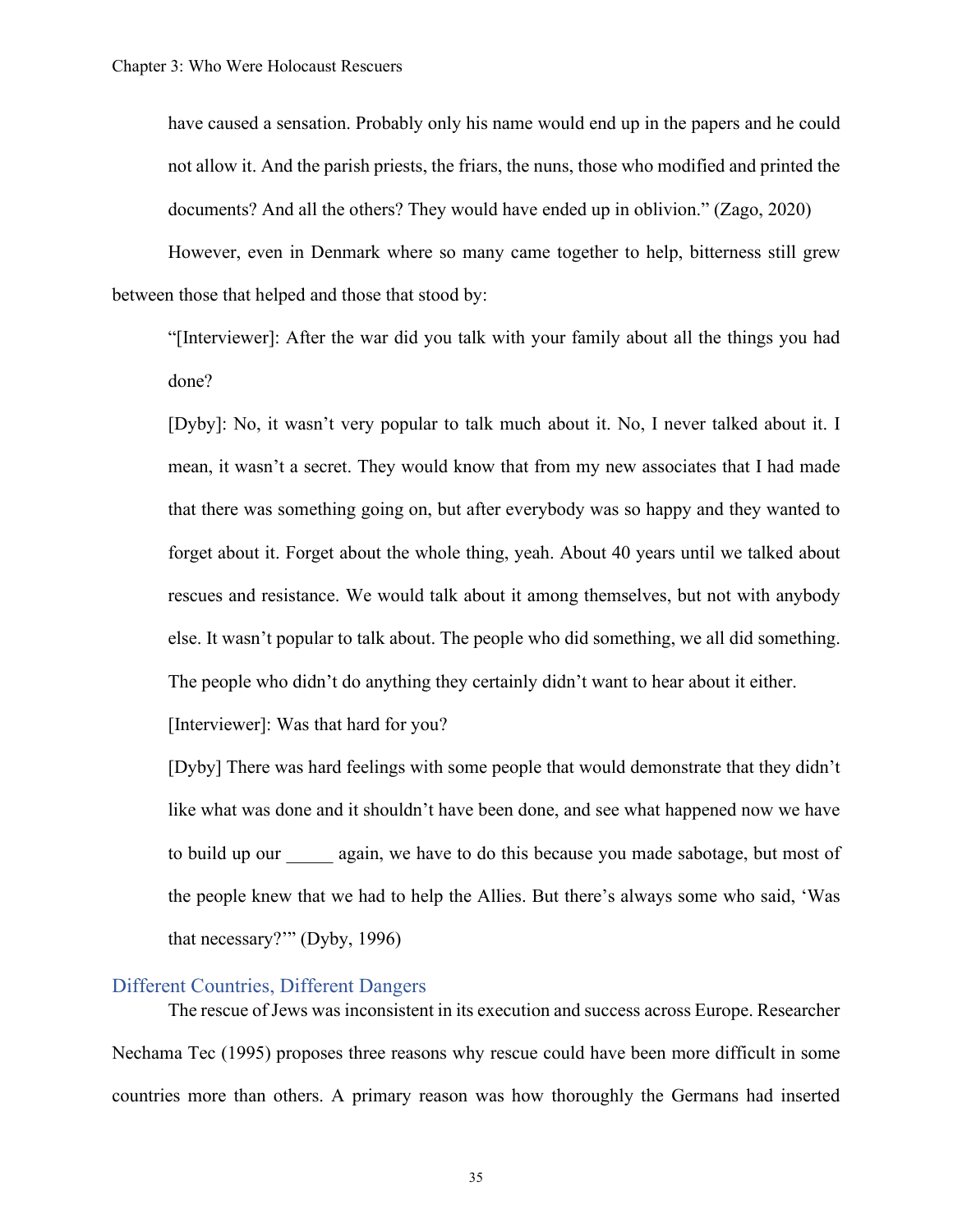have caused a sensation. Probably only his name would end up in the papers and he could not allow it. And the parish priests, the friars, the nuns, those who modified and printed the documents? And all the others? They would have ended up in oblivion." (Zago, 2020)

However, even in Denmark where so many came together to help, bitterness still grew between those that helped and those that stood by:

"[Interviewer]: After the war did you talk with your family about all the things you had done?

[Dyby]: No, it wasn't very popular to talk much about it. No, I never talked about it. I mean, it wasn't a secret. They would know that from my new associates that I had made that there was something going on, but after everybody was so happy and they wanted to forget about it. Forget about the whole thing, yeah. About 40 years until we talked about rescues and resistance. We would talk about it among themselves, but not with anybody else. It wasn't popular to talk about. The people who did something, we all did something. The people who didn't do anything they certainly didn't want to hear about it either.

[Interviewer]: Was that hard for you?

[Dyby] There was hard feelings with some people that would demonstrate that they didn't like what was done and it shouldn't have been done, and see what happened now we have to build up our _____ again, we have to do this because you made sabotage, but most of the people knew that we had to help the Allies. But there's always some who said, 'Was that necessary?'" (Dyby, 1996)

## Different Countries, Different Dangers

The rescue of Jews was inconsistent in its execution and success across Europe. Researcher Nechama Tec (1995) proposes three reasons why rescue could have been more difficult in some countries more than others. A primary reason was how thoroughly the Germans had inserted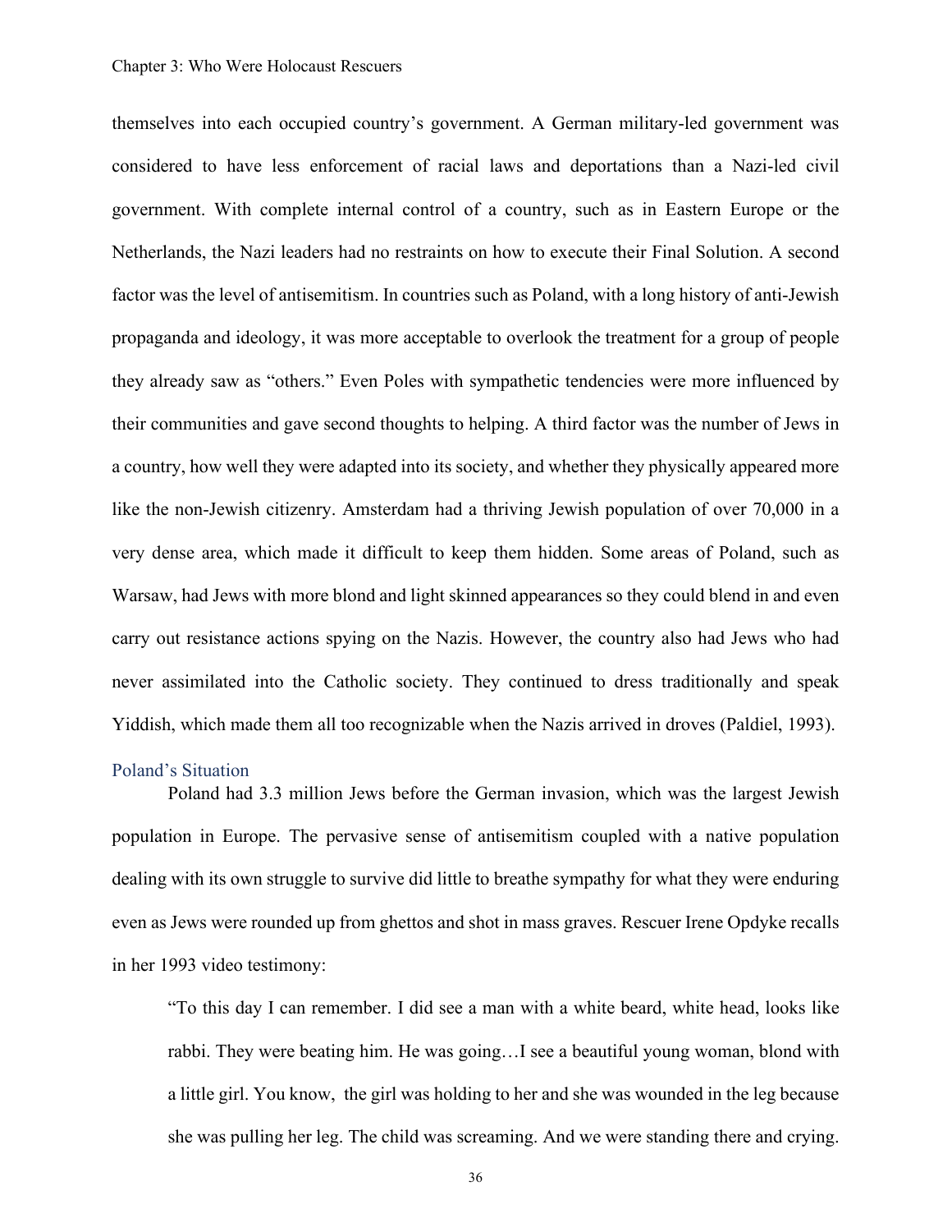themselves into each occupied country's government. A German military-led government was considered to have less enforcement of racial laws and deportations than a Nazi-led civil government. With complete internal control of a country, such as in Eastern Europe or the Netherlands, the Nazi leaders had no restraints on how to execute their Final Solution. A second factor was the level of antisemitism. In countries such as Poland, with a long history of anti-Jewish propaganda and ideology, it was more acceptable to overlook the treatment for a group of people they already saw as "others." Even Poles with sympathetic tendencies were more influenced by their communities and gave second thoughts to helping. A third factor was the number of Jews in a country, how well they were adapted into its society, and whether they physically appeared more like the non-Jewish citizenry. Amsterdam had a thriving Jewish population of over 70,000 in a very dense area, which made it difficult to keep them hidden. Some areas of Poland, such as Warsaw, had Jews with more blond and light skinned appearances so they could blend in and even carry out resistance actions spying on the Nazis. However, the country also had Jews who had never assimilated into the Catholic society. They continued to dress traditionally and speak Yiddish, which made them all too recognizable when the Nazis arrived in droves (Paldiel, 1993).

### Poland's Situation

Poland had 3.3 million Jews before the German invasion, which was the largest Jewish population in Europe. The pervasive sense of antisemitism coupled with a native population dealing with its own struggle to survive did little to breathe sympathy for what they were enduring even as Jews were rounded up from ghettos and shot in mass graves. Rescuer Irene Opdyke recalls in her 1993 video testimony:

> "To this day I can remember. I did see a man with a white beard, white head, looks like rabbi. They were beating him. He was going…I see a beautiful young woman, blond with a little girl. You know, the girl was holding to her and she was wounded in the leg because she was pulling her leg. The child was screaming. And we were standing there and crying.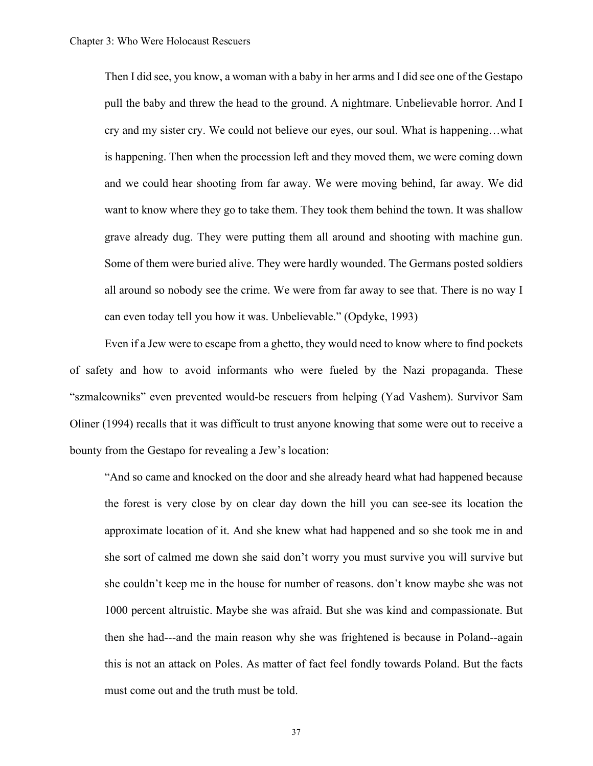> Then I did see, you know, a woman with a baby in her arms and I did see one of the Gestapo pull the baby and threw the head to the ground. A nightmare. Unbelievable horror. And I cry and my sister cry. We could not believe our eyes, our soul. What is happening…what is happening. Then when the procession left and they moved them, we were coming down and we could hear shooting from far away. We were moving behind, far away. We did want to know where they go to take them. They took them behind the town. It was shallow grave already dug. They were putting them all around and shooting with machine gun. Some of them were buried alive. They were hardly wounded. The Germans posted soldiers all around so nobody see the crime. We were from far away to see that. There is no way I can even today tell you how it was. Unbelievable." (Opdyke, 1993)

Even if a Jew were to escape from a ghetto, they would need to know where to find pockets of safety and how to avoid informants who were fueled by the Nazi propaganda. These "szmalcowniks" even prevented would-be rescuers from helping (Yad Vashem). Survivor Sam Oliner (1994) recalls that it was difficult to trust anyone knowing that some were out to receive a bounty from the Gestapo for revealing a Jew's location:

> "And so came and knocked on the door and she already heard what had happened because the forest is very close by on clear day down the hill you can see-see its location the approximate location of it. And she knew what had happened and so she took me in and she sort of calmed me down she said don't worry you must survive you will survive but she couldn't keep me in the house for number of reasons. don't know maybe she was not 1000 percent altruistic. Maybe she was afraid. But she was kind and compassionate. But then she had---and the main reason why she was frightened is because in Poland--again this is not an attack on Poles. As matter of fact feel fondly towards Poland. But the facts must come out and the truth must be told.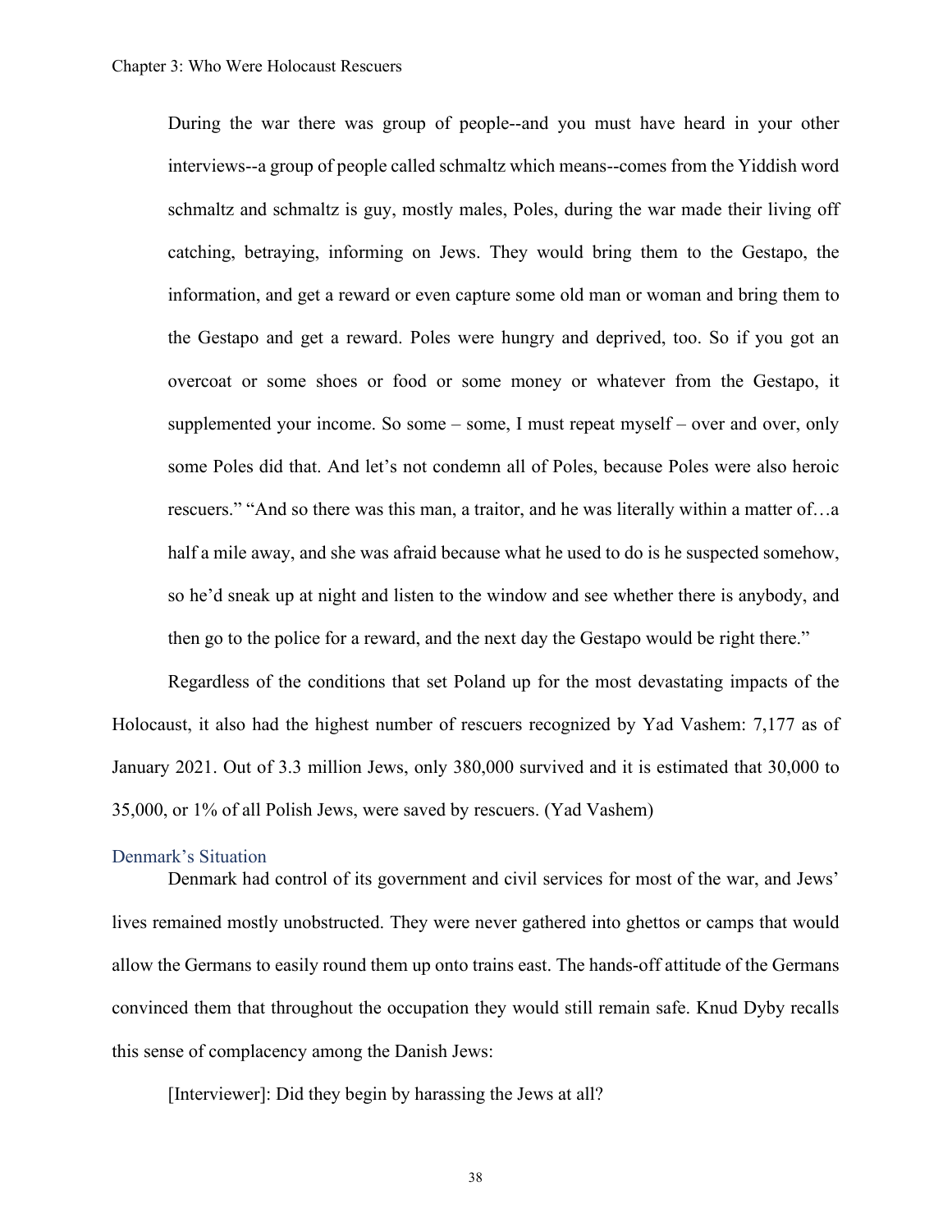During the war there was group of people--and you must have heard in your other interviews--a group of people called schmaltz which means--comes from the Yiddish word schmaltz and schmaltz is guy, mostly males, Poles, during the war made their living off catching, betraying, informing on Jews. They would bring them to the Gestapo, the information, and get a reward or even capture some old man or woman and bring them to the Gestapo and get a reward. Poles were hungry and deprived, too. So if you got an overcoat or some shoes or food or some money or whatever from the Gestapo, it supplemented your income. So some – some, I must repeat myself – over and over, only some Poles did that. And let's not condemn all of Poles, because Poles were also heroic rescuers." "And so there was this man, a traitor, and he was literally within a matter of…a half a mile away, and she was afraid because what he used to do is he suspected somehow, so he'd sneak up at night and listen to the window and see whether there is anybody, and then go to the police for a reward, and the next day the Gestapo would be right there."

Regardless of the conditions that set Poland up for the most devastating impacts of the Holocaust, it also had the highest number of rescuers recognized by Yad Vashem: 7,177 as of January 2021. Out of 3.3 million Jews, only 380,000 survived and it is estimated that 30,000 to 35,000, or 1% of all Polish Jews, were saved by rescuers. (Yad Vashem)

### Denmark's Situation

Denmark had control of its government and civil services for most of the war, and Jews' lives remained mostly unobstructed. They were never gathered into ghettos or camps that would allow the Germans to easily round them up onto trains east. The hands-off attitude of the Germans convinced them that throughout the occupation they would still remain safe. Knud Dyby recalls this sense of complacency among the Danish Jews:

[Interviewer]: Did they begin by harassing the Jews at all?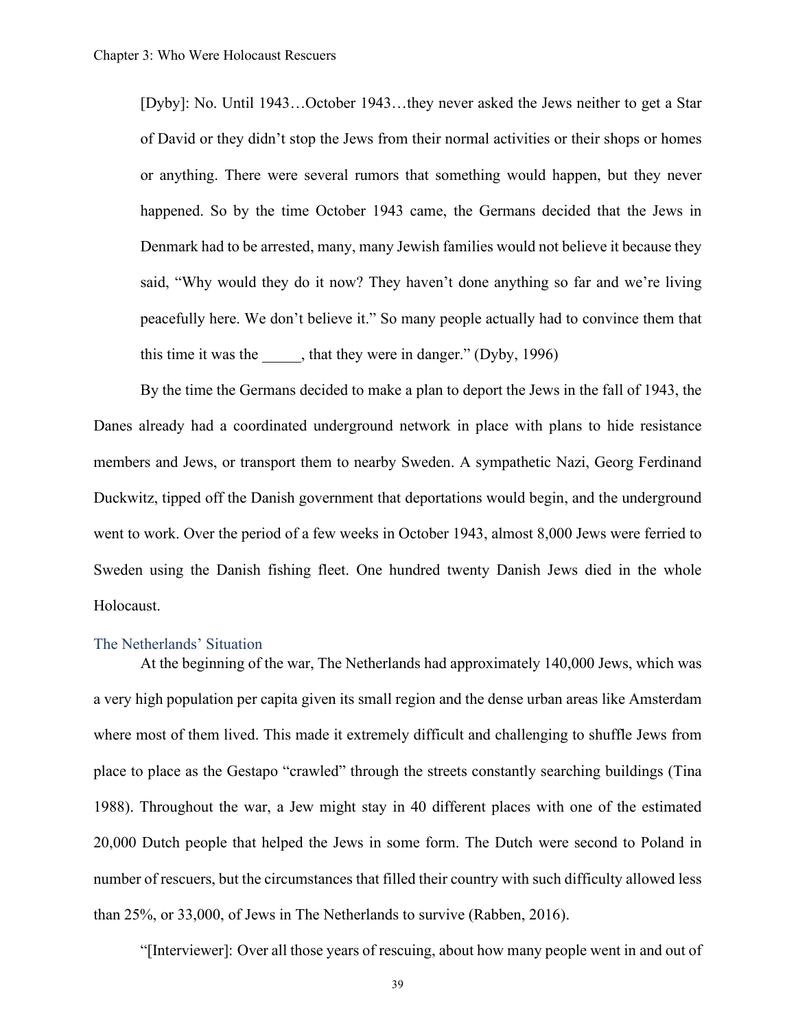[Dyby]: No. Until 1943…October 1943…they never asked the Jews neither to get a Star of David or they didn't stop the Jews from their normal activities or their shops or homes or anything. There were several rumors that something would happen, but they never happened. So by the time October 1943 came, the Germans decided that the Jews in Denmark had to be arrested, many, many Jewish families would not believe it because they said, "Why would they do it now? They haven't done anything so far and we're living peacefully here. We don't believe it." So many people actually had to convince them that this time it was the _____, that they were in danger." (Dyby, 1996)

By the time the Germans decided to make a plan to deport the Jews in the fall of 1943, the Danes already had a coordinated underground network in place with plans to hide resistance members and Jews, or transport them to nearby Sweden. A sympathetic Nazi, Georg Ferdinand Duckwitz, tipped off the Danish government that deportations would begin, and the underground went to work. Over the period of a few weeks in October 1943, almost 8,000 Jews were ferried to Sweden using the Danish fishing fleet. One hundred twenty Danish Jews died in the whole Holocaust.

### The Netherlands' Situation

At the beginning of the war, The Netherlands had approximately 140,000 Jews, which was a very high population per capita given its small region and the dense urban areas like Amsterdam where most of them lived. This made it extremely difficult and challenging to shuffle Jews from place to place as the Gestapo "crawled" through the streets constantly searching buildings (Tina 1988). Throughout the war, a Jew might stay in 40 different places with one of the estimated 20,000 Dutch people that helped the Jews in some form. The Dutch were second to Poland in number of rescuers, but the circumstances that filled their country with such difficulty allowed less than 25%, or 33,000, of Jews in The Netherlands to survive (Rabben, 2016).

"[Interviewer]: Over all those years of rescuing, about how many people went in and out of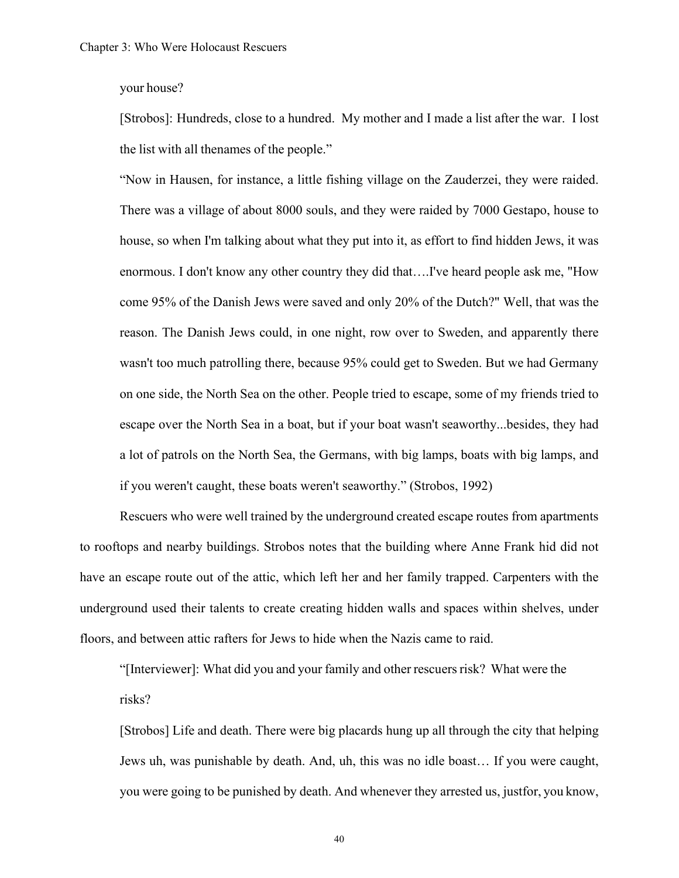your house?

[Strobos]: Hundreds, close to a hundred. My mother and I made a list after the war. I lost the list with all thenames of the people."

"Now in Hausen, for instance, a little fishing village on the Zauderzei, they were raided. There was a village of about 8000 souls, and they were raided by 7000 Gestapo, house to house, so when I'm talking about what they put into it, as effort to find hidden Jews, it was enormous. I don't know any other country they did that….I've heard people ask me, "How come 95% of the Danish Jews were saved and only 20% of the Dutch?" Well, that was the reason. The Danish Jews could, in one night, row over to Sweden, and apparently there wasn't too much patrolling there, because 95% could get to Sweden. But we had Germany on one side, the North Sea on the other. People tried to escape, some of my friends tried to escape over the North Sea in a boat, but if your boat wasn't seaworthy...besides, they had a lot of patrols on the North Sea, the Germans, with big lamps, boats with big lamps, and if you weren't caught, these boats weren't seaworthy." (Strobos, 1992)

Rescuers who were well trained by the underground created escape routes from apartments to rooftops and nearby buildings. Strobos notes that the building where Anne Frank hid did not have an escape route out of the attic, which left her and her family trapped. Carpenters with the underground used their talents to create creating hidden walls and spaces within shelves, under floors, and between attic rafters for Jews to hide when the Nazis came to raid.

"[Interviewer]: What did you and your family and other rescuers risk? What were the risks?

[Strobos] Life and death. There were big placards hung up all through the city that helping Jews uh, was punishable by death. And, uh, this was no idle boast… If you were caught, you were going to be punished by death. And whenever they arrested us, justfor, you know,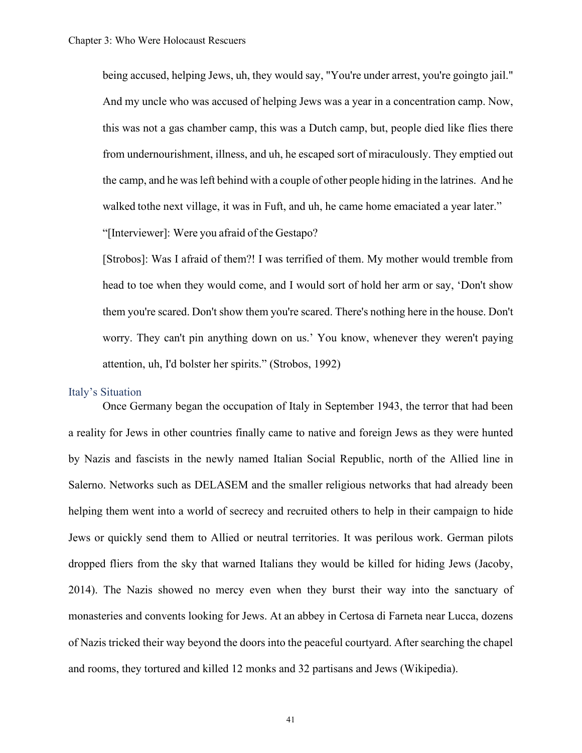being accused, helping Jews, uh, they would say, "You're under arrest, you're goingto jail." And my uncle who was accused of helping Jews was a year in a concentration camp. Now, this was not a gas chamber camp, this was a Dutch camp, but, people died like flies there from undernourishment, illness, and uh, he escaped sort of miraculously. They emptied out the camp, and he was left behind with a couple of other people hiding in the latrines. And he walked tothe next village, it was in Fuft, and uh, he came home emaciated a year later."

"[Interviewer]: Were you afraid of the Gestapo?

[Strobos]: Was I afraid of them?! I was terrified of them. My mother would tremble from head to toe when they would come, and I would sort of hold her arm or say, 'Don't show them you're scared. Don't show them you're scared. There's nothing here in the house. Don't worry. They can't pin anything down on us.' You know, whenever they weren't paying attention, uh, I'd bolster her spirits." (Strobos, 1992)

### Italy's Situation

Once Germany began the occupation of Italy in September 1943, the terror that had been a reality for Jews in other countries finally came to native and foreign Jews as they were hunted by Nazis and fascists in the newly named Italian Social Republic, north of the Allied line in Salerno. Networks such as DELASEM and the smaller religious networks that had already been helping them went into a world of secrecy and recruited others to help in their campaign to hide Jews or quickly send them to Allied or neutral territories. It was perilous work. German pilots dropped fliers from the sky that warned Italians they would be killed for hiding Jews (Jacoby, 2014). The Nazis showed no mercy even when they burst their way into the sanctuary of monasteries and convents looking for Jews. At an abbey in Certosa di Farneta near Lucca, dozens of Nazis tricked their way beyond the doors into the peaceful courtyard. After searching the chapel and rooms, they tortured and killed 12 monks and 32 partisans and Jews (Wikipedia).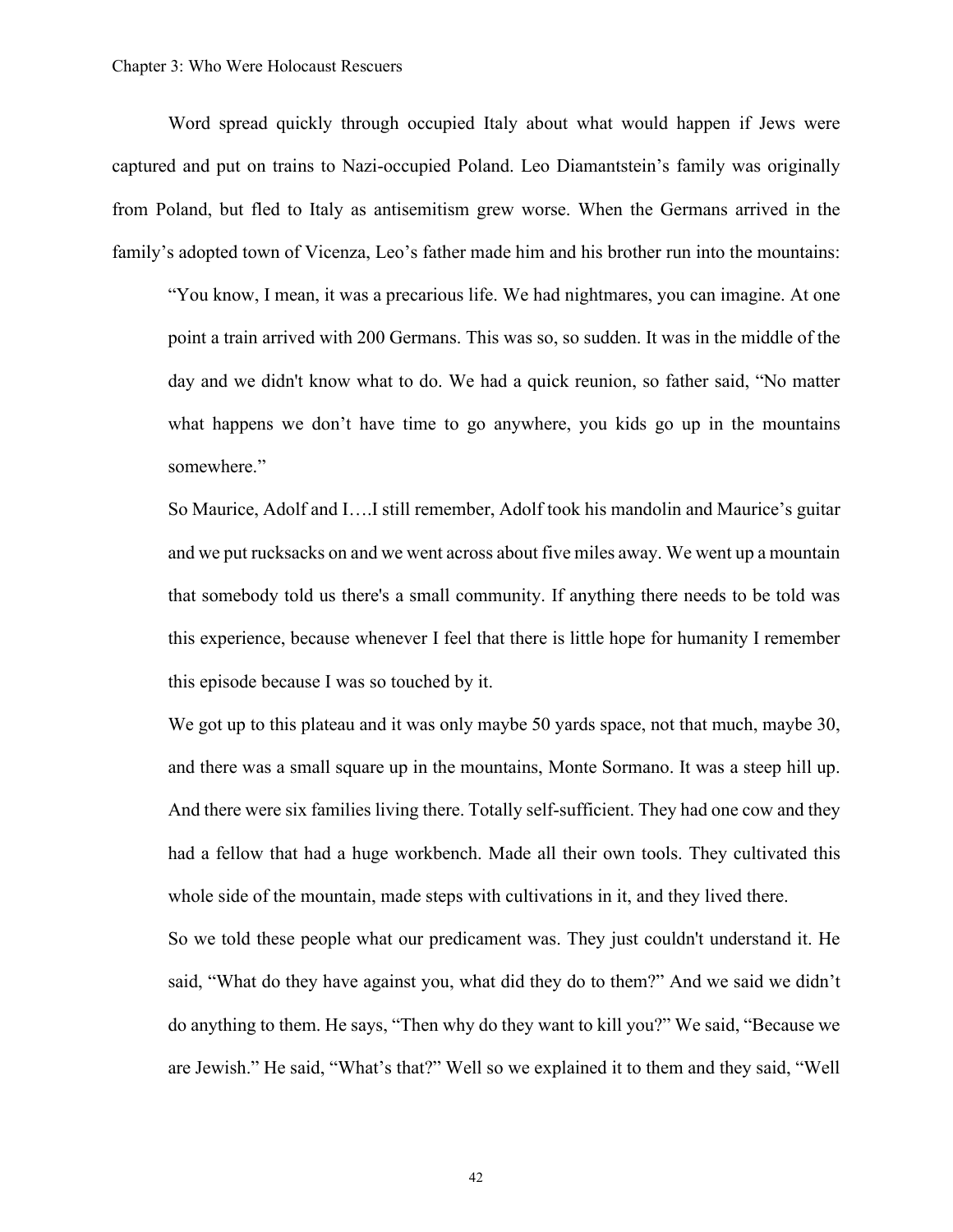Word spread quickly through occupied Italy about what would happen if Jews were captured and put on trains to Nazi-occupied Poland. Leo Diamantstein's family was originally from Poland, but fled to Italy as antisemitism grew worse. When the Germans arrived in the family's adopted town of Vicenza, Leo's father made him and his brother run into the mountains:

> "You know, I mean, it was a precarious life. We had nightmares, you can imagine. At one point a train arrived with 200 Germans. This was so, so sudden. It was in the middle of the day and we didn't know what to do. We had a quick reunion, so father said, "No matter what happens we don't have time to go anywhere, you kids go up in the mountains somewhere."
>
> So Maurice, Adolf and I….I still remember, Adolf took his mandolin and Maurice's guitar and we put rucksacks on and we went across about five miles away. We went up a mountain that somebody told us there's a small community. If anything there needs to be told was this experience, because whenever I feel that there is little hope for humanity I remember this episode because I was so touched by it.
>
> We got up to this plateau and it was only maybe 50 yards space, not that much, maybe 30, and there was a small square up in the mountains, Monte Sormano. It was a steep hill up. And there were six families living there. Totally self-sufficient. They had one cow and they had a fellow that had a huge workbench. Made all their own tools. They cultivated this whole side of the mountain, made steps with cultivations in it, and they lived there.
>
> So we told these people what our predicament was. They just couldn't understand it. He said, "What do they have against you, what did they do to them?" And we said we didn't do anything to them. He says, "Then why do they want to kill you?" We said, "Because we are Jewish." He said, "What's that?" Well so we explained it to them and they said, "Well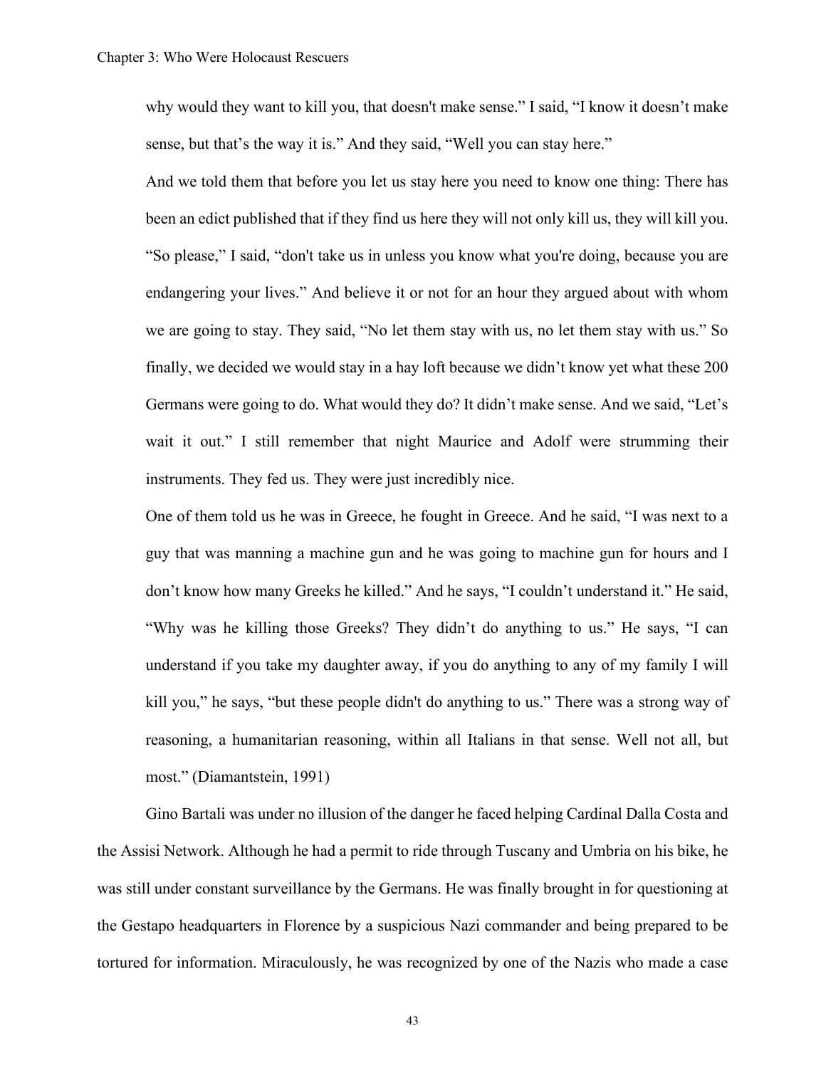why would they want to kill you, that doesn't make sense." I said, "I know it doesn't make sense, but that's the way it is." And they said, "Well you can stay here."

> And we told them that before you let us stay here you need to know one thing: There has been an edict published that if they find us here they will not only kill us, they will kill you. "So please," I said, "don't take us in unless you know what you're doing, because you are endangering your lives." And believe it or not for an hour they argued about with whom we are going to stay. They said, "No let them stay with us, no let them stay with us." So finally, we decided we would stay in a hay loft because we didn't know yet what these 200 Germans were going to do. What would they do? It didn't make sense. And we said, "Let's wait it out." I still remember that night Maurice and Adolf were strumming their instruments. They fed us. They were just incredibly nice.
>
> One of them told us he was in Greece, he fought in Greece. And he said, "I was next to a guy that was manning a machine gun and he was going to machine gun for hours and I don't know how many Greeks he killed." And he says, "I couldn't understand it." He said, "Why was he killing those Greeks? They didn't do anything to us." He says, "I can understand if you take my daughter away, if you do anything to any of my family I will kill you," he says, "but these people didn't do anything to us." There was a strong way of reasoning, a humanitarian reasoning, within all Italians in that sense. Well not all, but most." (Diamantstein, 1991)

Gino Bartali was under no illusion of the danger he faced helping Cardinal Dalla Costa and the Assisi Network. Although he had a permit to ride through Tuscany and Umbria on his bike, he was still under constant surveillance by the Germans. He was finally brought in for questioning at the Gestapo headquarters in Florence by a suspicious Nazi commander and being prepared to be tortured for information. Miraculously, he was recognized by one of the Nazis who made a case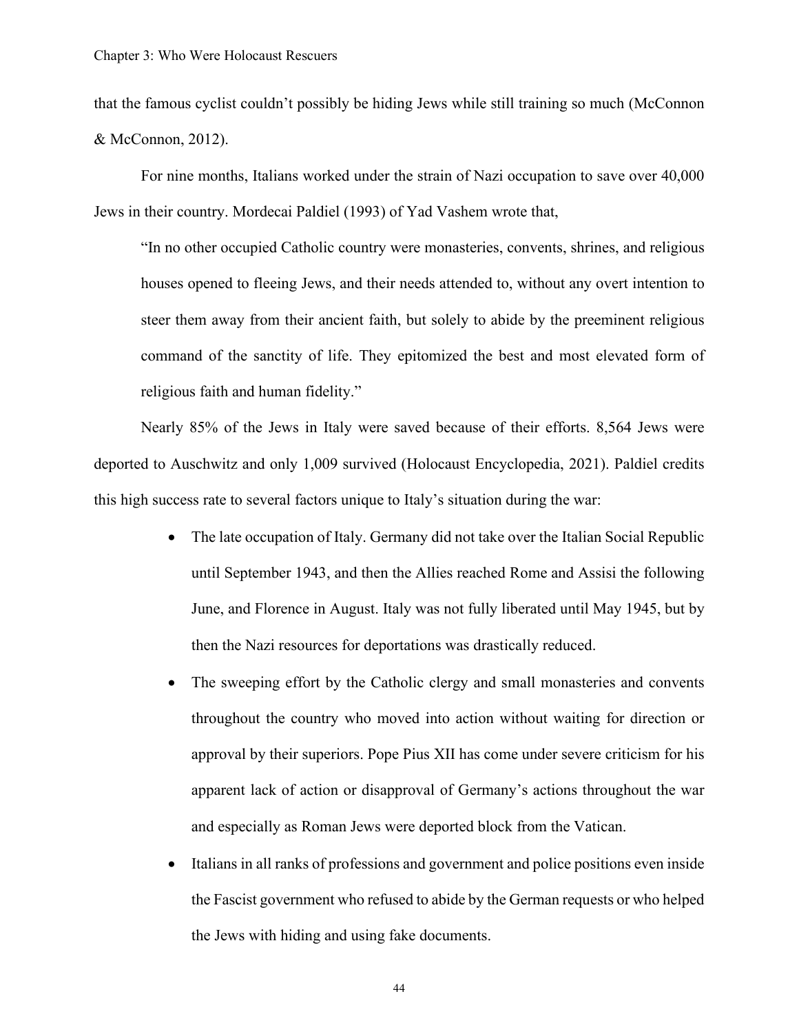that the famous cyclist couldn't possibly be hiding Jews while still training so much (McConnon & McConnon, 2012).

For nine months, Italians worked under the strain of Nazi occupation to save over 40,000 Jews in their country. Mordecai Paldiel (1993) of Yad Vashem wrote that,

> "In no other occupied Catholic country were monasteries, convents, shrines, and religious houses opened to fleeing Jews, and their needs attended to, without any overt intention to steer them away from their ancient faith, but solely to abide by the preeminent religious command of the sanctity of life. They epitomized the best and most elevated form of religious faith and human fidelity."

Nearly 85% of the Jews in Italy were saved because of their efforts. 8,564 Jews were deported to Auschwitz and only 1,009 survived (Holocaust Encyclopedia, 2021). Paldiel credits this high success rate to several factors unique to Italy's situation during the war:

- The late occupation of Italy. Germany did not take over the Italian Social Republic until September 1943, and then the Allies reached Rome and Assisi the following June, and Florence in August. Italy was not fully liberated until May 1945, but by then the Nazi resources for deportations was drastically reduced.
- The sweeping effort by the Catholic clergy and small monasteries and convents throughout the country who moved into action without waiting for direction or approval by their superiors. Pope Pius XII has come under severe criticism for his apparent lack of action or disapproval of Germany's actions throughout the war and especially as Roman Jews were deported block from the Vatican.
- Italians in all ranks of professions and government and police positions even inside the Fascist government who refused to abide by the German requests or who helped the Jews with hiding and using fake documents.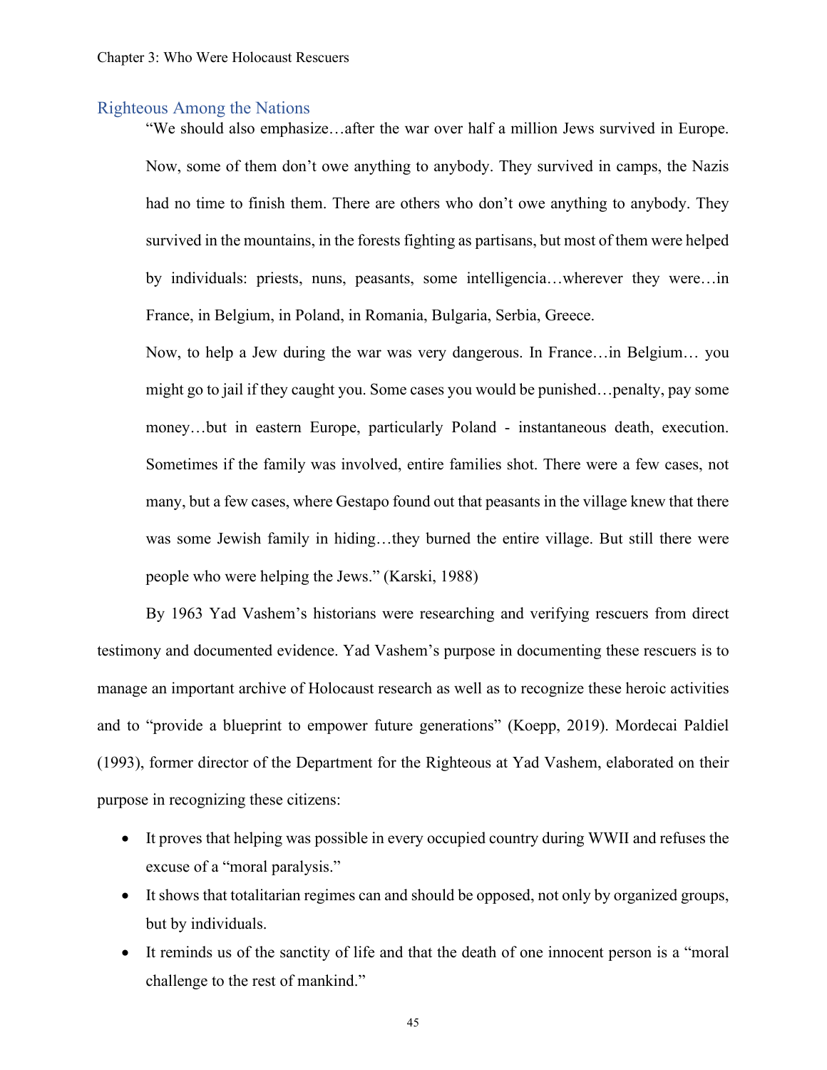## Righteous Among the Nations

> "We should also emphasize…after the war over half a million Jews survived in Europe. Now, some of them don't owe anything to anybody. They survived in camps, the Nazis had no time to finish them. There are others who don't owe anything to anybody. They survived in the mountains, in the forests fighting as partisans, but most of them were helped by individuals: priests, nuns, peasants, some intelligencia…wherever they were…in France, in Belgium, in Poland, in Romania, Bulgaria, Serbia, Greece.
>
> Now, to help a Jew during the war was very dangerous. In France…in Belgium… you might go to jail if they caught you. Some cases you would be punished…penalty, pay some money…but in eastern Europe, particularly Poland - instantaneous death, execution. Sometimes if the family was involved, entire families shot. There were a few cases, not many, but a few cases, where Gestapo found out that peasants in the village knew that there was some Jewish family in hiding…they burned the entire village. But still there were people who were helping the Jews." (Karski, 1988)

By 1963 Yad Vashem's historians were researching and verifying rescuers from direct testimony and documented evidence. Yad Vashem's purpose in documenting these rescuers is to manage an important archive of Holocaust research as well as to recognize these heroic activities and to "provide a blueprint to empower future generations" (Koepp, 2019). Mordecai Paldiel (1993), former director of the Department for the Righteous at Yad Vashem, elaborated on their purpose in recognizing these citizens:

- It proves that helping was possible in every occupied country during WWII and refuses the excuse of a "moral paralysis."
- It shows that totalitarian regimes can and should be opposed, not only by organized groups, but by individuals.
- It reminds us of the sanctity of life and that the death of one innocent person is a "moral challenge to the rest of mankind."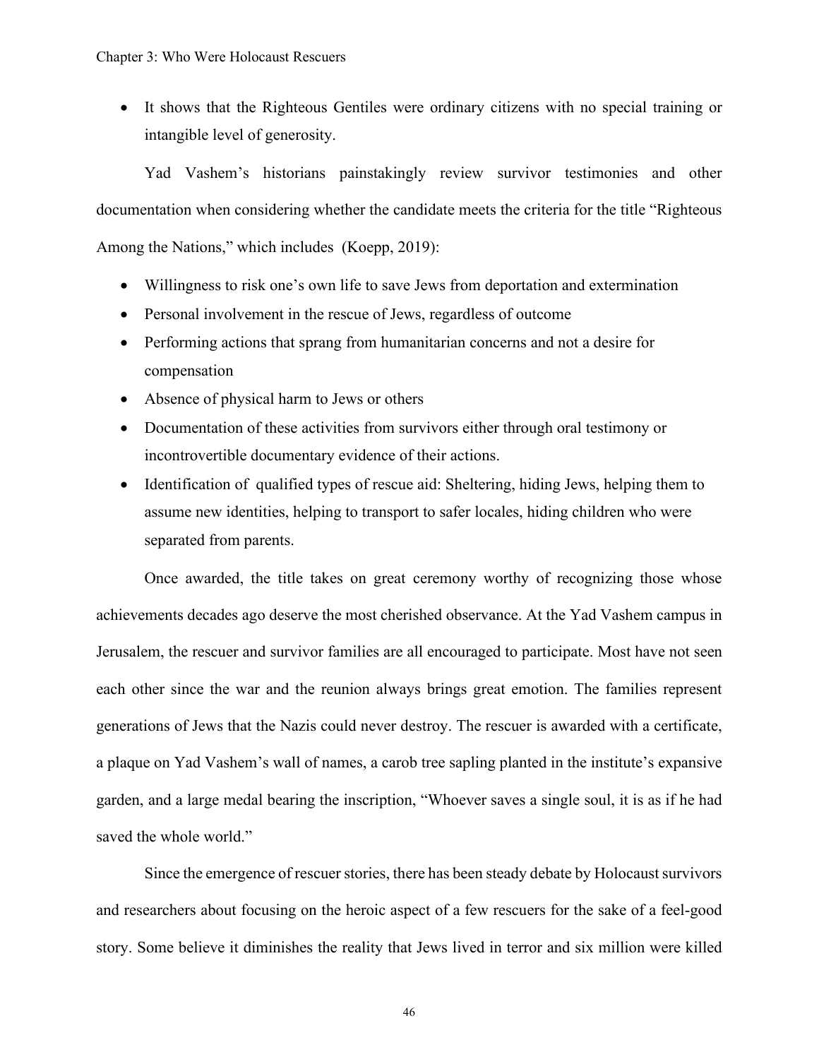- It shows that the Righteous Gentiles were ordinary citizens with no special training or intangible level of generosity.

Yad Vashem's historians painstakingly review survivor testimonies and other documentation when considering whether the candidate meets the criteria for the title "Righteous Among the Nations," which includes (Koepp, 2019):

- Willingness to risk one's own life to save Jews from deportation and extermination
- Personal involvement in the rescue of Jews, regardless of outcome
- Performing actions that sprang from humanitarian concerns and not a desire for compensation
- Absence of physical harm to Jews or others
- Documentation of these activities from survivors either through oral testimony or incontrovertible documentary evidence of their actions.
- Identification of qualified types of rescue aid: Sheltering, hiding Jews, helping them to assume new identities, helping to transport to safer locales, hiding children who were separated from parents.

Once awarded, the title takes on great ceremony worthy of recognizing those whose achievements decades ago deserve the most cherished observance. At the Yad Vashem campus in Jerusalem, the rescuer and survivor families are all encouraged to participate. Most have not seen each other since the war and the reunion always brings great emotion. The families represent generations of Jews that the Nazis could never destroy. The rescuer is awarded with a certificate, a plaque on Yad Vashem's wall of names, a carob tree sapling planted in the institute's expansive garden, and a large medal bearing the inscription, "Whoever saves a single soul, it is as if he had saved the whole world."

Since the emergence of rescuer stories, there has been steady debate by Holocaust survivors and researchers about focusing on the heroic aspect of a few rescuers for the sake of a feel-good story. Some believe it diminishes the reality that Jews lived in terror and six million were killed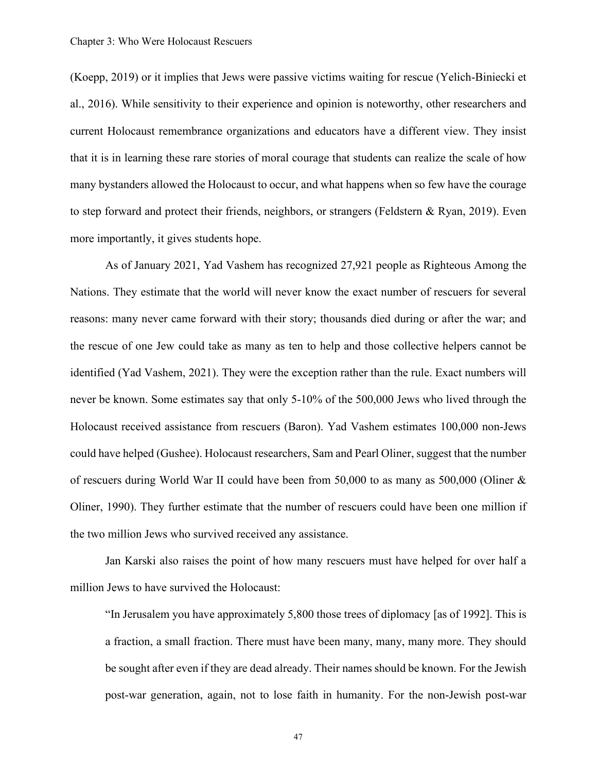(Koepp, 2019) or it implies that Jews were passive victims waiting for rescue (Yelich-Biniecki et al., 2016). While sensitivity to their experience and opinion is noteworthy, other researchers and current Holocaust remembrance organizations and educators have a different view. They insist that it is in learning these rare stories of moral courage that students can realize the scale of how many bystanders allowed the Holocaust to occur, and what happens when so few have the courage to step forward and protect their friends, neighbors, or strangers (Feldstern & Ryan, 2019). Even more importantly, it gives students hope.

As of January 2021, Yad Vashem has recognized 27,921 people as Righteous Among the Nations. They estimate that the world will never know the exact number of rescuers for several reasons: many never came forward with their story; thousands died during or after the war; and the rescue of one Jew could take as many as ten to help and those collective helpers cannot be identified (Yad Vashem, 2021). They were the exception rather than the rule. Exact numbers will never be known. Some estimates say that only 5-10% of the 500,000 Jews who lived through the Holocaust received assistance from rescuers (Baron). Yad Vashem estimates 100,000 non-Jews could have helped (Gushee). Holocaust researchers, Sam and Pearl Oliner, suggest that the number of rescuers during World War II could have been from 50,000 to as many as 500,000 (Oliner & Oliner, 1990). They further estimate that the number of rescuers could have been one million if the two million Jews who survived received any assistance.

Jan Karski also raises the point of how many rescuers must have helped for over half a million Jews to have survived the Holocaust:

> "In Jerusalem you have approximately 5,800 those trees of diplomacy [as of 1992]. This is a fraction, a small fraction. There must have been many, many, many more. They should be sought after even if they are dead already. Their names should be known. For the Jewish post-war generation, again, not to lose faith in humanity. For the non-Jewish post-war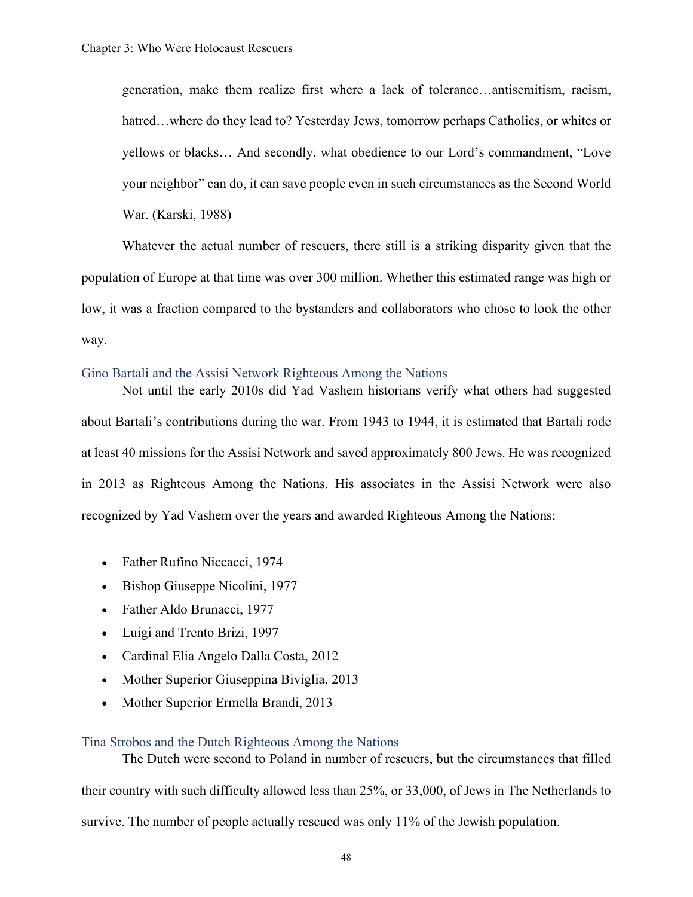> generation, make them realize first where a lack of tolerance…antisemitism, racism, hatred…where do they lead to? Yesterday Jews, tomorrow perhaps Catholics, or whites or yellows or blacks… And secondly, what obedience to our Lord's commandment, "Love your neighbor" can do, it can save people even in such circumstances as the Second World War. (Karski, 1988)

Whatever the actual number of rescuers, there still is a striking disparity given that the population of Europe at that time was over 300 million. Whether this estimated range was high or low, it was a fraction compared to the bystanders and collaborators who chose to look the other way.

### Gino Bartali and the Assisi Network Righteous Among the Nations

Not until the early 2010s did Yad Vashem historians verify what others had suggested about Bartali's contributions during the war. From 1943 to 1944, it is estimated that Bartali rode at least 40 missions for the Assisi Network and saved approximately 800 Jews. He was recognized in 2013 as Righteous Among the Nations. His associates in the Assisi Network were also recognized by Yad Vashem over the years and awarded Righteous Among the Nations:

- Father Rufino Niccacci, 1974
- Bishop Giuseppe Nicolini, 1977
- Father Aldo Brunacci, 1977
- Luigi and Trento Brizi, 1997
- Cardinal Elia Angelo Dalla Costa, 2012
- Mother Superior Giuseppina Biviglia, 2013
- Mother Superior Ermella Brandi, 2013

### Tina Strobos and the Dutch Righteous Among the Nations

The Dutch were second to Poland in number of rescuers, but the circumstances that filled their country with such difficulty allowed less than 25%, or 33,000, of Jews in The Netherlands to survive. The number of people actually rescued was only 11% of the Jewish population.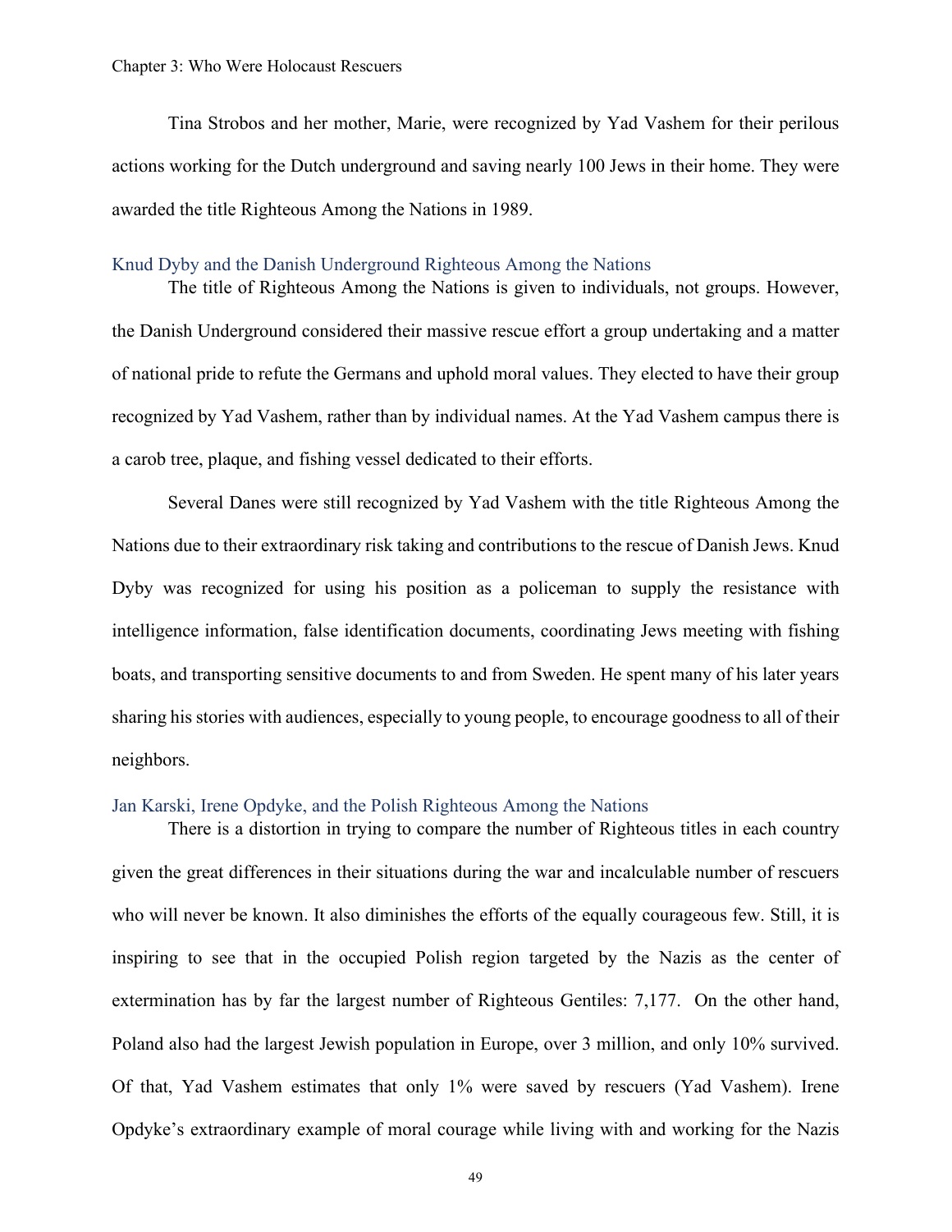Tina Strobos and her mother, Marie, were recognized by Yad Vashem for their perilous actions working for the Dutch underground and saving nearly 100 Jews in their home. They were awarded the title Righteous Among the Nations in 1989.

### Knud Dyby and the Danish Underground Righteous Among the Nations

The title of Righteous Among the Nations is given to individuals, not groups. However, the Danish Underground considered their massive rescue effort a group undertaking and a matter of national pride to refute the Germans and uphold moral values. They elected to have their group recognized by Yad Vashem, rather than by individual names. At the Yad Vashem campus there is a carob tree, plaque, and fishing vessel dedicated to their efforts.

Several Danes were still recognized by Yad Vashem with the title Righteous Among the Nations due to their extraordinary risk taking and contributions to the rescue of Danish Jews. Knud Dyby was recognized for using his position as a policeman to supply the resistance with intelligence information, false identification documents, coordinating Jews meeting with fishing boats, and transporting sensitive documents to and from Sweden. He spent many of his later years sharing his stories with audiences, especially to young people, to encourage goodness to all of their neighbors.

### Jan Karski, Irene Opdyke, and the Polish Righteous Among the Nations

There is a distortion in trying to compare the number of Righteous titles in each country given the great differences in their situations during the war and incalculable number of rescuers who will never be known. It also diminishes the efforts of the equally courageous few. Still, it is inspiring to see that in the occupied Polish region targeted by the Nazis as the center of extermination has by far the largest number of Righteous Gentiles: 7,177. On the other hand, Poland also had the largest Jewish population in Europe, over 3 million, and only 10% survived. Of that, Yad Vashem estimates that only 1% were saved by rescuers (Yad Vashem). Irene Opdyke's extraordinary example of moral courage while living with and working for the Nazis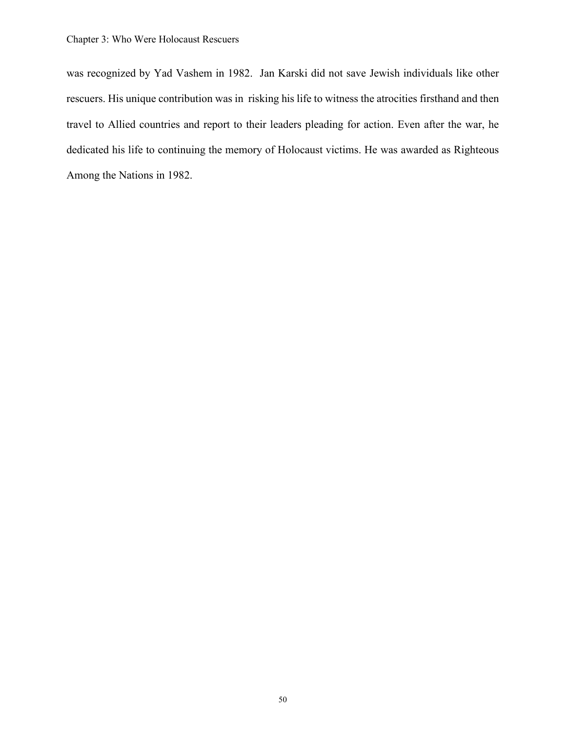was recognized by Yad Vashem in 1982. Jan Karski did not save Jewish individuals like other rescuers. His unique contribution was in risking his life to witness the atrocities firsthand and then travel to Allied countries and report to their leaders pleading for action. Even after the war, he dedicated his life to continuing the memory of Holocaust victims. He was awarded as Righteous Among the Nations in 1982.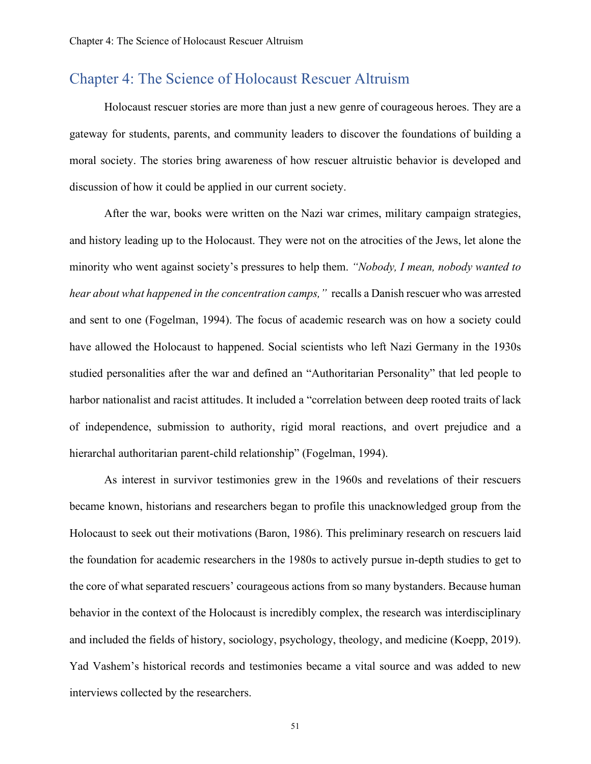# Chapter 4: The Science of Holocaust Rescuer Altruism

Holocaust rescuer stories are more than just a new genre of courageous heroes. They are a gateway for students, parents, and community leaders to discover the foundations of building a moral society. The stories bring awareness of how rescuer altruistic behavior is developed and discussion of how it could be applied in our current society.

After the war, books were written on the Nazi war crimes, military campaign strategies, and history leading up to the Holocaust. They were not on the atrocities of the Jews, let alone the minority who went against society's pressures to help them. *"Nobody, I mean, nobody wanted to hear about what happened in the concentration camps,"* recalls a Danish rescuer who was arrested and sent to one (Fogelman, 1994). The focus of academic research was on how a society could have allowed the Holocaust to happened. Social scientists who left Nazi Germany in the 1930s studied personalities after the war and defined an "Authoritarian Personality" that led people to harbor nationalist and racist attitudes. It included a "correlation between deep rooted traits of lack of independence, submission to authority, rigid moral reactions, and overt prejudice and a hierarchal authoritarian parent-child relationship" (Fogelman, 1994).

As interest in survivor testimonies grew in the 1960s and revelations of their rescuers became known, historians and researchers began to profile this unacknowledged group from the Holocaust to seek out their motivations (Baron, 1986). This preliminary research on rescuers laid the foundation for academic researchers in the 1980s to actively pursue in-depth studies to get to the core of what separated rescuers' courageous actions from so many bystanders. Because human behavior in the context of the Holocaust is incredibly complex, the research was interdisciplinary and included the fields of history, sociology, psychology, theology, and medicine (Koepp, 2019). Yad Vashem's historical records and testimonies became a vital source and was added to new interviews collected by the researchers.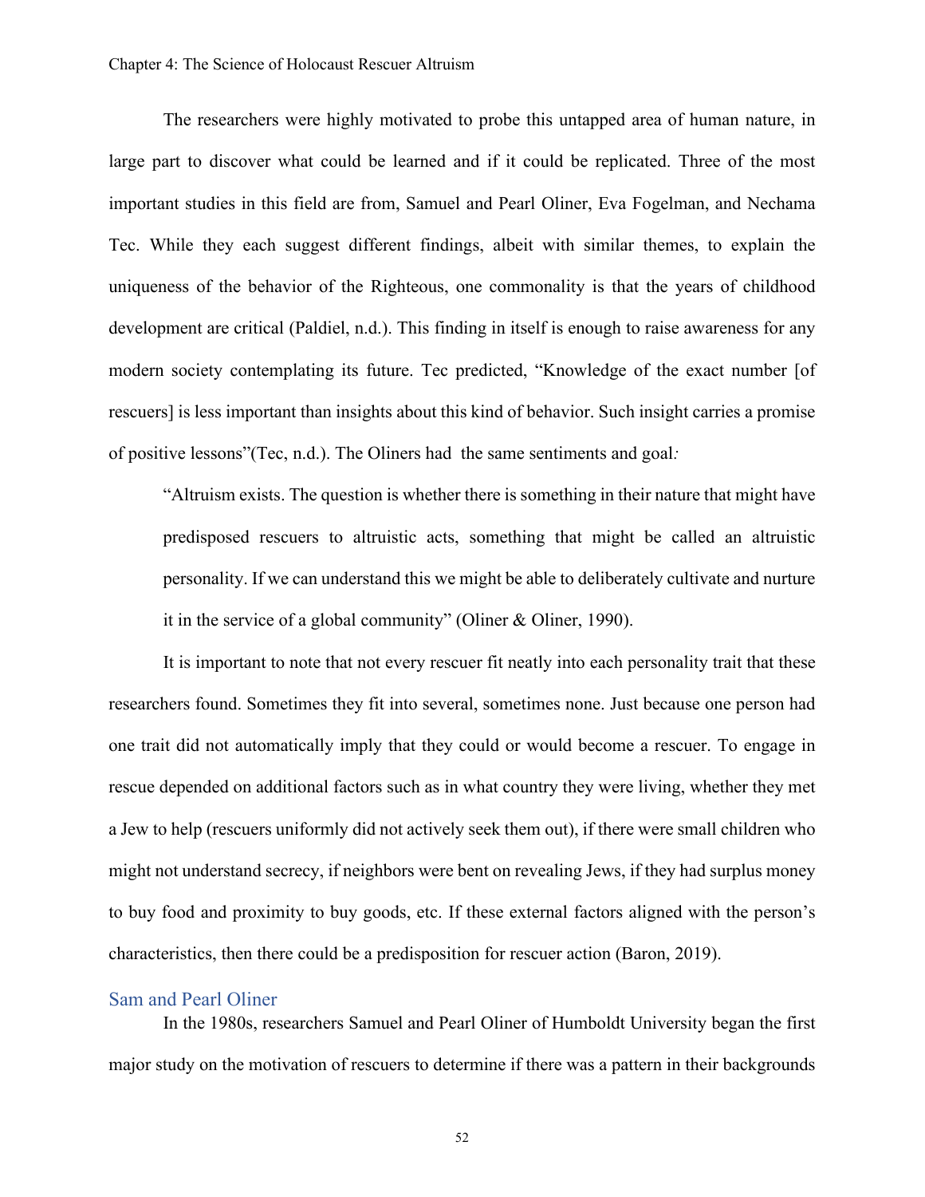The researchers were highly motivated to probe this untapped area of human nature, in large part to discover what could be learned and if it could be replicated. Three of the most important studies in this field are from, Samuel and Pearl Oliner, Eva Fogelman, and Nechama Tec. While they each suggest different findings, albeit with similar themes, to explain the uniqueness of the behavior of the Righteous, one commonality is that the years of childhood development are critical (Paldiel, n.d.). This finding in itself is enough to raise awareness for any modern society contemplating its future. Tec predicted, "Knowledge of the exact number [of rescuers] is less important than insights about this kind of behavior. Such insight carries a promise of positive lessons"(Tec, n.d.). The Oliners had the same sentiments and goal:

> "Altruism exists. The question is whether there is something in their nature that might have predisposed rescuers to altruistic acts, something that might be called an altruistic personality. If we can understand this we might be able to deliberately cultivate and nurture it in the service of a global community" (Oliner & Oliner, 1990).

It is important to note that not every rescuer fit neatly into each personality trait that these researchers found. Sometimes they fit into several, sometimes none. Just because one person had one trait did not automatically imply that they could or would become a rescuer. To engage in rescue depended on additional factors such as in what country they were living, whether they met a Jew to help (rescuers uniformly did not actively seek them out), if there were small children who might not understand secrecy, if neighbors were bent on revealing Jews, if they had surplus money to buy food and proximity to buy goods, etc. If these external factors aligned with the person's characteristics, then there could be a predisposition for rescuer action (Baron, 2019).

## Sam and Pearl Oliner

In the 1980s, researchers Samuel and Pearl Oliner of Humboldt University began the first major study on the motivation of rescuers to determine if there was a pattern in their backgrounds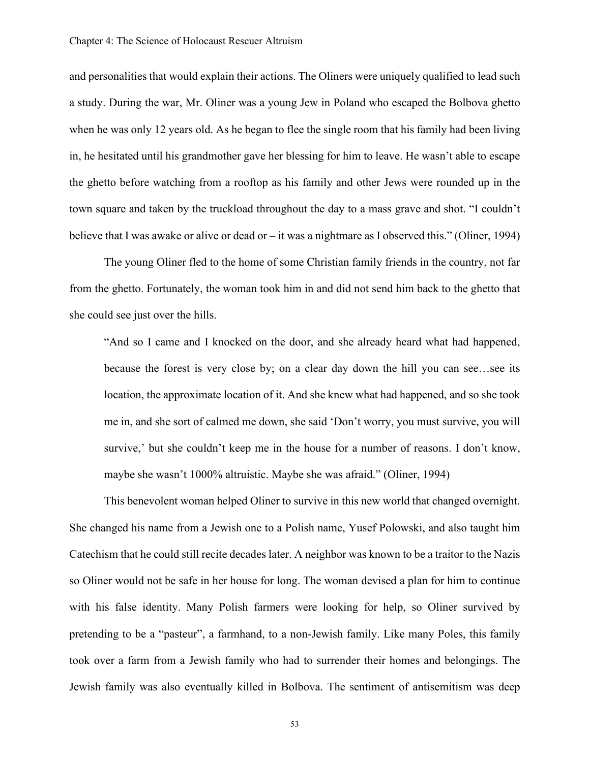and personalities that would explain their actions. The Oliners were uniquely qualified to lead such a study. During the war, Mr. Oliner was a young Jew in Poland who escaped the Bolbova ghetto when he was only 12 years old. As he began to flee the single room that his family had been living in, he hesitated until his grandmother gave her blessing for him to leave. He wasn't able to escape the ghetto before watching from a rooftop as his family and other Jews were rounded up in the town square and taken by the truckload throughout the day to a mass grave and shot. "I couldn't believe that I was awake or alive or dead or – it was a nightmare as I observed this." (Oliner, 1994)

The young Oliner fled to the home of some Christian family friends in the country, not far from the ghetto. Fortunately, the woman took him in and did not send him back to the ghetto that she could see just over the hills.

> "And so I came and I knocked on the door, and she already heard what had happened, because the forest is very close by; on a clear day down the hill you can see…see its location, the approximate location of it. And she knew what had happened, and so she took me in, and she sort of calmed me down, she said 'Don't worry, you must survive, you will survive,' but she couldn't keep me in the house for a number of reasons. I don't know, maybe she wasn't 1000% altruistic. Maybe she was afraid." (Oliner, 1994)

This benevolent woman helped Oliner to survive in this new world that changed overnight. She changed his name from a Jewish one to a Polish name, Yusef Polowski, and also taught him Catechism that he could still recite decades later. A neighbor was known to be a traitor to the Nazis so Oliner would not be safe in her house for long. The woman devised a plan for him to continue with his false identity. Many Polish farmers were looking for help, so Oliner survived by pretending to be a "pasteur", a farmhand, to a non-Jewish family. Like many Poles, this family took over a farm from a Jewish family who had to surrender their homes and belongings. The Jewish family was also eventually killed in Bolbova. The sentiment of antisemitism was deep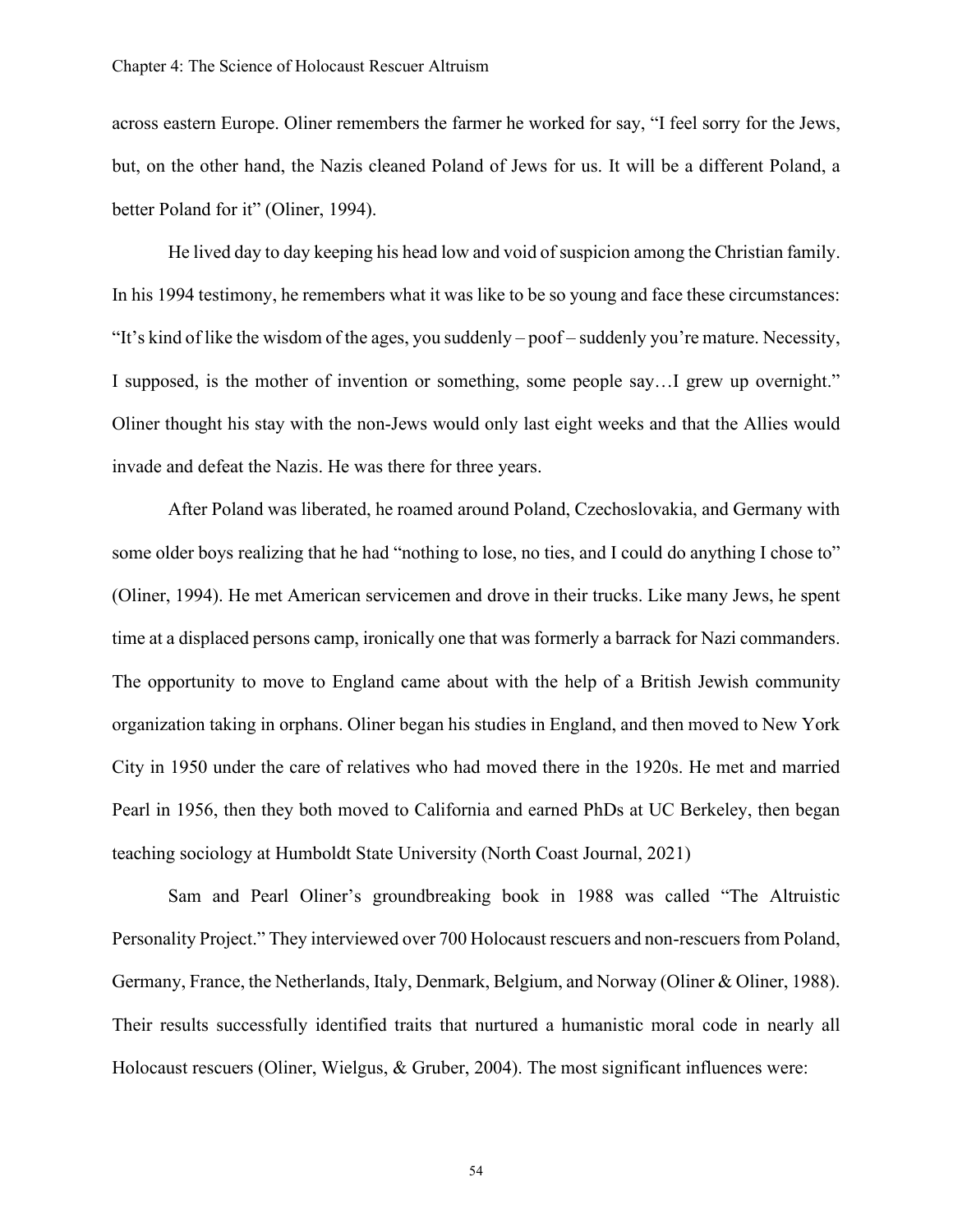across eastern Europe. Oliner remembers the farmer he worked for say, "I feel sorry for the Jews, but, on the other hand, the Nazis cleaned Poland of Jews for us. It will be a different Poland, a better Poland for it" (Oliner, 1994).

He lived day to day keeping his head low and void of suspicion among the Christian family. In his 1994 testimony, he remembers what it was like to be so young and face these circumstances: "It's kind of like the wisdom of the ages, you suddenly – poof – suddenly you're mature. Necessity, I supposed, is the mother of invention or something, some people say…I grew up overnight." Oliner thought his stay with the non-Jews would only last eight weeks and that the Allies would invade and defeat the Nazis. He was there for three years.

After Poland was liberated, he roamed around Poland, Czechoslovakia, and Germany with some older boys realizing that he had "nothing to lose, no ties, and I could do anything I chose to" (Oliner, 1994). He met American servicemen and drove in their trucks. Like many Jews, he spent time at a displaced persons camp, ironically one that was formerly a barrack for Nazi commanders. The opportunity to move to England came about with the help of a British Jewish community organization taking in orphans. Oliner began his studies in England, and then moved to New York City in 1950 under the care of relatives who had moved there in the 1920s. He met and married Pearl in 1956, then they both moved to California and earned PhDs at UC Berkeley, then began teaching sociology at Humboldt State University (North Coast Journal, 2021)

Sam and Pearl Oliner's groundbreaking book in 1988 was called "The Altruistic Personality Project." They interviewed over 700 Holocaust rescuers and non-rescuers from Poland, Germany, France, the Netherlands, Italy, Denmark, Belgium, and Norway (Oliner & Oliner, 1988). Their results successfully identified traits that nurtured a humanistic moral code in nearly all Holocaust rescuers (Oliner, Wielgus, & Gruber, 2004). The most significant influences were: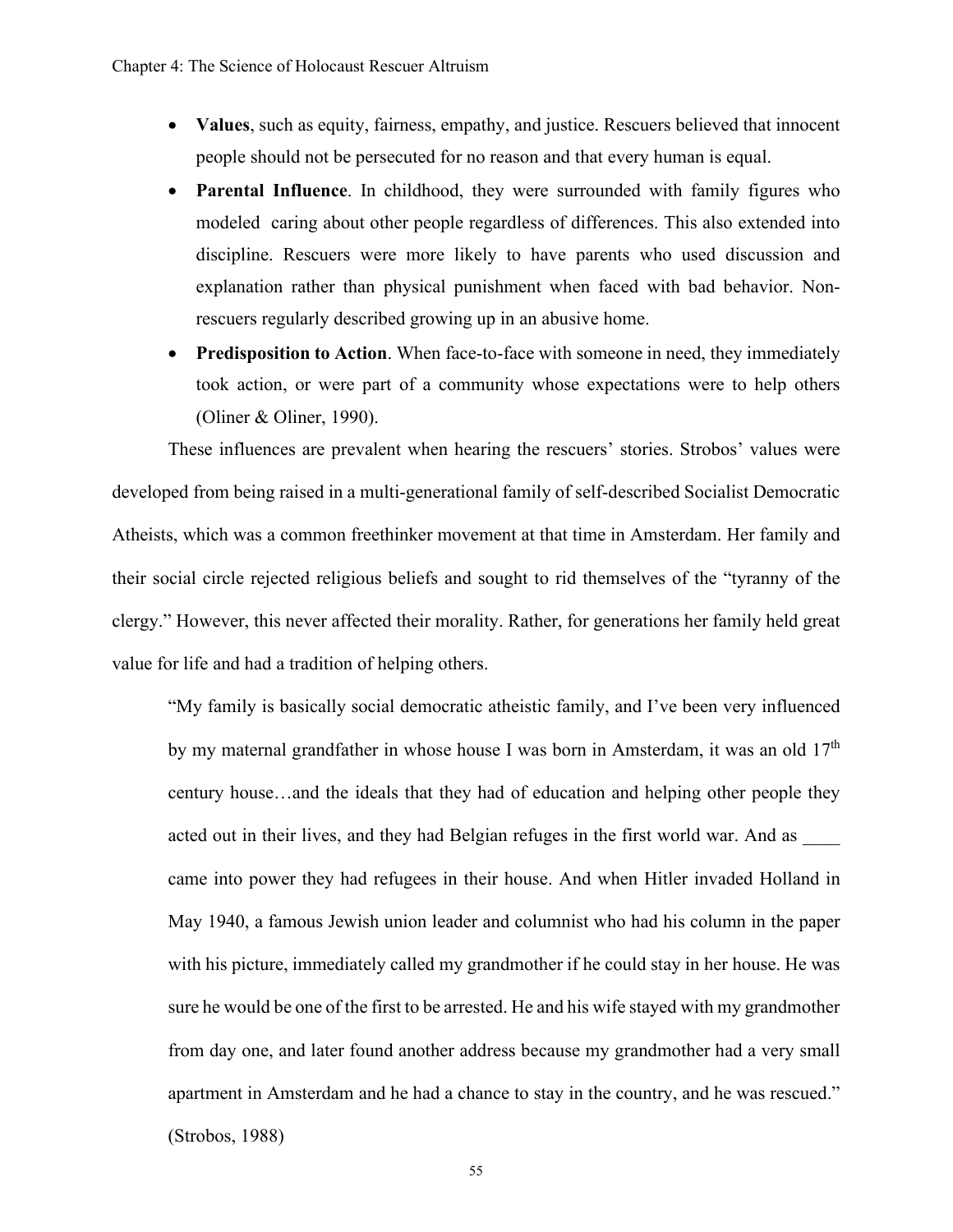- **Values**, such as equity, fairness, empathy, and justice. Rescuers believed that innocent people should not be persecuted for no reason and that every human is equal.
- **Parental Influence**. In childhood, they were surrounded with family figures who modeled caring about other people regardless of differences. This also extended into discipline. Rescuers were more likely to have parents who used discussion and explanation rather than physical punishment when faced with bad behavior. Non-rescuers regularly described growing up in an abusive home.
- **Predisposition to Action**. When face-to-face with someone in need, they immediately took action, or were part of a community whose expectations were to help others (Oliner & Oliner, 1990).

These influences are prevalent when hearing the rescuers' stories. Strobos' values were developed from being raised in a multi-generational family of self-described Socialist Democratic Atheists, which was a common freethinker movement at that time in Amsterdam. Her family and their social circle rejected religious beliefs and sought to rid themselves of the "tyranny of the clergy." However, this never affected their morality. Rather, for generations her family held great value for life and had a tradition of helping others.

> "My family is basically social democratic atheistic family, and I've been very influenced by my maternal grandfather in whose house I was born in Amsterdam, it was an old 17th century house…and the ideals that they had of education and helping other people they acted out in their lives, and they had Belgian refuges in the first world war. And as ____ came into power they had refugees in their house. And when Hitler invaded Holland in May 1940, a famous Jewish union leader and columnist who had his column in the paper with his picture, immediately called my grandmother if he could stay in her house. He was sure he would be one of the first to be arrested. He and his wife stayed with my grandmother from day one, and later found another address because my grandmother had a very small apartment in Amsterdam and he had a chance to stay in the country, and he was rescued." (Strobos, 1988)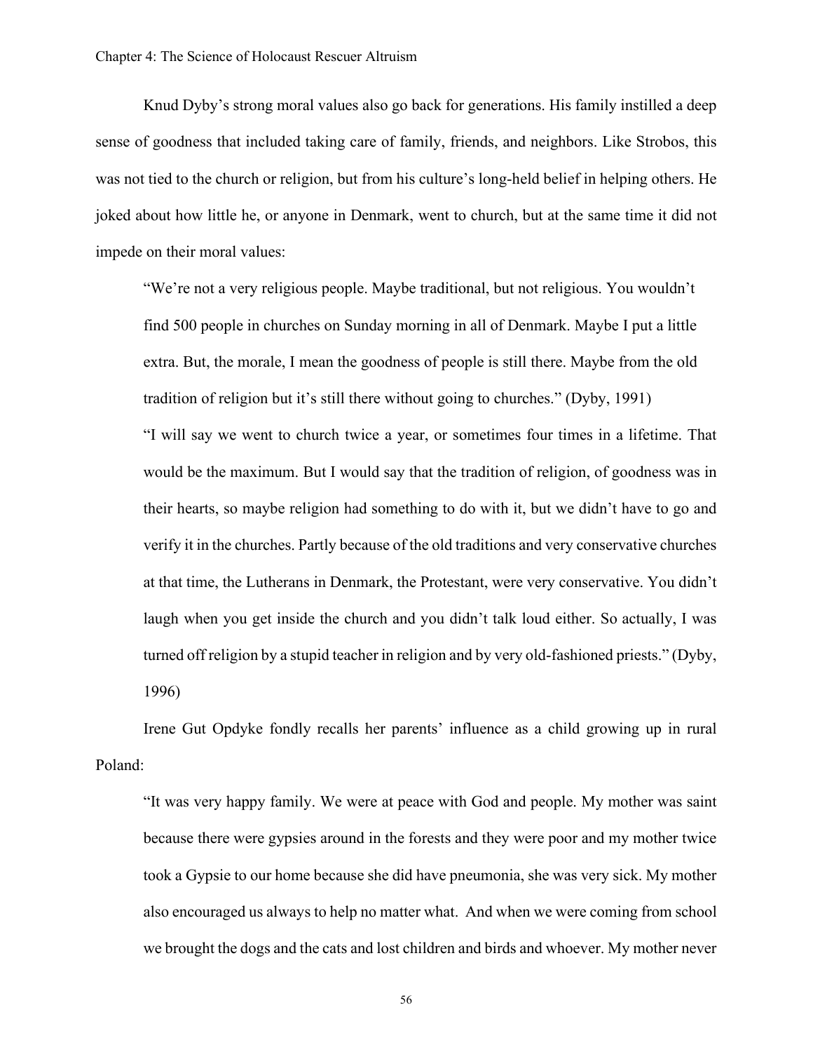Knud Dyby's strong moral values also go back for generations. His family instilled a deep sense of goodness that included taking care of family, friends, and neighbors. Like Strobos, this was not tied to the church or religion, but from his culture's long-held belief in helping others. He joked about how little he, or anyone in Denmark, went to church, but at the same time it did not impede on their moral values:

> "We're not a very religious people. Maybe traditional, but not religious. You wouldn't find 500 people in churches on Sunday morning in all of Denmark. Maybe I put a little extra. But, the morale, I mean the goodness of people is still there. Maybe from the old tradition of religion but it's still there without going to churches." (Dyby, 1991)
>
> "I will say we went to church twice a year, or sometimes four times in a lifetime. That would be the maximum. But I would say that the tradition of religion, of goodness was in their hearts, so maybe religion had something to do with it, but we didn't have to go and verify it in the churches. Partly because of the old traditions and very conservative churches at that time, the Lutherans in Denmark, the Protestant, were very conservative. You didn't laugh when you get inside the church and you didn't talk loud either. So actually, I was turned off religion by a stupid teacher in religion and by very old-fashioned priests." (Dyby, 1996)

Irene Gut Opdyke fondly recalls her parents' influence as a child growing up in rural Poland:

> "It was very happy family. We were at peace with God and people. My mother was saint because there were gypsies around in the forests and they were poor and my mother twice took a Gypsie to our home because she did have pneumonia, she was very sick. My mother also encouraged us always to help no matter what. And when we were coming from school we brought the dogs and the cats and lost children and birds and whoever. My mother never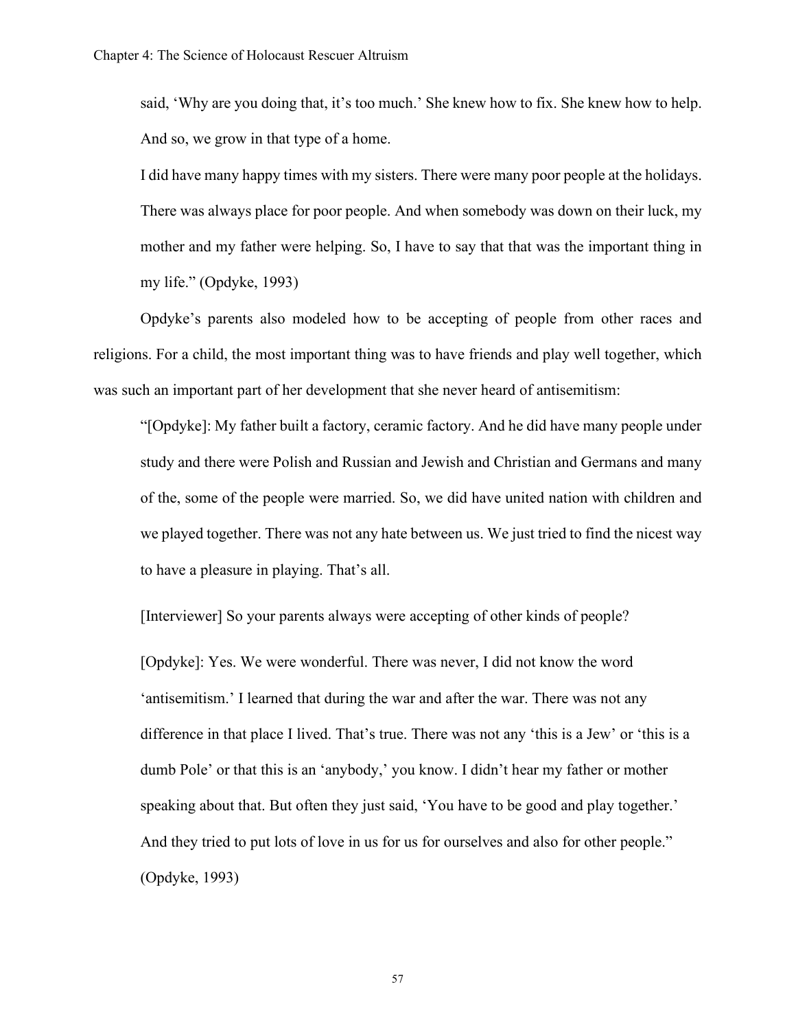> said, 'Why are you doing that, it's too much.' She knew how to fix. She knew how to help. And so, we grow in that type of a home.
>
> I did have many happy times with my sisters. There were many poor people at the holidays. There was always place for poor people. And when somebody was down on their luck, my mother and my father were helping. So, I have to say that that was the important thing in my life." (Opdyke, 1993)

Opdyke's parents also modeled how to be accepting of people from other races and religions. For a child, the most important thing was to have friends and play well together, which was such an important part of her development that she never heard of antisemitism:

> "[Opdyke]: My father built a factory, ceramic factory. And he did have many people under study and there were Polish and Russian and Jewish and Christian and Germans and many of the, some of the people were married. So, we did have united nation with children and we played together. There was not any hate between us. We just tried to find the nicest way to have a pleasure in playing. That's all.
>
> [Interviewer] So your parents always were accepting of other kinds of people?
>
> [Opdyke]: Yes. We were wonderful. There was never, I did not know the word 'antisemitism.' I learned that during the war and after the war. There was not any difference in that place I lived. That's true. There was not any 'this is a Jew' or 'this is a dumb Pole' or that this is an 'anybody,' you know. I didn't hear my father or mother speaking about that. But often they just said, 'You have to be good and play together.' And they tried to put lots of love in us for us for ourselves and also for other people." (Opdyke, 1993)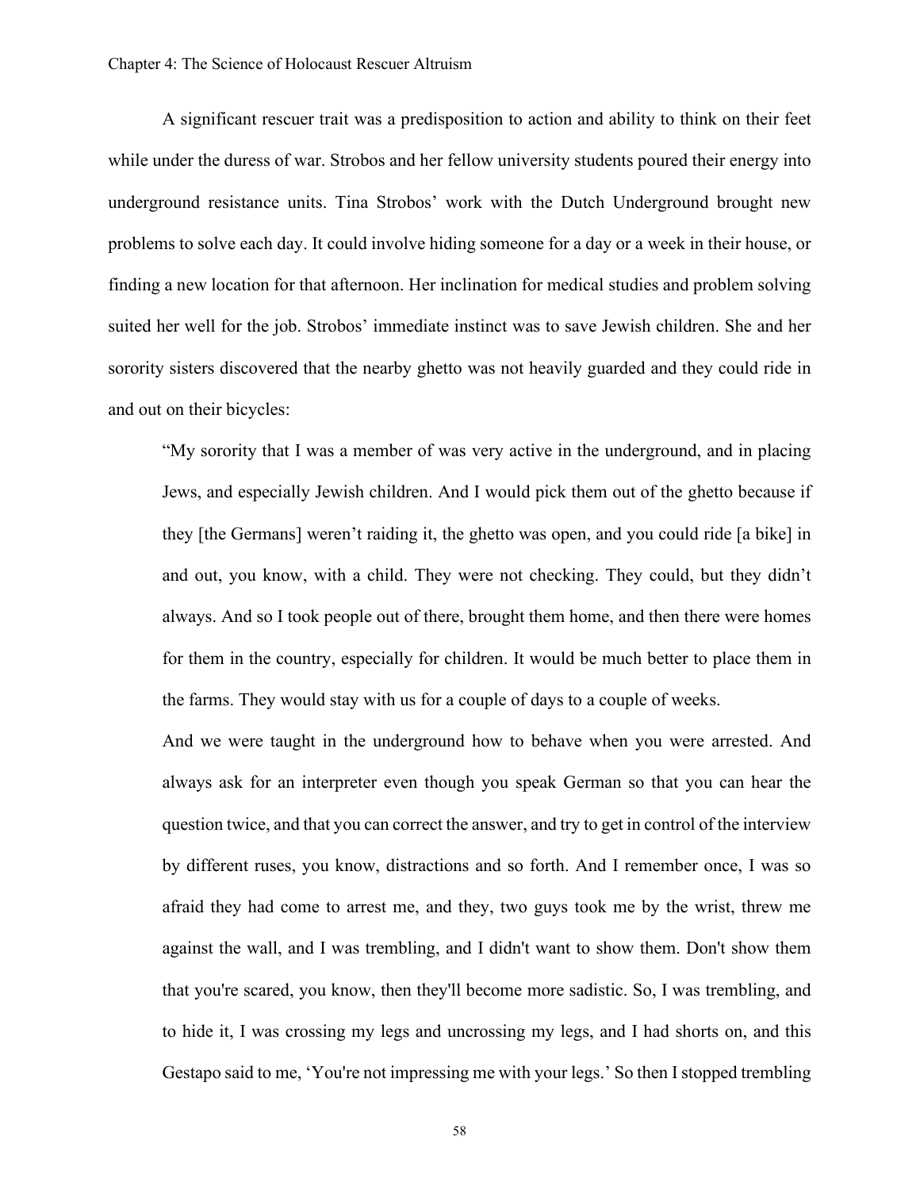A significant rescuer trait was a predisposition to action and ability to think on their feet while under the duress of war. Strobos and her fellow university students poured their energy into underground resistance units. Tina Strobos' work with the Dutch Underground brought new problems to solve each day. It could involve hiding someone for a day or a week in their house, or finding a new location for that afternoon. Her inclination for medical studies and problem solving suited her well for the job. Strobos' immediate instinct was to save Jewish children. She and her sorority sisters discovered that the nearby ghetto was not heavily guarded and they could ride in and out on their bicycles:

> "My sorority that I was a member of was very active in the underground, and in placing Jews, and especially Jewish children. And I would pick them out of the ghetto because if they [the Germans] weren't raiding it, the ghetto was open, and you could ride [a bike] in and out, you know, with a child. They were not checking. They could, but they didn't always. And so I took people out of there, brought them home, and then there were homes for them in the country, especially for children. It would be much better to place them in the farms. They would stay with us for a couple of days to a couple of weeks.
>
> And we were taught in the underground how to behave when you were arrested. And always ask for an interpreter even though you speak German so that you can hear the question twice, and that you can correct the answer, and try to get in control of the interview by different ruses, you know, distractions and so forth. And I remember once, I was so afraid they had come to arrest me, and they, two guys took me by the wrist, threw me against the wall, and I was trembling, and I didn't want to show them. Don't show them that you're scared, you know, then they'll become more sadistic. So, I was trembling, and to hide it, I was crossing my legs and uncrossing my legs, and I had shorts on, and this Gestapo said to me, 'You're not impressing me with your legs.' So then I stopped trembling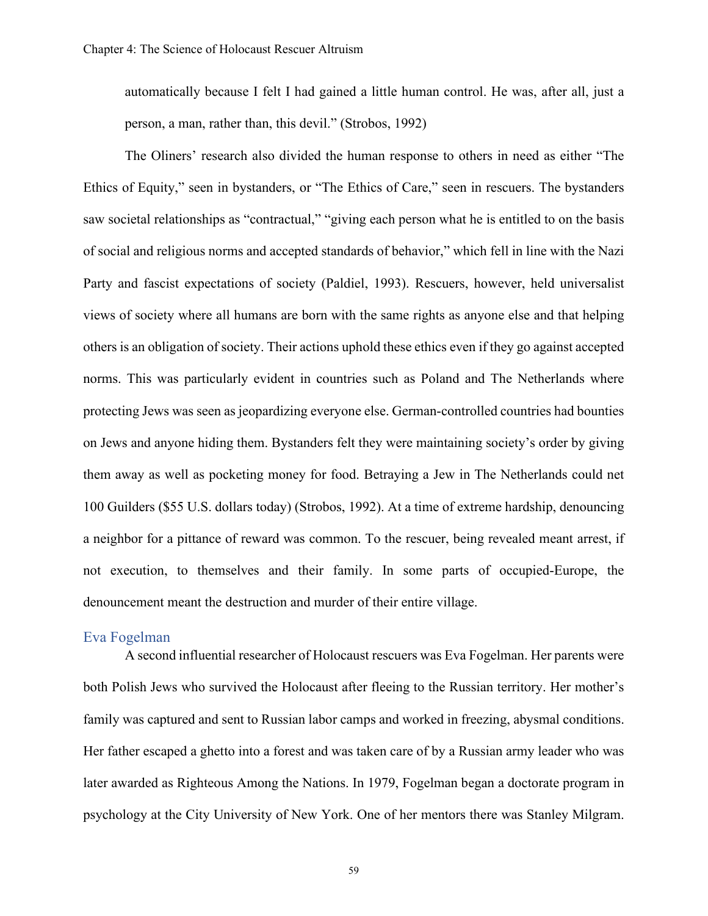automatically because I felt I had gained a little human control. He was, after all, just a person, a man, rather than, this devil." (Strobos, 1992)

The Oliners' research also divided the human response to others in need as either "The Ethics of Equity," seen in bystanders, or "The Ethics of Care," seen in rescuers. The bystanders saw societal relationships as "contractual," "giving each person what he is entitled to on the basis of social and religious norms and accepted standards of behavior," which fell in line with the Nazi Party and fascist expectations of society (Paldiel, 1993). Rescuers, however, held universalist views of society where all humans are born with the same rights as anyone else and that helping others is an obligation of society. Their actions uphold these ethics even if they go against accepted norms. This was particularly evident in countries such as Poland and The Netherlands where protecting Jews was seen as jeopardizing everyone else. German-controlled countries had bounties on Jews and anyone hiding them. Bystanders felt they were maintaining society's order by giving them away as well as pocketing money for food. Betraying a Jew in The Netherlands could net 100 Guilders ($55 U.S. dollars today) (Strobos, 1992). At a time of extreme hardship, denouncing a neighbor for a pittance of reward was common. To the rescuer, being revealed meant arrest, if not execution, to themselves and their family. In some parts of occupied-Europe, the denouncement meant the destruction and murder of their entire village.

### Eva Fogelman

A second influential researcher of Holocaust rescuers was Eva Fogelman. Her parents were both Polish Jews who survived the Holocaust after fleeing to the Russian territory. Her mother's family was captured and sent to Russian labor camps and worked in freezing, abysmal conditions. Her father escaped a ghetto into a forest and was taken care of by a Russian army leader who was later awarded as Righteous Among the Nations. In 1979, Fogelman began a doctorate program in psychology at the City University of New York. One of her mentors there was Stanley Milgram.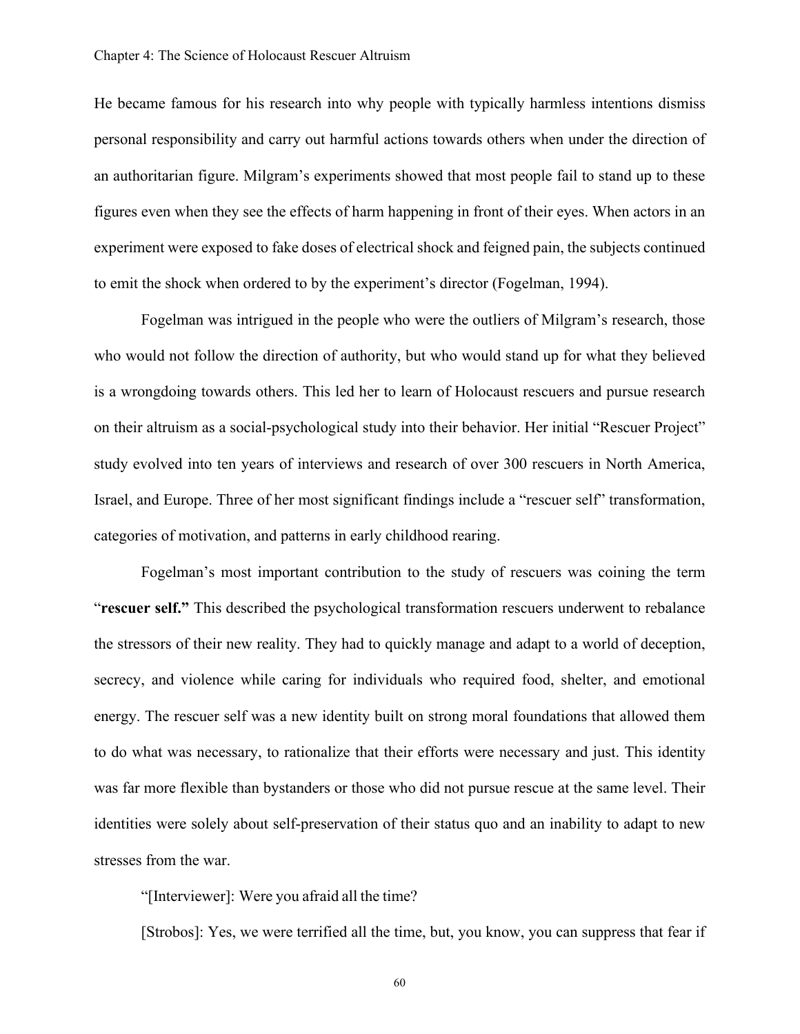He became famous for his research into why people with typically harmless intentions dismiss personal responsibility and carry out harmful actions towards others when under the direction of an authoritarian figure. Milgram's experiments showed that most people fail to stand up to these figures even when they see the effects of harm happening in front of their eyes. When actors in an experiment were exposed to fake doses of electrical shock and feigned pain, the subjects continued to emit the shock when ordered to by the experiment's director (Fogelman, 1994).

Fogelman was intrigued in the people who were the outliers of Milgram's research, those who would not follow the direction of authority, but who would stand up for what they believed is a wrongdoing towards others. This led her to learn of Holocaust rescuers and pursue research on their altruism as a social-psychological study into their behavior. Her initial "Rescuer Project" study evolved into ten years of interviews and research of over 300 rescuers in North America, Israel, and Europe. Three of her most significant findings include a "rescuer self" transformation, categories of motivation, and patterns in early childhood rearing.

Fogelman's most important contribution to the study of rescuers was coining the term "**rescuer self.**" This described the psychological transformation rescuers underwent to rebalance the stressors of their new reality. They had to quickly manage and adapt to a world of deception, secrecy, and violence while caring for individuals who required food, shelter, and emotional energy. The rescuer self was a new identity built on strong moral foundations that allowed them to do what was necessary, to rationalize that their efforts were necessary and just. This identity was far more flexible than bystanders or those who did not pursue rescue at the same level. Their identities were solely about self-preservation of their status quo and an inability to adapt to new stresses from the war.

"[Interviewer]: Were you afraid all the time?

[Strobos]: Yes, we were terrified all the time, but, you know, you can suppress that fear if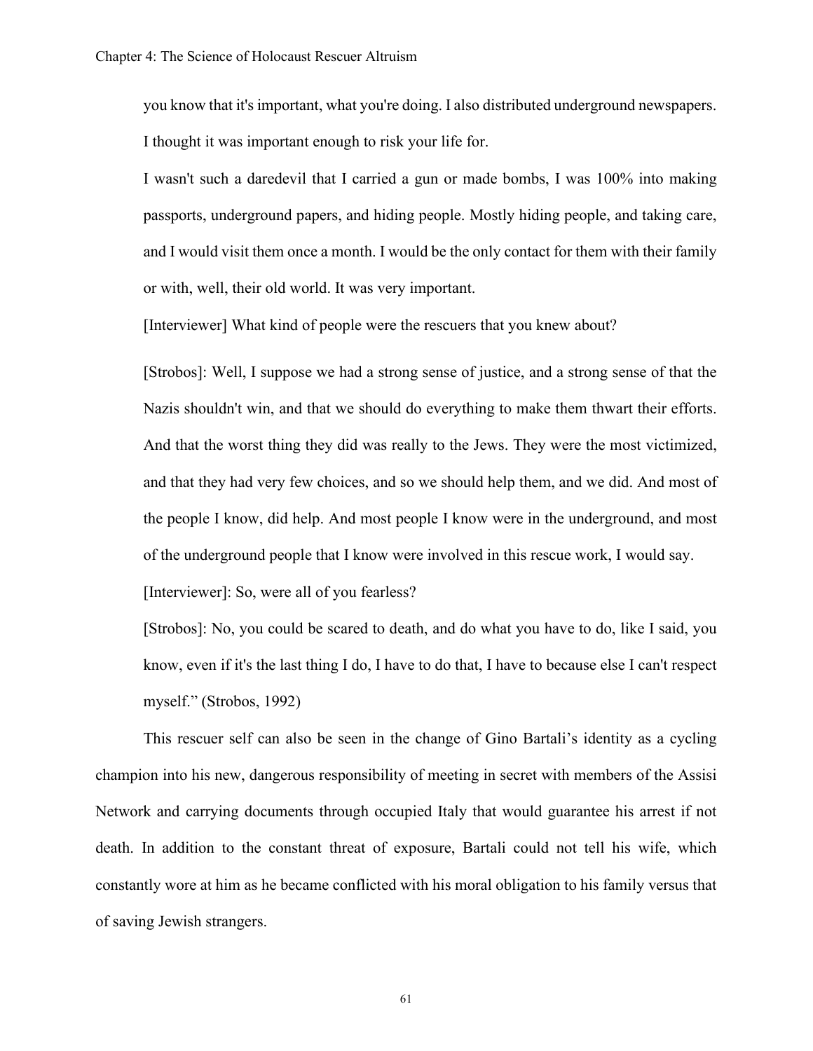you know that it's important, what you're doing. I also distributed underground newspapers. I thought it was important enough to risk your life for.

I wasn't such a daredevil that I carried a gun or made bombs, I was 100% into making passports, underground papers, and hiding people. Mostly hiding people, and taking care, and I would visit them once a month. I would be the only contact for them with their family or with, well, their old world. It was very important.

[Interviewer] What kind of people were the rescuers that you knew about?

[Strobos]: Well, I suppose we had a strong sense of justice, and a strong sense of that the Nazis shouldn't win, and that we should do everything to make them thwart their efforts. And that the worst thing they did was really to the Jews. They were the most victimized, and that they had very few choices, and so we should help them, and we did. And most of the people I know, did help. And most people I know were in the underground, and most of the underground people that I know were involved in this rescue work, I would say.

[Interviewer]: So, were all of you fearless?

[Strobos]: No, you could be scared to death, and do what you have to do, like I said, you know, even if it's the last thing I do, I have to do that, I have to because else I can't respect myself." (Strobos, 1992)

This rescuer self can also be seen in the change of Gino Bartali's identity as a cycling champion into his new, dangerous responsibility of meeting in secret with members of the Assisi Network and carrying documents through occupied Italy that would guarantee his arrest if not death. In addition to the constant threat of exposure, Bartali could not tell his wife, which constantly wore at him as he became conflicted with his moral obligation to his family versus that of saving Jewish strangers.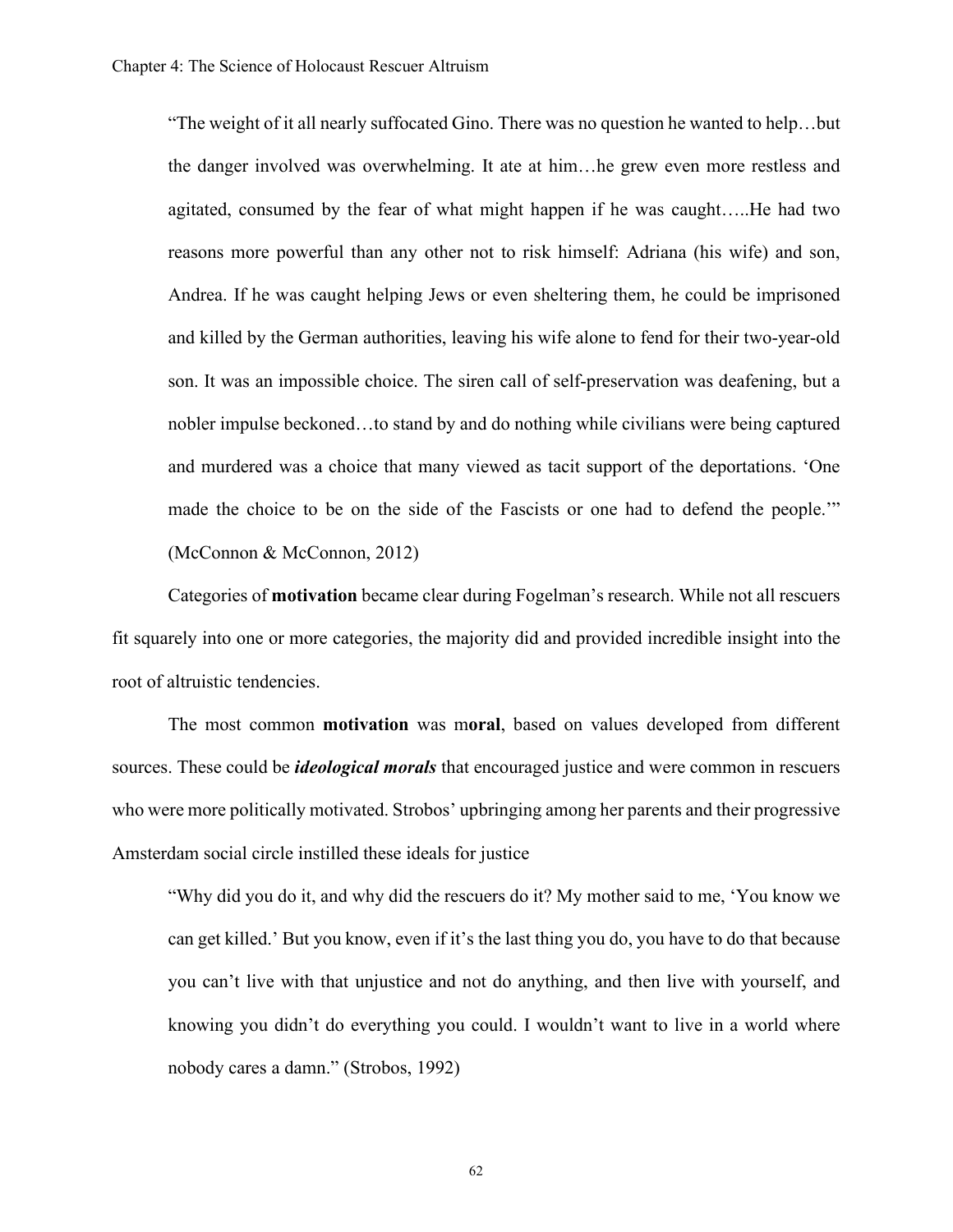> "The weight of it all nearly suffocated Gino. There was no question he wanted to help…but the danger involved was overwhelming. It ate at him…he grew even more restless and agitated, consumed by the fear of what might happen if he was caught…..He had two reasons more powerful than any other not to risk himself: Adriana (his wife) and son, Andrea. If he was caught helping Jews or even sheltering them, he could be imprisoned and killed by the German authorities, leaving his wife alone to fend for their two-year-old son. It was an impossible choice. The siren call of self-preservation was deafening, but a nobler impulse beckoned…to stand by and do nothing while civilians were being captured and murdered was a choice that many viewed as tacit support of the deportations. 'One made the choice to be on the side of the Fascists or one had to defend the people.'" (McConnon & McConnon, 2012)

Categories of **motivation** became clear during Fogelman's research. While not all rescuers fit squarely into one or more categories, the majority did and provided incredible insight into the root of altruistic tendencies.

The most common **motivation** was m**oral**, based on values developed from different sources. These could be ***ideological morals*** that encouraged justice and were common in rescuers who were more politically motivated. Strobos' upbringing among her parents and their progressive Amsterdam social circle instilled these ideals for justice

> "Why did you do it, and why did the rescuers do it? My mother said to me, 'You know we can get killed.' But you know, even if it's the last thing you do, you have to do that because you can't live with that unjustice and not do anything, and then live with yourself, and knowing you didn't do everything you could. I wouldn't want to live in a world where nobody cares a damn." (Strobos, 1992)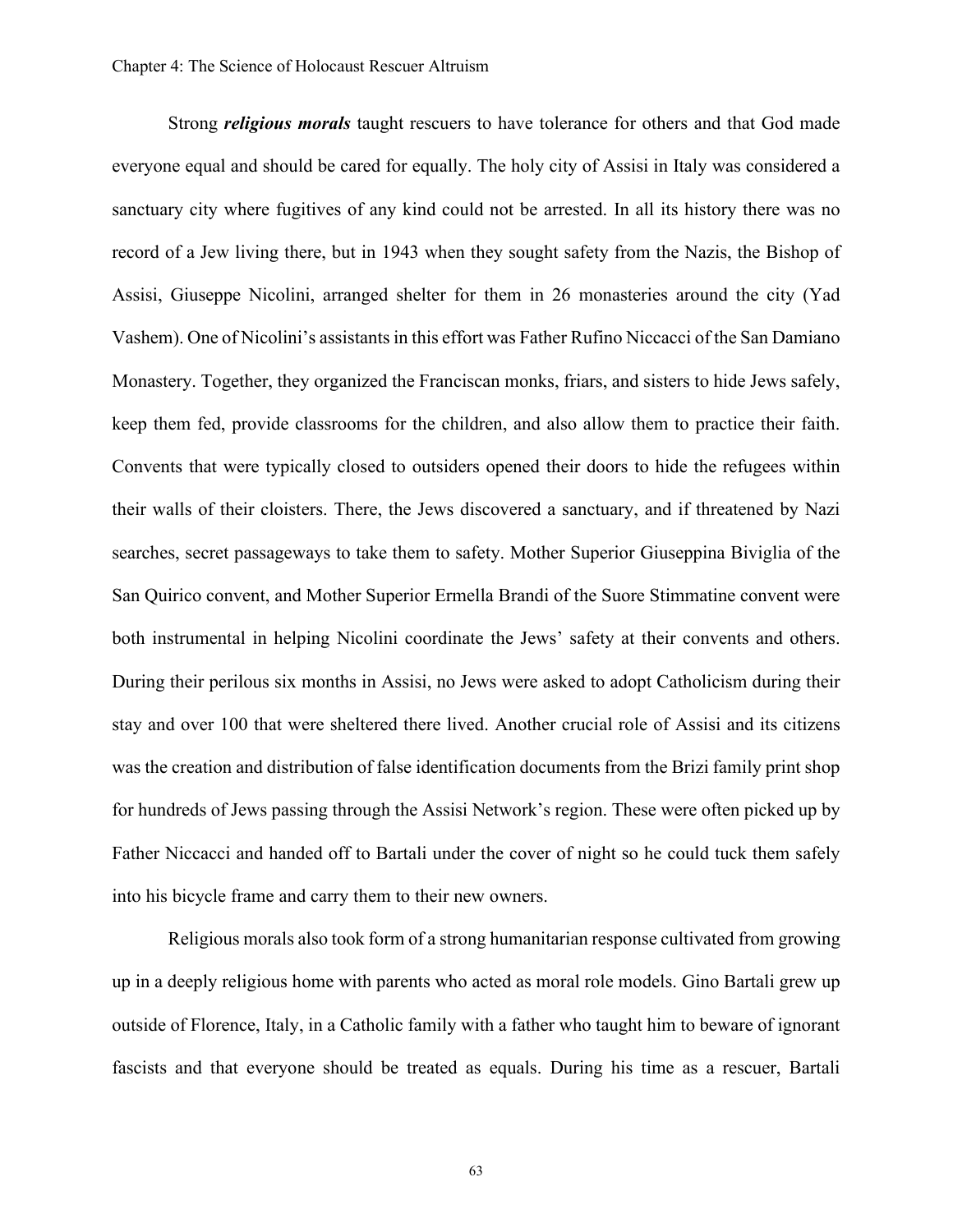Strong ***religious morals*** taught rescuers to have tolerance for others and that God made everyone equal and should be cared for equally. The holy city of Assisi in Italy was considered a sanctuary city where fugitives of any kind could not be arrested. In all its history there was no record of a Jew living there, but in 1943 when they sought safety from the Nazis, the Bishop of Assisi, Giuseppe Nicolini, arranged shelter for them in 26 monasteries around the city (Yad Vashem). One of Nicolini's assistants in this effort was Father Rufino Niccacci of the San Damiano Monastery. Together, they organized the Franciscan monks, friars, and sisters to hide Jews safely, keep them fed, provide classrooms for the children, and also allow them to practice their faith. Convents that were typically closed to outsiders opened their doors to hide the refugees within their walls of their cloisters. There, the Jews discovered a sanctuary, and if threatened by Nazi searches, secret passageways to take them to safety. Mother Superior Giuseppina Biviglia of the San Quirico convent, and Mother Superior Ermella Brandi of the Suore Stimmatine convent were both instrumental in helping Nicolini coordinate the Jews' safety at their convents and others. During their perilous six months in Assisi, no Jews were asked to adopt Catholicism during their stay and over 100 that were sheltered there lived. Another crucial role of Assisi and its citizens was the creation and distribution of false identification documents from the Brizi family print shop for hundreds of Jews passing through the Assisi Network's region. These were often picked up by Father Niccacci and handed off to Bartali under the cover of night so he could tuck them safely into his bicycle frame and carry them to their new owners.

Religious morals also took form of a strong humanitarian response cultivated from growing up in a deeply religious home with parents who acted as moral role models. Gino Bartali grew up outside of Florence, Italy, in a Catholic family with a father who taught him to beware of ignorant fascists and that everyone should be treated as equals. During his time as a rescuer, Bartali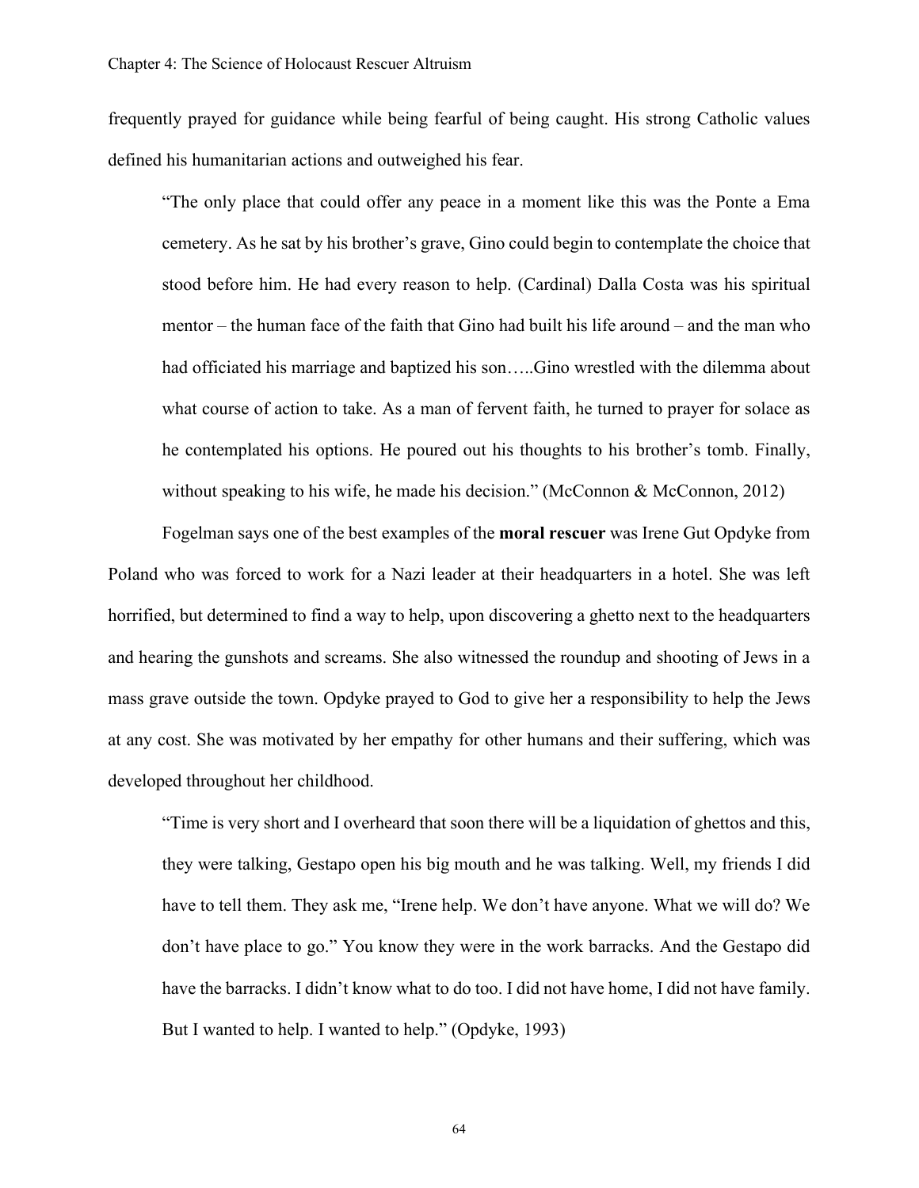frequently prayed for guidance while being fearful of being caught. His strong Catholic values defined his humanitarian actions and outweighed his fear.

> "The only place that could offer any peace in a moment like this was the Ponte a Ema cemetery. As he sat by his brother's grave, Gino could begin to contemplate the choice that stood before him. He had every reason to help. (Cardinal) Dalla Costa was his spiritual mentor – the human face of the faith that Gino had built his life around – and the man who had officiated his marriage and baptized his son…..Gino wrestled with the dilemma about what course of action to take. As a man of fervent faith, he turned to prayer for solace as he contemplated his options. He poured out his thoughts to his brother's tomb. Finally, without speaking to his wife, he made his decision." (McConnon & McConnon, 2012)

Fogelman says one of the best examples of the **moral rescuer** was Irene Gut Opdyke from Poland who was forced to work for a Nazi leader at their headquarters in a hotel. She was left horrified, but determined to find a way to help, upon discovering a ghetto next to the headquarters and hearing the gunshots and screams. She also witnessed the roundup and shooting of Jews in a mass grave outside the town. Opdyke prayed to God to give her a responsibility to help the Jews at any cost. She was motivated by her empathy for other humans and their suffering, which was developed throughout her childhood.

> "Time is very short and I overheard that soon there will be a liquidation of ghettos and this, they were talking, Gestapo open his big mouth and he was talking. Well, my friends I did have to tell them. They ask me, "Irene help. We don't have anyone. What we will do? We don't have place to go." You know they were in the work barracks. And the Gestapo did have the barracks. I didn't know what to do too. I did not have home, I did not have family. But I wanted to help. I wanted to help." (Opdyke, 1993)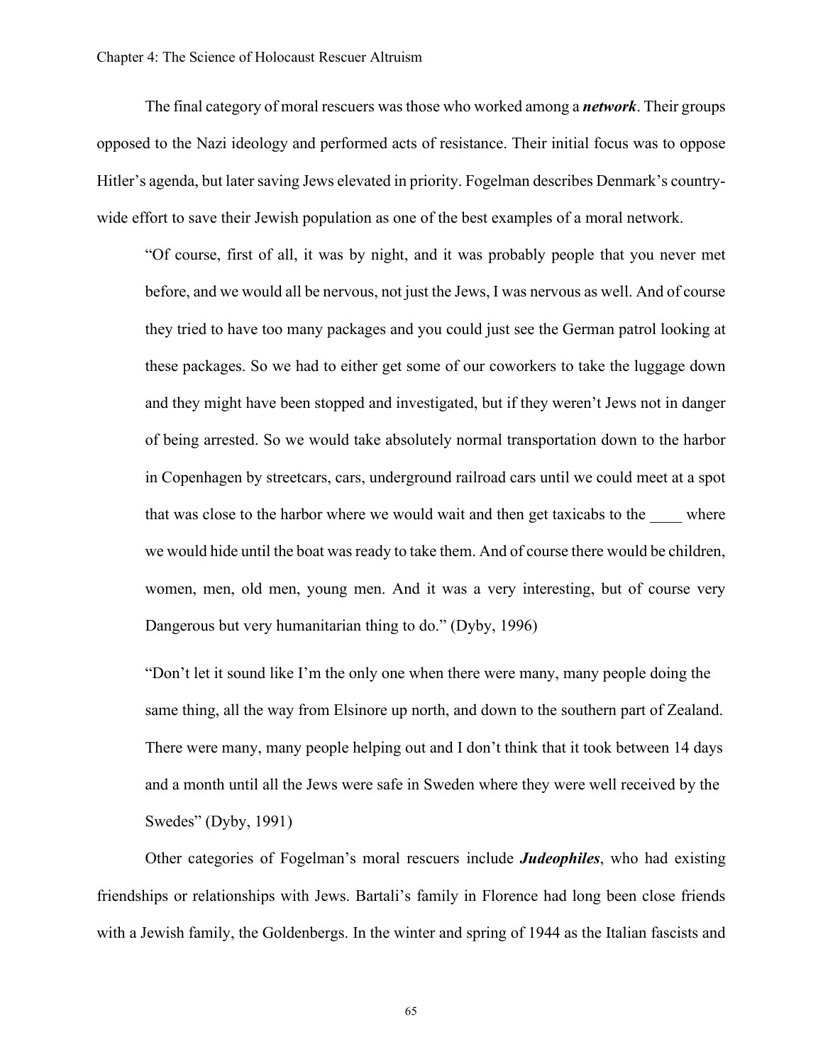The final category of moral rescuers was those who worked among a ***network***. Their groups opposed to the Nazi ideology and performed acts of resistance. Their initial focus was to oppose Hitler's agenda, but later saving Jews elevated in priority. Fogelman describes Denmark's country-wide effort to save their Jewish population as one of the best examples of a moral network.

> "Of course, first of all, it was by night, and it was probably people that you never met before, and we would all be nervous, not just the Jews, I was nervous as well. And of course they tried to have too many packages and you could just see the German patrol looking at these packages. So we had to either get some of our coworkers to take the luggage down and they might have been stopped and investigated, but if they weren't Jews not in danger of being arrested. So we would take absolutely normal transportation down to the harbor in Copenhagen by streetcars, cars, underground railroad cars until we could meet at a spot that was close to the harbor where we would wait and then get taxicabs to the ____ where we would hide until the boat was ready to take them. And of course there would be children, women, men, old men, young men. And it was a very interesting, but of course very Dangerous but very humanitarian thing to do." (Dyby, 1996)

> "Don't let it sound like I'm the only one when there were many, many people doing the same thing, all the way from Elsinore up north, and down to the southern part of Zealand. There were many, many people helping out and I don't think that it took between 14 days and a month until all the Jews were safe in Sweden where they were well received by the Swedes" (Dyby, 1991)

Other categories of Fogelman's moral rescuers include ***Judeophiles***, who had existing friendships or relationships with Jews. Bartali's family in Florence had long been close friends with a Jewish family, the Goldenbergs. In the winter and spring of 1944 as the Italian fascists and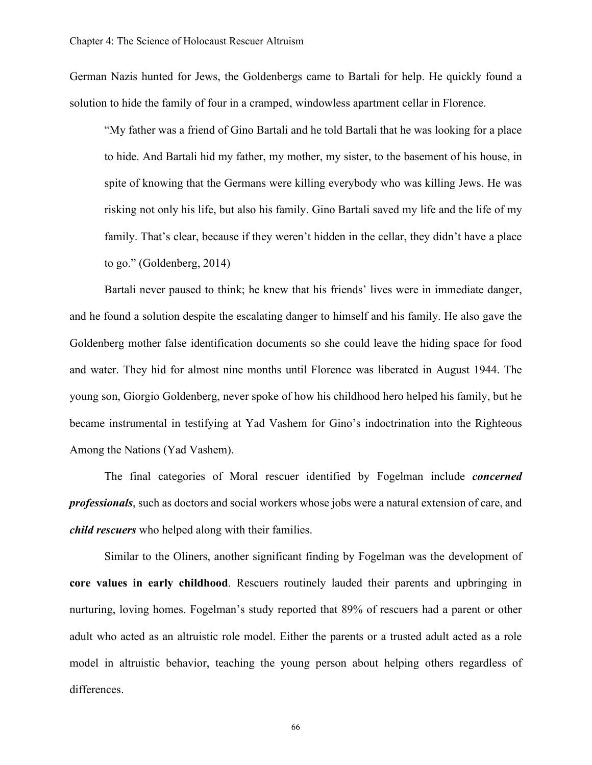German Nazis hunted for Jews, the Goldenbergs came to Bartali for help. He quickly found a solution to hide the family of four in a cramped, windowless apartment cellar in Florence.

> "My father was a friend of Gino Bartali and he told Bartali that he was looking for a place to hide. And Bartali hid my father, my mother, my sister, to the basement of his house, in spite of knowing that the Germans were killing everybody who was killing Jews. He was risking not only his life, but also his family. Gino Bartali saved my life and the life of my family. That's clear, because if they weren't hidden in the cellar, they didn't have a place to go." (Goldenberg, 2014)

Bartali never paused to think; he knew that his friends' lives were in immediate danger, and he found a solution despite the escalating danger to himself and his family. He also gave the Goldenberg mother false identification documents so she could leave the hiding space for food and water. They hid for almost nine months until Florence was liberated in August 1944. The young son, Giorgio Goldenberg, never spoke of how his childhood hero helped his family, but he became instrumental in testifying at Yad Vashem for Gino's indoctrination into the Righteous Among the Nations (Yad Vashem).

The final categories of Moral rescuer identified by Fogelman include ***concerned professionals***, such as doctors and social workers whose jobs were a natural extension of care, and ***child rescuers*** who helped along with their families.

Similar to the Oliners, another significant finding by Fogelman was the development of **core values in early childhood**. Rescuers routinely lauded their parents and upbringing in nurturing, loving homes. Fogelman's study reported that 89% of rescuers had a parent or other adult who acted as an altruistic role model. Either the parents or a trusted adult acted as a role model in altruistic behavior, teaching the young person about helping others regardless of differences.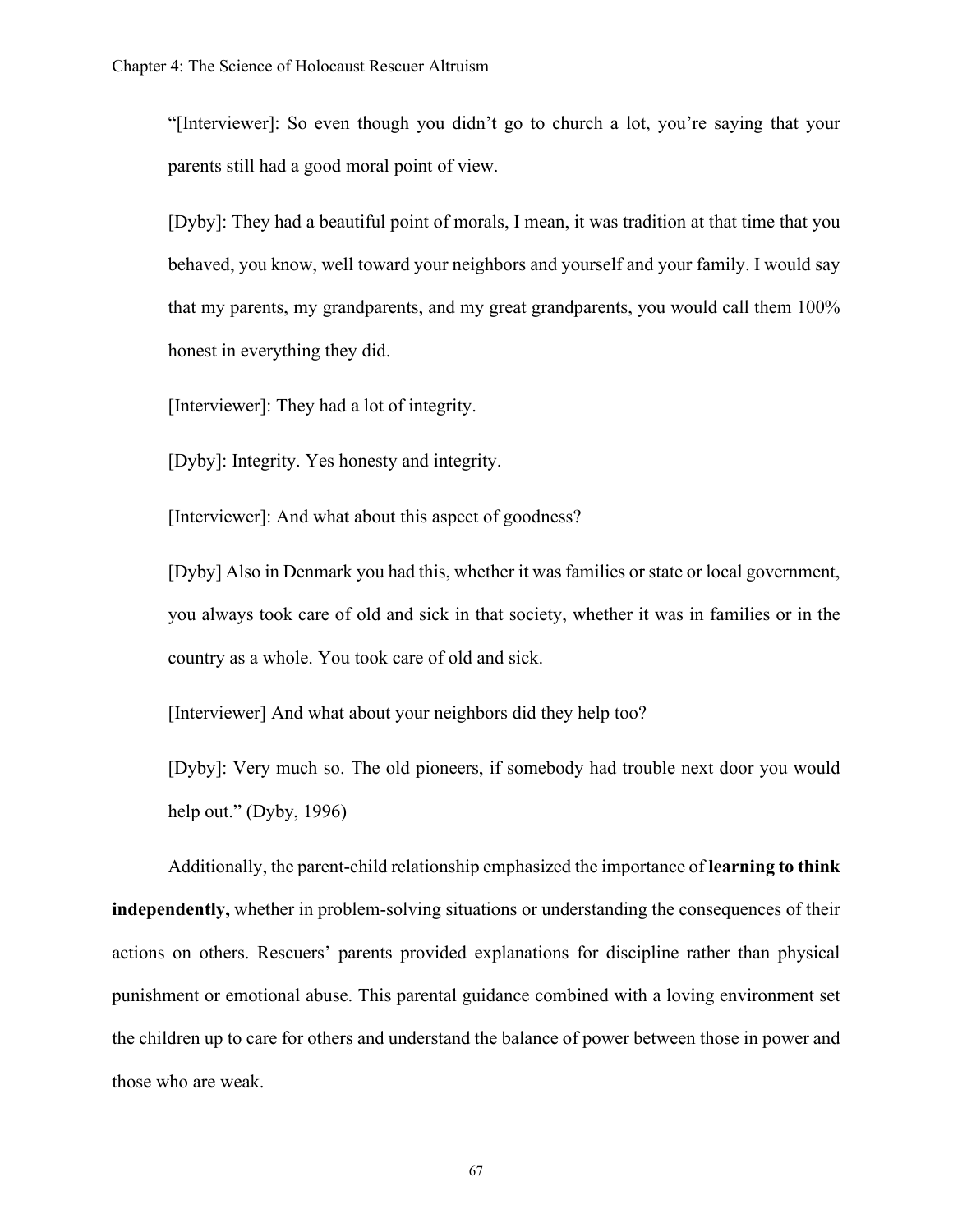> "[Interviewer]: So even though you didn't go to church a lot, you're saying that your parents still had a good moral point of view.
>
> [Dyby]: They had a beautiful point of morals, I mean, it was tradition at that time that you behaved, you know, well toward your neighbors and yourself and your family. I would say that my parents, my grandparents, and my great grandparents, you would call them 100% honest in everything they did.
>
> [Interviewer]: They had a lot of integrity.
>
> [Dyby]: Integrity. Yes honesty and integrity.
>
> [Interviewer]: And what about this aspect of goodness?
>
> [Dyby] Also in Denmark you had this, whether it was families or state or local government, you always took care of old and sick in that society, whether it was in families or in the country as a whole. You took care of old and sick.
>
> [Interviewer] And what about your neighbors did they help too?
>
> [Dyby]: Very much so. The old pioneers, if somebody had trouble next door you would help out." (Dyby, 1996)

Additionally, the parent-child relationship emphasized the importance of **learning to think independently,** whether in problem-solving situations or understanding the consequences of their actions on others. Rescuers' parents provided explanations for discipline rather than physical punishment or emotional abuse. This parental guidance combined with a loving environment set the children up to care for others and understand the balance of power between those in power and those who are weak.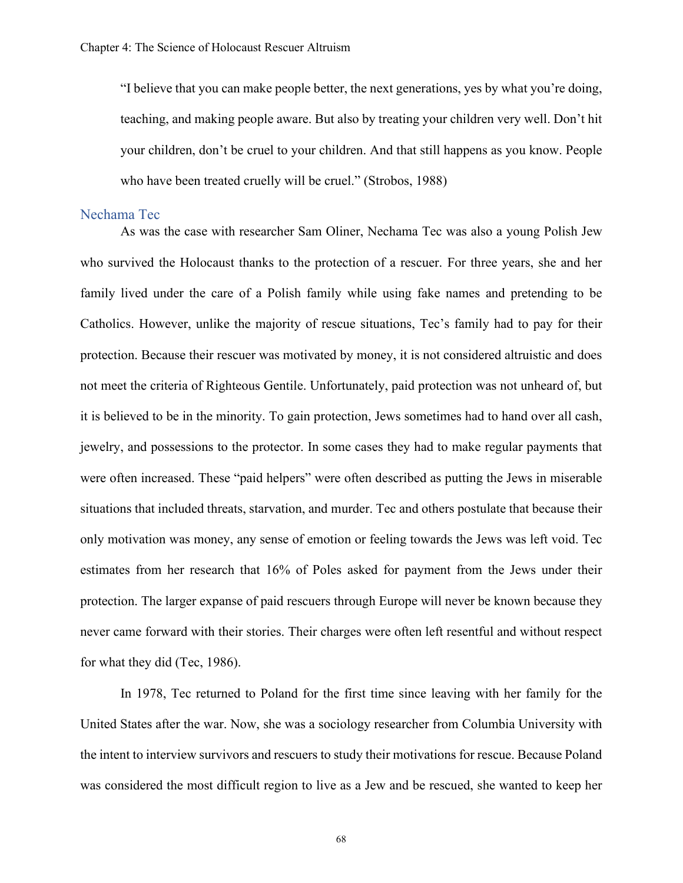> "I believe that you can make people better, the next generations, yes by what you're doing, teaching, and making people aware. But also by treating your children very well. Don't hit your children, don't be cruel to your children. And that still happens as you know. People who have been treated cruelly will be cruel." (Strobos, 1988)

### Nechama Tec

As was the case with researcher Sam Oliner, Nechama Tec was also a young Polish Jew who survived the Holocaust thanks to the protection of a rescuer. For three years, she and her family lived under the care of a Polish family while using fake names and pretending to be Catholics. However, unlike the majority of rescue situations, Tec's family had to pay for their protection. Because their rescuer was motivated by money, it is not considered altruistic and does not meet the criteria of Righteous Gentile. Unfortunately, paid protection was not unheard of, but it is believed to be in the minority. To gain protection, Jews sometimes had to hand over all cash, jewelry, and possessions to the protector. In some cases they had to make regular payments that were often increased. These "paid helpers" were often described as putting the Jews in miserable situations that included threats, starvation, and murder. Tec and others postulate that because their only motivation was money, any sense of emotion or feeling towards the Jews was left void. Tec estimates from her research that 16% of Poles asked for payment from the Jews under their protection. The larger expanse of paid rescuers through Europe will never be known because they never came forward with their stories. Their charges were often left resentful and without respect for what they did (Tec, 1986).

In 1978, Tec returned to Poland for the first time since leaving with her family for the United States after the war. Now, she was a sociology researcher from Columbia University with the intent to interview survivors and rescuers to study their motivations for rescue. Because Poland was considered the most difficult region to live as a Jew and be rescued, she wanted to keep her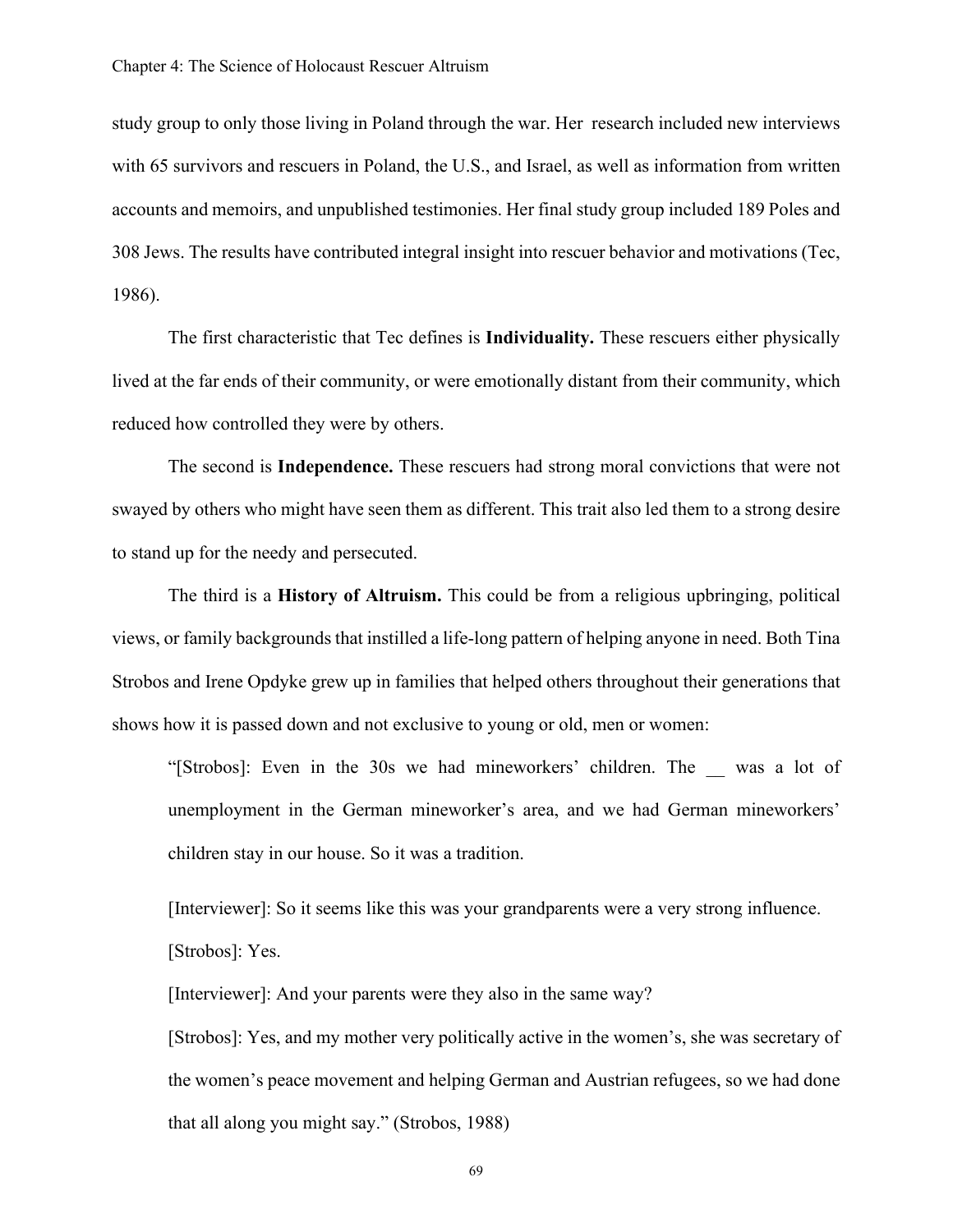study group to only those living in Poland through the war. Her research included new interviews with 65 survivors and rescuers in Poland, the U.S., and Israel, as well as information from written accounts and memoirs, and unpublished testimonies. Her final study group included 189 Poles and 308 Jews. The results have contributed integral insight into rescuer behavior and motivations (Tec, 1986).

The first characteristic that Tec defines is **Individuality.** These rescuers either physically lived at the far ends of their community, or were emotionally distant from their community, which reduced how controlled they were by others.

The second is **Independence.** These rescuers had strong moral convictions that were not swayed by others who might have seen them as different. This trait also led them to a strong desire to stand up for the needy and persecuted.

The third is a **History of Altruism.** This could be from a religious upbringing, political views, or family backgrounds that instilled a life-long pattern of helping anyone in need. Both Tina Strobos and Irene Opdyke grew up in families that helped others throughout their generations that shows how it is passed down and not exclusive to young or old, men or women:

> "[Strobos]: Even in the 30s we had mineworkers' children. The __ was a lot of unemployment in the German mineworker's area, and we had German mineworkers' children stay in our house. So it was a tradition.
>
> [Interviewer]: So it seems like this was your grandparents were a very strong influence.
>
> [Strobos]: Yes.
>
> [Interviewer]: And your parents were they also in the same way?
>
> [Strobos]: Yes, and my mother very politically active in the women's, she was secretary of the women's peace movement and helping German and Austrian refugees, so we had done that all along you might say." (Strobos, 1988)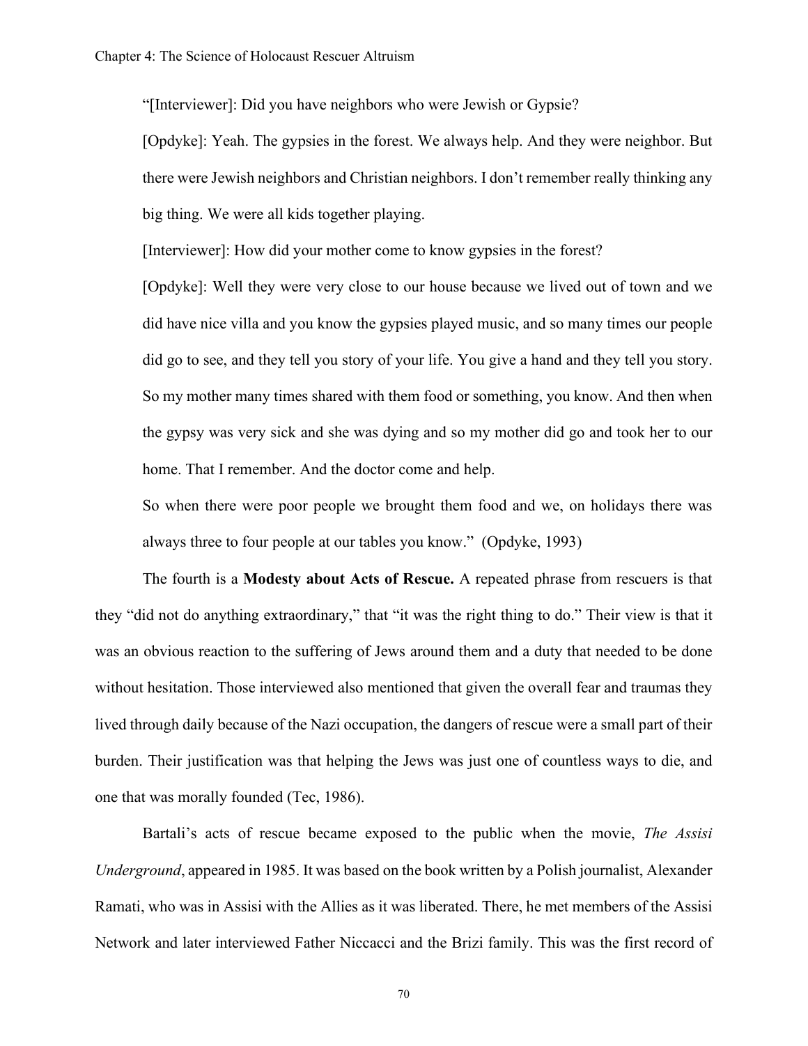"[Interviewer]: Did you have neighbors who were Jewish or Gypsie?

[Opdyke]: Yeah. The gypsies in the forest. We always help. And they were neighbor. But there were Jewish neighbors and Christian neighbors. I don't remember really thinking any big thing. We were all kids together playing.

[Interviewer]: How did your mother come to know gypsies in the forest?

[Opdyke]: Well they were very close to our house because we lived out of town and we did have nice villa and you know the gypsies played music, and so many times our people did go to see, and they tell you story of your life. You give a hand and they tell you story. So my mother many times shared with them food or something, you know. And then when the gypsy was very sick and she was dying and so my mother did go and took her to our home. That I remember. And the doctor come and help.

So when there were poor people we brought them food and we, on holidays there was always three to four people at our tables you know." (Opdyke, 1993)

The fourth is a **Modesty about Acts of Rescue.** A repeated phrase from rescuers is that they "did not do anything extraordinary," that "it was the right thing to do." Their view is that it was an obvious reaction to the suffering of Jews around them and a duty that needed to be done without hesitation. Those interviewed also mentioned that given the overall fear and traumas they lived through daily because of the Nazi occupation, the dangers of rescue were a small part of their burden. Their justification was that helping the Jews was just one of countless ways to die, and one that was morally founded (Tec, 1986).

Bartali's acts of rescue became exposed to the public when the movie, *The Assisi Underground*, appeared in 1985. It was based on the book written by a Polish journalist, Alexander Ramati, who was in Assisi with the Allies as it was liberated. There, he met members of the Assisi Network and later interviewed Father Niccacci and the Brizi family. This was the first record of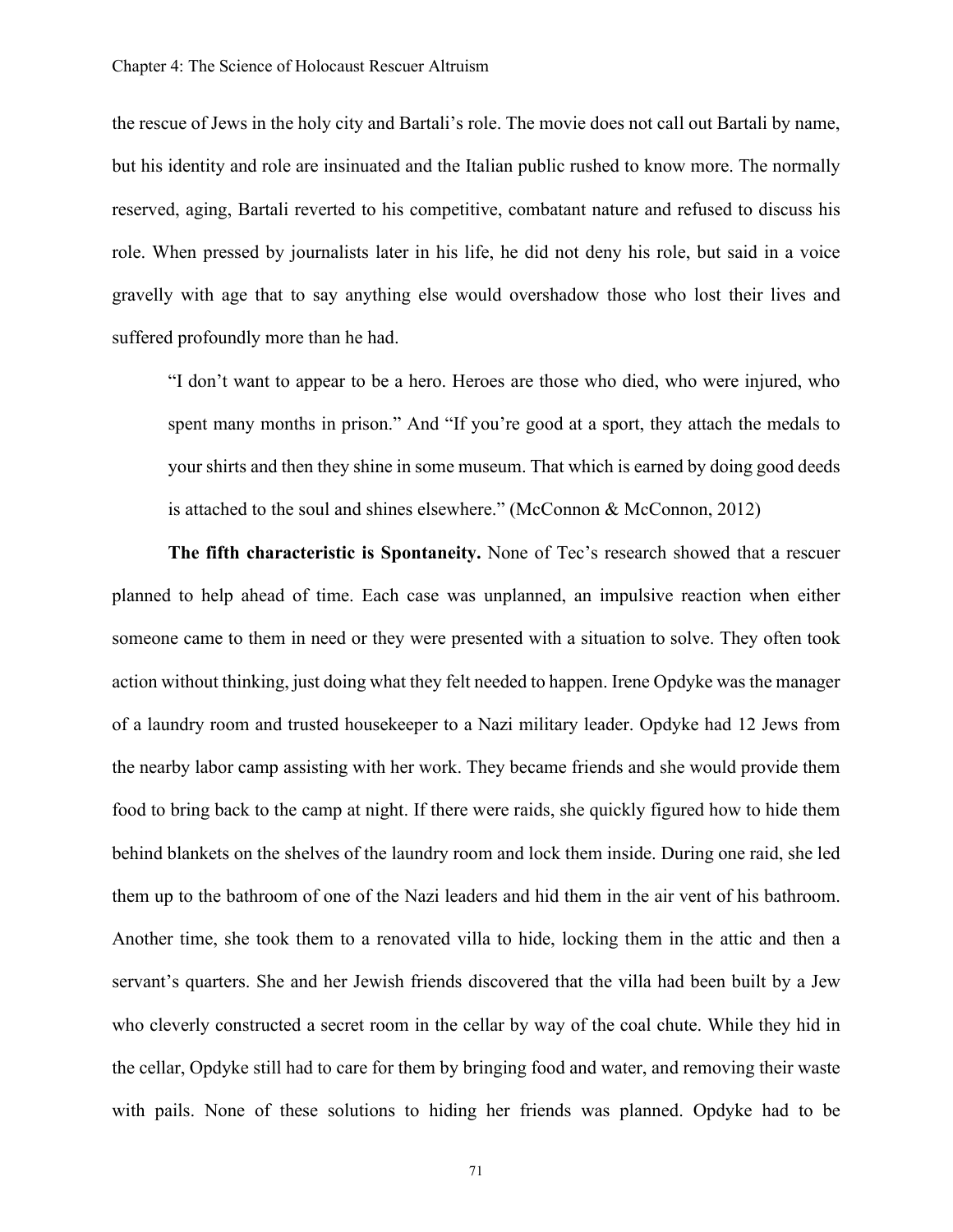the rescue of Jews in the holy city and Bartali's role. The movie does not call out Bartali by name, but his identity and role are insinuated and the Italian public rushed to know more. The normally reserved, aging, Bartali reverted to his competitive, combatant nature and refused to discuss his role. When pressed by journalists later in his life, he did not deny his role, but said in a voice gravelly with age that to say anything else would overshadow those who lost their lives and suffered profoundly more than he had.

> "I don't want to appear to be a hero. Heroes are those who died, who were injured, who spent many months in prison." And "If you're good at a sport, they attach the medals to your shirts and then they shine in some museum. That which is earned by doing good deeds is attached to the soul and shines elsewhere." (McConnon & McConnon, 2012)

**The fifth characteristic is Spontaneity.** None of Tec's research showed that a rescuer planned to help ahead of time. Each case was unplanned, an impulsive reaction when either someone came to them in need or they were presented with a situation to solve. They often took action without thinking, just doing what they felt needed to happen. Irene Opdyke was the manager of a laundry room and trusted housekeeper to a Nazi military leader. Opdyke had 12 Jews from the nearby labor camp assisting with her work. They became friends and she would provide them food to bring back to the camp at night. If there were raids, she quickly figured how to hide them behind blankets on the shelves of the laundry room and lock them inside. During one raid, she led them up to the bathroom of one of the Nazi leaders and hid them in the air vent of his bathroom. Another time, she took them to a renovated villa to hide, locking them in the attic and then a servant's quarters. She and her Jewish friends discovered that the villa had been built by a Jew who cleverly constructed a secret room in the cellar by way of the coal chute. While they hid in the cellar, Opdyke still had to care for them by bringing food and water, and removing their waste with pails. None of these solutions to hiding her friends was planned. Opdyke had to be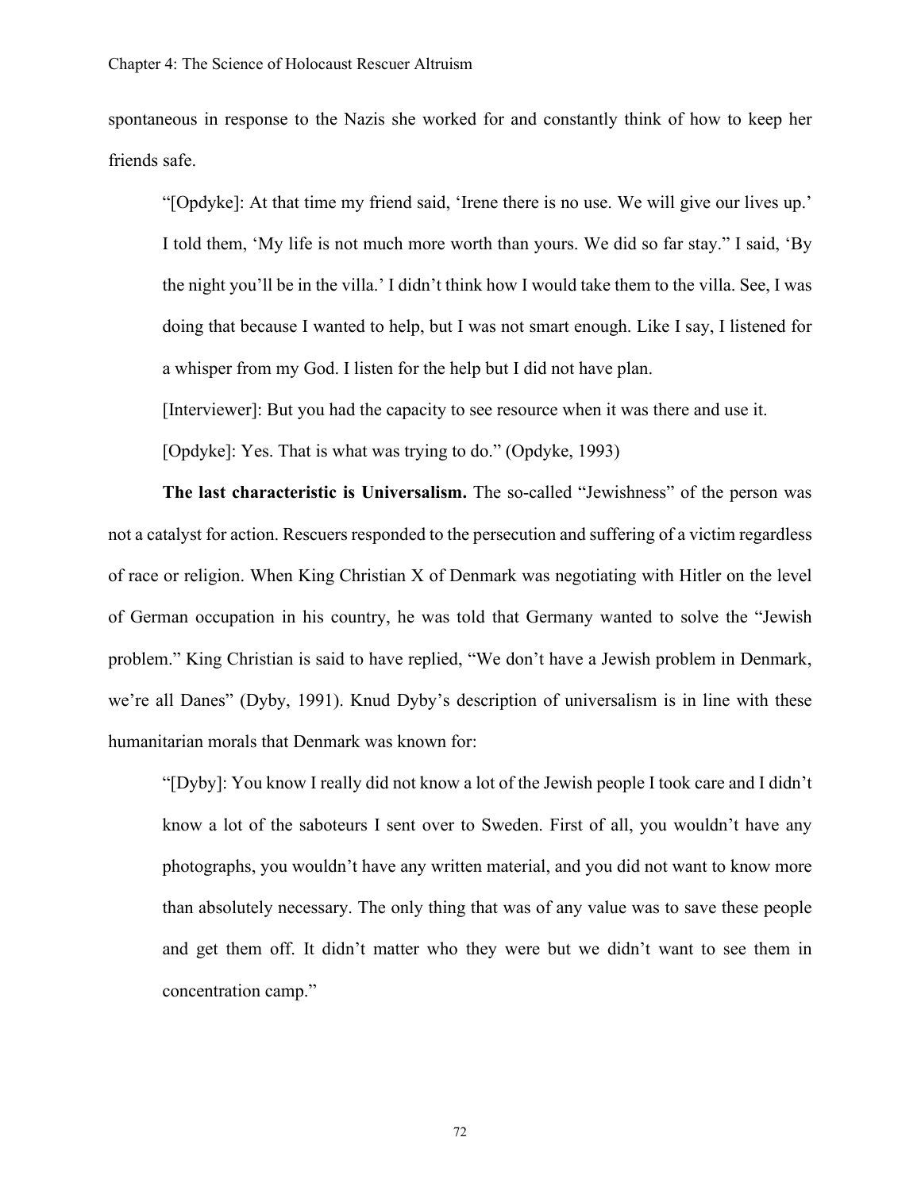spontaneous in response to the Nazis she worked for and constantly think of how to keep her friends safe.

> "[Opdyke]: At that time my friend said, 'Irene there is no use. We will give our lives up.' I told them, 'My life is not much more worth than yours. We did so far stay." I said, 'By the night you'll be in the villa.' I didn't think how I would take them to the villa. See, I was doing that because I wanted to help, but I was not smart enough. Like I say, I listened for a whisper from my God. I listen for the help but I did not have plan.
>
> [Interviewer]: But you had the capacity to see resource when it was there and use it.
>
> [Opdyke]: Yes. That is what was trying to do." (Opdyke, 1993)

**The last characteristic is Universalism.** The so-called "Jewishness" of the person was not a catalyst for action. Rescuers responded to the persecution and suffering of a victim regardless of race or religion. When King Christian X of Denmark was negotiating with Hitler on the level of German occupation in his country, he was told that Germany wanted to solve the "Jewish problem." King Christian is said to have replied, "We don't have a Jewish problem in Denmark, we're all Danes" (Dyby, 1991). Knud Dyby's description of universalism is in line with these humanitarian morals that Denmark was known for:

> "[Dyby]: You know I really did not know a lot of the Jewish people I took care and I didn't know a lot of the saboteurs I sent over to Sweden. First of all, you wouldn't have any photographs, you wouldn't have any written material, and you did not want to know more than absolutely necessary. The only thing that was of any value was to save these people and get them off. It didn't matter who they were but we didn't want to see them in concentration camp."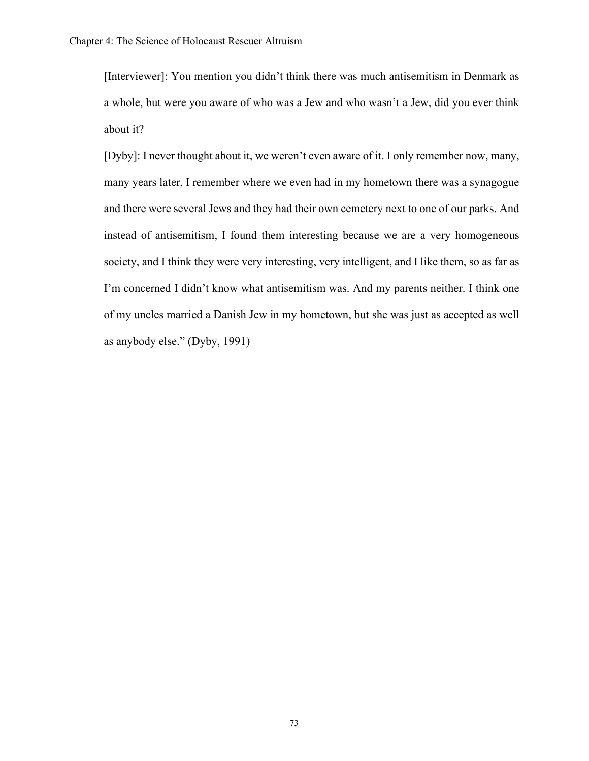[Interviewer]: You mention you didn't think there was much antisemitism in Denmark as a whole, but were you aware of who was a Jew and who wasn't a Jew, did you ever think about it?

[Dyby]: I never thought about it, we weren't even aware of it. I only remember now, many, many years later, I remember where we even had in my hometown there was a synagogue and there were several Jews and they had their own cemetery next to one of our parks. And instead of antisemitism, I found them interesting because we are a very homogeneous society, and I think they were very interesting, very intelligent, and I like them, so as far as I'm concerned I didn't know what antisemitism was. And my parents neither. I think one of my uncles married a Danish Jew in my hometown, but she was just as accepted as well as anybody else." (Dyby, 1991)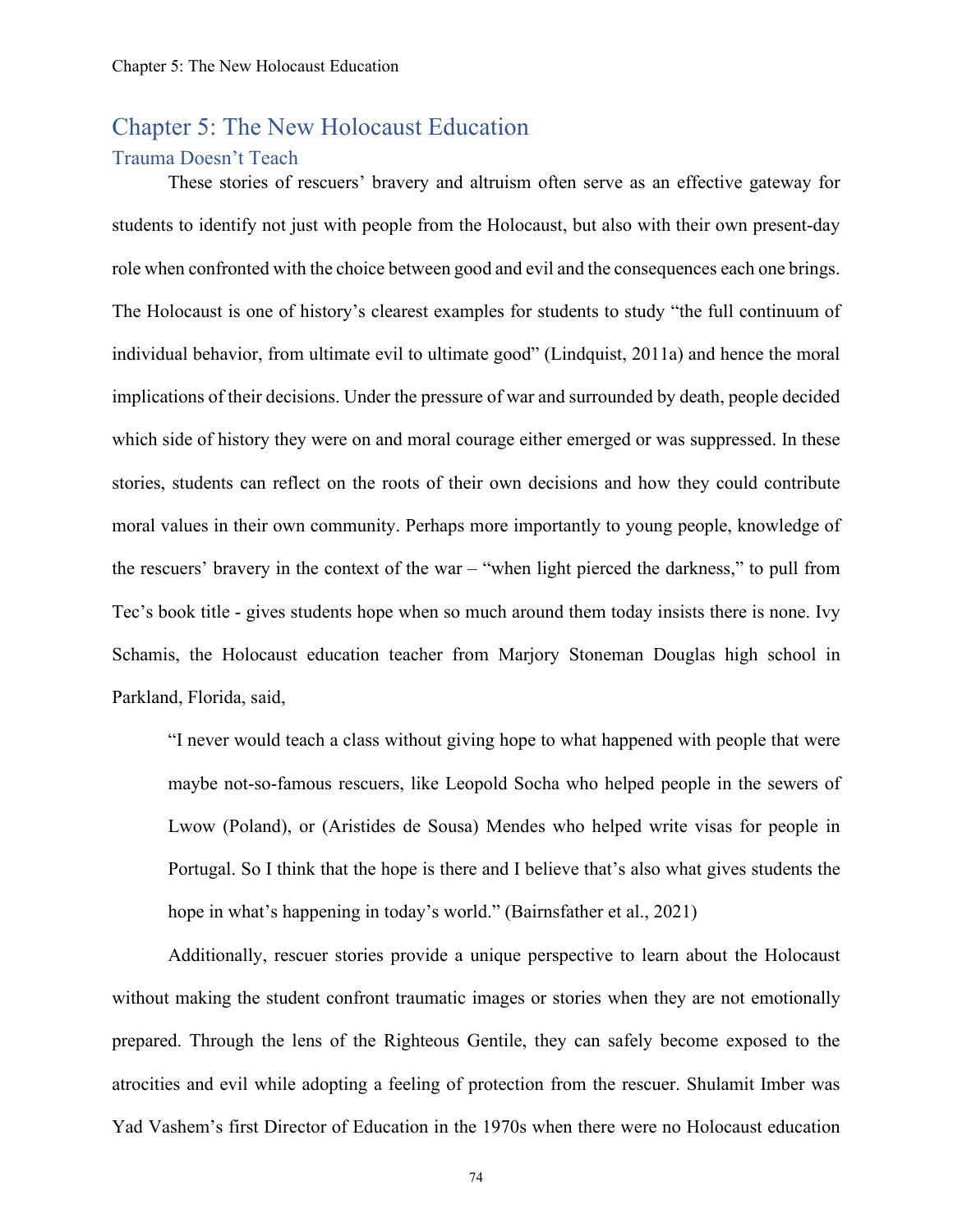# Chapter 5: The New Holocaust Education

## Trauma Doesn't Teach

These stories of rescuers' bravery and altruism often serve as an effective gateway for students to identify not just with people from the Holocaust, but also with their own present-day role when confronted with the choice between good and evil and the consequences each one brings. The Holocaust is one of history's clearest examples for students to study "the full continuum of individual behavior, from ultimate evil to ultimate good" (Lindquist, 2011a) and hence the moral implications of their decisions. Under the pressure of war and surrounded by death, people decided which side of history they were on and moral courage either emerged or was suppressed. In these stories, students can reflect on the roots of their own decisions and how they could contribute moral values in their own community. Perhaps more importantly to young people, knowledge of the rescuers' bravery in the context of the war – "when light pierced the darkness," to pull from Tec's book title - gives students hope when so much around them today insists there is none. Ivy Schamis, the Holocaust education teacher from Marjory Stoneman Douglas high school in Parkland, Florida, said,

> "I never would teach a class without giving hope to what happened with people that were maybe not-so-famous rescuers, like Leopold Socha who helped people in the sewers of Lwow (Poland), or (Aristides de Sousa) Mendes who helped write visas for people in Portugal. So I think that the hope is there and I believe that's also what gives students the hope in what's happening in today's world." (Bairnsfather et al., 2021)

Additionally, rescuer stories provide a unique perspective to learn about the Holocaust without making the student confront traumatic images or stories when they are not emotionally prepared. Through the lens of the Righteous Gentile, they can safely become exposed to the atrocities and evil while adopting a feeling of protection from the rescuer. Shulamit Imber was Yad Vashem's first Director of Education in the 1970s when there were no Holocaust education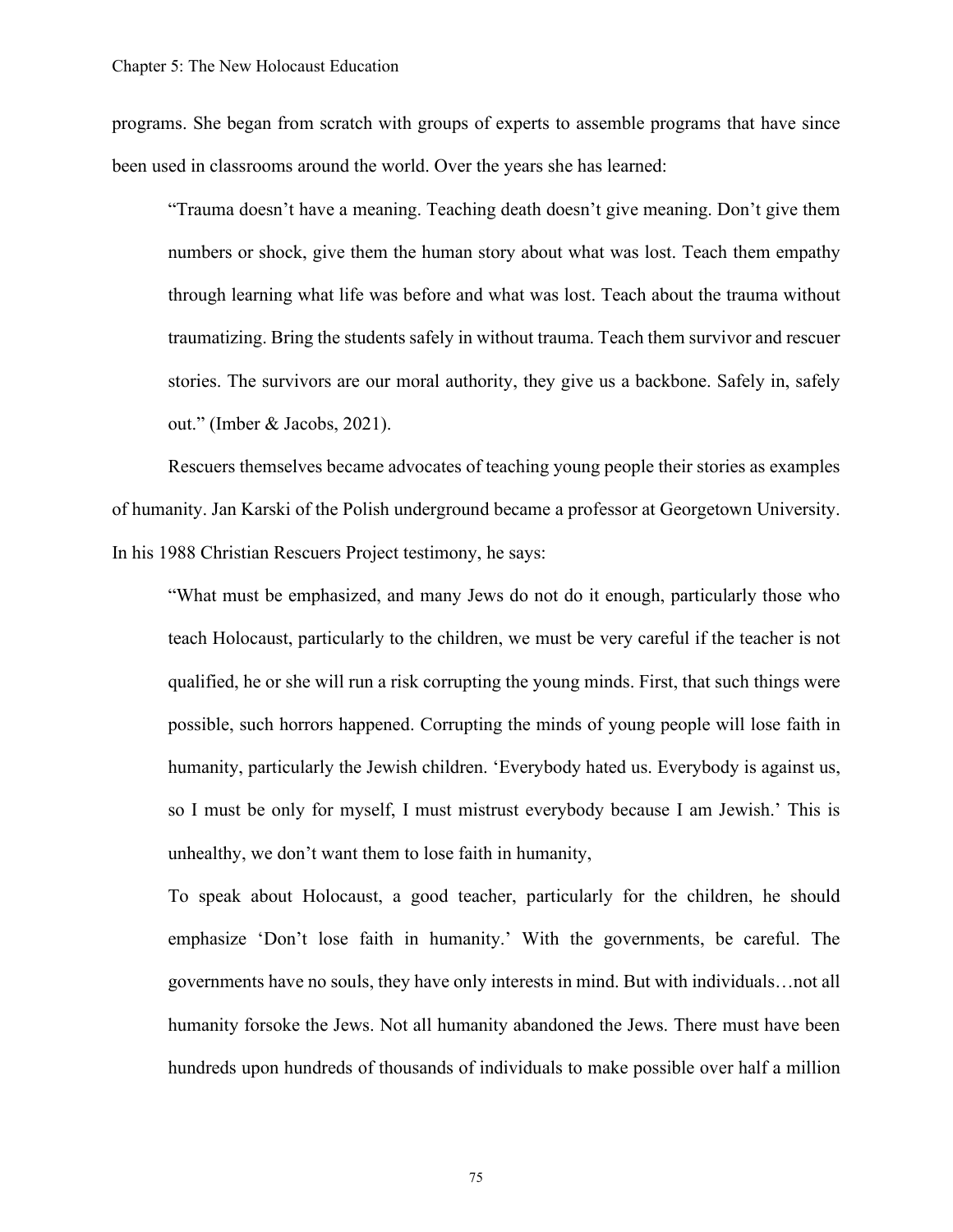programs. She began from scratch with groups of experts to assemble programs that have since been used in classrooms around the world. Over the years she has learned:

> "Trauma doesn't have a meaning. Teaching death doesn't give meaning. Don't give them numbers or shock, give them the human story about what was lost. Teach them empathy through learning what life was before and what was lost. Teach about the trauma without traumatizing. Bring the students safely in without trauma. Teach them survivor and rescuer stories. The survivors are our moral authority, they give us a backbone. Safely in, safely out." (Imber & Jacobs, 2021).

Rescuers themselves became advocates of teaching young people their stories as examples of humanity. Jan Karski of the Polish underground became a professor at Georgetown University. In his 1988 Christian Rescuers Project testimony, he says:

> "What must be emphasized, and many Jews do not do it enough, particularly those who teach Holocaust, particularly to the children, we must be very careful if the teacher is not qualified, he or she will run a risk corrupting the young minds. First, that such things were possible, such horrors happened. Corrupting the minds of young people will lose faith in humanity, particularly the Jewish children. 'Everybody hated us. Everybody is against us, so I must be only for myself, I must mistrust everybody because I am Jewish.' This is unhealthy, we don't want them to lose faith in humanity,
>
> To speak about Holocaust, a good teacher, particularly for the children, he should emphasize 'Don't lose faith in humanity.' With the governments, be careful. The governments have no souls, they have only interests in mind. But with individuals…not all humanity forsoke the Jews. Not all humanity abandoned the Jews. There must have been hundreds upon hundreds of thousands of individuals to make possible over half a million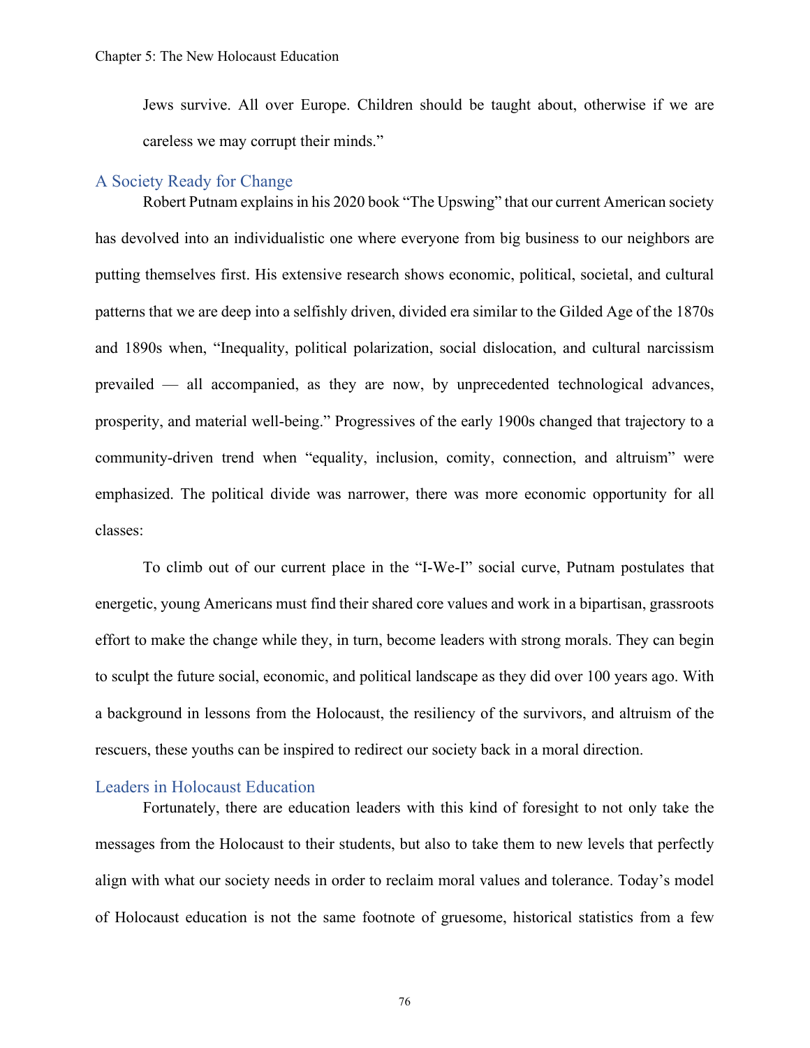Jews survive. All over Europe. Children should be taught about, otherwise if we are careless we may corrupt their minds."

## A Society Ready for Change

Robert Putnam explains in his 2020 book "The Upswing" that our current American society has devolved into an individualistic one where everyone from big business to our neighbors are putting themselves first. His extensive research shows economic, political, societal, and cultural patterns that we are deep into a selfishly driven, divided era similar to the Gilded Age of the 1870s and 1890s when, "Inequality, political polarization, social dislocation, and cultural narcissism prevailed — all accompanied, as they are now, by unprecedented technological advances, prosperity, and material well-being." Progressives of the early 1900s changed that trajectory to a community-driven trend when "equality, inclusion, comity, connection, and altruism" were emphasized. The political divide was narrower, there was more economic opportunity for all classes:

To climb out of our current place in the "I-We-I" social curve, Putnam postulates that energetic, young Americans must find their shared core values and work in a bipartisan, grassroots effort to make the change while they, in turn, become leaders with strong morals. They can begin to sculpt the future social, economic, and political landscape as they did over 100 years ago. With a background in lessons from the Holocaust, the resiliency of the survivors, and altruism of the rescuers, these youths can be inspired to redirect our society back in a moral direction.

## Leaders in Holocaust Education

Fortunately, there are education leaders with this kind of foresight to not only take the messages from the Holocaust to their students, but also to take them to new levels that perfectly align with what our society needs in order to reclaim moral values and tolerance. Today's model of Holocaust education is not the same footnote of gruesome, historical statistics from a few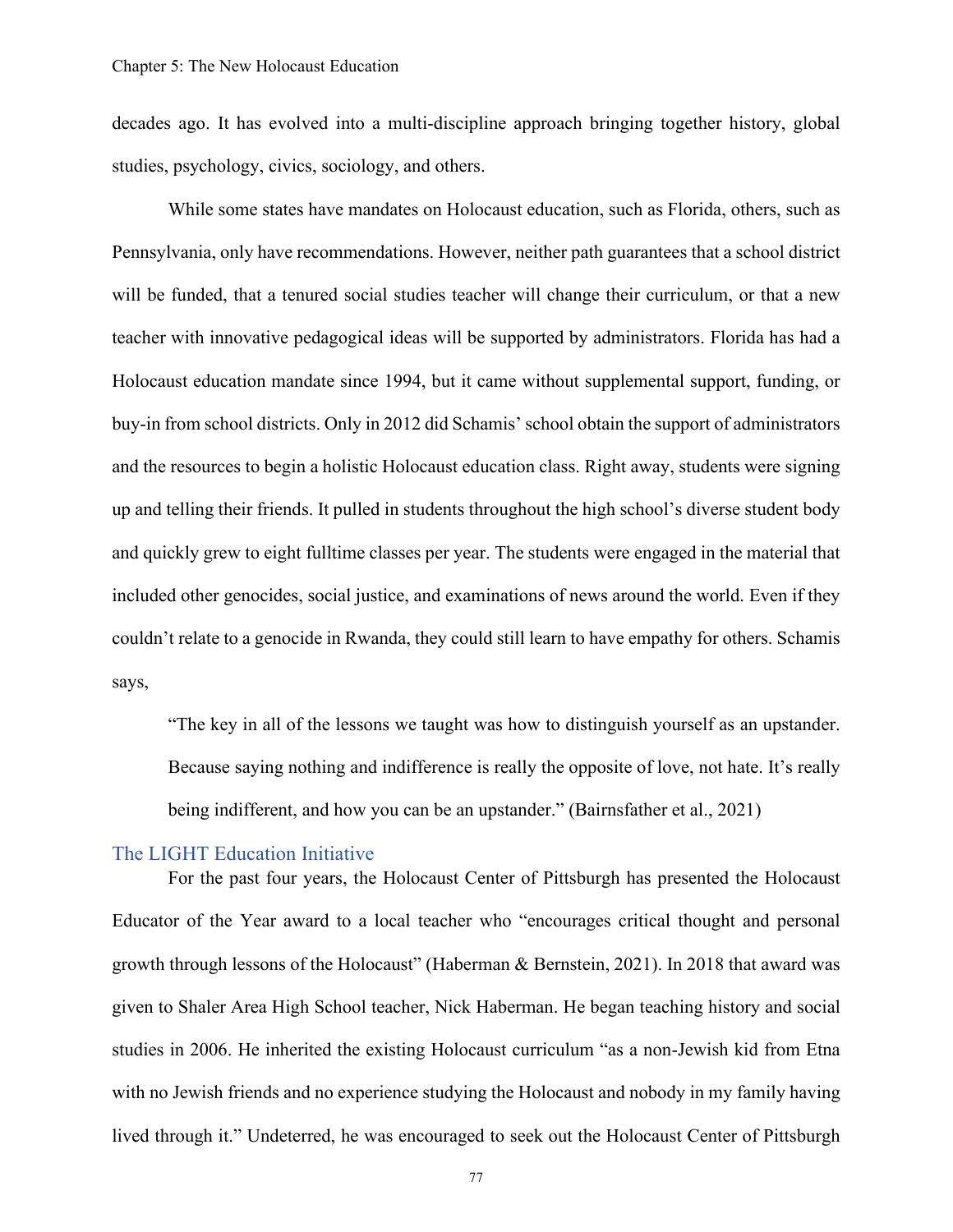decades ago. It has evolved into a multi-discipline approach bringing together history, global studies, psychology, civics, sociology, and others.

While some states have mandates on Holocaust education, such as Florida, others, such as Pennsylvania, only have recommendations. However, neither path guarantees that a school district will be funded, that a tenured social studies teacher will change their curriculum, or that a new teacher with innovative pedagogical ideas will be supported by administrators. Florida has had a Holocaust education mandate since 1994, but it came without supplemental support, funding, or buy-in from school districts. Only in 2012 did Schamis' school obtain the support of administrators and the resources to begin a holistic Holocaust education class. Right away, students were signing up and telling their friends. It pulled in students throughout the high school's diverse student body and quickly grew to eight fulltime classes per year. The students were engaged in the material that included other genocides, social justice, and examinations of news around the world. Even if they couldn't relate to a genocide in Rwanda, they could still learn to have empathy for others. Schamis says,

> "The key in all of the lessons we taught was how to distinguish yourself as an upstander. Because saying nothing and indifference is really the opposite of love, not hate. It's really being indifferent, and how you can be an upstander." (Bairnsfather et al., 2021)

## The LIGHT Education Initiative

For the past four years, the Holocaust Center of Pittsburgh has presented the Holocaust Educator of the Year award to a local teacher who "encourages critical thought and personal growth through lessons of the Holocaust" (Haberman & Bernstein, 2021). In 2018 that award was given to Shaler Area High School teacher, Nick Haberman. He began teaching history and social studies in 2006. He inherited the existing Holocaust curriculum "as a non-Jewish kid from Etna with no Jewish friends and no experience studying the Holocaust and nobody in my family having lived through it." Undeterred, he was encouraged to seek out the Holocaust Center of Pittsburgh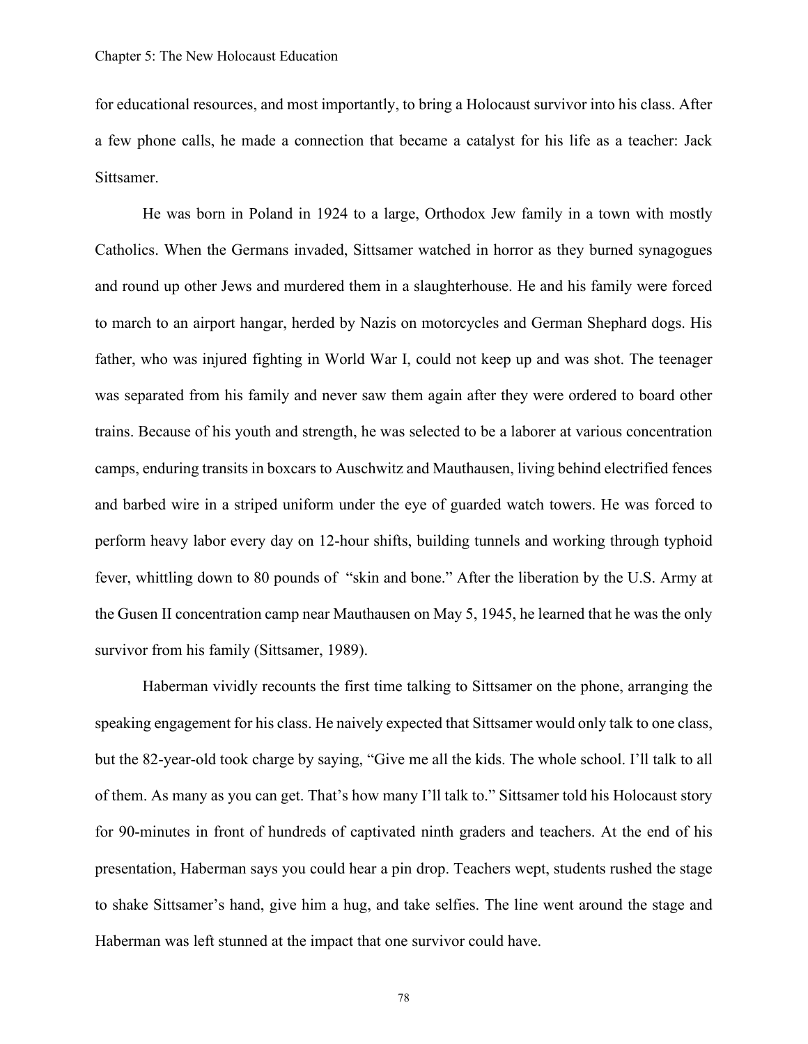for educational resources, and most importantly, to bring a Holocaust survivor into his class. After a few phone calls, he made a connection that became a catalyst for his life as a teacher: Jack Sittsamer.

He was born in Poland in 1924 to a large, Orthodox Jew family in a town with mostly Catholics. When the Germans invaded, Sittsamer watched in horror as they burned synagogues and round up other Jews and murdered them in a slaughterhouse. He and his family were forced to march to an airport hangar, herded by Nazis on motorcycles and German Shephard dogs. His father, who was injured fighting in World War I, could not keep up and was shot. The teenager was separated from his family and never saw them again after they were ordered to board other trains. Because of his youth and strength, he was selected to be a laborer at various concentration camps, enduring transits in boxcars to Auschwitz and Mauthausen, living behind electrified fences and barbed wire in a striped uniform under the eye of guarded watch towers. He was forced to perform heavy labor every day on 12-hour shifts, building tunnels and working through typhoid fever, whittling down to 80 pounds of "skin and bone." After the liberation by the U.S. Army at the Gusen II concentration camp near Mauthausen on May 5, 1945, he learned that he was the only survivor from his family (Sittsamer, 1989).

Haberman vividly recounts the first time talking to Sittsamer on the phone, arranging the speaking engagement for his class. He naively expected that Sittsamer would only talk to one class, but the 82-year-old took charge by saying, "Give me all the kids. The whole school. I'll talk to all of them. As many as you can get. That's how many I'll talk to." Sittsamer told his Holocaust story for 90-minutes in front of hundreds of captivated ninth graders and teachers. At the end of his presentation, Haberman says you could hear a pin drop. Teachers wept, students rushed the stage to shake Sittsamer's hand, give him a hug, and take selfies. The line went around the stage and Haberman was left stunned at the impact that one survivor could have.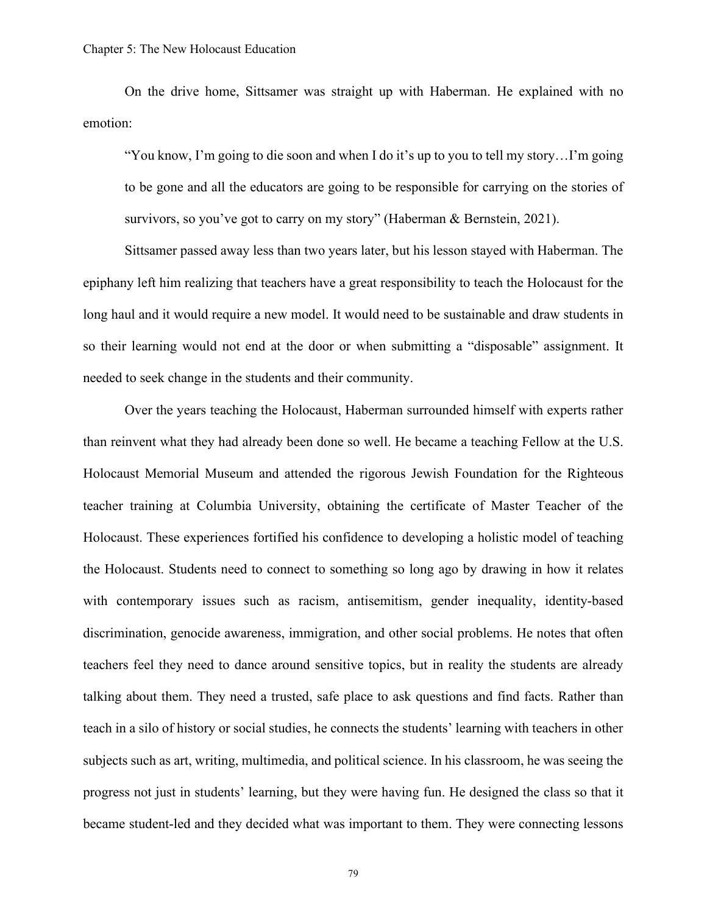On the drive home, Sittsamer was straight up with Haberman. He explained with no emotion:

> "You know, I'm going to die soon and when I do it's up to you to tell my story…I'm going to be gone and all the educators are going to be responsible for carrying on the stories of survivors, so you've got to carry on my story" (Haberman & Bernstein, 2021).

Sittsamer passed away less than two years later, but his lesson stayed with Haberman. The epiphany left him realizing that teachers have a great responsibility to teach the Holocaust for the long haul and it would require a new model. It would need to be sustainable and draw students in so their learning would not end at the door or when submitting a "disposable" assignment. It needed to seek change in the students and their community.

Over the years teaching the Holocaust, Haberman surrounded himself with experts rather than reinvent what they had already been done so well. He became a teaching Fellow at the U.S. Holocaust Memorial Museum and attended the rigorous Jewish Foundation for the Righteous teacher training at Columbia University, obtaining the certificate of Master Teacher of the Holocaust. These experiences fortified his confidence to developing a holistic model of teaching the Holocaust. Students need to connect to something so long ago by drawing in how it relates with contemporary issues such as racism, antisemitism, gender inequality, identity-based discrimination, genocide awareness, immigration, and other social problems. He notes that often teachers feel they need to dance around sensitive topics, but in reality the students are already talking about them. They need a trusted, safe place to ask questions and find facts. Rather than teach in a silo of history or social studies, he connects the students' learning with teachers in other subjects such as art, writing, multimedia, and political science. In his classroom, he was seeing the progress not just in students' learning, but they were having fun. He designed the class so that it became student-led and they decided what was important to them. They were connecting lessons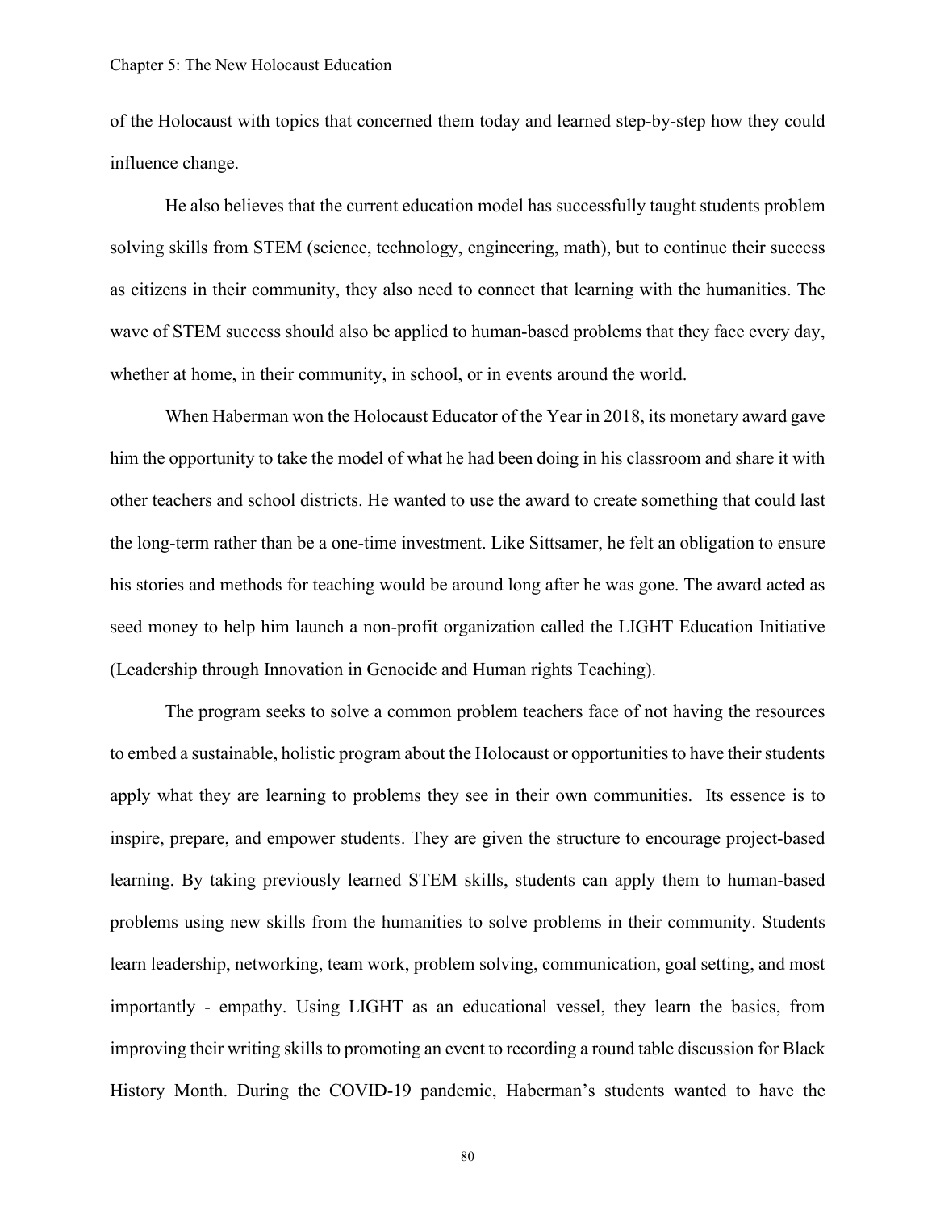of the Holocaust with topics that concerned them today and learned step-by-step how they could influence change.

He also believes that the current education model has successfully taught students problem solving skills from STEM (science, technology, engineering, math), but to continue their success as citizens in their community, they also need to connect that learning with the humanities. The wave of STEM success should also be applied to human-based problems that they face every day, whether at home, in their community, in school, or in events around the world.

When Haberman won the Holocaust Educator of the Year in 2018, its monetary award gave him the opportunity to take the model of what he had been doing in his classroom and share it with other teachers and school districts. He wanted to use the award to create something that could last the long-term rather than be a one-time investment. Like Sittsamer, he felt an obligation to ensure his stories and methods for teaching would be around long after he was gone. The award acted as seed money to help him launch a non-profit organization called the LIGHT Education Initiative (Leadership through Innovation in Genocide and Human rights Teaching).

The program seeks to solve a common problem teachers face of not having the resources to embed a sustainable, holistic program about the Holocaust or opportunities to have their students apply what they are learning to problems they see in their own communities. Its essence is to inspire, prepare, and empower students. They are given the structure to encourage project-based learning. By taking previously learned STEM skills, students can apply them to human-based problems using new skills from the humanities to solve problems in their community. Students learn leadership, networking, team work, problem solving, communication, goal setting, and most importantly - empathy. Using LIGHT as an educational vessel, they learn the basics, from improving their writing skills to promoting an event to recording a round table discussion for Black History Month. During the COVID-19 pandemic, Haberman's students wanted to have the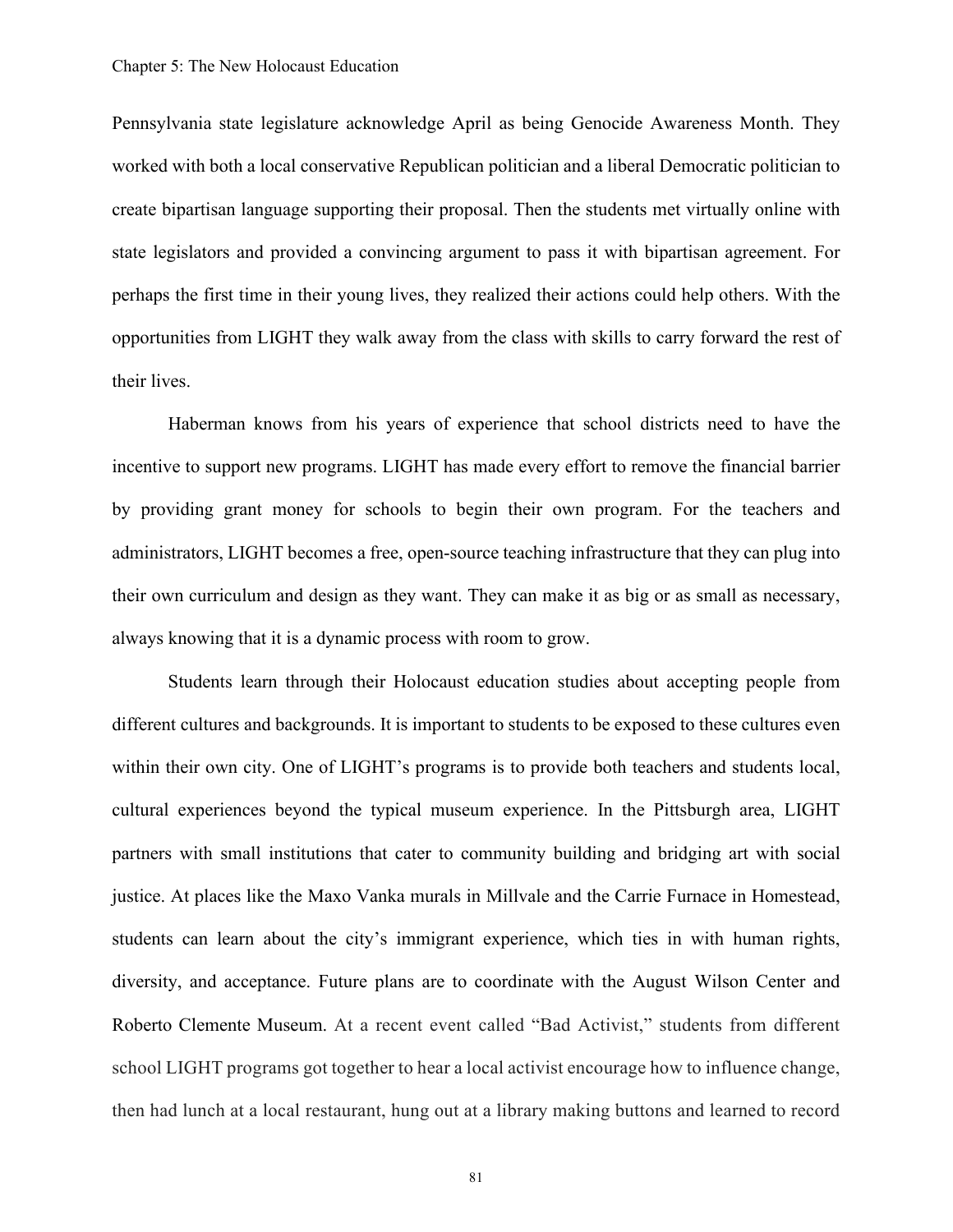Pennsylvania state legislature acknowledge April as being Genocide Awareness Month. They worked with both a local conservative Republican politician and a liberal Democratic politician to create bipartisan language supporting their proposal. Then the students met virtually online with state legislators and provided a convincing argument to pass it with bipartisan agreement. For perhaps the first time in their young lives, they realized their actions could help others. With the opportunities from LIGHT they walk away from the class with skills to carry forward the rest of their lives.

Haberman knows from his years of experience that school districts need to have the incentive to support new programs. LIGHT has made every effort to remove the financial barrier by providing grant money for schools to begin their own program. For the teachers and administrators, LIGHT becomes a free, open-source teaching infrastructure that they can plug into their own curriculum and design as they want. They can make it as big or as small as necessary, always knowing that it is a dynamic process with room to grow.

Students learn through their Holocaust education studies about accepting people from different cultures and backgrounds. It is important to students to be exposed to these cultures even within their own city. One of LIGHT's programs is to provide both teachers and students local, cultural experiences beyond the typical museum experience. In the Pittsburgh area, LIGHT partners with small institutions that cater to community building and bridging art with social justice. At places like the Maxo Vanka murals in Millvale and the Carrie Furnace in Homestead, students can learn about the city's immigrant experience, which ties in with human rights, diversity, and acceptance. Future plans are to coordinate with the August Wilson Center and Roberto Clemente Museum. At a recent event called "Bad Activist," students from different school LIGHT programs got together to hear a local activist encourage how to influence change, then had lunch at a local restaurant, hung out at a library making buttons and learned to record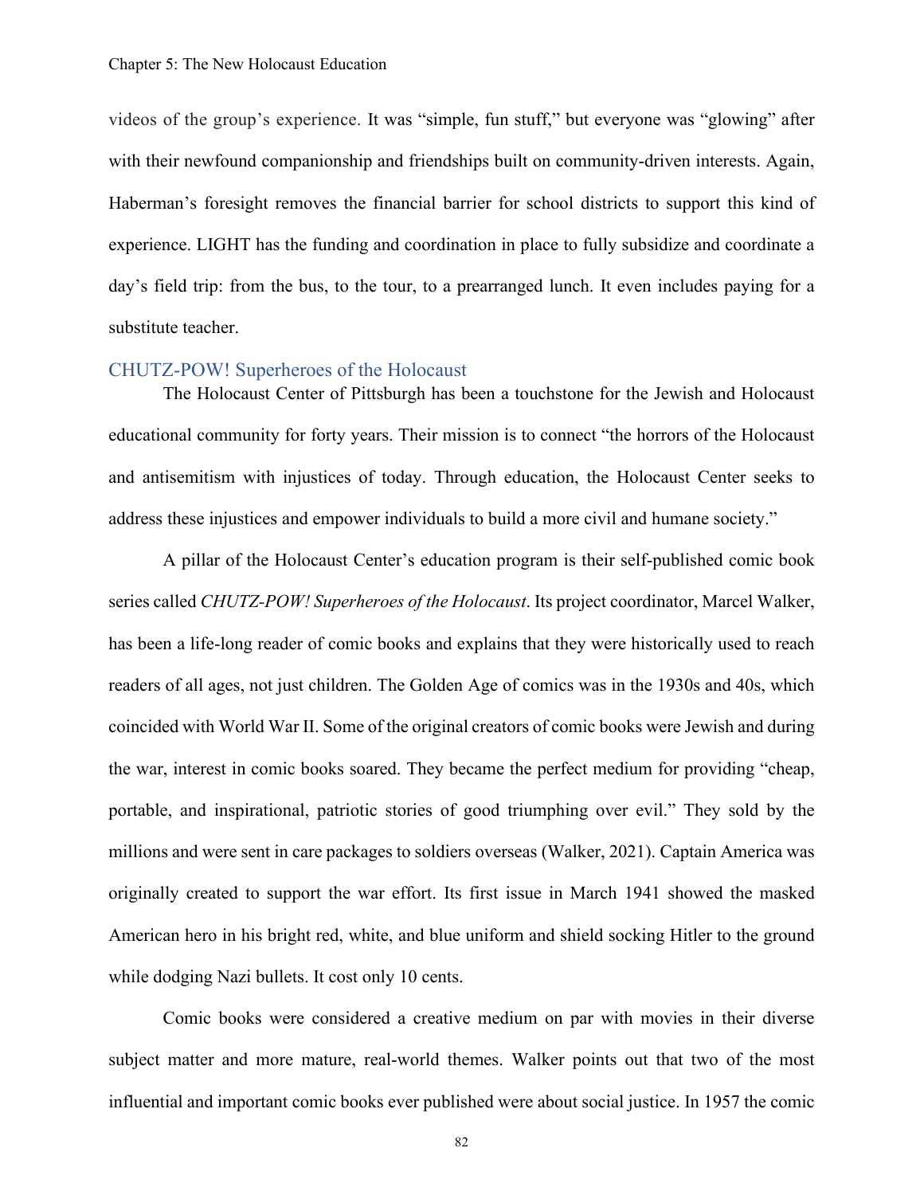videos of the group's experience. It was "simple, fun stuff," but everyone was "glowing" after with their newfound companionship and friendships built on community-driven interests. Again, Haberman's foresight removes the financial barrier for school districts to support this kind of experience. LIGHT has the funding and coordination in place to fully subsidize and coordinate a day's field trip: from the bus, to the tour, to a prearranged lunch. It even includes paying for a substitute teacher.

## CHUTZ-POW! Superheroes of the Holocaust

The Holocaust Center of Pittsburgh has been a touchstone for the Jewish and Holocaust educational community for forty years. Their mission is to connect "the horrors of the Holocaust and antisemitism with injustices of today. Through education, the Holocaust Center seeks to address these injustices and empower individuals to build a more civil and humane society."

A pillar of the Holocaust Center's education program is their self-published comic book series called *CHUTZ-POW! Superheroes of the Holocaust*. Its project coordinator, Marcel Walker, has been a life-long reader of comic books and explains that they were historically used to reach readers of all ages, not just children. The Golden Age of comics was in the 1930s and 40s, which coincided with World War II. Some of the original creators of comic books were Jewish and during the war, interest in comic books soared. They became the perfect medium for providing "cheap, portable, and inspirational, patriotic stories of good triumphing over evil." They sold by the millions and were sent in care packages to soldiers overseas (Walker, 2021). Captain America was originally created to support the war effort. Its first issue in March 1941 showed the masked American hero in his bright red, white, and blue uniform and shield socking Hitler to the ground while dodging Nazi bullets. It cost only 10 cents.

Comic books were considered a creative medium on par with movies in their diverse subject matter and more mature, real-world themes. Walker points out that two of the most influential and important comic books ever published were about social justice. In 1957 the comic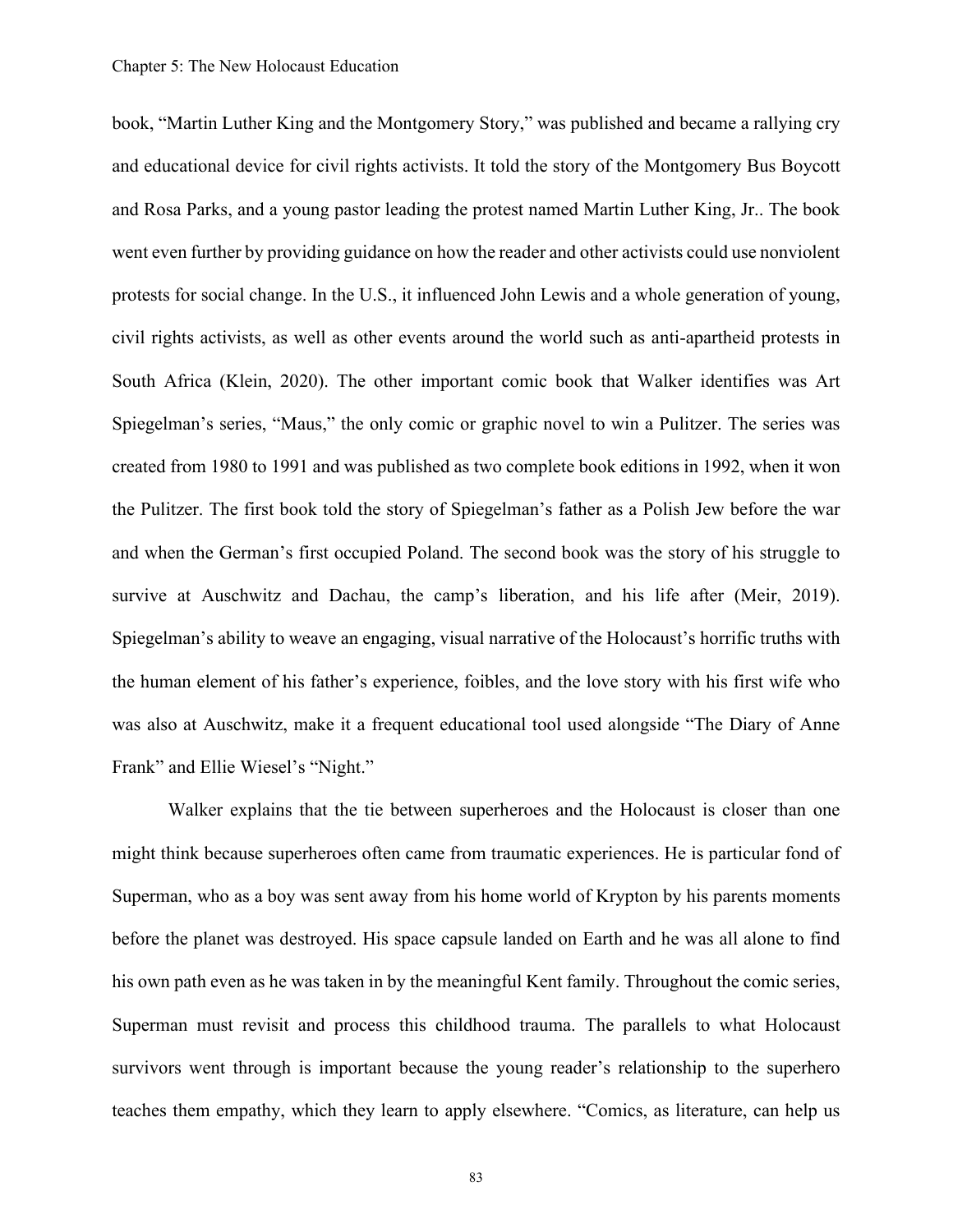book, “Martin Luther King and the Montgomery Story,” was published and became a rallying cry and educational device for civil rights activists. It told the story of the Montgomery Bus Boycott and Rosa Parks, and a young pastor leading the protest named Martin Luther King, Jr.. The book went even further by providing guidance on how the reader and other activists could use nonviolent protests for social change. In the U.S., it influenced John Lewis and a whole generation of young, civil rights activists, as well as other events around the world such as anti-apartheid protests in South Africa (Klein, 2020). The other important comic book that Walker identifies was Art Spiegelman’s series, “Maus,” the only comic or graphic novel to win a Pulitzer. The series was created from 1980 to 1991 and was published as two complete book editions in 1992, when it won the Pulitzer. The first book told the story of Spiegelman’s father as a Polish Jew before the war and when the German’s first occupied Poland. The second book was the story of his struggle to survive at Auschwitz and Dachau, the camp’s liberation, and his life after (Meir, 2019). Spiegelman’s ability to weave an engaging, visual narrative of the Holocaust’s horrific truths with the human element of his father’s experience, foibles, and the love story with his first wife who was also at Auschwitz, make it a frequent educational tool used alongside “The Diary of Anne Frank” and Ellie Wiesel’s “Night.”

Walker explains that the tie between superheroes and the Holocaust is closer than one might think because superheroes often came from traumatic experiences. He is particular fond of Superman, who as a boy was sent away from his home world of Krypton by his parents moments before the planet was destroyed. His space capsule landed on Earth and he was all alone to find his own path even as he was taken in by the meaningful Kent family. Throughout the comic series, Superman must revisit and process this childhood trauma. The parallels to what Holocaust survivors went through is important because the young reader’s relationship to the superhero teaches them empathy, which they learn to apply elsewhere. “Comics, as literature, can help us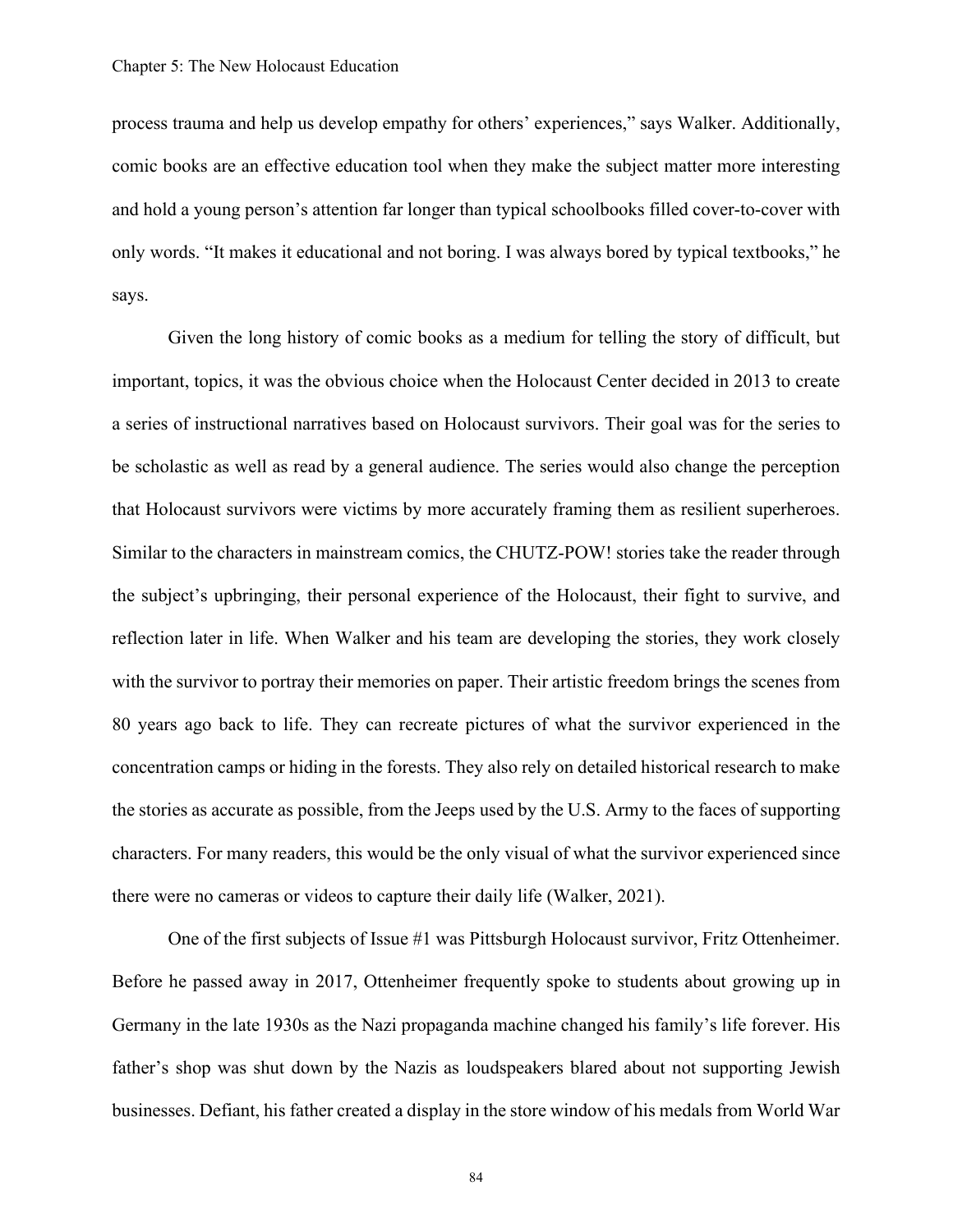process trauma and help us develop empathy for others' experiences," says Walker. Additionally, comic books are an effective education tool when they make the subject matter more interesting and hold a young person's attention far longer than typical schoolbooks filled cover-to-cover with only words. "It makes it educational and not boring. I was always bored by typical textbooks," he says.

Given the long history of comic books as a medium for telling the story of difficult, but important, topics, it was the obvious choice when the Holocaust Center decided in 2013 to create a series of instructional narratives based on Holocaust survivors. Their goal was for the series to be scholastic as well as read by a general audience. The series would also change the perception that Holocaust survivors were victims by more accurately framing them as resilient superheroes. Similar to the characters in mainstream comics, the CHUTZ-POW! stories take the reader through the subject's upbringing, their personal experience of the Holocaust, their fight to survive, and reflection later in life. When Walker and his team are developing the stories, they work closely with the survivor to portray their memories on paper. Their artistic freedom brings the scenes from 80 years ago back to life. They can recreate pictures of what the survivor experienced in the concentration camps or hiding in the forests. They also rely on detailed historical research to make the stories as accurate as possible, from the Jeeps used by the U.S. Army to the faces of supporting characters. For many readers, this would be the only visual of what the survivor experienced since there were no cameras or videos to capture their daily life (Walker, 2021).

One of the first subjects of Issue #1 was Pittsburgh Holocaust survivor, Fritz Ottenheimer. Before he passed away in 2017, Ottenheimer frequently spoke to students about growing up in Germany in the late 1930s as the Nazi propaganda machine changed his family's life forever. His father's shop was shut down by the Nazis as loudspeakers blared about not supporting Jewish businesses. Defiant, his father created a display in the store window of his medals from World War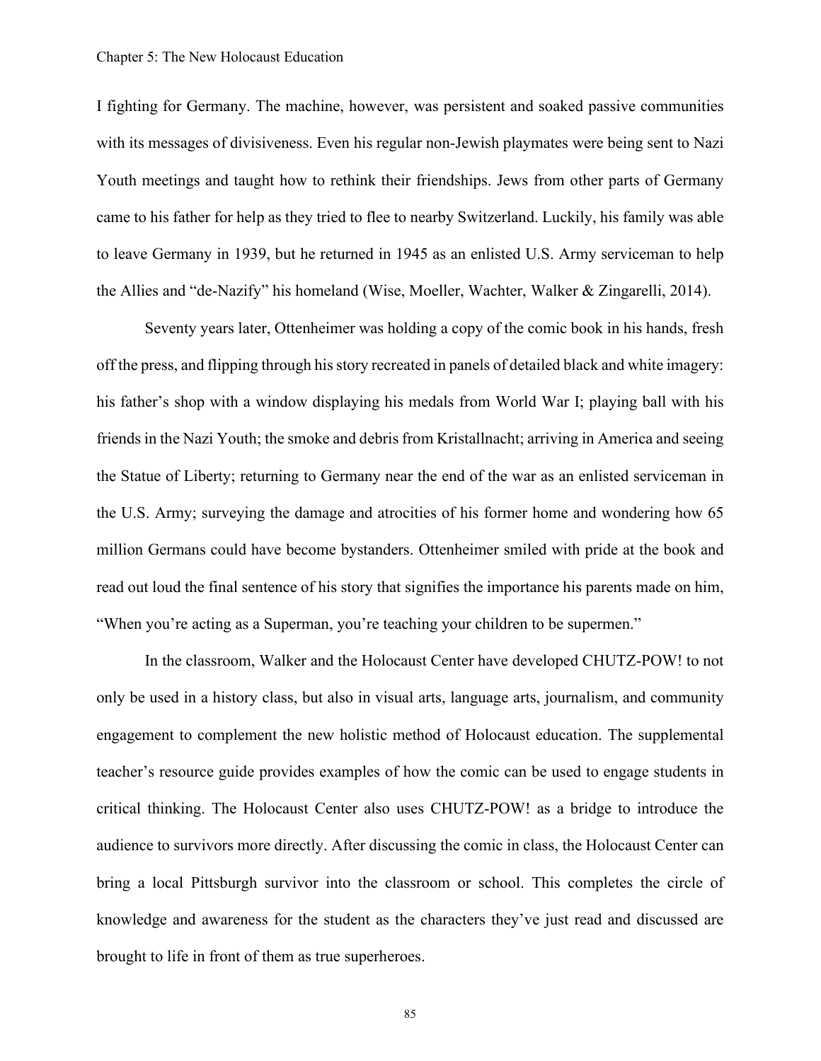I fighting for Germany. The machine, however, was persistent and soaked passive communities with its messages of divisiveness. Even his regular non-Jewish playmates were being sent to Nazi Youth meetings and taught how to rethink their friendships. Jews from other parts of Germany came to his father for help as they tried to flee to nearby Switzerland. Luckily, his family was able to leave Germany in 1939, but he returned in 1945 as an enlisted U.S. Army serviceman to help the Allies and "de-Nazify" his homeland (Wise, Moeller, Wachter, Walker & Zingarelli, 2014).

Seventy years later, Ottenheimer was holding a copy of the comic book in his hands, fresh off the press, and flipping through his story recreated in panels of detailed black and white imagery: his father's shop with a window displaying his medals from World War I; playing ball with his friends in the Nazi Youth; the smoke and debris from Kristallnacht; arriving in America and seeing the Statue of Liberty; returning to Germany near the end of the war as an enlisted serviceman in the U.S. Army; surveying the damage and atrocities of his former home and wondering how 65 million Germans could have become bystanders. Ottenheimer smiled with pride at the book and read out loud the final sentence of his story that signifies the importance his parents made on him, "When you're acting as a Superman, you're teaching your children to be supermen."

In the classroom, Walker and the Holocaust Center have developed CHUTZ-POW! to not only be used in a history class, but also in visual arts, language arts, journalism, and community engagement to complement the new holistic method of Holocaust education. The supplemental teacher's resource guide provides examples of how the comic can be used to engage students in critical thinking. The Holocaust Center also uses CHUTZ-POW! as a bridge to introduce the audience to survivors more directly. After discussing the comic in class, the Holocaust Center can bring a local Pittsburgh survivor into the classroom or school. This completes the circle of knowledge and awareness for the student as the characters they've just read and discussed are brought to life in front of them as true superheroes.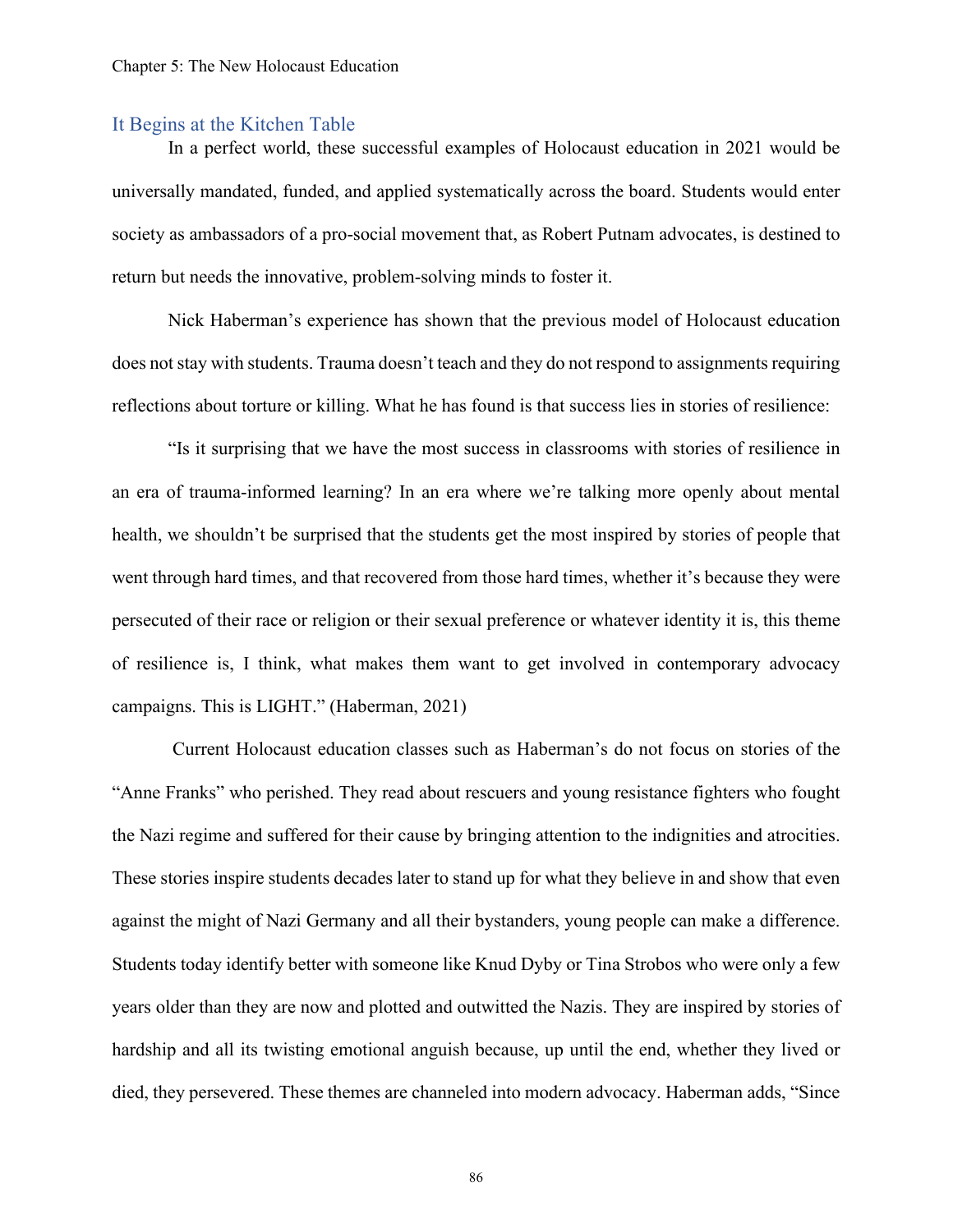## It Begins at the Kitchen Table

In a perfect world, these successful examples of Holocaust education in 2021 would be universally mandated, funded, and applied systematically across the board. Students would enter society as ambassadors of a pro-social movement that, as Robert Putnam advocates, is destined to return but needs the innovative, problem-solving minds to foster it.

Nick Haberman's experience has shown that the previous model of Holocaust education does not stay with students. Trauma doesn't teach and they do not respond to assignments requiring reflections about torture or killing. What he has found is that success lies in stories of resilience:

"Is it surprising that we have the most success in classrooms with stories of resilience in an era of trauma-informed learning? In an era where we're talking more openly about mental health, we shouldn't be surprised that the students get the most inspired by stories of people that went through hard times, and that recovered from those hard times, whether it's because they were persecuted of their race or religion or their sexual preference or whatever identity it is, this theme of resilience is, I think, what makes them want to get involved in contemporary advocacy campaigns. This is LIGHT." (Haberman, 2021)

Current Holocaust education classes such as Haberman's do not focus on stories of the "Anne Franks" who perished. They read about rescuers and young resistance fighters who fought the Nazi regime and suffered for their cause by bringing attention to the indignities and atrocities. These stories inspire students decades later to stand up for what they believe in and show that even against the might of Nazi Germany and all their bystanders, young people can make a difference. Students today identify better with someone like Knud Dyby or Tina Strobos who were only a few years older than they are now and plotted and outwitted the Nazis. They are inspired by stories of hardship and all its twisting emotional anguish because, up until the end, whether they lived or died, they persevered. These themes are channeled into modern advocacy. Haberman adds, "Since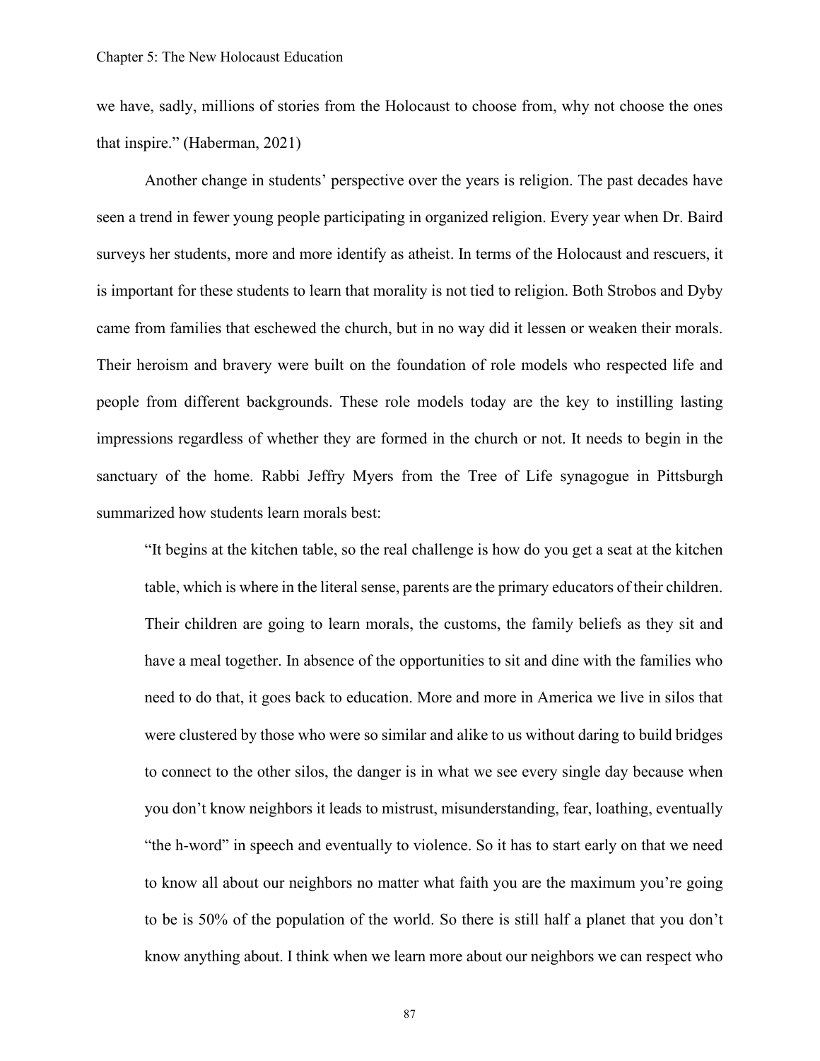we have, sadly, millions of stories from the Holocaust to choose from, why not choose the ones that inspire." (Haberman, 2021)

Another change in students' perspective over the years is religion. The past decades have seen a trend in fewer young people participating in organized religion. Every year when Dr. Baird surveys her students, more and more identify as atheist. In terms of the Holocaust and rescuers, it is important for these students to learn that morality is not tied to religion. Both Strobos and Dyby came from families that eschewed the church, but in no way did it lessen or weaken their morals. Their heroism and bravery were built on the foundation of role models who respected life and people from different backgrounds. These role models today are the key to instilling lasting impressions regardless of whether they are formed in the church or not. It needs to begin in the sanctuary of the home. Rabbi Jeffry Myers from the Tree of Life synagogue in Pittsburgh summarized how students learn morals best:

> "It begins at the kitchen table, so the real challenge is how do you get a seat at the kitchen table, which is where in the literal sense, parents are the primary educators of their children. Their children are going to learn morals, the customs, the family beliefs as they sit and have a meal together. In absence of the opportunities to sit and dine with the families who need to do that, it goes back to education. More and more in America we live in silos that were clustered by those who were so similar and alike to us without daring to build bridges to connect to the other silos, the danger is in what we see every single day because when you don't know neighbors it leads to mistrust, misunderstanding, fear, loathing, eventually "the h-word" in speech and eventually to violence. So it has to start early on that we need to know all about our neighbors no matter what faith you are the maximum you're going to be is 50% of the population of the world. So there is still half a planet that you don't know anything about. I think when we learn more about our neighbors we can respect who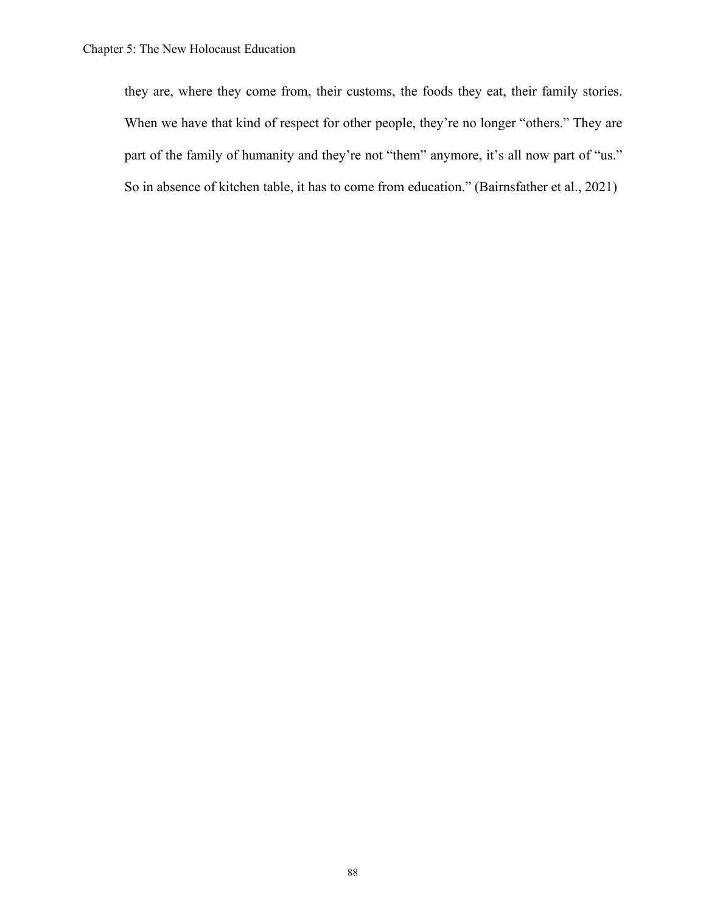> they are, where they come from, their customs, the foods they eat, their family stories. When we have that kind of respect for other people, they're no longer "others." They are part of the family of humanity and they're not "them" anymore, it's all now part of "us." So in absence of kitchen table, it has to come from education." (Bairnsfather et al., 2021)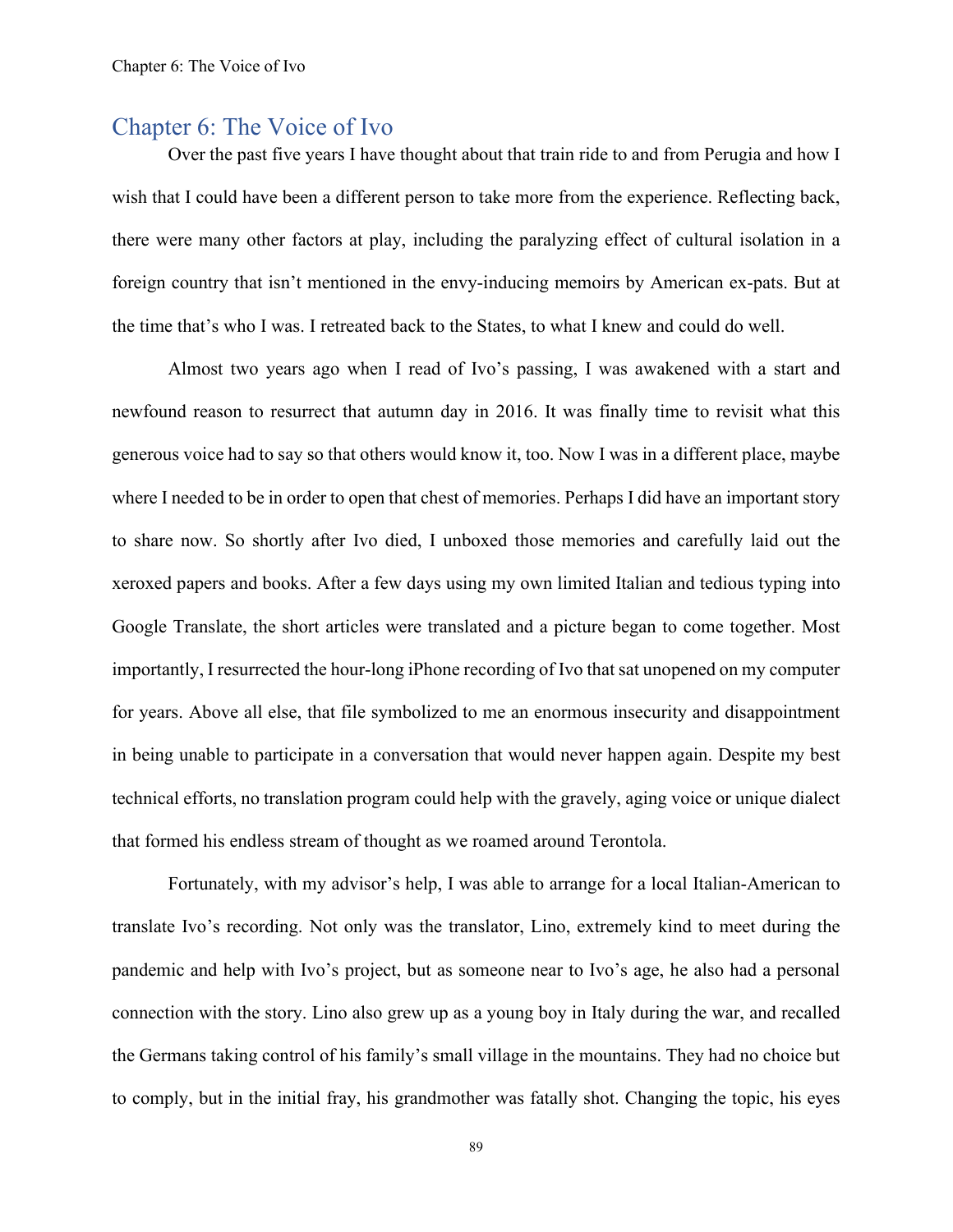# Chapter 6: The Voice of Ivo

Over the past five years I have thought about that train ride to and from Perugia and how I wish that I could have been a different person to take more from the experience. Reflecting back, there were many other factors at play, including the paralyzing effect of cultural isolation in a foreign country that isn't mentioned in the envy-inducing memoirs by American ex-pats. But at the time that's who I was. I retreated back to the States, to what I knew and could do well.

Almost two years ago when I read of Ivo's passing, I was awakened with a start and newfound reason to resurrect that autumn day in 2016. It was finally time to revisit what this generous voice had to say so that others would know it, too. Now I was in a different place, maybe where I needed to be in order to open that chest of memories. Perhaps I did have an important story to share now. So shortly after Ivo died, I unboxed those memories and carefully laid out the xeroxed papers and books. After a few days using my own limited Italian and tedious typing into Google Translate, the short articles were translated and a picture began to come together. Most importantly, I resurrected the hour-long iPhone recording of Ivo that sat unopened on my computer for years. Above all else, that file symbolized to me an enormous insecurity and disappointment in being unable to participate in a conversation that would never happen again. Despite my best technical efforts, no translation program could help with the gravely, aging voice or unique dialect that formed his endless stream of thought as we roamed around Terontola.

Fortunately, with my advisor's help, I was able to arrange for a local Italian-American to translate Ivo's recording. Not only was the translator, Lino, extremely kind to meet during the pandemic and help with Ivo's project, but as someone near to Ivo's age, he also had a personal connection with the story. Lino also grew up as a young boy in Italy during the war, and recalled the Germans taking control of his family's small village in the mountains. They had no choice but to comply, but in the initial fray, his grandmother was fatally shot. Changing the topic, his eyes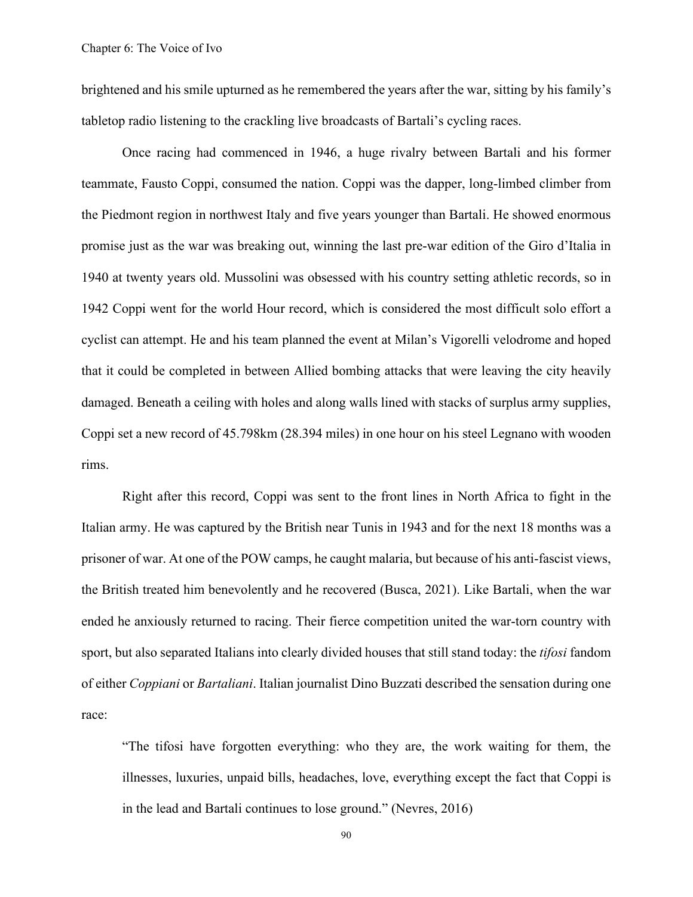brightened and his smile upturned as he remembered the years after the war, sitting by his family's tabletop radio listening to the crackling live broadcasts of Bartali's cycling races.

Once racing had commenced in 1946, a huge rivalry between Bartali and his former teammate, Fausto Coppi, consumed the nation. Coppi was the dapper, long-limbed climber from the Piedmont region in northwest Italy and five years younger than Bartali. He showed enormous promise just as the war was breaking out, winning the last pre-war edition of the Giro d'Italia in 1940 at twenty years old. Mussolini was obsessed with his country setting athletic records, so in 1942 Coppi went for the world Hour record, which is considered the most difficult solo effort a cyclist can attempt. He and his team planned the event at Milan's Vigorelli velodrome and hoped that it could be completed in between Allied bombing attacks that were leaving the city heavily damaged. Beneath a ceiling with holes and along walls lined with stacks of surplus army supplies, Coppi set a new record of 45.798km (28.394 miles) in one hour on his steel Legnano with wooden rims.

Right after this record, Coppi was sent to the front lines in North Africa to fight in the Italian army. He was captured by the British near Tunis in 1943 and for the next 18 months was a prisoner of war. At one of the POW camps, he caught malaria, but because of his anti-fascist views, the British treated him benevolently and he recovered (Busca, 2021). Like Bartali, when the war ended he anxiously returned to racing. Their fierce competition united the war-torn country with sport, but also separated Italians into clearly divided houses that still stand today: the *tifosi* fandom of either *Coppiani* or *Bartaliani*. Italian journalist Dino Buzzati described the sensation during one race:

> "The tifosi have forgotten everything: who they are, the work waiting for them, the illnesses, luxuries, unpaid bills, headaches, love, everything except the fact that Coppi is in the lead and Bartali continues to lose ground." (Nevres, 2016)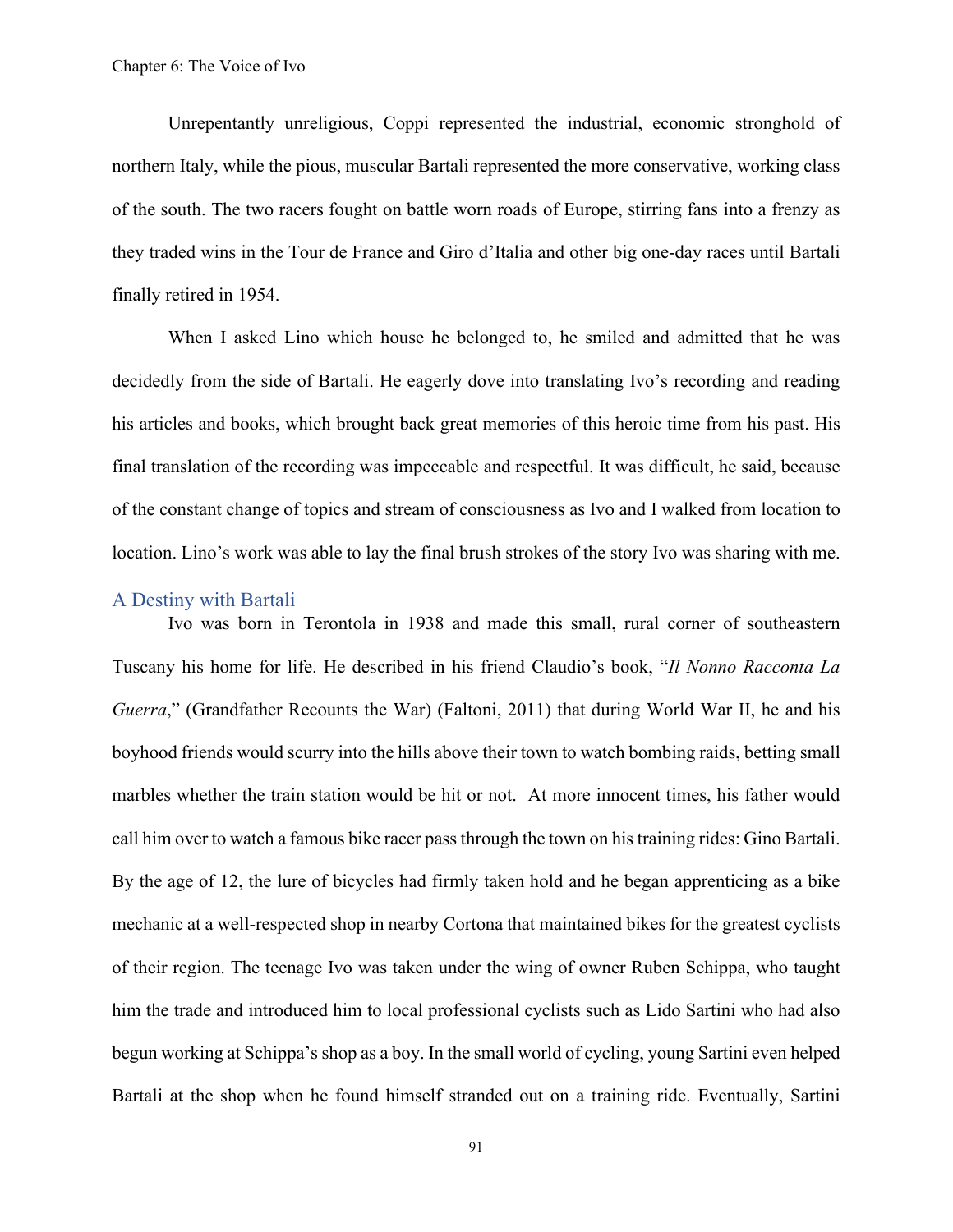Unrepentantly unreligious, Coppi represented the industrial, economic stronghold of northern Italy, while the pious, muscular Bartali represented the more conservative, working class of the south. The two racers fought on battle worn roads of Europe, stirring fans into a frenzy as they traded wins in the Tour de France and Giro d'Italia and other big one-day races until Bartali finally retired in 1954.

When I asked Lino which house he belonged to, he smiled and admitted that he was decidedly from the side of Bartali. He eagerly dove into translating Ivo's recording and reading his articles and books, which brought back great memories of this heroic time from his past. His final translation of the recording was impeccable and respectful. It was difficult, he said, because of the constant change of topics and stream of consciousness as Ivo and I walked from location to location. Lino's work was able to lay the final brush strokes of the story Ivo was sharing with me.

## A Destiny with Bartali

Ivo was born in Terontola in 1938 and made this small, rural corner of southeastern Tuscany his home for life. He described in his friend Claudio's book, "*Il Nonno Racconta La Guerra*," (Grandfather Recounts the War) (Faltoni, 2011) that during World War II, he and his boyhood friends would scurry into the hills above their town to watch bombing raids, betting small marbles whether the train station would be hit or not. At more innocent times, his father would call him over to watch a famous bike racer pass through the town on his training rides: Gino Bartali. By the age of 12, the lure of bicycles had firmly taken hold and he began apprenticing as a bike mechanic at a well-respected shop in nearby Cortona that maintained bikes for the greatest cyclists of their region. The teenage Ivo was taken under the wing of owner Ruben Schippa, who taught him the trade and introduced him to local professional cyclists such as Lido Sartini who had also begun working at Schippa's shop as a boy. In the small world of cycling, young Sartini even helped Bartali at the shop when he found himself stranded out on a training ride. Eventually, Sartini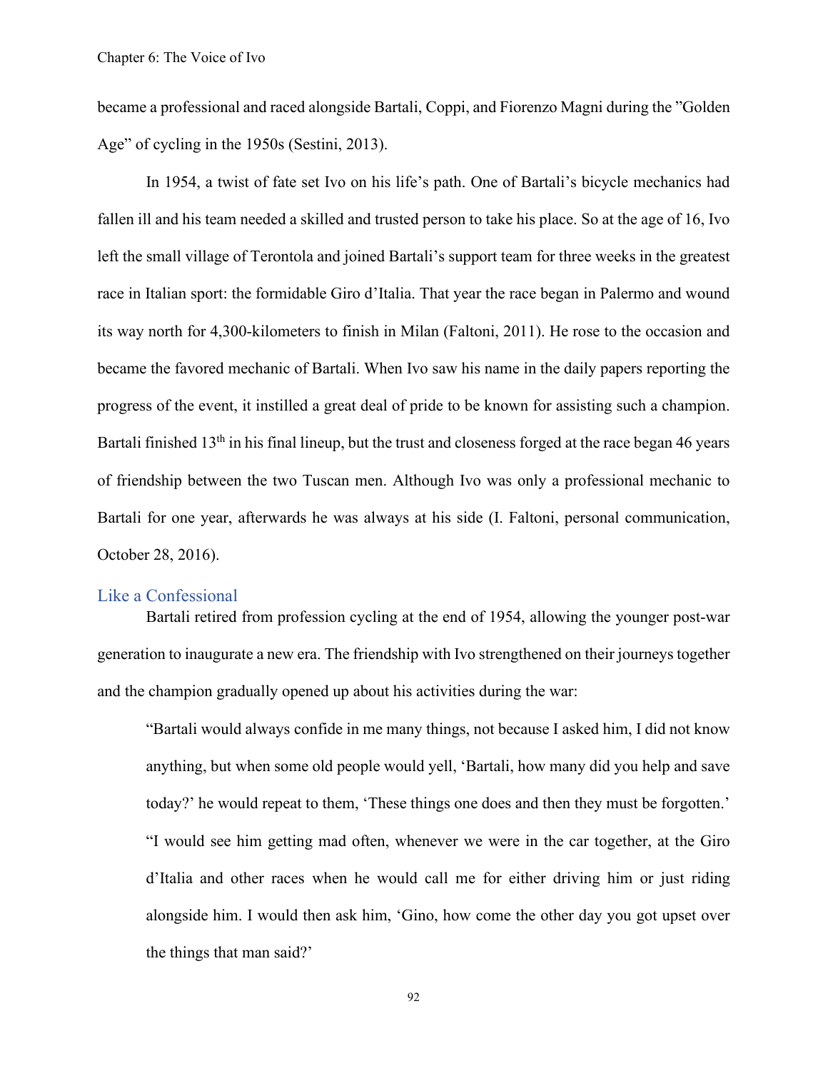became a professional and raced alongside Bartali, Coppi, and Fiorenzo Magni during the ”Golden Age” of cycling in the 1950s (Sestini, 2013).

In 1954, a twist of fate set Ivo on his life's path. One of Bartali's bicycle mechanics had fallen ill and his team needed a skilled and trusted person to take his place. So at the age of 16, Ivo left the small village of Terontola and joined Bartali's support team for three weeks in the greatest race in Italian sport: the formidable Giro d'Italia. That year the race began in Palermo and wound its way north for 4,300-kilometers to finish in Milan (Faltoni, 2011). He rose to the occasion and became the favored mechanic of Bartali. When Ivo saw his name in the daily papers reporting the progress of the event, it instilled a great deal of pride to be known for assisting such a champion. Bartali finished 13th in his final lineup, but the trust and closeness forged at the race began 46 years of friendship between the two Tuscan men. Although Ivo was only a professional mechanic to Bartali for one year, afterwards he was always at his side (I. Faltoni, personal communication, October 28, 2016).

## Like a Confessional

Bartali retired from profession cycling at the end of 1954, allowing the younger post-war generation to inaugurate a new era. The friendship with Ivo strengthened on their journeys together and the champion gradually opened up about his activities during the war:

> “Bartali would always confide in me many things, not because I asked him, I did not know anything, but when some old people would yell, ‘Bartali, how many did you help and save today?’ he would repeat to them, ‘These things one does and then they must be forgotten.’
>
> “I would see him getting mad often, whenever we were in the car together, at the Giro d'Italia and other races when he would call me for either driving him or just riding alongside him. I would then ask him, ‘Gino, how come the other day you got upset over the things that man said?’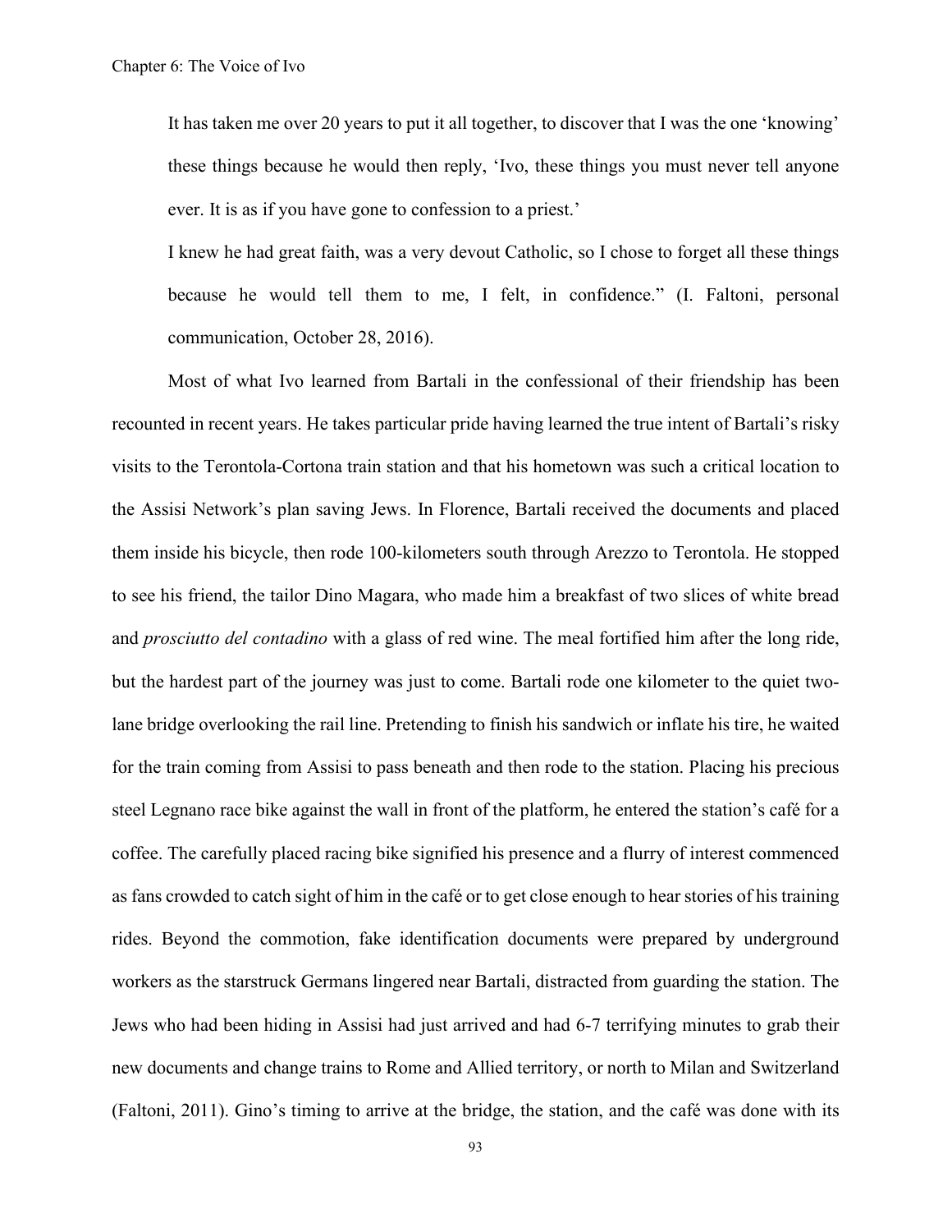It has taken me over 20 years to put it all together, to discover that I was the one 'knowing' these things because he would then reply, 'Ivo, these things you must never tell anyone ever. It is as if you have gone to confession to a priest.'

I knew he had great faith, was a very devout Catholic, so I chose to forget all these things because he would tell them to me, I felt, in confidence." (I. Faltoni, personal communication, October 28, 2016).

Most of what Ivo learned from Bartali in the confessional of their friendship has been recounted in recent years. He takes particular pride having learned the true intent of Bartali's risky visits to the Terontola-Cortona train station and that his hometown was such a critical location to the Assisi Network's plan saving Jews. In Florence, Bartali received the documents and placed them inside his bicycle, then rode 100-kilometers south through Arezzo to Terontola. He stopped to see his friend, the tailor Dino Magara, who made him a breakfast of two slices of white bread and *prosciutto del contadino* with a glass of red wine. The meal fortified him after the long ride, but the hardest part of the journey was just to come. Bartali rode one kilometer to the quiet two-lane bridge overlooking the rail line. Pretending to finish his sandwich or inflate his tire, he waited for the train coming from Assisi to pass beneath and then rode to the station. Placing his precious steel Legnano race bike against the wall in front of the platform, he entered the station's café for a coffee. The carefully placed racing bike signified his presence and a flurry of interest commenced as fans crowded to catch sight of him in the café or to get close enough to hear stories of his training rides. Beyond the commotion, fake identification documents were prepared by underground workers as the starstruck Germans lingered near Bartali, distracted from guarding the station. The Jews who had been hiding in Assisi had just arrived and had 6-7 terrifying minutes to grab their new documents and change trains to Rome and Allied territory, or north to Milan and Switzerland (Faltoni, 2011). Gino's timing to arrive at the bridge, the station, and the café was done with its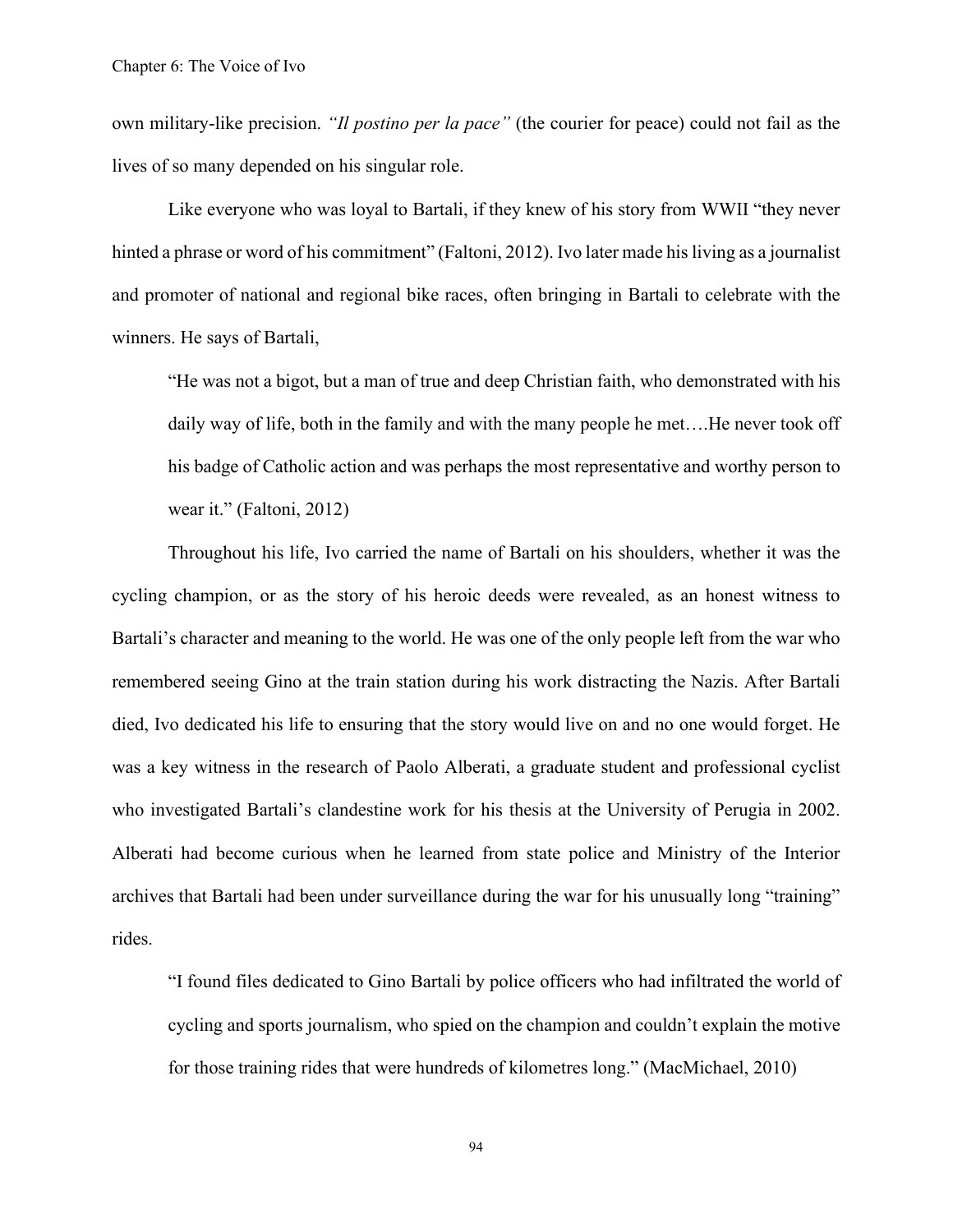own military-like precision. *"Il postino per la pace"* (the courier for peace) could not fail as the lives of so many depended on his singular role.

Like everyone who was loyal to Bartali, if they knew of his story from WWII "they never hinted a phrase or word of his commitment" (Faltoni, 2012). Ivo later made his living as a journalist and promoter of national and regional bike races, often bringing in Bartali to celebrate with the winners. He says of Bartali,

> "He was not a bigot, but a man of true and deep Christian faith, who demonstrated with his daily way of life, both in the family and with the many people he met….He never took off his badge of Catholic action and was perhaps the most representative and worthy person to wear it." (Faltoni, 2012)

Throughout his life, Ivo carried the name of Bartali on his shoulders, whether it was the cycling champion, or as the story of his heroic deeds were revealed, as an honest witness to Bartali's character and meaning to the world. He was one of the only people left from the war who remembered seeing Gino at the train station during his work distracting the Nazis. After Bartali died, Ivo dedicated his life to ensuring that the story would live on and no one would forget. He was a key witness in the research of Paolo Alberati, a graduate student and professional cyclist who investigated Bartali's clandestine work for his thesis at the University of Perugia in 2002. Alberati had become curious when he learned from state police and Ministry of the Interior archives that Bartali had been under surveillance during the war for his unusually long "training" rides.

> "I found files dedicated to Gino Bartali by police officers who had infiltrated the world of cycling and sports journalism, who spied on the champion and couldn't explain the motive for those training rides that were hundreds of kilometres long." (MacMichael, 2010)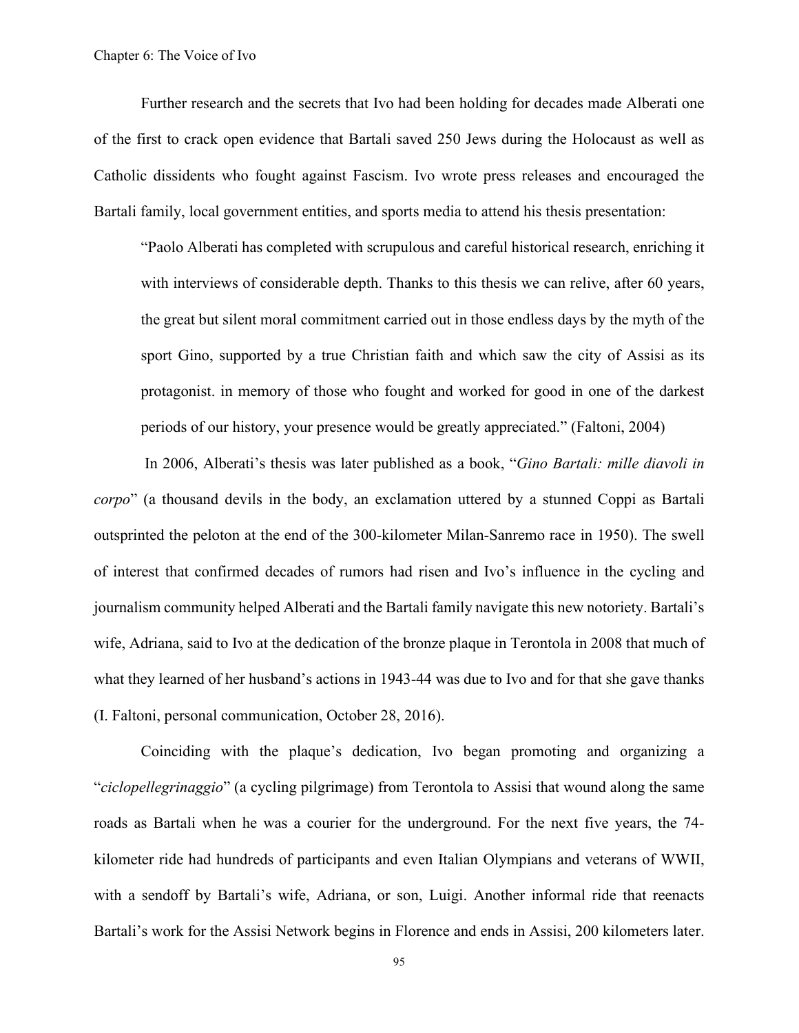Further research and the secrets that Ivo had been holding for decades made Alberati one of the first to crack open evidence that Bartali saved 250 Jews during the Holocaust as well as Catholic dissidents who fought against Fascism. Ivo wrote press releases and encouraged the Bartali family, local government entities, and sports media to attend his thesis presentation:

> "Paolo Alberati has completed with scrupulous and careful historical research, enriching it with interviews of considerable depth. Thanks to this thesis we can relive, after 60 years, the great but silent moral commitment carried out in those endless days by the myth of the sport Gino, supported by a true Christian faith and which saw the city of Assisi as its protagonist. in memory of those who fought and worked for good in one of the darkest periods of our history, your presence would be greatly appreciated." (Faltoni, 2004)

In 2006, Alberati's thesis was later published as a book, "*Gino Bartali: mille diavoli in corpo*" (a thousand devils in the body, an exclamation uttered by a stunned Coppi as Bartali outsprinted the peloton at the end of the 300-kilometer Milan-Sanremo race in 1950). The swell of interest that confirmed decades of rumors had risen and Ivo's influence in the cycling and journalism community helped Alberati and the Bartali family navigate this new notoriety. Bartali's wife, Adriana, said to Ivo at the dedication of the bronze plaque in Terontola in 2008 that much of what they learned of her husband's actions in 1943-44 was due to Ivo and for that she gave thanks (I. Faltoni, personal communication, October 28, 2016).

Coinciding with the plaque's dedication, Ivo began promoting and organizing a "*ciclopellegrinaggio*" (a cycling pilgrimage) from Terontola to Assisi that wound along the same roads as Bartali when he was a courier for the underground. For the next five years, the 74-kilometer ride had hundreds of participants and even Italian Olympians and veterans of WWII, with a sendoff by Bartali's wife, Adriana, or son, Luigi. Another informal ride that reenacts Bartali's work for the Assisi Network begins in Florence and ends in Assisi, 200 kilometers later.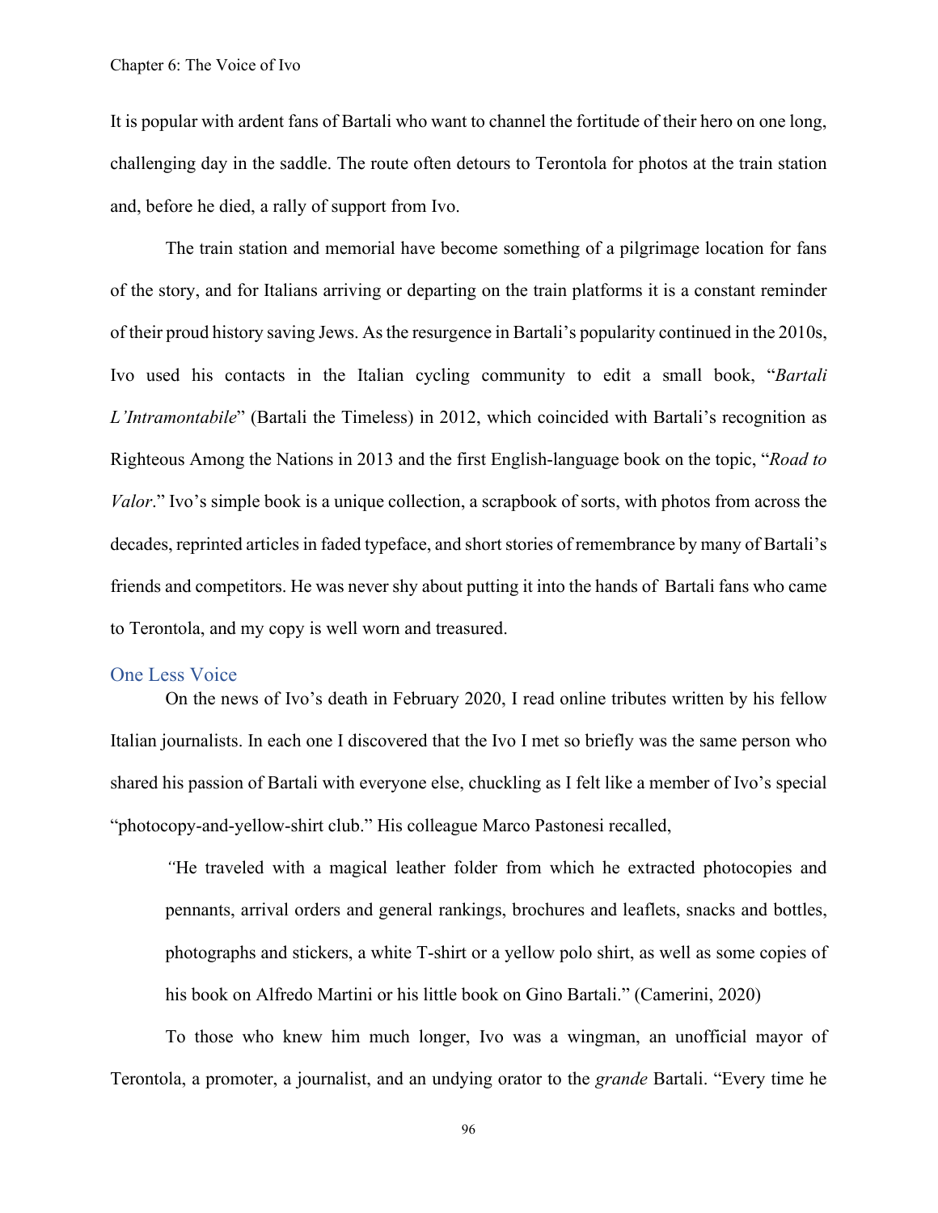It is popular with ardent fans of Bartali who want to channel the fortitude of their hero on one long, challenging day in the saddle. The route often detours to Terontola for photos at the train station and, before he died, a rally of support from Ivo.

The train station and memorial have become something of a pilgrimage location for fans of the story, and for Italians arriving or departing on the train platforms it is a constant reminder of their proud history saving Jews. As the resurgence in Bartali's popularity continued in the 2010s, Ivo used his contacts in the Italian cycling community to edit a small book, "*Bartali L'Intramontabile*" (Bartali the Timeless) in 2012, which coincided with Bartali's recognition as Righteous Among the Nations in 2013 and the first English-language book on the topic, "*Road to Valor*." Ivo's simple book is a unique collection, a scrapbook of sorts, with photos from across the decades, reprinted articles in faded typeface, and short stories of remembrance by many of Bartali's friends and competitors. He was never shy about putting it into the hands of Bartali fans who came to Terontola, and my copy is well worn and treasured.

## One Less Voice

On the news of Ivo's death in February 2020, I read online tributes written by his fellow Italian journalists. In each one I discovered that the Ivo I met so briefly was the same person who shared his passion of Bartali with everyone else, chuckling as I felt like a member of Ivo's special "photocopy-and-yellow-shirt club." His colleague Marco Pastonesi recalled,

> "He traveled with a magical leather folder from which he extracted photocopies and pennants, arrival orders and general rankings, brochures and leaflets, snacks and bottles, photographs and stickers, a white T-shirt or a yellow polo shirt, as well as some copies of his book on Alfredo Martini or his little book on Gino Bartali." (Camerini, 2020)

To those who knew him much longer, Ivo was a wingman, an unofficial mayor of Terontola, a promoter, a journalist, and an undying orator to the *grande* Bartali. "Every time he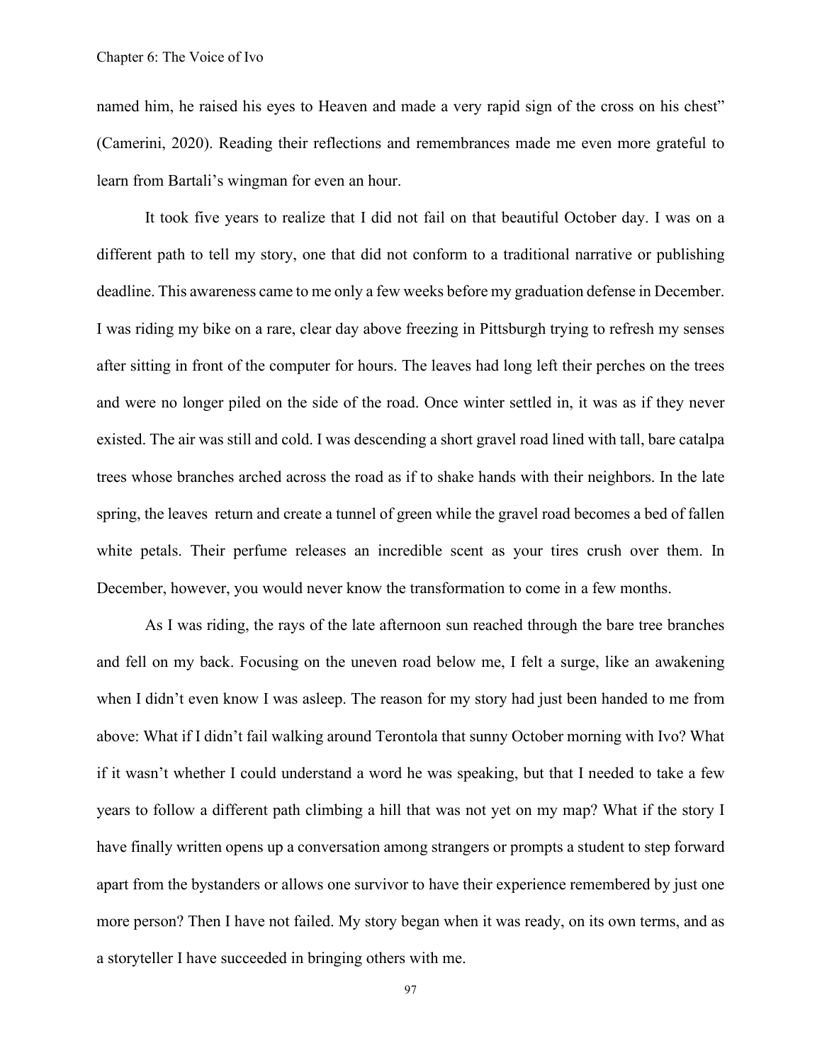named him, he raised his eyes to Heaven and made a very rapid sign of the cross on his chest" (Camerini, 2020). Reading their reflections and remembrances made me even more grateful to learn from Bartali's wingman for even an hour.

It took five years to realize that I did not fail on that beautiful October day. I was on a different path to tell my story, one that did not conform to a traditional narrative or publishing deadline. This awareness came to me only a few weeks before my graduation defense in December. I was riding my bike on a rare, clear day above freezing in Pittsburgh trying to refresh my senses after sitting in front of the computer for hours. The leaves had long left their perches on the trees and were no longer piled on the side of the road. Once winter settled in, it was as if they never existed. The air was still and cold. I was descending a short gravel road lined with tall, bare catalpa trees whose branches arched across the road as if to shake hands with their neighbors. In the late spring, the leaves return and create a tunnel of green while the gravel road becomes a bed of fallen white petals. Their perfume releases an incredible scent as your tires crush over them. In December, however, you would never know the transformation to come in a few months.

As I was riding, the rays of the late afternoon sun reached through the bare tree branches and fell on my back. Focusing on the uneven road below me, I felt a surge, like an awakening when I didn't even know I was asleep. The reason for my story had just been handed to me from above: What if I didn't fail walking around Terontola that sunny October morning with Ivo? What if it wasn't whether I could understand a word he was speaking, but that I needed to take a few years to follow a different path climbing a hill that was not yet on my map? What if the story I have finally written opens up a conversation among strangers or prompts a student to step forward apart from the bystanders or allows one survivor to have their experience remembered by just one more person? Then I have not failed. My story began when it was ready, on its own terms, and as a storyteller I have succeeded in bringing others with me.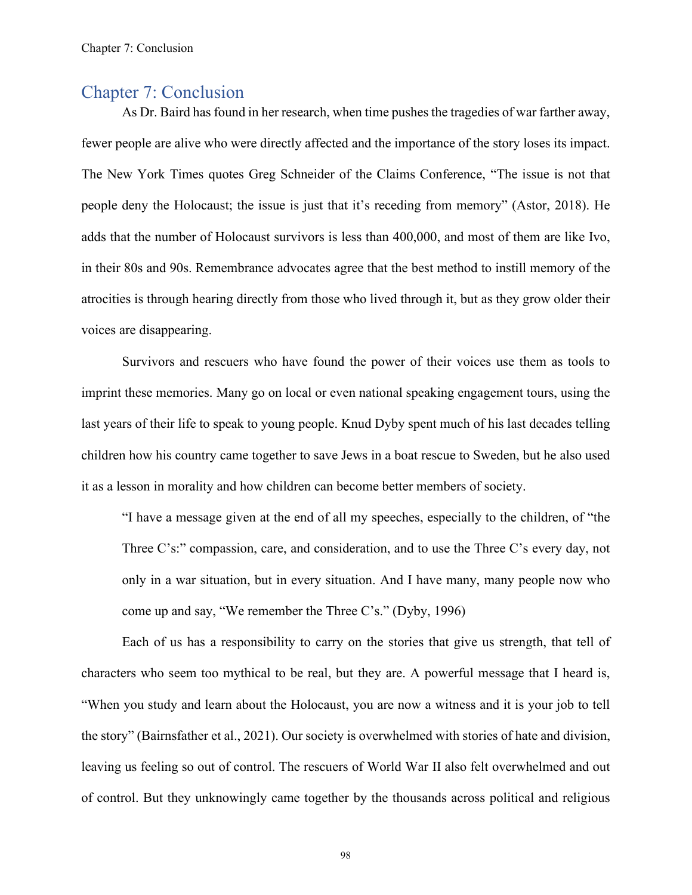# Chapter 7: Conclusion

As Dr. Baird has found in her research, when time pushes the tragedies of war farther away, fewer people are alive who were directly affected and the importance of the story loses its impact. The New York Times quotes Greg Schneider of the Claims Conference, "The issue is not that people deny the Holocaust; the issue is just that it's receding from memory" (Astor, 2018). He adds that the number of Holocaust survivors is less than 400,000, and most of them are like Ivo, in their 80s and 90s. Remembrance advocates agree that the best method to instill memory of the atrocities is through hearing directly from those who lived through it, but as they grow older their voices are disappearing.

Survivors and rescuers who have found the power of their voices use them as tools to imprint these memories. Many go on local or even national speaking engagement tours, using the last years of their life to speak to young people. Knud Dyby spent much of his last decades telling children how his country came together to save Jews in a boat rescue to Sweden, but he also used it as a lesson in morality and how children can become better members of society.

> "I have a message given at the end of all my speeches, especially to the children, of "the Three C's:" compassion, care, and consideration, and to use the Three C's every day, not only in a war situation, but in every situation. And I have many, many people now who come up and say, "We remember the Three C's." (Dyby, 1996)

Each of us has a responsibility to carry on the stories that give us strength, that tell of characters who seem too mythical to be real, but they are. A powerful message that I heard is, "When you study and learn about the Holocaust, you are now a witness and it is your job to tell the story" (Bairnsfather et al., 2021). Our society is overwhelmed with stories of hate and division, leaving us feeling so out of control. The rescuers of World War II also felt overwhelmed and out of control. But they unknowingly came together by the thousands across political and religious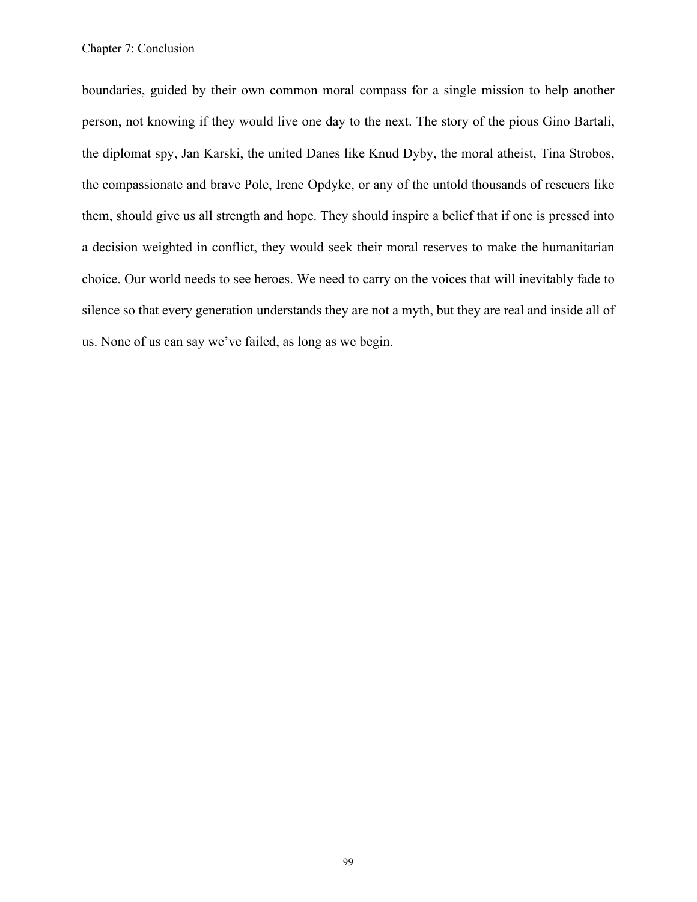boundaries, guided by their own common moral compass for a single mission to help another person, not knowing if they would live one day to the next. The story of the pious Gino Bartali, the diplomat spy, Jan Karski, the united Danes like Knud Dyby, the moral atheist, Tina Strobos, the compassionate and brave Pole, Irene Opdyke, or any of the untold thousands of rescuers like them, should give us all strength and hope. They should inspire a belief that if one is pressed into a decision weighted in conflict, they would seek their moral reserves to make the humanitarian choice. Our world needs to see heroes. We need to carry on the voices that will inevitably fade to silence so that every generation understands they are not a myth, but they are real and inside all of us. None of us can say we've failed, as long as we begin.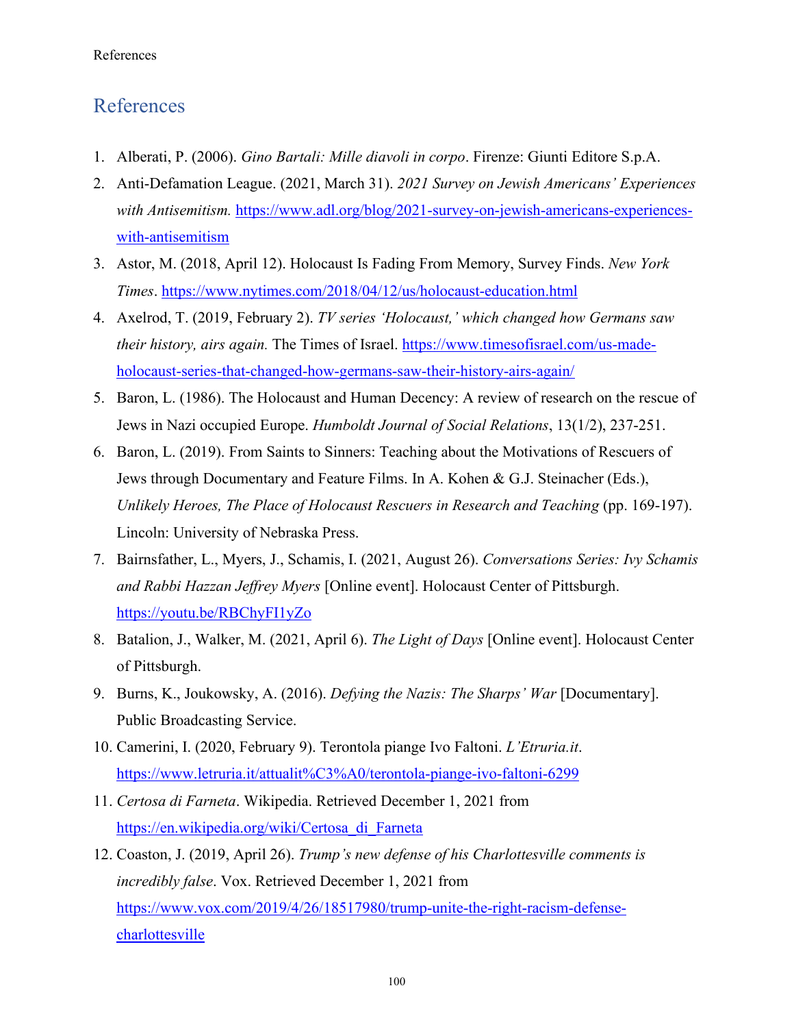# References

1. Alberati, P. (2006). *Gino Bartali: Mille diavoli in corpo*. Firenze: Giunti Editore S.p.A.
2. Anti-Defamation League. (2021, March 31). *2021 Survey on Jewish Americans' Experiences with Antisemitism.* https://www.adl.org/blog/2021-survey-on-jewish-americans-experiences-with-antisemitism
3. Astor, M. (2018, April 12). Holocaust Is Fading From Memory, Survey Finds. *New York Times*. https://www.nytimes.com/2018/04/12/us/holocaust-education.html
4. Axelrod, T. (2019, February 2). *TV series 'Holocaust,' which changed how Germans saw their history, airs again.* The Times of Israel. https://www.timesofisrael.com/us-made-holocaust-series-that-changed-how-germans-saw-their-history-airs-again/
5. Baron, L. (1986). The Holocaust and Human Decency: A review of research on the rescue of Jews in Nazi occupied Europe. *Humboldt Journal of Social Relations*, 13(1/2), 237-251.
6. Baron, L. (2019). From Saints to Sinners: Teaching about the Motivations of Rescuers of Jews through Documentary and Feature Films. In A. Kohen & G.J. Steinacher (Eds.), *Unlikely Heroes, The Place of Holocaust Rescuers in Research and Teaching* (pp. 169-197). Lincoln: University of Nebraska Press.
7. Bairnsfather, L., Myers, J., Schamis, I. (2021, August 26). *Conversations Series: Ivy Schamis and Rabbi Hazzan Jeffrey Myers* [Online event]. Holocaust Center of Pittsburgh. https://youtu.be/RBChyFI1yZo
8. Batalion, J., Walker, M. (2021, April 6). *The Light of Days* [Online event]. Holocaust Center of Pittsburgh.
9. Burns, K., Joukowsky, A. (2016). *Defying the Nazis: The Sharps' War* [Documentary]. Public Broadcasting Service.
10. Camerini, I. (2020, February 9). Terontola piange Ivo Faltoni. *L'Etruria.it*. https://www.letruria.it/attualit%C3%A0/terontola-piange-ivo-faltoni-6299
11. *Certosa di Farneta*. Wikipedia. Retrieved December 1, 2021 from https://en.wikipedia.org/wiki/Certosa_di_Farneta
12. Coaston, J. (2019, April 26). *Trump's new defense of his Charlottesville comments is incredibly false*. Vox. Retrieved December 1, 2021 from https://www.vox.com/2019/4/26/18517980/trump-unite-the-right-racism-defense-charlottesville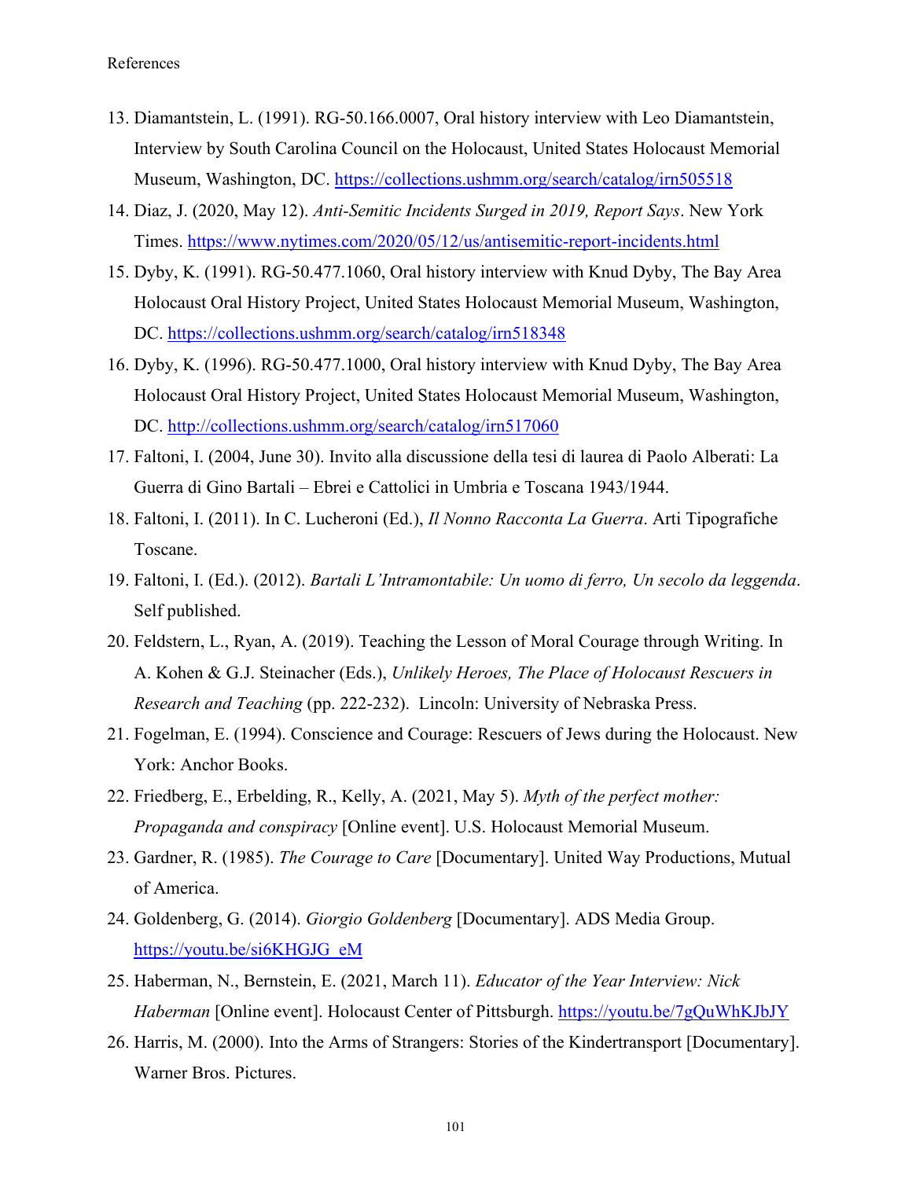References

13. Diamantstein, L. (1991). RG-50.166.0007, Oral history interview with Leo Diamantstein, Interview by South Carolina Council on the Holocaust, United States Holocaust Memorial Museum, Washington, DC. https://collections.ushmm.org/search/catalog/irn505518
14. Diaz, J. (2020, May 12). *Anti-Semitic Incidents Surged in 2019, Report Says*. New York Times. https://www.nytimes.com/2020/05/12/us/antisemitic-report-incidents.html
15. Dyby, K. (1991). RG-50.477.1060, Oral history interview with Knud Dyby, The Bay Area Holocaust Oral History Project, United States Holocaust Memorial Museum, Washington, DC. https://collections.ushmm.org/search/catalog/irn518348
16. Dyby, K. (1996). RG-50.477.1000, Oral history interview with Knud Dyby, The Bay Area Holocaust Oral History Project, United States Holocaust Memorial Museum, Washington, DC. http://collections.ushmm.org/search/catalog/irn517060
17. Faltoni, I. (2004, June 30). Invito alla discussione della tesi di laurea di Paolo Alberati: La Guerra di Gino Bartali – Ebrei e Cattolici in Umbria e Toscana 1943/1944.
18. Faltoni, I. (2011). In C. Lucheroni (Ed.), *Il Nonno Racconta La Guerra*. Arti Tipografiche Toscane.
19. Faltoni, I. (Ed.). (2012). *Bartali L'Intramontabile: Un uomo di ferro, Un secolo da leggenda*. Self published.
20. Feldstern, L., Ryan, A. (2019). Teaching the Lesson of Moral Courage through Writing. In A. Kohen & G.J. Steinacher (Eds.), *Unlikely Heroes, The Place of Holocaust Rescuers in Research and Teaching* (pp. 222-232). Lincoln: University of Nebraska Press.
21. Fogelman, E. (1994). Conscience and Courage: Rescuers of Jews during the Holocaust. New York: Anchor Books.
22. Friedberg, E., Erbelding, R., Kelly, A. (2021, May 5). *Myth of the perfect mother: Propaganda and conspiracy* [Online event]. U.S. Holocaust Memorial Museum.
23. Gardner, R. (1985). *The Courage to Care* [Documentary]. United Way Productions, Mutual of America.
24. Goldenberg, G. (2014). *Giorgio Goldenberg* [Documentary]. ADS Media Group. https://youtu.be/si6KHGJG_eM
25. Haberman, N., Bernstein, E. (2021, March 11). *Educator of the Year Interview: Nick Haberman* [Online event]. Holocaust Center of Pittsburgh. https://youtu.be/7gQuWhKJbJY
26. Harris, M. (2000). Into the Arms of Strangers: Stories of the Kindertransport [Documentary]. Warner Bros. Pictures.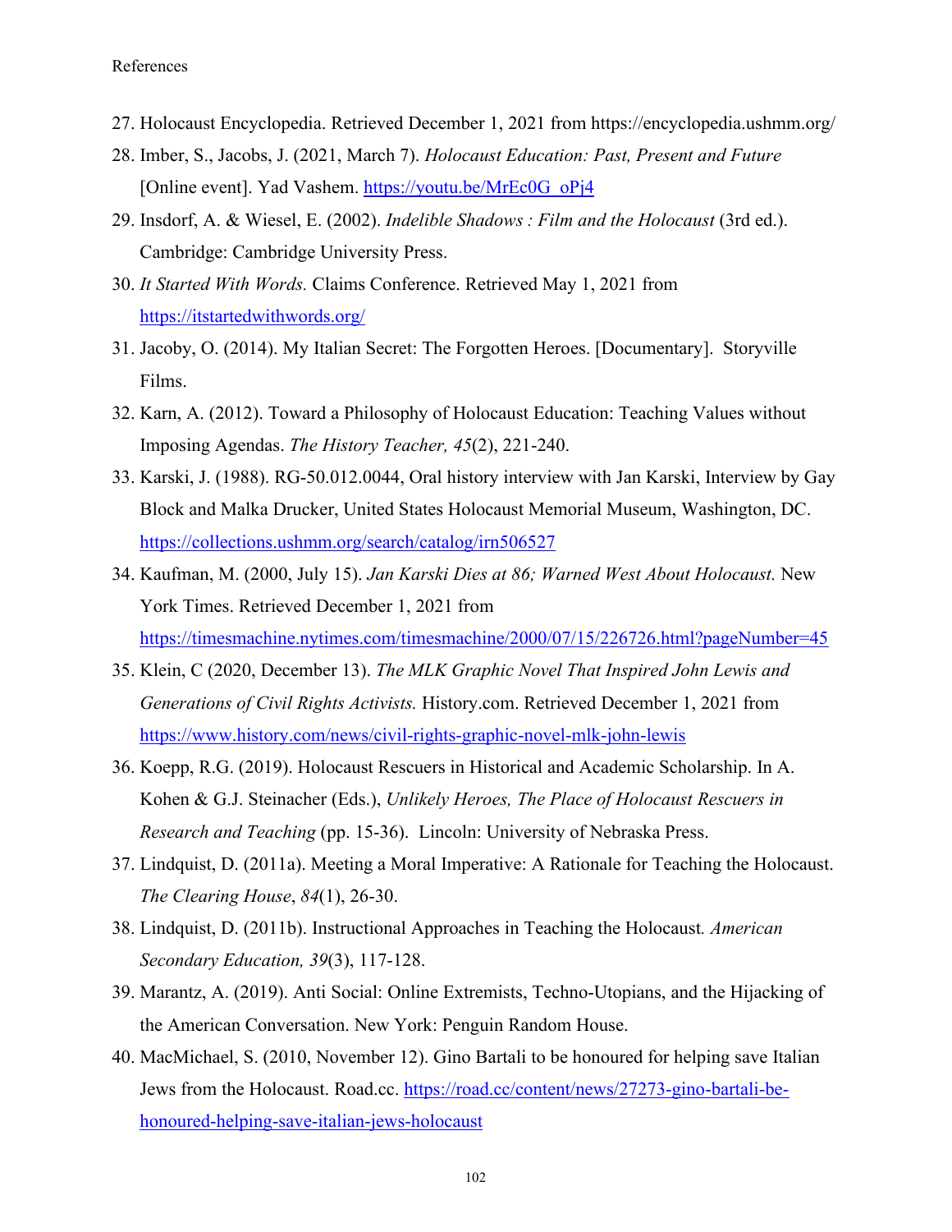References

27. Holocaust Encyclopedia. Retrieved December 1, 2021 from https://encyclopedia.ushmm.org/
28. Imber, S., Jacobs, J. (2021, March 7). *Holocaust Education: Past, Present and Future* [Online event]. Yad Vashem. https://youtu.be/MrEc0G_oPj4
29. Insdorf, A. & Wiesel, E. (2002). *Indelible Shadows : Film and the Holocaust* (3rd ed.). Cambridge: Cambridge University Press.
30. *It Started With Words.* Claims Conference. Retrieved May 1, 2021 from https://itstartedwithwords.org/
31. Jacoby, O. (2014). My Italian Secret: The Forgotten Heroes. [Documentary]. Storyville Films.
32. Karn, A. (2012). Toward a Philosophy of Holocaust Education: Teaching Values without Imposing Agendas. *The History Teacher, 45*(2), 221-240.
33. Karski, J. (1988). RG-50.012.0044, Oral history interview with Jan Karski, Interview by Gay Block and Malka Drucker, United States Holocaust Memorial Museum, Washington, DC. https://collections.ushmm.org/search/catalog/irn506527
34. Kaufman, M. (2000, July 15). *Jan Karski Dies at 86; Warned West About Holocaust.* New York Times. Retrieved December 1, 2021 from https://timesmachine.nytimes.com/timesmachine/2000/07/15/226726.html?pageNumber=45
35. Klein, C (2020, December 13). *The MLK Graphic Novel That Inspired John Lewis and Generations of Civil Rights Activists.* History.com. Retrieved December 1, 2021 from https://www.history.com/news/civil-rights-graphic-novel-mlk-john-lewis
36. Koepp, R.G. (2019). Holocaust Rescuers in Historical and Academic Scholarship. In A. Kohen & G.J. Steinacher (Eds.), *Unlikely Heroes, The Place of Holocaust Rescuers in Research and Teaching* (pp. 15-36). Lincoln: University of Nebraska Press.
37. Lindquist, D. (2011a). Meeting a Moral Imperative: A Rationale for Teaching the Holocaust. *The Clearing House*, *84*(1), 26-30.
38. Lindquist, D. (2011b). Instructional Approaches in Teaching the Holocaust. *American Secondary Education, 39*(3), 117-128.
39. Marantz, A. (2019). Anti Social: Online Extremists, Techno-Utopians, and the Hijacking of the American Conversation. New York: Penguin Random House.
40. MacMichael, S. (2010, November 12). Gino Bartali to be honoured for helping save Italian Jews from the Holocaust. Road.cc. https://road.cc/content/news/27273-gino-bartali-be-honoured-helping-save-italian-jews-holocaust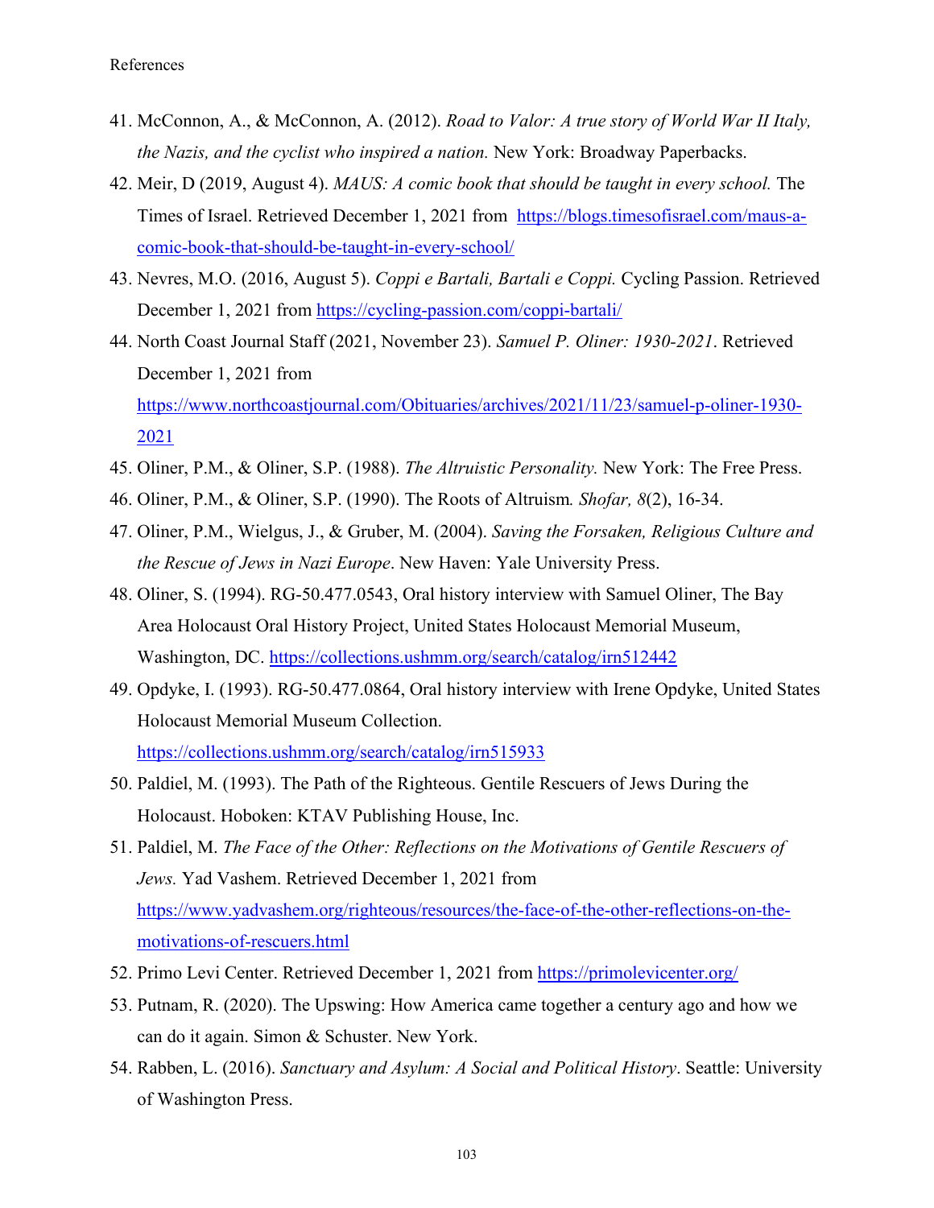References

41. McConnon, A., & McConnon, A. (2012). *Road to Valor: A true story of World War II Italy, the Nazis, and the cyclist who inspired a nation.* New York: Broadway Paperbacks.
42. Meir, D (2019, August 4). *MAUS: A comic book that should be taught in every school.* The Times of Israel. Retrieved December 1, 2021 from https://blogs.timesofisrael.com/maus-a-comic-book-that-should-be-taught-in-every-school/
43. Nevres, M.O. (2016, August 5). *Coppi e Bartali, Bartali e Coppi.* Cycling Passion. Retrieved December 1, 2021 from https://cycling-passion.com/coppi-bartali/
44. North Coast Journal Staff (2021, November 23). *Samuel P. Oliner: 1930-2021*. Retrieved December 1, 2021 from https://www.northcoastjournal.com/Obituaries/archives/2021/11/23/samuel-p-oliner-1930-2021
45. Oliner, P.M., & Oliner, S.P. (1988). *The Altruistic Personality.* New York: The Free Press.
46. Oliner, P.M., & Oliner, S.P. (1990). The Roots of Altruism*. Shofar, 8*(2), 16-34.
47. Oliner, P.M., Wielgus, J., & Gruber, M. (2004). *Saving the Forsaken, Religious Culture and the Rescue of Jews in Nazi Europe*. New Haven: Yale University Press.
48. Oliner, S. (1994). RG-50.477.0543, Oral history interview with Samuel Oliner, The Bay Area Holocaust Oral History Project, United States Holocaust Memorial Museum, Washington, DC. https://collections.ushmm.org/search/catalog/irn512442
49. Opdyke, I. (1993). RG-50.477.0864, Oral history interview with Irene Opdyke, United States Holocaust Memorial Museum Collection. https://collections.ushmm.org/search/catalog/irn515933
50. Paldiel, M. (1993). The Path of the Righteous. Gentile Rescuers of Jews During the Holocaust. Hoboken: KTAV Publishing House, Inc.
51. Paldiel, M. *The Face of the Other: Reflections on the Motivations of Gentile Rescuers of Jews.* Yad Vashem. Retrieved December 1, 2021 from https://www.yadvashem.org/righteous/resources/the-face-of-the-other-reflections-on-the-motivations-of-rescuers.html
52. Primo Levi Center. Retrieved December 1, 2021 from https://primolevicenter.org/
53. Putnam, R. (2020). The Upswing: How America came together a century ago and how we can do it again. Simon & Schuster. New York.
54. Rabben, L. (2016). *Sanctuary and Asylum: A Social and Political History*. Seattle: University of Washington Press.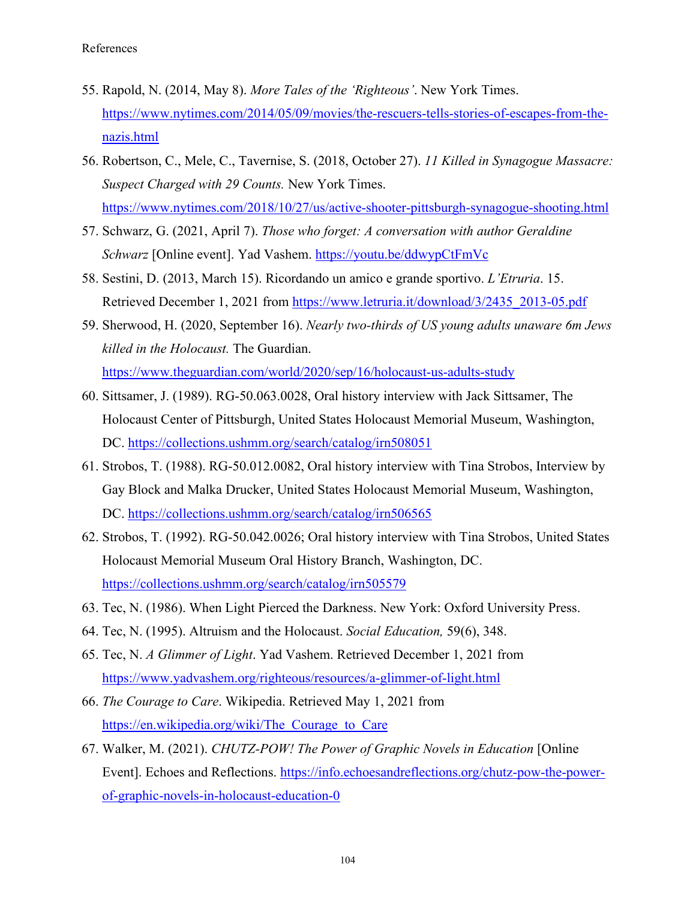References

55. Rapold, N. (2014, May 8). *More Tales of the 'Righteous'*. New York Times. https://www.nytimes.com/2014/05/09/movies/the-rescuers-tells-stories-of-escapes-from-the-nazis.html
56. Robertson, C., Mele, C., Tavernise, S. (2018, October 27). *11 Killed in Synagogue Massacre: Suspect Charged with 29 Counts.* New York Times. https://www.nytimes.com/2018/10/27/us/active-shooter-pittsburgh-synagogue-shooting.html
57. Schwarz, G. (2021, April 7). *Those who forget: A conversation with author Geraldine Schwarz* [Online event]. Yad Vashem. https://youtu.be/ddwypCtFmVc
58. Sestini, D. (2013, March 15). Ricordando un amico e grande sportivo. *L'Etruria*. 15. Retrieved December 1, 2021 from https://www.letruria.it/download/3/2435_2013-05.pdf
59. Sherwood, H. (2020, September 16). *Nearly two-thirds of US young adults unaware 6m Jews killed in the Holocaust.* The Guardian. https://www.theguardian.com/world/2020/sep/16/holocaust-us-adults-study
60. Sittsamer, J. (1989). RG-50.063.0028, Oral history interview with Jack Sittsamer, The Holocaust Center of Pittsburgh, United States Holocaust Memorial Museum, Washington, DC. https://collections.ushmm.org/search/catalog/irn508051
61. Strobos, T. (1988). RG-50.012.0082, Oral history interview with Tina Strobos, Interview by Gay Block and Malka Drucker, United States Holocaust Memorial Museum, Washington, DC. https://collections.ushmm.org/search/catalog/irn506565
62. Strobos, T. (1992). RG-50.042.0026; Oral history interview with Tina Strobos, United States Holocaust Memorial Museum Oral History Branch, Washington, DC. https://collections.ushmm.org/search/catalog/irn505579
63. Tec, N. (1986). When Light Pierced the Darkness. New York: Oxford University Press.
64. Tec, N. (1995). Altruism and the Holocaust. *Social Education,* 59(6), 348.
65. Tec, N. *A Glimmer of Light*. Yad Vashem. Retrieved December 1, 2021 from https://www.yadvashem.org/righteous/resources/a-glimmer-of-light.html
66. *The Courage to Care*. Wikipedia. Retrieved May 1, 2021 from https://en.wikipedia.org/wiki/The_Courage_to_Care
67. Walker, M. (2021). *CHUTZ-POW! The Power of Graphic Novels in Education* [Online Event]. Echoes and Reflections. https://info.echoesandreflections.org/chutz-pow-the-power-of-graphic-novels-in-holocaust-education-0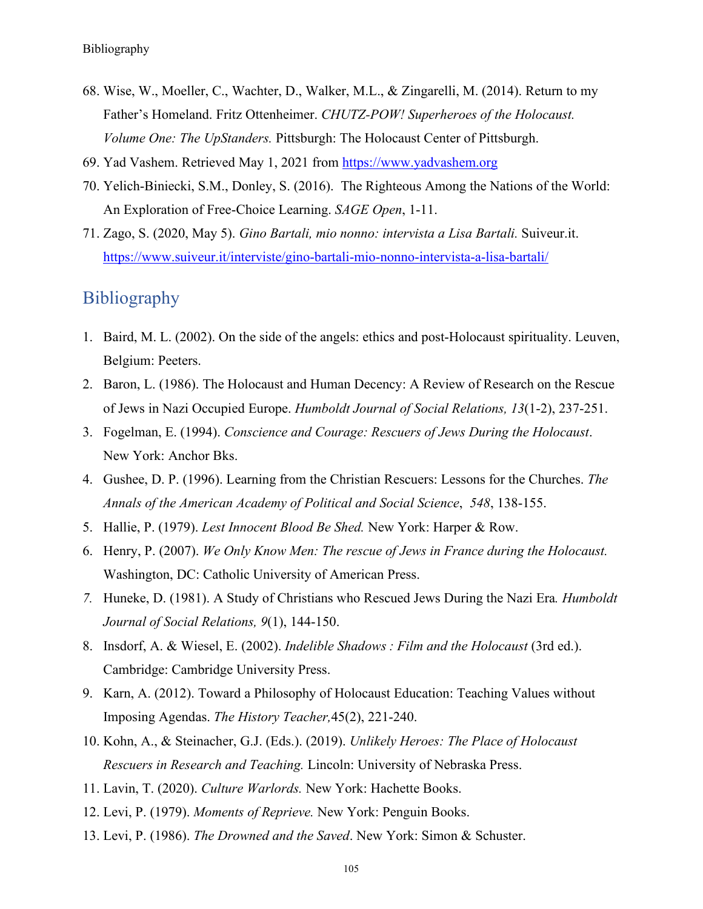68. Wise, W., Moeller, C., Wachter, D., Walker, M.L., & Zingarelli, M. (2014). Return to my Father's Homeland. Fritz Ottenheimer. *CHUTZ-POW! Superheroes of the Holocaust. Volume One: The UpStanders.* Pittsburgh: The Holocaust Center of Pittsburgh.
69. Yad Vashem. Retrieved May 1, 2021 from https://www.yadvashem.org
70. Yelich-Biniecki, S.M., Donley, S. (2016). The Righteous Among the Nations of the World: An Exploration of Free-Choice Learning. *SAGE Open*, 1-11.
71. Zago, S. (2020, May 5). *Gino Bartali, mio nonno: intervista a Lisa Bartali.* Suiveur.it. https://www.suiveur.it/interviste/gino-bartali-mio-nonno-intervista-a-lisa-bartali/

## Bibliography

1. Baird, M. L. (2002). On the side of the angels: ethics and post-Holocaust spirituality. Leuven, Belgium: Peeters.
2. Baron, L. (1986). The Holocaust and Human Decency: A Review of Research on the Rescue of Jews in Nazi Occupied Europe. *Humboldt Journal of Social Relations, 13*(1-2), 237-251.
3. Fogelman, E. (1994). *Conscience and Courage: Rescuers of Jews During the Holocaust*. New York: Anchor Bks.
4. Gushee, D. P. (1996). Learning from the Christian Rescuers: Lessons for the Churches. *The Annals of the American Academy of Political and Social Science*, *548*, 138-155.
5. Hallie, P. (1979). *Lest Innocent Blood Be Shed.* New York: Harper & Row.
6. Henry, P. (2007). *We Only Know Men: The rescue of Jews in France during the Holocaust.* Washington, DC: Catholic University of American Press.
7. Huneke, D. (1981). A Study of Christians who Rescued Jews During the Nazi Era*. Humboldt Journal of Social Relations, 9*(1), 144-150.
8. Insdorf, A. & Wiesel, E. (2002). *Indelible Shadows : Film and the Holocaust* (3rd ed.). Cambridge: Cambridge University Press.
9. Karn, A. (2012). Toward a Philosophy of Holocaust Education: Teaching Values without Imposing Agendas. *The History Teacher,*45(2), 221-240.
10. Kohn, A., & Steinacher, G.J. (Eds.). (2019). *Unlikely Heroes: The Place of Holocaust Rescuers in Research and Teaching.* Lincoln: University of Nebraska Press.
11. Lavin, T. (2020). *Culture Warlords.* New York: Hachette Books.
12. Levi, P. (1979). *Moments of Reprieve.* New York: Penguin Books.
13. Levi, P. (1986). *The Drowned and the Saved*. New York: Simon & Schuster.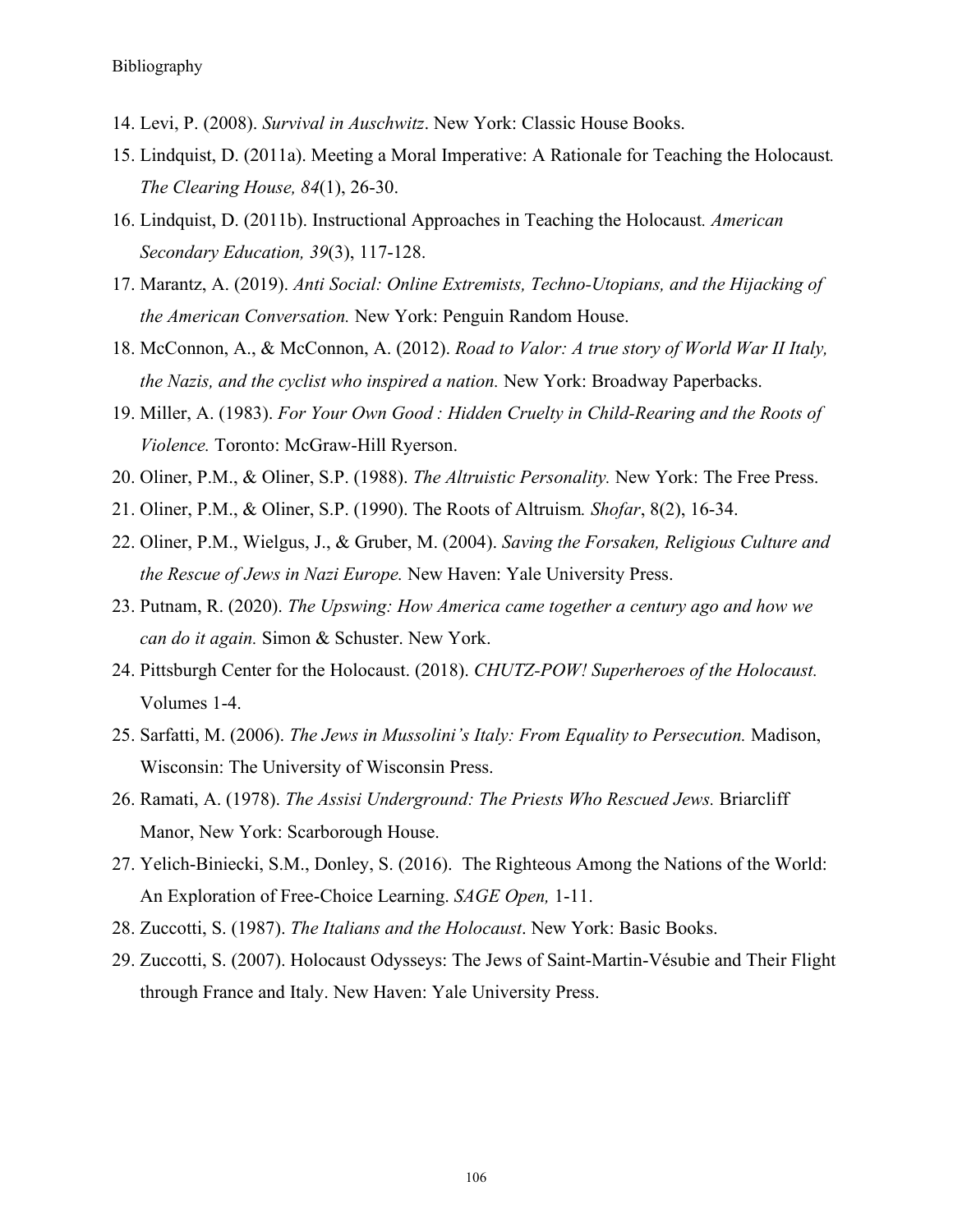14. Levi, P. (2008). *Survival in Auschwitz*. New York: Classic House Books.
15. Lindquist, D. (2011a). Meeting a Moral Imperative: A Rationale for Teaching the Holocaust. *The Clearing House, 84*(1), 26-30.
16. Lindquist, D. (2011b). Instructional Approaches in Teaching the Holocaust. *American Secondary Education, 39*(3), 117-128.
17. Marantz, A. (2019). *Anti Social: Online Extremists, Techno-Utopians, and the Hijacking of the American Conversation.* New York: Penguin Random House.
18. McConnon, A., & McConnon, A. (2012). *Road to Valor: A true story of World War II Italy, the Nazis, and the cyclist who inspired a nation.* New York: Broadway Paperbacks.
19. Miller, A. (1983). *For Your Own Good : Hidden Cruelty in Child-Rearing and the Roots of Violence.* Toronto: McGraw-Hill Ryerson.
20. Oliner, P.M., & Oliner, S.P. (1988). *The Altruistic Personality.* New York: The Free Press.
21. Oliner, P.M., & Oliner, S.P. (1990). The Roots of Altruism. *Shofar*, 8(2), 16-34.
22. Oliner, P.M., Wielgus, J., & Gruber, M. (2004). *Saving the Forsaken, Religious Culture and the Rescue of Jews in Nazi Europe.* New Haven: Yale University Press.
23. Putnam, R. (2020). *The Upswing: How America came together a century ago and how we can do it again.* Simon & Schuster. New York.
24. Pittsburgh Center for the Holocaust. (2018). *CHUTZ-POW! Superheroes of the Holocaust.* Volumes 1-4.
25. Sarfatti, M. (2006). *The Jews in Mussolini's Italy: From Equality to Persecution.* Madison, Wisconsin: The University of Wisconsin Press.
26. Ramati, A. (1978). *The Assisi Underground: The Priests Who Rescued Jews.* Briarcliff Manor, New York: Scarborough House.
27. Yelich-Biniecki, S.M., Donley, S. (2016). The Righteous Among the Nations of the World: An Exploration of Free-Choice Learning. *SAGE Open,* 1-11.
28. Zuccotti, S. (1987). *The Italians and the Holocaust*. New York: Basic Books.
29. Zuccotti, S. (2007). Holocaust Odysseys: The Jews of Saint-Martin-Vésubie and Their Flight through France and Italy. New Haven: Yale University Press.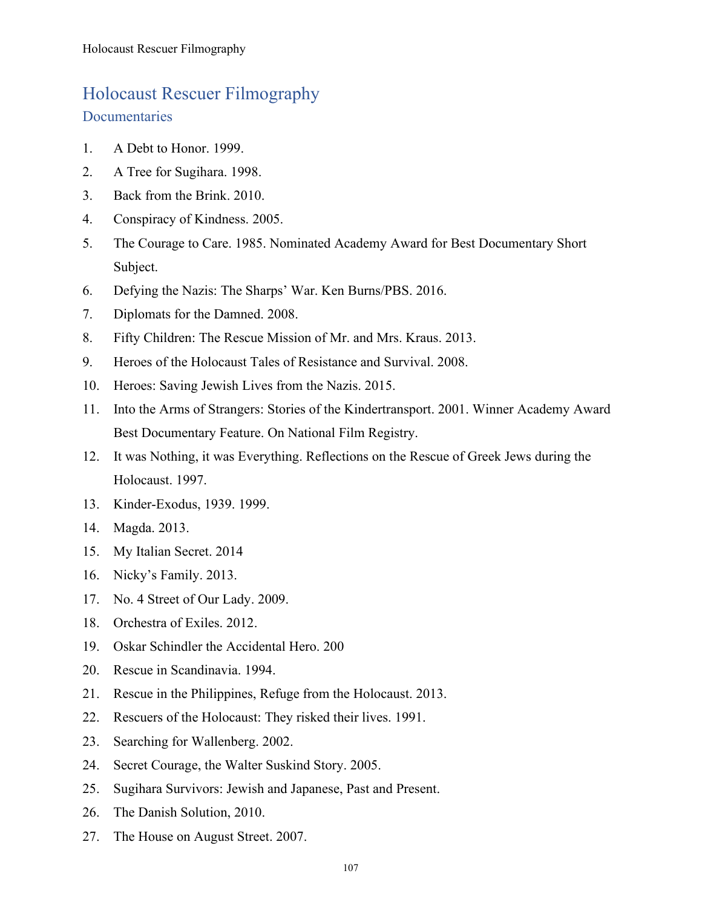# Holocaust Rescuer Filmography

## Documentaries

1. A Debt to Honor. 1999.
2. A Tree for Sugihara. 1998.
3. Back from the Brink. 2010.
4. Conspiracy of Kindness. 2005.
5. The Courage to Care. 1985. Nominated Academy Award for Best Documentary Short Subject.
6. Defying the Nazis: The Sharps' War. Ken Burns/PBS. 2016.
7. Diplomats for the Damned. 2008.
8. Fifty Children: The Rescue Mission of Mr. and Mrs. Kraus. 2013.
9. Heroes of the Holocaust Tales of Resistance and Survival. 2008.
10. Heroes: Saving Jewish Lives from the Nazis. 2015.
11. Into the Arms of Strangers: Stories of the Kindertransport. 2001. Winner Academy Award Best Documentary Feature. On National Film Registry.
12. It was Nothing, it was Everything. Reflections on the Rescue of Greek Jews during the Holocaust. 1997.
13. Kinder-Exodus, 1939. 1999.
14. Magda. 2013.
15. My Italian Secret. 2014
16. Nicky's Family. 2013.
17. No. 4 Street of Our Lady. 2009.
18. Orchestra of Exiles. 2012.
19. Oskar Schindler the Accidental Hero. 200
20. Rescue in Scandinavia. 1994.
21. Rescue in the Philippines, Refuge from the Holocaust. 2013.
22. Rescuers of the Holocaust: They risked their lives. 1991.
23. Searching for Wallenberg. 2002.
24. Secret Courage, the Walter Suskind Story. 2005.
25. Sugihara Survivors: Jewish and Japanese, Past and Present.
26. The Danish Solution, 2010.
27. The House on August Street. 2007.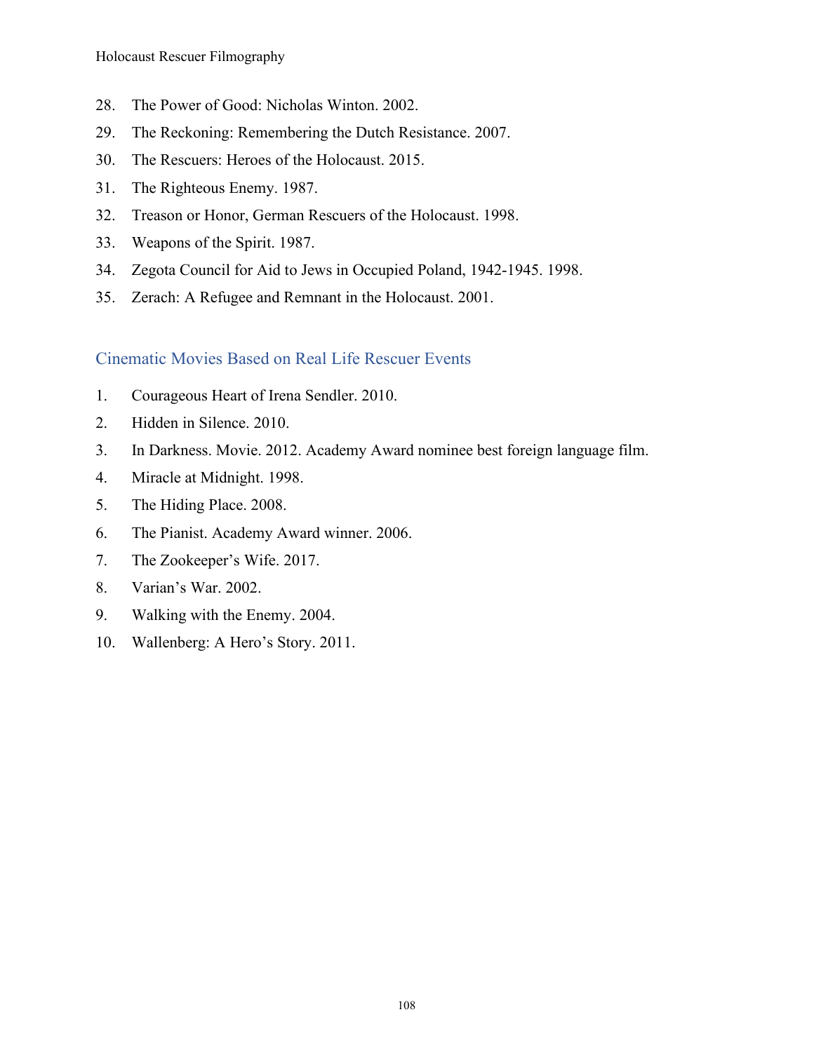28. The Power of Good: Nicholas Winton. 2002.
29. The Reckoning: Remembering the Dutch Resistance. 2007.
30. The Rescuers: Heroes of the Holocaust. 2015.
31. The Righteous Enemy. 1987.
32. Treason or Honor, German Rescuers of the Holocaust. 1998.
33. Weapons of the Spirit. 1987.
34. Zegota Council for Aid to Jews in Occupied Poland, 1942-1945. 1998.
35. Zerach: A Refugee and Remnant in the Holocaust. 2001.

## Cinematic Movies Based on Real Life Rescuer Events

1. Courageous Heart of Irena Sendler. 2010.
2. Hidden in Silence. 2010.
3. In Darkness. Movie. 2012. Academy Award nominee best foreign language film.
4. Miracle at Midnight. 1998.
5. The Hiding Place. 2008.
6. The Pianist. Academy Award winner. 2006.
7. The Zookeeper's Wife. 2017.
8. Varian's War. 2002.
9. Walking with the Enemy. 2004.
10. Wallenberg: A Hero's Story. 2011.